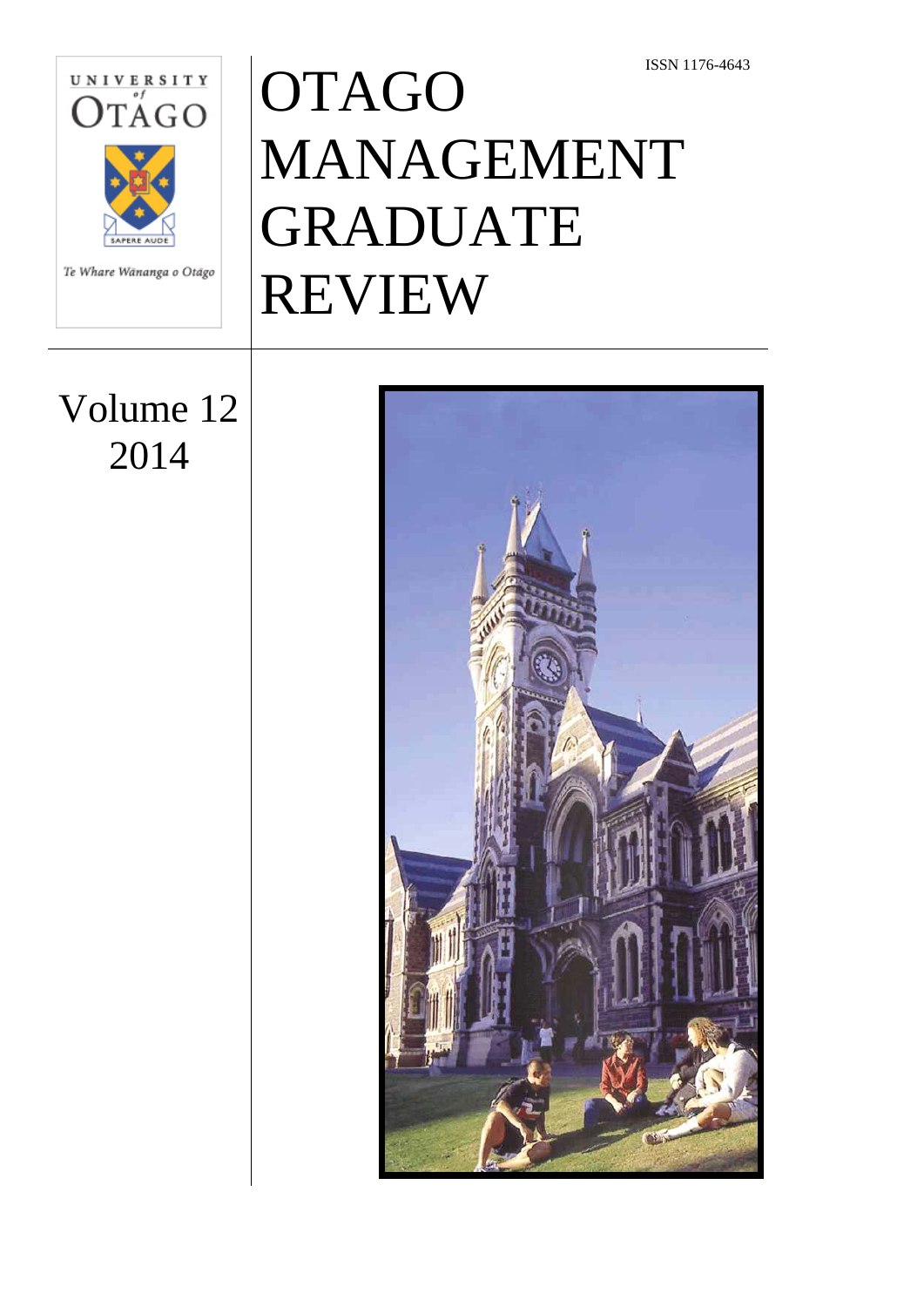ISSN 1176-4643

UNIVERSITY of OTAGO

SAPERE AUDE

Te Whare Wānanga o Otāgo

# OTAGO MANAGEMENT GRADUATE REVIEW

Volume 12
2014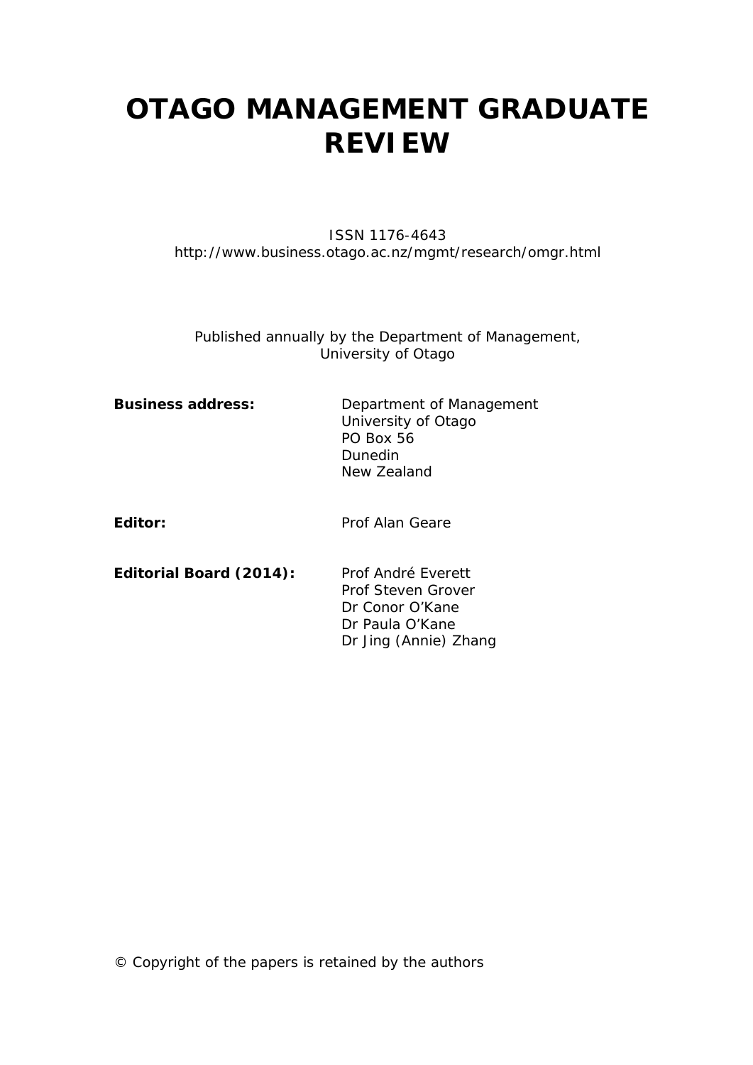# OTAGO MANAGEMENT GRADUATE REVIEW

ISSN 1176-4643
http://www.business.otago.ac.nz/mgmt/research/omgr.html

Published annually by the Department of Management, University of Otago

**Business address:** Department of Management
University of Otago
PO Box 56
Dunedin
New Zealand

**Editor:** Prof Alan Geare

**Editorial Board (2014):** Prof André Everett
Prof Steven Grover
Dr Conor O'Kane
Dr Paula O'Kane
Dr Jing (Annie) Zhang

© Copyright of the papers is retained by the authors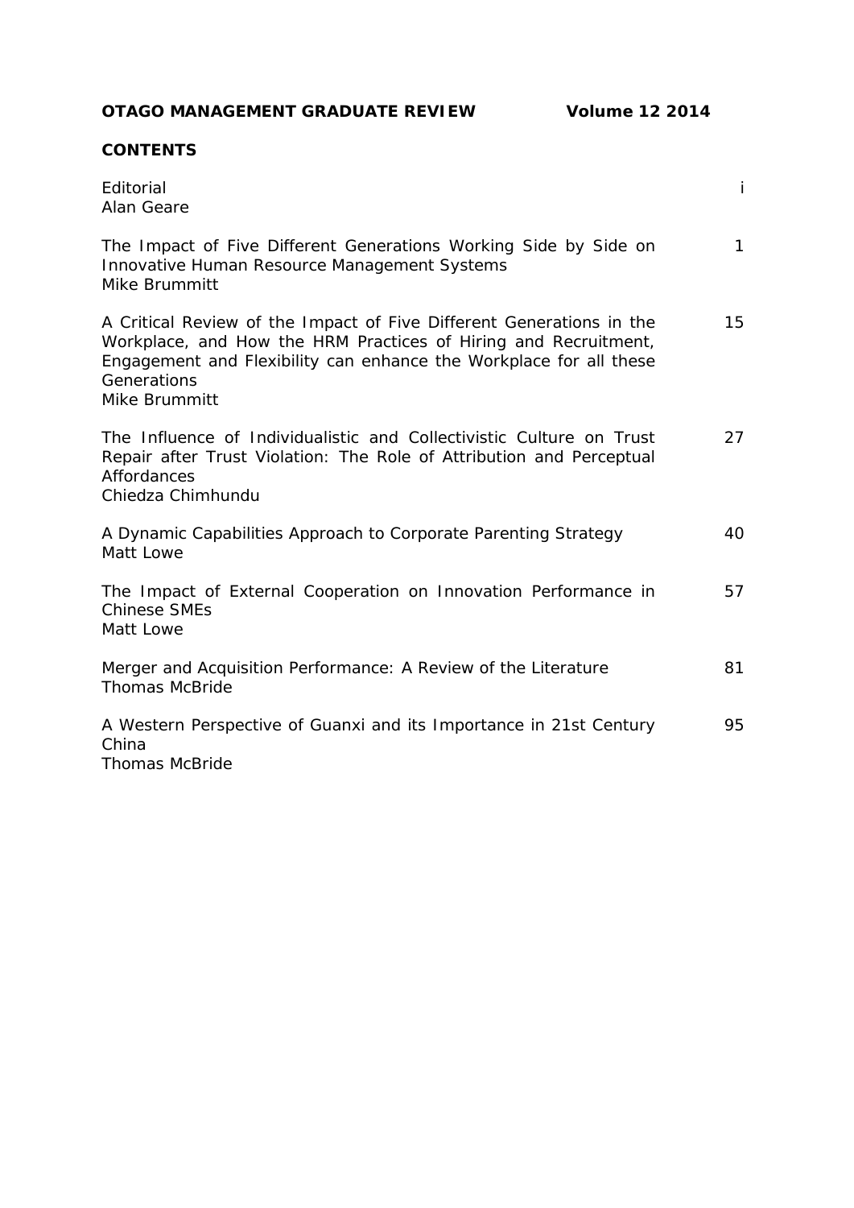**OTAGO MANAGEMENT GRADUATE REVIEW Volume 12 2014**

## CONTENTS

| | |
|---|---|
| Editorial<br>Alan Geare | i |
| The Impact of Five Different Generations Working Side by Side on Innovative Human Resource Management Systems<br>Mike Brummitt | 1 |
| A Critical Review of the Impact of Five Different Generations in the Workplace, and How the HRM Practices of Hiring and Recruitment, Engagement and Flexibility can enhance the Workplace for all these Generations<br>Mike Brummitt | 15 |
| The Influence of Individualistic and Collectivistic Culture on Trust Repair after Trust Violation: The Role of Attribution and Perceptual Affordances<br>Chiedza Chimhundu | 27 |
| A Dynamic Capabilities Approach to Corporate Parenting Strategy<br>Matt Lowe | 40 |
| The Impact of External Cooperation on Innovation Performance in Chinese SMEs<br>Matt Lowe | 57 |
| Merger and Acquisition Performance: A Review of the Literature<br>Thomas McBride | 81 |
| A Western Perspective of Guanxi and its Importance in 21st Century China<br>Thomas McBride | 95 |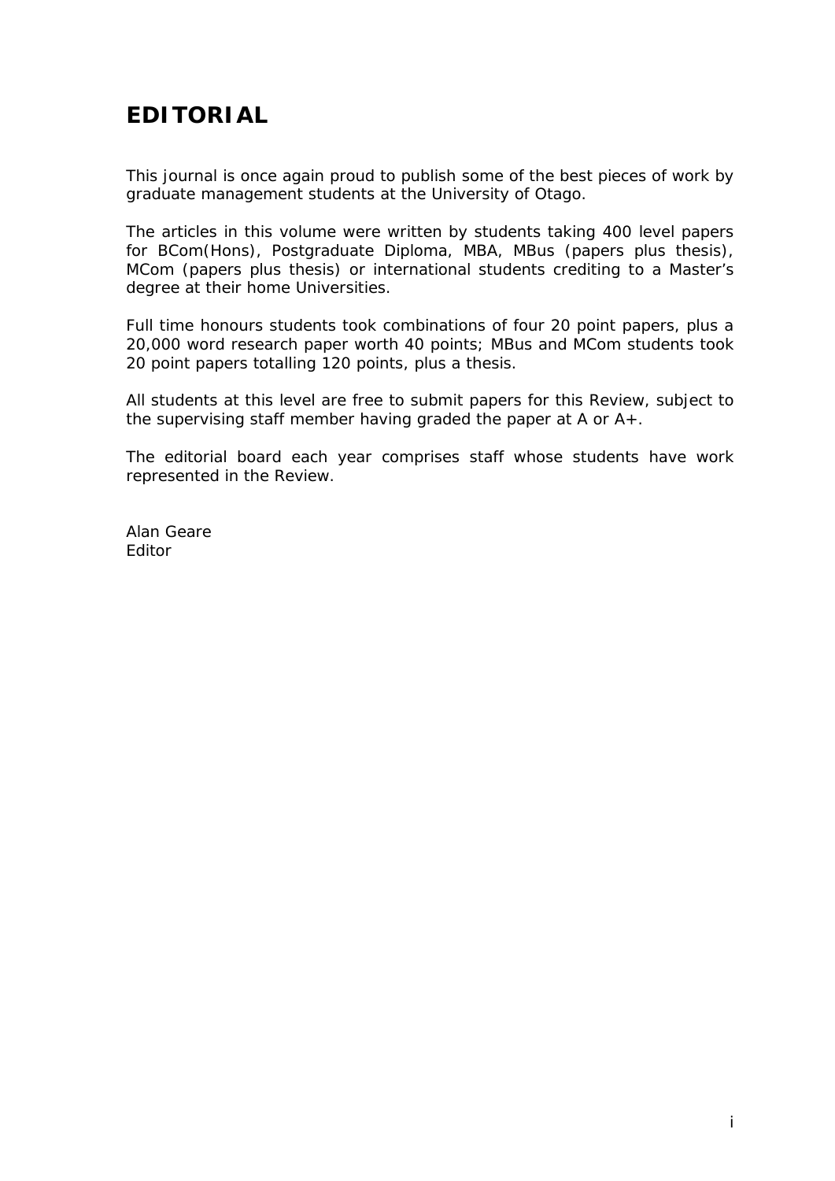# EDITORIAL

This journal is once again proud to publish some of the best pieces of work by graduate management students at the University of Otago.

The articles in this volume were written by students taking 400 level papers for BCom(Hons), Postgraduate Diploma, MBA, MBus (papers plus thesis), MCom (papers plus thesis) or international students crediting to a Master's degree at their home Universities.

Full time honours students took combinations of four 20 point papers, plus a 20,000 word research paper worth 40 points; MBus and MCom students took 20 point papers totalling 120 points, plus a thesis.

All students at this level are free to submit papers for this Review, subject to the supervising staff member having graded the paper at A or A+.

The editorial board each year comprises staff whose students have work represented in the Review.

Alan Geare
Editor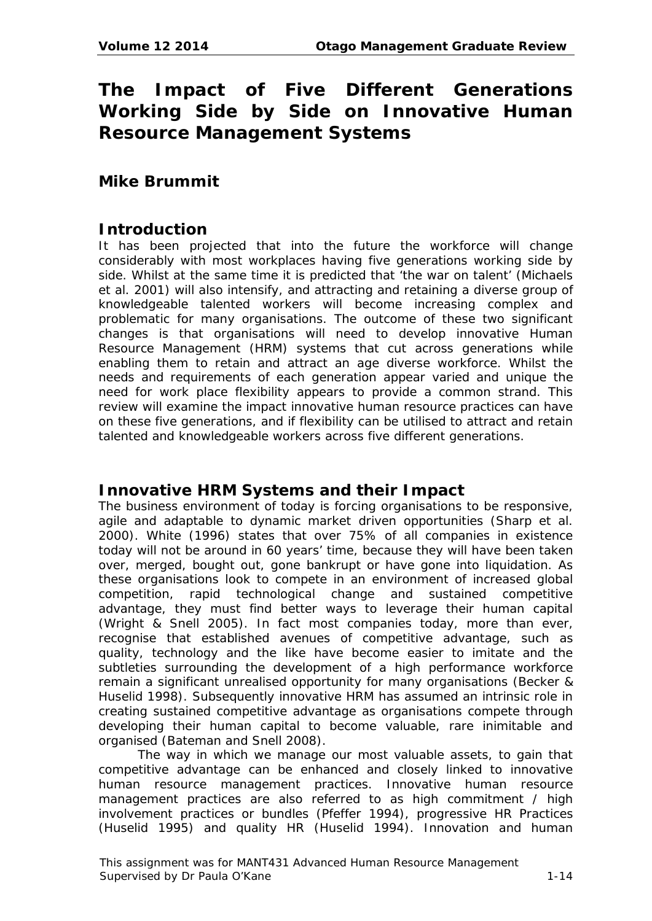# The Impact of Five Different Generations Working Side by Side on Innovative Human Resource Management Systems

### Mike Brummit

## Introduction

It has been projected that into the future the workforce will change considerably with most workplaces having five generations working side by side. Whilst at the same time it is predicted that 'the war on talent' (Michaels et al. 2001) will also intensify, and attracting and retaining a diverse group of knowledgeable talented workers will become increasing complex and problematic for many organisations. The outcome of these two significant changes is that organisations will need to develop innovative Human Resource Management (HRM) systems that cut across generations while enabling them to retain and attract an age diverse workforce. Whilst the needs and requirements of each generation appear varied and unique the need for work place flexibility appears to provide a common strand. This review will examine the impact innovative human resource practices can have on these five generations, and if flexibility can be utilised to attract and retain talented and knowledgeable workers across five different generations.

## Innovative HRM Systems and their Impact

The business environment of today is forcing organisations to be responsive, agile and adaptable to dynamic market driven opportunities (Sharp et al. 2000). White (1996) states that over 75% of all companies in existence today will not be around in 60 years' time, because they will have been taken over, merged, bought out, gone bankrupt or have gone into liquidation. As these organisations look to compete in an environment of increased global competition, rapid technological change and sustained competitive advantage, they must find better ways to leverage their human capital (Wright & Snell 2005). In fact most companies today, more than ever, recognise that established avenues of competitive advantage, such as quality, technology and the like have become easier to imitate and the subtleties surrounding the development of a high performance workforce remain a significant unrealised opportunity for many organisations (Becker & Huselid 1998). Subsequently innovative HRM has assumed an intrinsic role in creating sustained competitive advantage as organisations compete through developing their human capital to become valuable, rare inimitable and organised (Bateman and Snell 2008).

The way in which we manage our most valuable assets, to gain that competitive advantage can be enhanced and closely linked to innovative human resource management practices. Innovative human resource management practices are also referred to as high commitment / high involvement practices or bundles (Pfeffer 1994), progressive HR Practices (Huselid 1995) and quality HR (Huselid 1994). Innovation and human

This assignment was for MANT431 Advanced Human Resource Management
Supervised by Dr Paula O'Kane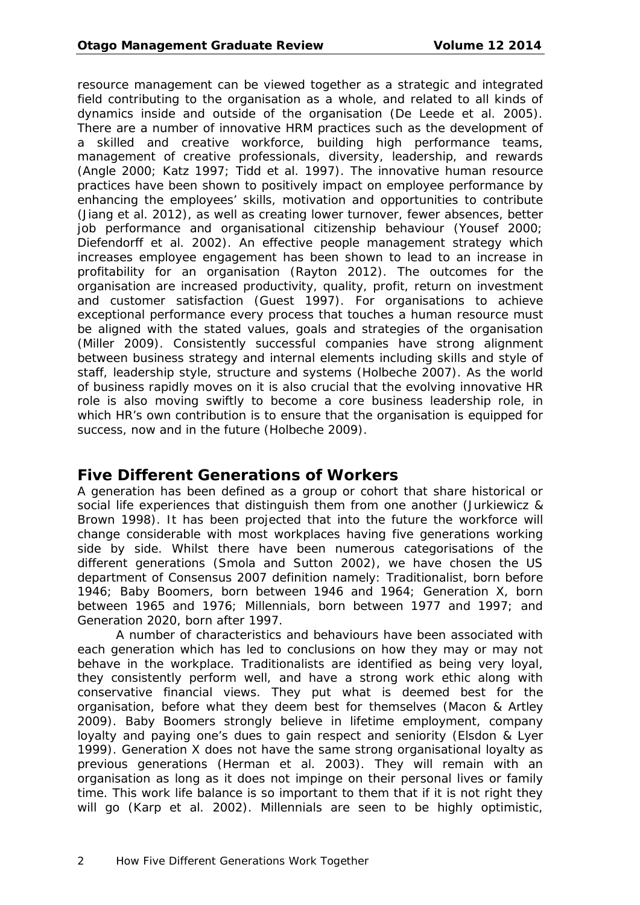resource management can be viewed together as a strategic and integrated field contributing to the organisation as a whole, and related to all kinds of dynamics inside and outside of the organisation (De Leede et al. 2005). There are a number of innovative HRM practices such as the development of a skilled and creative workforce, building high performance teams, management of creative professionals, diversity, leadership, and rewards (Angle 2000; Katz 1997; Tidd et al. 1997). The innovative human resource practices have been shown to positively impact on employee performance by enhancing the employees' skills, motivation and opportunities to contribute (Jiang et al. 2012), as well as creating lower turnover, fewer absences, better job performance and organisational citizenship behaviour (Yousef 2000; Diefendorff et al. 2002). An effective people management strategy which increases employee engagement has been shown to lead to an increase in profitability for an organisation (Rayton 2012). The outcomes for the organisation are increased productivity, quality, profit, return on investment and customer satisfaction (Guest 1997). For organisations to achieve exceptional performance every process that touches a human resource must be aligned with the stated values, goals and strategies of the organisation (Miller 2009). Consistently successful companies have strong alignment between business strategy and internal elements including skills and style of staff, leadership style, structure and systems (Holbeche 2007). As the world of business rapidly moves on it is also crucial that the evolving innovative HR role is also moving swiftly to become a core business leadership role, in which HR's own contribution is to ensure that the organisation is equipped for success, now and in the future (Holbeche 2009).

## Five Different Generations of Workers

A generation has been defined as a group or cohort that share historical or social life experiences that distinguish them from one another (Jurkiewicz & Brown 1998). It has been projected that into the future the workforce will change considerable with most workplaces having five generations working side by side. Whilst there have been numerous categorisations of the different generations (Smola and Sutton 2002), we have chosen the US department of Consensus 2007 definition namely: Traditionalist, born before 1946; Baby Boomers, born between 1946 and 1964; Generation X, born between 1965 and 1976; Millennials, born between 1977 and 1997; and Generation 2020, born after 1997.

A number of characteristics and behaviours have been associated with each generation which has led to conclusions on how they may or may not behave in the workplace. Traditionalists are identified as being very loyal, they consistently perform well, and have a strong work ethic along with conservative financial views. They put what is deemed best for the organisation, before what they deem best for themselves (Macon & Artley 2009). Baby Boomers strongly believe in lifetime employment, company loyalty and paying one's dues to gain respect and seniority (Elsdon & Lyer 1999). Generation X does not have the same strong organisational loyalty as previous generations (Herman et al. 2003). They will remain with an organisation as long as it does not impinge on their personal lives or family time. This work life balance is so important to them that if it is not right they will go (Karp et al. 2002). Millennials are seen to be highly optimistic,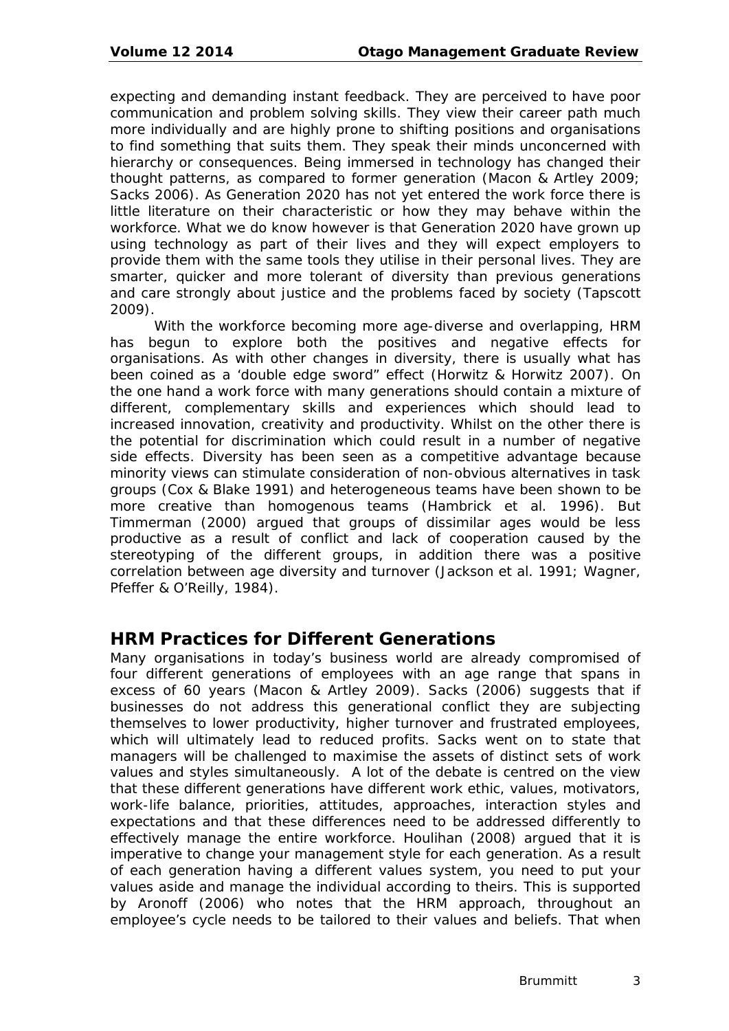expecting and demanding instant feedback. They are perceived to have poor communication and problem solving skills. They view their career path much more individually and are highly prone to shifting positions and organisations to find something that suits them. They speak their minds unconcerned with hierarchy or consequences. Being immersed in technology has changed their thought patterns, as compared to former generation (Macon & Artley 2009; Sacks 2006). As Generation 2020 has not yet entered the work force there is little literature on their characteristic or how they may behave within the workforce. What we do know however is that Generation 2020 have grown up using technology as part of their lives and they will expect employers to provide them with the same tools they utilise in their personal lives. They are smarter, quicker and more tolerant of diversity than previous generations and care strongly about justice and the problems faced by society (Tapscott 2009).

With the workforce becoming more age-diverse and overlapping, HRM has begun to explore both the positives and negative effects for organisations. As with other changes in diversity, there is usually what has been coined as a 'double edge sword" effect (Horwitz & Horwitz 2007). On the one hand a work force with many generations should contain a mixture of different, complementary skills and experiences which should lead to increased innovation, creativity and productivity. Whilst on the other there is the potential for discrimination which could result in a number of negative side effects. Diversity has been seen as a competitive advantage because minority views can stimulate consideration of non-obvious alternatives in task groups (Cox & Blake 1991) and heterogeneous teams have been shown to be more creative than homogenous teams (Hambrick et al. 1996). But Timmerman (2000) argued that groups of dissimilar ages would be less productive as a result of conflict and lack of cooperation caused by the stereotyping of the different groups, in addition there was a positive correlation between age diversity and turnover (Jackson et al. 1991; Wagner, Pfeffer & O'Reilly, 1984).

## HRM Practices for Different Generations

Many organisations in today's business world are already compromised of four different generations of employees with an age range that spans in excess of 60 years (Macon & Artley 2009). Sacks (2006) suggests that if businesses do not address this generational conflict they are subjecting themselves to lower productivity, higher turnover and frustrated employees, which will ultimately lead to reduced profits. Sacks went on to state that managers will be challenged to maximise the assets of distinct sets of work values and styles simultaneously. A lot of the debate is centred on the view that these different generations have different work ethic, values, motivators, work-life balance, priorities, attitudes, approaches, interaction styles and expectations and that these differences need to be addressed differently to effectively manage the entire workforce. Houlihan (2008) argued that it is imperative to change your management style for each generation. As a result of each generation having a different values system, you need to put your values aside and manage the individual according to theirs. This is supported by Aronoff (2006) who notes that the HRM approach, throughout an employee's cycle needs to be tailored to their values and beliefs. That when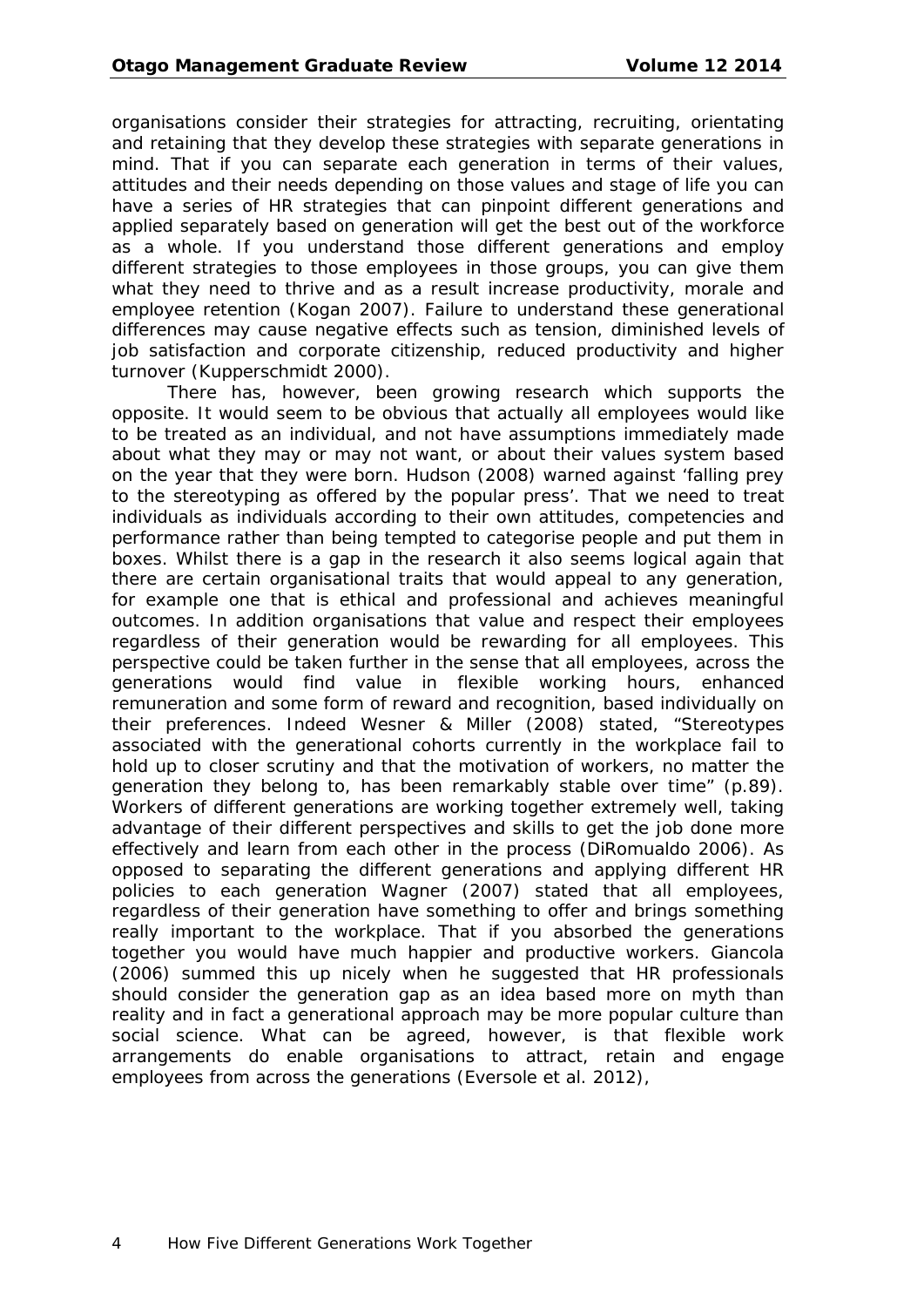organisations consider their strategies for attracting, recruiting, orientating and retaining that they develop these strategies with separate generations in mind. That if you can separate each generation in terms of their values, attitudes and their needs depending on those values and stage of life you can have a series of HR strategies that can pinpoint different generations and applied separately based on generation will get the best out of the workforce as a whole. If you understand those different generations and employ different strategies to those employees in those groups, you can give them what they need to thrive and as a result increase productivity, morale and employee retention (Kogan 2007). Failure to understand these generational differences may cause negative effects such as tension, diminished levels of job satisfaction and corporate citizenship, reduced productivity and higher turnover (Kupperschmidt 2000).

There has, however, been growing research which supports the opposite. It would seem to be obvious that actually all employees would like to be treated as an individual, and not have assumptions immediately made about what they may or may not want, or about their values system based on the year that they were born. Hudson (2008) warned against 'falling prey to the stereotyping as offered by the popular press'. That we need to treat individuals as individuals according to their own attitudes, competencies and performance rather than being tempted to categorise people and put them in boxes. Whilst there is a gap in the research it also seems logical again that there are certain organisational traits that would appeal to any generation, for example one that is ethical and professional and achieves meaningful outcomes. In addition organisations that value and respect their employees regardless of their generation would be rewarding for all employees. This perspective could be taken further in the sense that all employees, across the generations would find value in flexible working hours, enhanced remuneration and some form of reward and recognition, based individually on their preferences. Indeed Wesner & Miller (2008) stated, "Stereotypes associated with the generational cohorts currently in the workplace fail to hold up to closer scrutiny and that the motivation of workers, no matter the generation they belong to, has been remarkably stable over time" (p.89). Workers of different generations are working together extremely well, taking advantage of their different perspectives and skills to get the job done more effectively and learn from each other in the process (DiRomualdo 2006). As opposed to separating the different generations and applying different HR policies to each generation Wagner (2007) stated that all employees, regardless of their generation have something to offer and brings something really important to the workplace. That if you absorbed the generations together you would have much happier and productive workers. Giancola (2006) summed this up nicely when he suggested that HR professionals should consider the generation gap as an idea based more on myth than reality and in fact a generational approach may be more popular culture than social science. What can be agreed, however, is that flexible work arrangements do enable organisations to attract, retain and engage employees from across the generations (Eversole et al. 2012),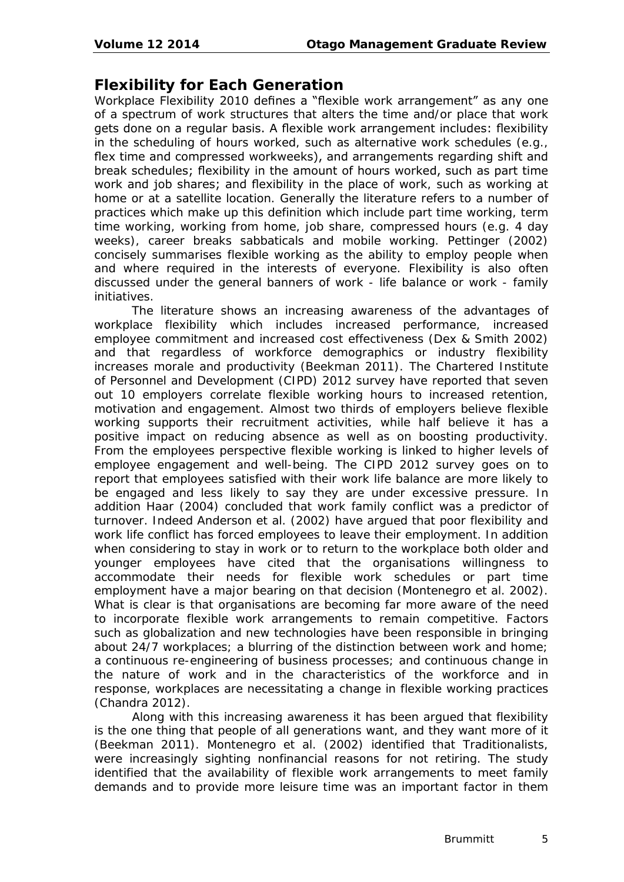## Flexibility for Each Generation

Workplace Flexibility 2010 defines a "flexible work arrangement" as any one of a spectrum of work structures that alters the time and/or place that work gets done on a regular basis. A flexible work arrangement includes: flexibility in the scheduling of hours worked, such as alternative work schedules (e.g., flex time and compressed workweeks), and arrangements regarding shift and break schedules; flexibility in the amount of hours worked, such as part time work and job shares; and flexibility in the place of work, such as working at home or at a satellite location. Generally the literature refers to a number of practices which make up this definition which include part time working, term time working, working from home, job share, compressed hours (e.g. 4 day weeks), career breaks sabbaticals and mobile working. Pettinger (2002) concisely summarises flexible working as the ability to employ people when and where required in the interests of everyone. Flexibility is also often discussed under the general banners of work - life balance or work - family initiatives.

The literature shows an increasing awareness of the advantages of workplace flexibility which includes increased performance, increased employee commitment and increased cost effectiveness (Dex & Smith 2002) and that regardless of workforce demographics or industry flexibility increases morale and productivity (Beekman 2011). The Chartered Institute of Personnel and Development (CIPD) 2012 survey have reported that seven out 10 employers correlate flexible working hours to increased retention, motivation and engagement. Almost two thirds of employers believe flexible working supports their recruitment activities, while half believe it has a positive impact on reducing absence as well as on boosting productivity. From the employees perspective flexible working is linked to higher levels of employee engagement and well-being. The CIPD 2012 survey goes on to report that employees satisfied with their work life balance are more likely to be engaged and less likely to say they are under excessive pressure. In addition Haar (2004) concluded that work family conflict was a predictor of turnover. Indeed Anderson et al. (2002) have argued that poor flexibility and work life conflict has forced employees to leave their employment. In addition when considering to stay in work or to return to the workplace both older and younger employees have cited that the organisations willingness to accommodate their needs for flexible work schedules or part time employment have a major bearing on that decision (Montenegro et al. 2002). What is clear is that organisations are becoming far more aware of the need to incorporate flexible work arrangements to remain competitive. Factors such as globalization and new technologies have been responsible in bringing about 24/7 workplaces; a blurring of the distinction between work and home; a continuous re-engineering of business processes; and continuous change in the nature of work and in the characteristics of the workforce and in response, workplaces are necessitating a change in flexible working practices (Chandra 2012).

Along with this increasing awareness it has been argued that flexibility is the one thing that people of all generations want, and they want more of it (Beekman 2011). Montenegro et al. (2002) identified that Traditionalists, were increasingly sighting nonfinancial reasons for not retiring. The study identified that the availability of flexible work arrangements to meet family demands and to provide more leisure time was an important factor in them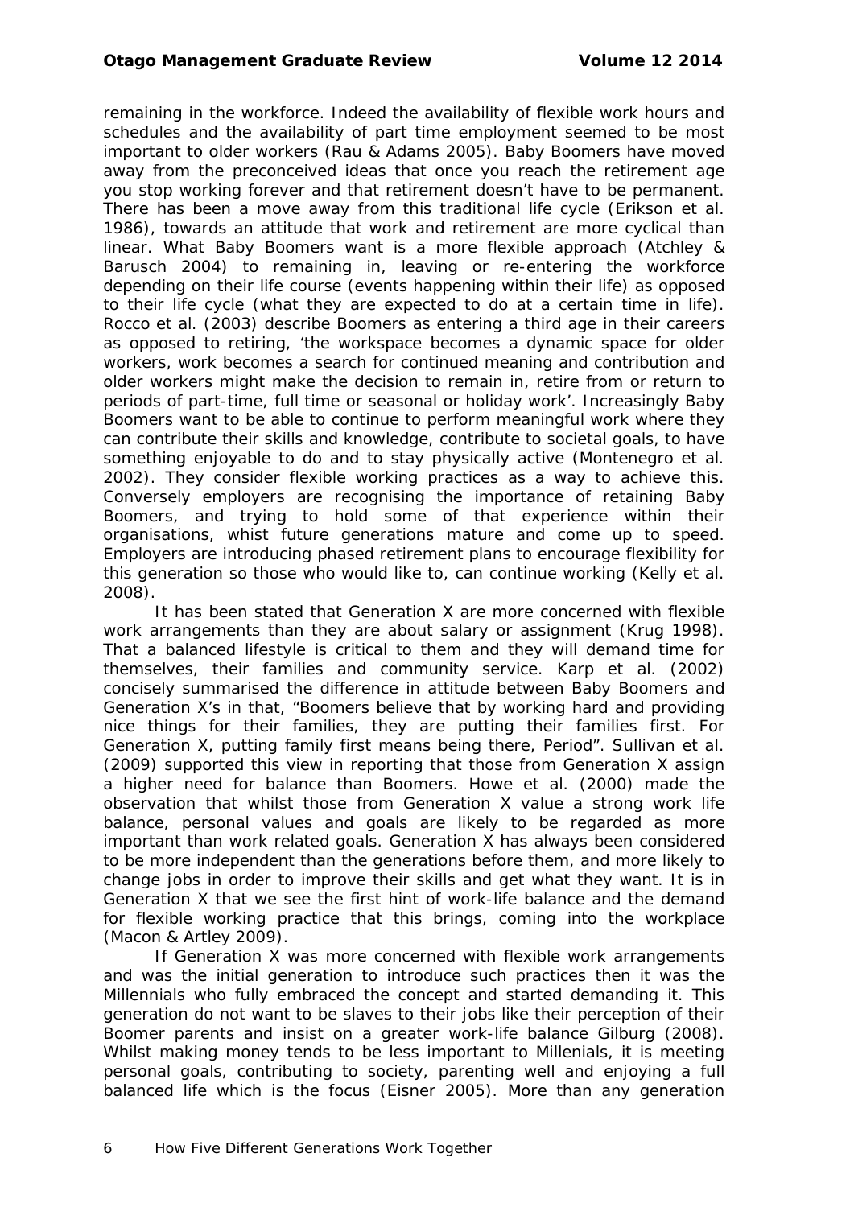remaining in the workforce. Indeed the availability of flexible work hours and schedules and the availability of part time employment seemed to be most important to older workers (Rau & Adams 2005). Baby Boomers have moved away from the preconceived ideas that once you reach the retirement age you stop working forever and that retirement doesn't have to be permanent. There has been a move away from this traditional life cycle (Erikson et al. 1986), towards an attitude that work and retirement are more cyclical than linear. What Baby Boomers want is a more flexible approach (Atchley & Barusch 2004) to remaining in, leaving or re-entering the workforce depending on their life course (events happening within their life) as opposed to their life cycle (what they are expected to do at a certain time in life). Rocco et al. (2003) describe Boomers as entering a third age in their careers as opposed to retiring, 'the workspace becomes a dynamic space for older workers, work becomes a search for continued meaning and contribution and older workers might make the decision to remain in, retire from or return to periods of part-time, full time or seasonal or holiday work'. Increasingly Baby Boomers want to be able to continue to perform meaningful work where they can contribute their skills and knowledge, contribute to societal goals, to have something enjoyable to do and to stay physically active (Montenegro et al. 2002). They consider flexible working practices as a way to achieve this. Conversely employers are recognising the importance of retaining Baby Boomers, and trying to hold some of that experience within their organisations, whist future generations mature and come up to speed. Employers are introducing phased retirement plans to encourage flexibility for this generation so those who would like to, can continue working (Kelly et al. 2008).

It has been stated that Generation X are more concerned with flexible work arrangements than they are about salary or assignment (Krug 1998). That a balanced lifestyle is critical to them and they will demand time for themselves, their families and community service. Karp et al. (2002) concisely summarised the difference in attitude between Baby Boomers and Generation X's in that, "Boomers believe that by working hard and providing nice things for their families, they are putting their families first. For Generation X, putting family first means being there, Period". Sullivan et al. (2009) supported this view in reporting that those from Generation X assign a higher need for balance than Boomers. Howe et al. (2000) made the observation that whilst those from Generation X value a strong work life balance, personal values and goals are likely to be regarded as more important than work related goals. Generation X has always been considered to be more independent than the generations before them, and more likely to change jobs in order to improve their skills and get what they want. It is in Generation X that we see the first hint of work-life balance and the demand for flexible working practice that this brings, coming into the workplace (Macon & Artley 2009).

If Generation X was more concerned with flexible work arrangements and was the initial generation to introduce such practices then it was the Millennials who fully embraced the concept and started demanding it. This generation do not want to be slaves to their jobs like their perception of their Boomer parents and insist on a greater work-life balance Gilburg (2008). Whilst making money tends to be less important to Millenials, it is meeting personal goals, contributing to society, parenting well and enjoying a full balanced life which is the focus (Eisner 2005). More than any generation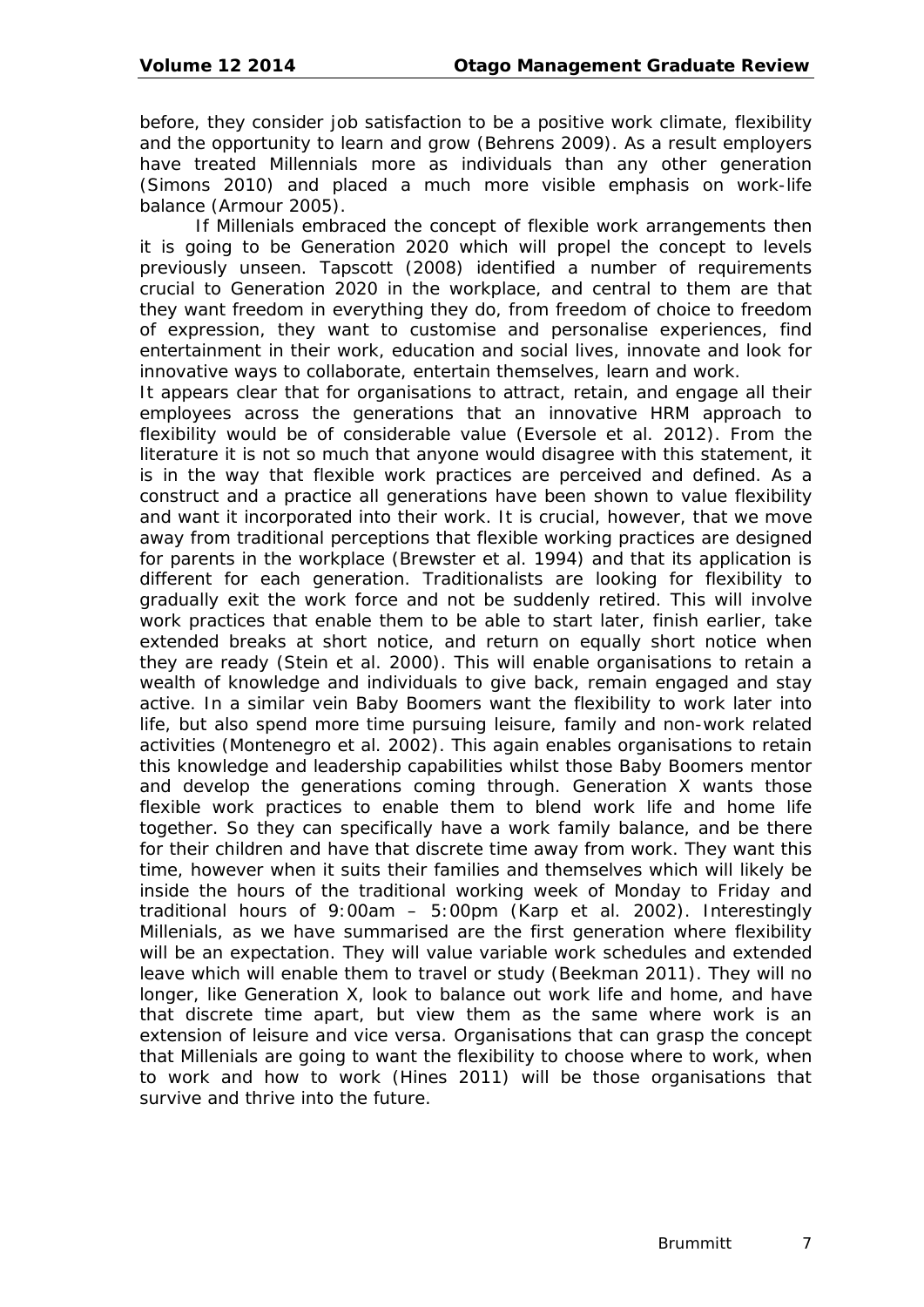before, they consider job satisfaction to be a positive work climate, flexibility and the opportunity to learn and grow (Behrens 2009). As a result employers have treated Millennials more as individuals than any other generation (Simons 2010) and placed a much more visible emphasis on work-life balance (Armour 2005).

If Millenials embraced the concept of flexible work arrangements then it is going to be Generation 2020 which will propel the concept to levels previously unseen. Tapscott (2008) identified a number of requirements crucial to Generation 2020 in the workplace, and central to them are that they want freedom in everything they do, from freedom of choice to freedom of expression, they want to customise and personalise experiences, find entertainment in their work, education and social lives, innovate and look for innovative ways to collaborate, entertain themselves, learn and work.

It appears clear that for organisations to attract, retain, and engage all their employees across the generations that an innovative HRM approach to flexibility would be of considerable value (Eversole et al. 2012). From the literature it is not so much that anyone would disagree with this statement, it is in the way that flexible work practices are perceived and defined. As a construct and a practice all generations have been shown to value flexibility and want it incorporated into their work. It is crucial, however, that we move away from traditional perceptions that flexible working practices are designed for parents in the workplace (Brewster et al. 1994) and that its application is different for each generation. Traditionalists are looking for flexibility to gradually exit the work force and not be suddenly retired. This will involve work practices that enable them to be able to start later, finish earlier, take extended breaks at short notice, and return on equally short notice when they are ready (Stein et al. 2000). This will enable organisations to retain a wealth of knowledge and individuals to give back, remain engaged and stay active. In a similar vein Baby Boomers want the flexibility to work later into life, but also spend more time pursuing leisure, family and non-work related activities (Montenegro et al. 2002). This again enables organisations to retain this knowledge and leadership capabilities whilst those Baby Boomers mentor and develop the generations coming through. Generation X wants those flexible work practices to enable them to blend work life and home life together. So they can specifically have a work family balance, and be there for their children and have that discrete time away from work. They want this time, however when it suits their families and themselves which will likely be inside the hours of the traditional working week of Monday to Friday and traditional hours of 9:00am – 5:00pm (Karp et al. 2002). Interestingly Millenials, as we have summarised are the first generation where flexibility will be an expectation. They will value variable work schedules and extended leave which will enable them to travel or study (Beekman 2011). They will no longer, like Generation X, look to balance out work life and home, and have that discrete time apart, but view them as the same where work is an extension of leisure and vice versa. Organisations that can grasp the concept that Millenials are going to want the flexibility to choose where to work, when to work and how to work (Hines 2011) will be those organisations that survive and thrive into the future.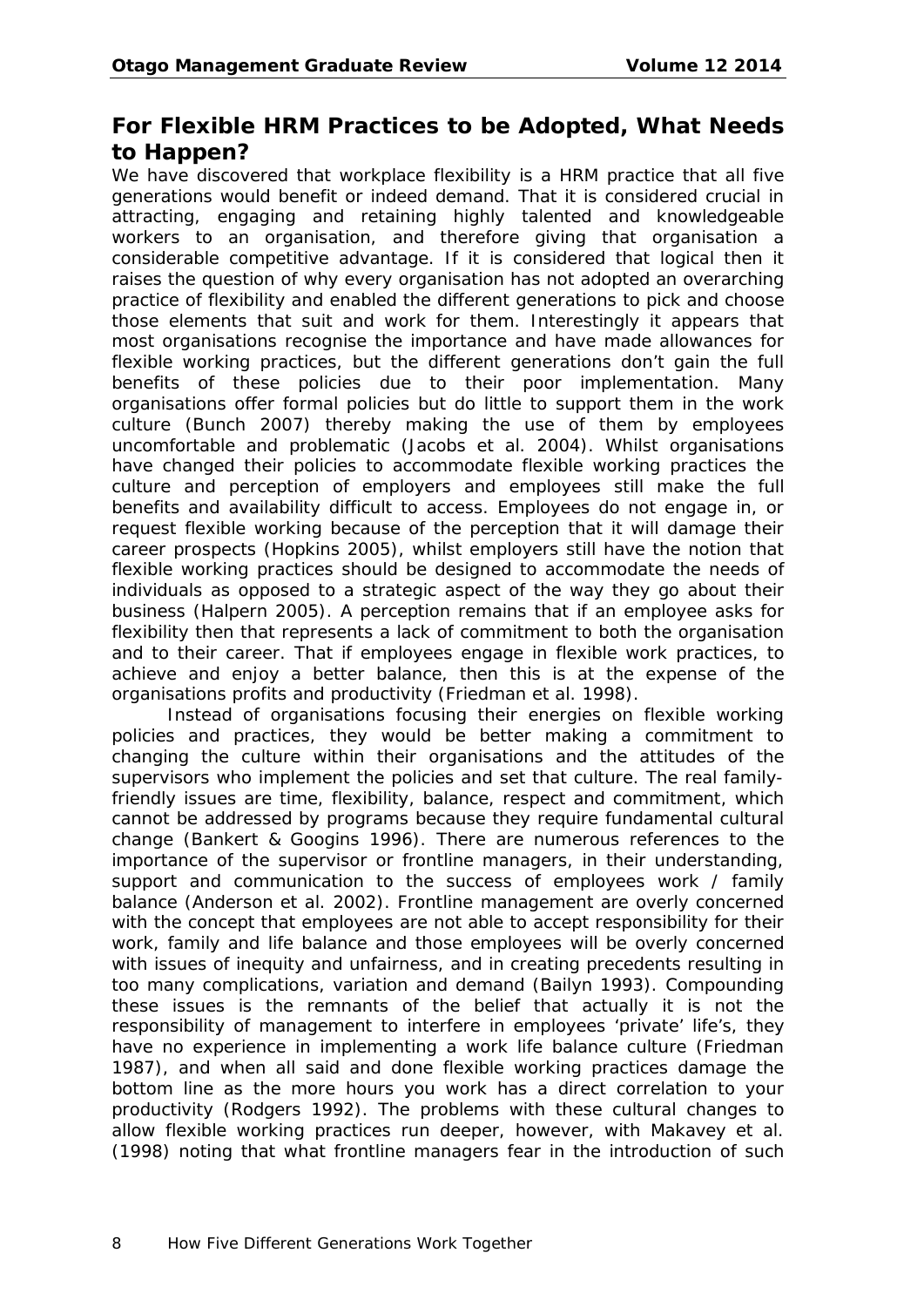## For Flexible HRM Practices to be Adopted, What Needs to Happen?

We have discovered that workplace flexibility is a HRM practice that all five generations would benefit or indeed demand. That it is considered crucial in attracting, engaging and retaining highly talented and knowledgeable workers to an organisation, and therefore giving that organisation a considerable competitive advantage. If it is considered that logical then it raises the question of why every organisation has not adopted an overarching practice of flexibility and enabled the different generations to pick and choose those elements that suit and work for them. Interestingly it appears that most organisations recognise the importance and have made allowances for flexible working practices, but the different generations don't gain the full benefits of these policies due to their poor implementation. Many organisations offer formal policies but do little to support them in the work culture (Bunch 2007) thereby making the use of them by employees uncomfortable and problematic (Jacobs et al. 2004). Whilst organisations have changed their policies to accommodate flexible working practices the culture and perception of employers and employees still make the full benefits and availability difficult to access. Employees do not engage in, or request flexible working because of the perception that it will damage their career prospects (Hopkins 2005), whilst employers still have the notion that flexible working practices should be designed to accommodate the needs of individuals as opposed to a strategic aspect of the way they go about their business (Halpern 2005). A perception remains that if an employee asks for flexibility then that represents a lack of commitment to both the organisation and to their career. That if employees engage in flexible work practices, to achieve and enjoy a better balance, then this is at the expense of the organisations profits and productivity (Friedman et al. 1998).

Instead of organisations focusing their energies on flexible working policies and practices, they would be better making a commitment to changing the culture within their organisations and the attitudes of the supervisors who implement the policies and set that culture. The real family-friendly issues are time, flexibility, balance, respect and commitment, which cannot be addressed by programs because they require fundamental cultural change (Bankert & Googins 1996). There are numerous references to the importance of the supervisor or frontline managers, in their understanding, support and communication to the success of employees work / family balance (Anderson et al. 2002). Frontline management are overly concerned with the concept that employees are not able to accept responsibility for their work, family and life balance and those employees will be overly concerned with issues of inequity and unfairness, and in creating precedents resulting in too many complications, variation and demand (Bailyn 1993). Compounding these issues is the remnants of the belief that actually it is not the responsibility of management to interfere in employees 'private' life's, they have no experience in implementing a work life balance culture (Friedman 1987), and when all said and done flexible working practices damage the bottom line as the more hours you work has a direct correlation to your productivity (Rodgers 1992). The problems with these cultural changes to allow flexible working practices run deeper, however, with Makavey et al. (1998) noting that what frontline managers fear in the introduction of such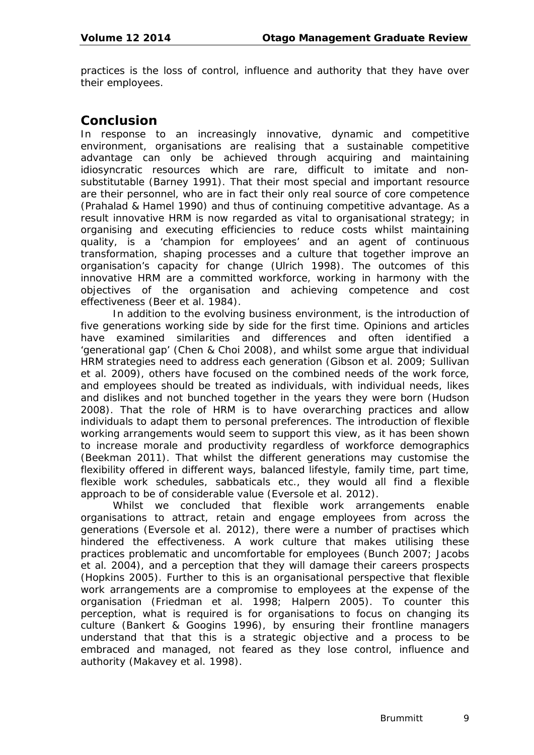practices is the loss of control, influence and authority that they have over their employees.

## Conclusion

In response to an increasingly innovative, dynamic and competitive environment, organisations are realising that a sustainable competitive advantage can only be achieved through acquiring and maintaining idiosyncratic resources which are rare, difficult to imitate and non-substitutable (Barney 1991). That their most special and important resource are their personnel, who are in fact their only real source of core competence (Prahalad & Hamel 1990) and thus of continuing competitive advantage. As a result innovative HRM is now regarded as vital to organisational strategy; in organising and executing efficiencies to reduce costs whilst maintaining quality, is a 'champion for employees' and an agent of continuous transformation, shaping processes and a culture that together improve an organisation's capacity for change (Ulrich 1998). The outcomes of this innovative HRM are a committed workforce, working in harmony with the objectives of the organisation and achieving competence and cost effectiveness (Beer et al. 1984).

In addition to the evolving business environment, is the introduction of five generations working side by side for the first time. Opinions and articles have examined similarities and differences and often identified a 'generational gap' (Chen & Choi 2008), and whilst some argue that individual HRM strategies need to address each generation (Gibson et al. 2009; Sullivan et al. 2009), others have focused on the combined needs of the work force, and employees should be treated as individuals, with individual needs, likes and dislikes and not bunched together in the years they were born (Hudson 2008). That the role of HRM is to have overarching practices and allow individuals to adapt them to personal preferences. The introduction of flexible working arrangements would seem to support this view, as it has been shown to increase morale and productivity regardless of workforce demographics (Beekman 2011). That whilst the different generations may customise the flexibility offered in different ways, balanced lifestyle, family time, part time, flexible work schedules, sabbaticals etc., they would all find a flexible approach to be of considerable value (Eversole et al. 2012).

Whilst we concluded that flexible work arrangements enable organisations to attract, retain and engage employees from across the generations (Eversole et al. 2012), there were a number of practises which hindered the effectiveness. A work culture that makes utilising these practices problematic and uncomfortable for employees (Bunch 2007; Jacobs et al. 2004), and a perception that they will damage their careers prospects (Hopkins 2005). Further to this is an organisational perspective that flexible work arrangements are a compromise to employees at the expense of the organisation (Friedman et al. 1998; Halpern 2005). To counter this perception, what is required is for organisations to focus on changing its culture (Bankert & Googins 1996), by ensuring their frontline managers understand that that this is a strategic objective and a process to be embraced and managed, not feared as they lose control, influence and authority (Makavey et al. 1998).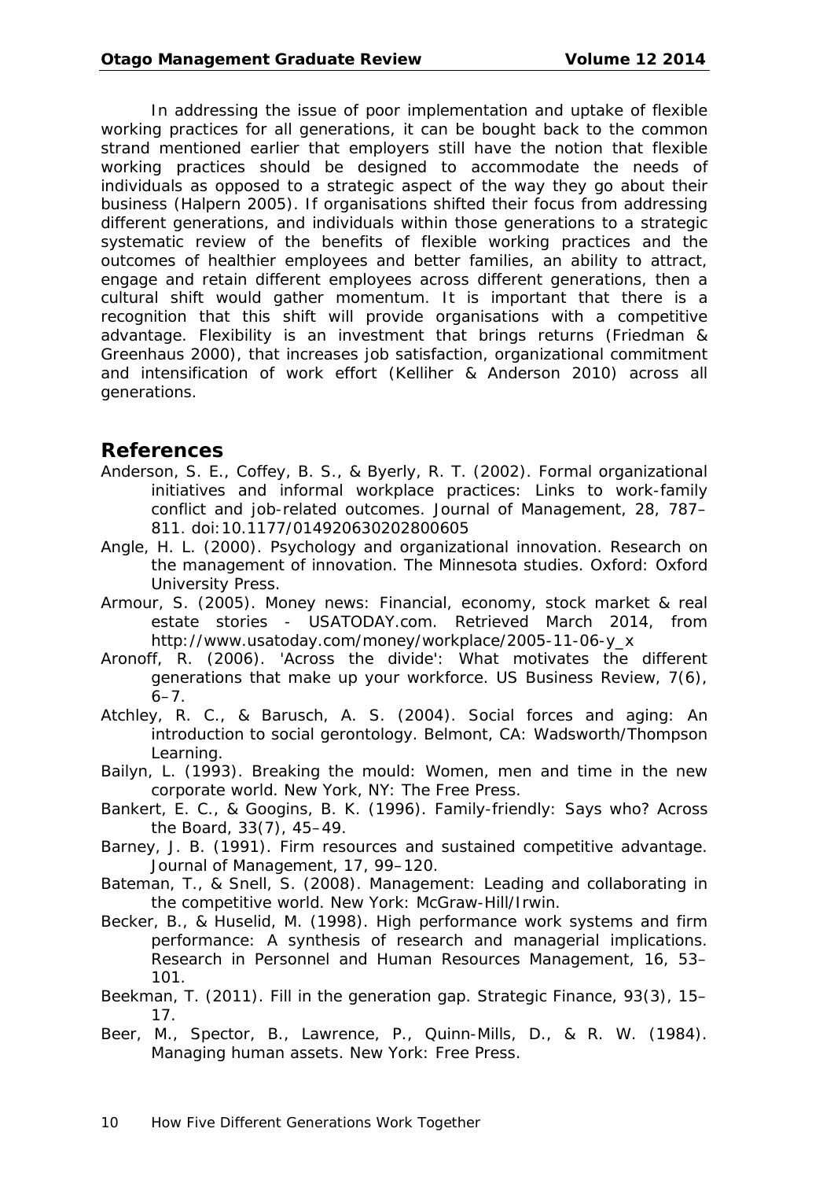In addressing the issue of poor implementation and uptake of flexible working practices for all generations, it can be bought back to the common strand mentioned earlier that employers still have the notion that flexible working practices should be designed to accommodate the needs of individuals as opposed to a strategic aspect of the way they go about their business (Halpern 2005). If organisations shifted their focus from addressing different generations, and individuals within those generations to a strategic systematic review of the benefits of flexible working practices and the outcomes of healthier employees and better families, an ability to attract, engage and retain different employees across different generations, then a cultural shift would gather momentum. It is important that there is a recognition that this shift will provide organisations with a competitive advantage. Flexibility is an investment that brings returns (Friedman & Greenhaus 2000), that increases job satisfaction, organizational commitment and intensification of work effort (Kelliher & Anderson 2010) across all generations.

## References

Anderson, S. E., Coffey, B. S., & Byerly, R. T. (2002). Formal organizational initiatives and informal workplace practices: Links to work-family conflict and job-related outcomes. Journal of Management, 28, 787–811. doi:10.1177/014920630202800605

Angle, H. L. (2000). Psychology and organizational innovation. Research on the management of innovation. The Minnesota studies. Oxford: Oxford University Press.

Armour, S. (2005). Money news: Financial, economy, stock market & real estate stories - USATODAY.com. Retrieved March 2014, from http://www.usatoday.com/money/workplace/2005-11-06-y_x

Aronoff, R. (2006). 'Across the divide': What motivates the different generations that make up your workforce. US Business Review, 7(6), 6–7.

Atchley, R. C., & Barusch, A. S. (2004). Social forces and aging: An introduction to social gerontology. Belmont, CA: Wadsworth/Thompson Learning.

Bailyn, L. (1993). Breaking the mould: Women, men and time in the new corporate world. New York, NY: The Free Press.

Bankert, E. C., & Googins, B. K. (1996). Family-friendly: Says who? Across the Board, 33(7), 45–49.

Barney, J. B. (1991). Firm resources and sustained competitive advantage. Journal of Management, 17, 99–120.

Bateman, T., & Snell, S. (2008). Management: Leading and collaborating in the competitive world. New York: McGraw-Hill/Irwin.

Becker, B., & Huselid, M. (1998). High performance work systems and firm performance: A synthesis of research and managerial implications. Research in Personnel and Human Resources Management, 16, 53–101.

Beekman, T. (2011). Fill in the generation gap. Strategic Finance, 93(3), 15–17.

Beer, M., Spector, B., Lawrence, P., Quinn-Mills, D., & R. W. (1984). Managing human assets. New York: Free Press.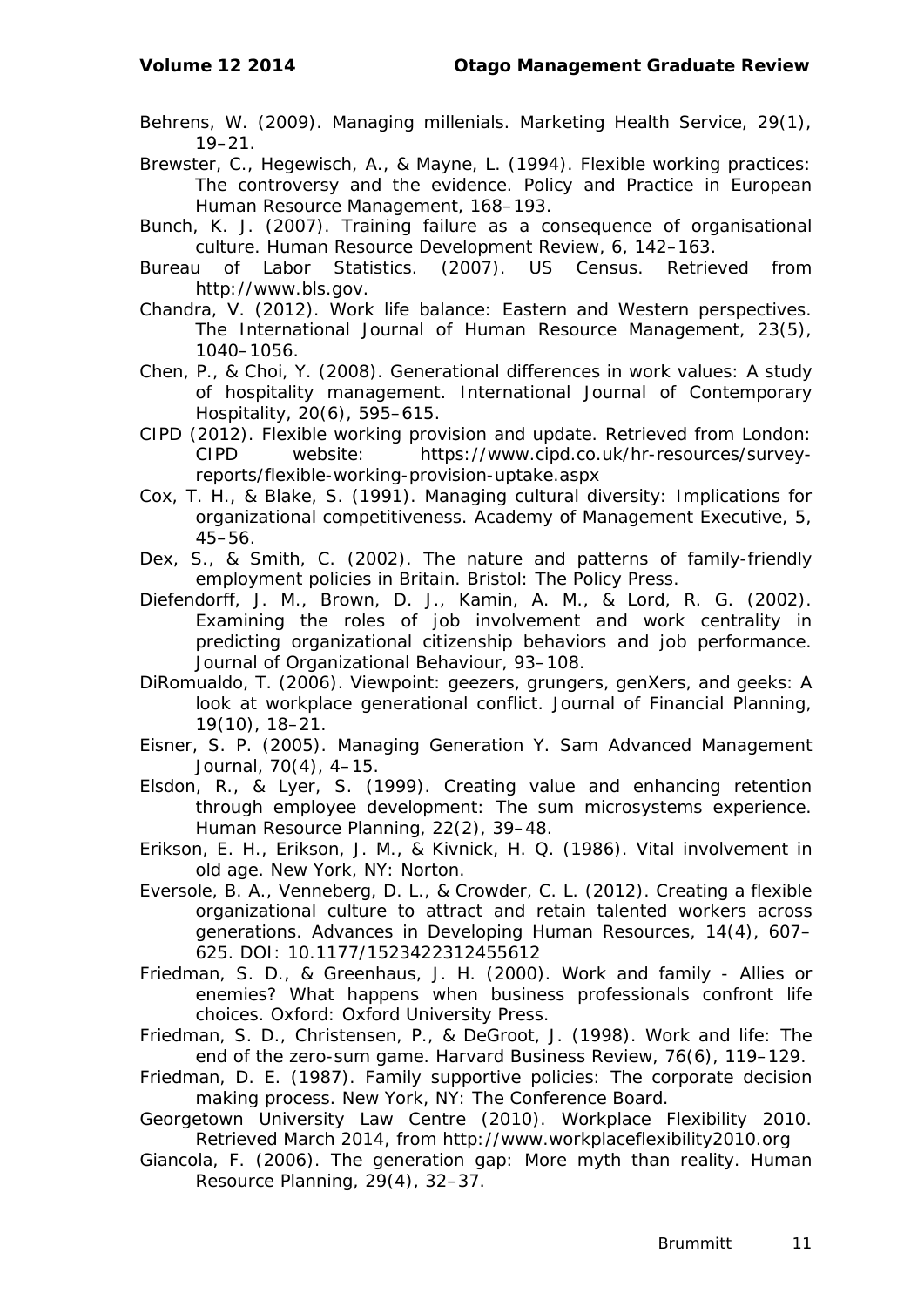Behrens, W. (2009). Managing millenials. Marketing Health Service, 29(1), 19–21.

Brewster, C., Hegewisch, A., & Mayne, L. (1994). Flexible working practices: The controversy and the evidence. Policy and Practice in European Human Resource Management, 168–193.

Bunch, K. J. (2007). Training failure as a consequence of organisational culture. Human Resource Development Review, 6, 142–163.

Bureau of Labor Statistics. (2007). US Census. Retrieved from http://www.bls.gov.

Chandra, V. (2012). Work life balance: Eastern and Western perspectives. The International Journal of Human Resource Management, 23(5), 1040–1056.

Chen, P., & Choi, Y. (2008). Generational differences in work values: A study of hospitality management. International Journal of Contemporary Hospitality, 20(6), 595–615.

CIPD (2012). Flexible working provision and update. Retrieved from London: CIPD website: https://www.cipd.co.uk/hr-resources/survey-reports/flexible-working-provision-uptake.aspx

Cox, T. H., & Blake, S. (1991). Managing cultural diversity: Implications for organizational competitiveness. Academy of Management Executive, 5, 45–56.

Dex, S., & Smith, C. (2002). The nature and patterns of family-friendly employment policies in Britain. Bristol: The Policy Press.

Diefendorff, J. M., Brown, D. J., Kamin, A. M., & Lord, R. G. (2002). Examining the roles of job involvement and work centrality in predicting organizational citizenship behaviors and job performance. Journal of Organizational Behaviour, 93–108.

DiRomualdo, T. (2006). Viewpoint: geezers, grungers, genXers, and geeks: A look at workplace generational conflict. Journal of Financial Planning, 19(10), 18–21.

Eisner, S. P. (2005). Managing Generation Y. Sam Advanced Management Journal, 70(4), 4–15.

Elsdon, R., & Lyer, S. (1999). Creating value and enhancing retention through employee development: The sum microsystems experience. Human Resource Planning, 22(2), 39–48.

Erikson, E. H., Erikson, J. M., & Kivnick, H. Q. (1986). Vital involvement in old age. New York, NY: Norton.

Eversole, B. A., Venneberg, D. L., & Crowder, C. L. (2012). Creating a flexible organizational culture to attract and retain talented workers across generations. Advances in Developing Human Resources, 14(4), 607–625. DOI: 10.1177/1523422312455612

Friedman, S. D., & Greenhaus, J. H. (2000). Work and family - Allies or enemies? What happens when business professionals confront life choices. Oxford: Oxford University Press.

Friedman, S. D., Christensen, P., & DeGroot, J. (1998). Work and life: The end of the zero-sum game. Harvard Business Review, 76(6), 119–129.

Friedman, D. E. (1987). Family supportive policies: The corporate decision making process. New York, NY: The Conference Board.

Georgetown University Law Centre (2010). Workplace Flexibility 2010. Retrieved March 2014, from http://www.workplaceflexibility2010.org

Giancola, F. (2006). The generation gap: More myth than reality. Human Resource Planning, 29(4), 32–37.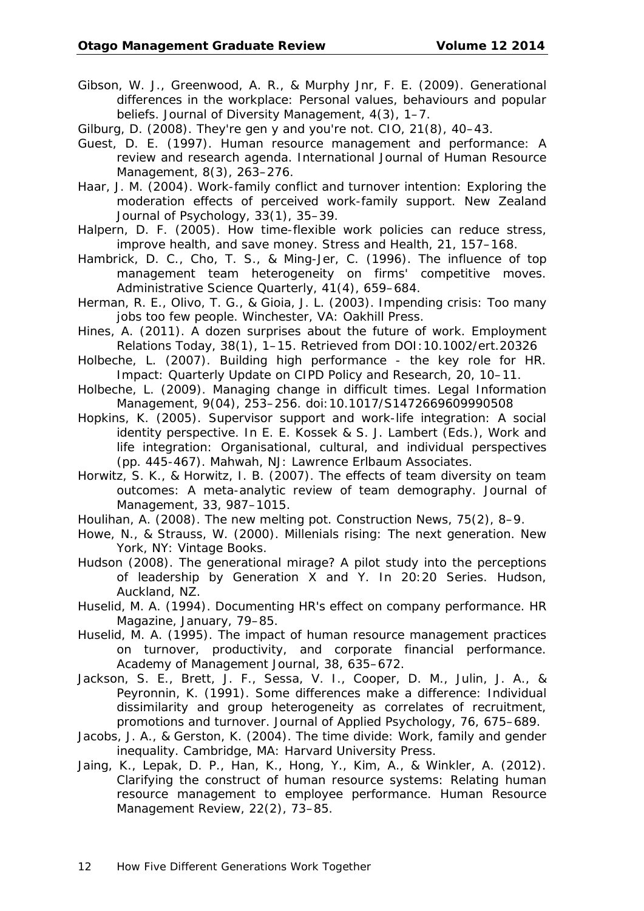Gibson, W. J., Greenwood, A. R., & Murphy Jnr, F. E. (2009). Generational differences in the workplace: Personal values, behaviours and popular beliefs. Journal of Diversity Management, 4(3), 1–7.

Gilburg, D. (2008). They're gen y and you're not. CIO, 21(8), 40–43.

Guest, D. E. (1997). Human resource management and performance: A review and research agenda. International Journal of Human Resource Management, 8(3), 263–276.

Haar, J. M. (2004). Work-family conflict and turnover intention: Exploring the moderation effects of perceived work-family support. New Zealand Journal of Psychology, 33(1), 35–39.

Halpern, D. F. (2005). How time-flexible work policies can reduce stress, improve health, and save money. Stress and Health, 21, 157–168.

Hambrick, D. C., Cho, T. S., & Ming-Jer, C. (1996). The influence of top management team heterogeneity on firms' competitive moves. Administrative Science Quarterly, 41(4), 659–684.

Herman, R. E., Olivo, T. G., & Gioia, J. L. (2003). Impending crisis: Too many jobs too few people. Winchester, VA: Oakhill Press.

Hines, A. (2011). A dozen surprises about the future of work. Employment Relations Today, 38(1), 1–15. Retrieved from DOI:10.1002/ert.20326

Holbeche, L. (2007). Building high performance - the key role for HR. Impact: Quarterly Update on CIPD Policy and Research, 20, 10–11.

Holbeche, L. (2009). Managing change in difficult times. Legal Information Management, 9(04), 253–256. doi:10.1017/S1472669609990508

Hopkins, K. (2005). Supervisor support and work-life integration: A social identity perspective. In E. E. Kossek & S. J. Lambert (Eds.), Work and life integration: Organisational, cultural, and individual perspectives (pp. 445-467). Mahwah, NJ: Lawrence Erlbaum Associates.

Horwitz, S. K., & Horwitz, I. B. (2007). The effects of team diversity on team outcomes: A meta-analytic review of team demography. Journal of Management, 33, 987–1015.

Houlihan, A. (2008). The new melting pot. Construction News, 75(2), 8–9.

Howe, N., & Strauss, W. (2000). Millenials rising: The next generation. New York, NY: Vintage Books.

Hudson (2008). The generational mirage? A pilot study into the perceptions of leadership by Generation X and Y. In 20:20 Series. Hudson, Auckland, NZ.

Huselid, M. A. (1994). Documenting HR's effect on company performance. HR Magazine, January, 79–85.

Huselid, M. A. (1995). The impact of human resource management practices on turnover, productivity, and corporate financial performance. Academy of Management Journal, 38, 635–672.

Jackson, S. E., Brett, J. F., Sessa, V. I., Cooper, D. M., Julin, J. A., & Peyronnin, K. (1991). Some differences make a difference: Individual dissimilarity and group heterogeneity as correlates of recruitment, promotions and turnover. Journal of Applied Psychology, 76, 675–689.

Jacobs, J. A., & Gerston, K. (2004). The time divide: Work, family and gender inequality. Cambridge, MA: Harvard University Press.

Jaing, K., Lepak, D. P., Han, K., Hong, Y., Kim, A., & Winkler, A. (2012). Clarifying the construct of human resource systems: Relating human resource management to employee performance. Human Resource Management Review, 22(2), 73–85.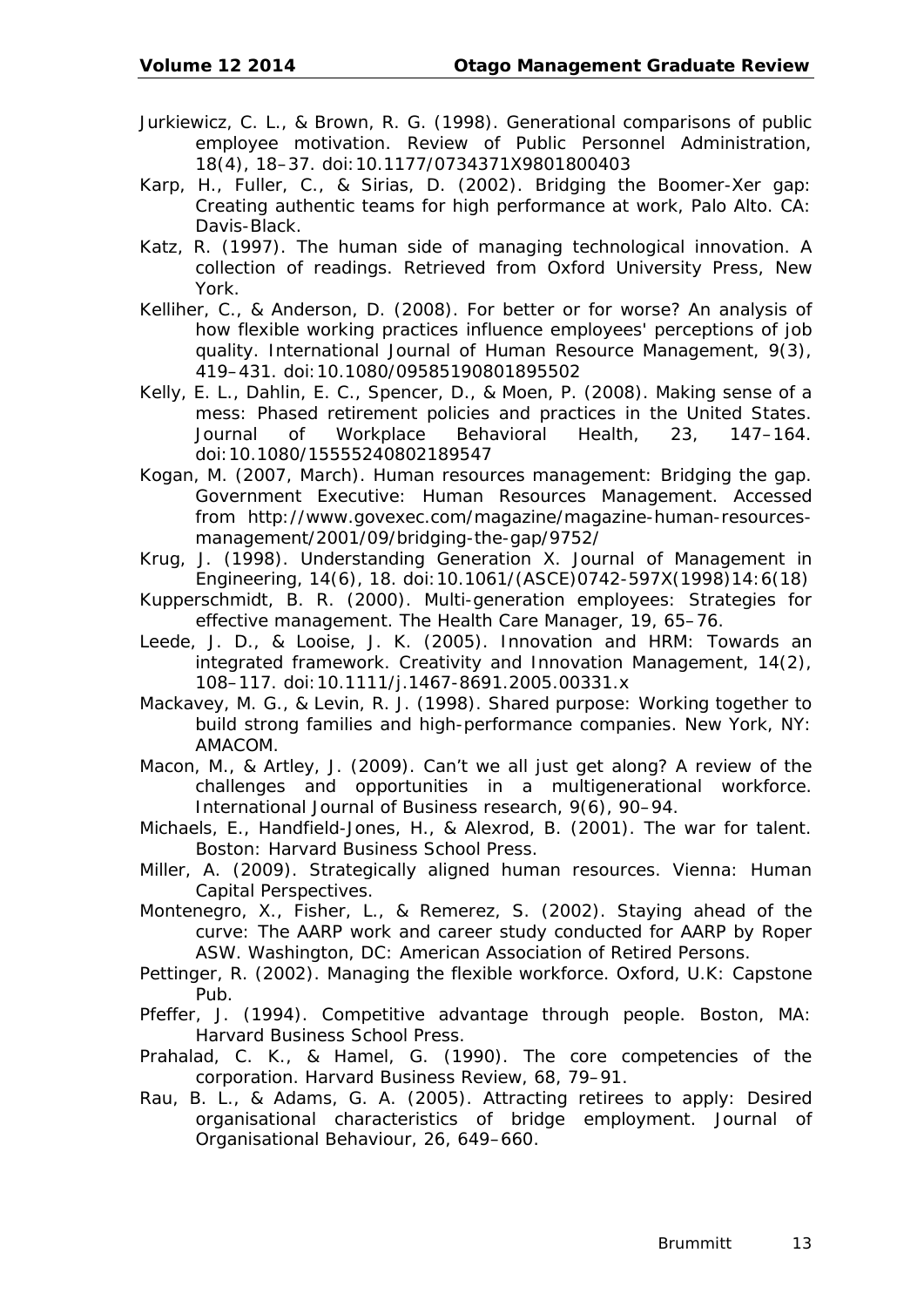Jurkiewicz, C. L., & Brown, R. G. (1998). Generational comparisons of public employee motivation. Review of Public Personnel Administration, 18(4), 18–37. doi:10.1177/0734371X9801800403

Karp, H., Fuller, C., & Sirias, D. (2002). Bridging the Boomer-Xer gap: Creating authentic teams for high performance at work, Palo Alto. CA: Davis-Black.

Katz, R. (1997). The human side of managing technological innovation. A collection of readings. Retrieved from Oxford University Press, New York.

Kelliher, C., & Anderson, D. (2008). For better or for worse? An analysis of how flexible working practices influence employees' perceptions of job quality. International Journal of Human Resource Management, 9(3), 419–431. doi:10.1080/09585190801895502

Kelly, E. L., Dahlin, E. C., Spencer, D., & Moen, P. (2008). Making sense of a mess: Phased retirement policies and practices in the United States. Journal of Workplace Behavioral Health, 23, 147–164. doi:10.1080/15555240802189547

Kogan, M. (2007, March). Human resources management: Bridging the gap. Government Executive: Human Resources Management. Accessed from http://www.govexec.com/magazine/magazine-human-resources-management/2001/09/bridging-the-gap/9752/

Krug, J. (1998). Understanding Generation X. Journal of Management in Engineering, 14(6), 18. doi:10.1061/(ASCE)0742-597X(1998)14:6(18)

Kupperschmidt, B. R. (2000). Multi-generation employees: Strategies for effective management. The Health Care Manager, 19, 65–76.

Leede, J. D., & Looise, J. K. (2005). Innovation and HRM: Towards an integrated framework. Creativity and Innovation Management, 14(2), 108–117. doi:10.1111/j.1467-8691.2005.00331.x

Mackavey, M. G., & Levin, R. J. (1998). Shared purpose: Working together to build strong families and high-performance companies. New York, NY: AMACOM.

Macon, M., & Artley, J. (2009). Can't we all just get along? A review of the challenges and opportunities in a multigenerational workforce. International Journal of Business research, 9(6), 90–94.

Michaels, E., Handfield-Jones, H., & Alexrod, B. (2001). The war for talent. Boston: Harvard Business School Press.

Miller, A. (2009). Strategically aligned human resources. Vienna: Human Capital Perspectives.

Montenegro, X., Fisher, L., & Remerez, S. (2002). Staying ahead of the curve: The AARP work and career study conducted for AARP by Roper ASW. Washington, DC: American Association of Retired Persons.

Pettinger, R. (2002). Managing the flexible workforce. Oxford, U.K: Capstone Pub.

Pfeffer, J. (1994). Competitive advantage through people. Boston, MA: Harvard Business School Press.

Prahalad, C. K., & Hamel, G. (1990). The core competencies of the corporation. Harvard Business Review, 68, 79–91.

Rau, B. L., & Adams, G. A. (2005). Attracting retirees to apply: Desired organisational characteristics of bridge employment. Journal of Organisational Behaviour, 26, 649–660.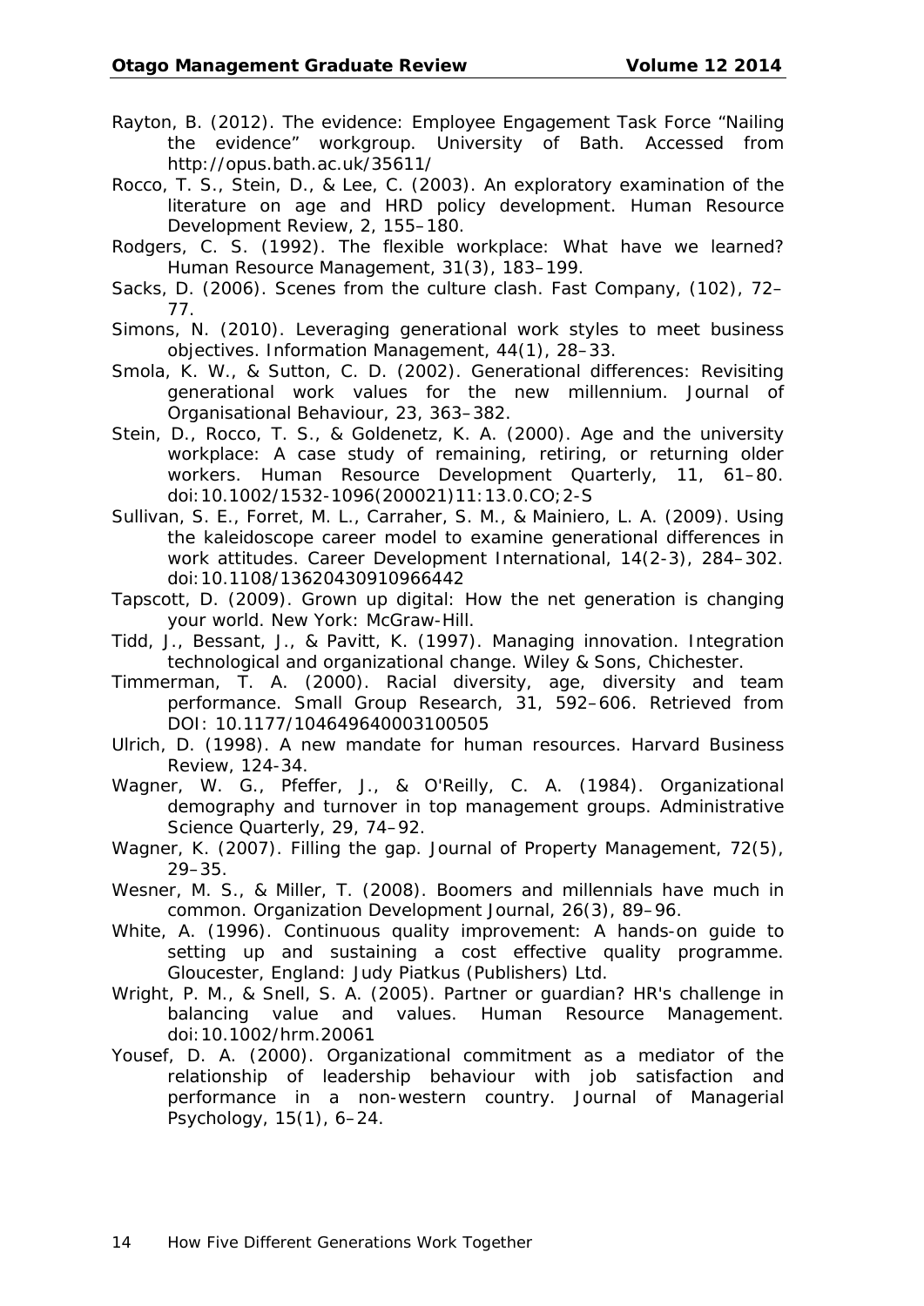Rayton, B. (2012). The evidence: Employee Engagement Task Force "Nailing the evidence" workgroup. University of Bath. Accessed from http://opus.bath.ac.uk/35611/

Rocco, T. S., Stein, D., & Lee, C. (2003). An exploratory examination of the literature on age and HRD policy development. Human Resource Development Review, 2, 155–180.

Rodgers, C. S. (1992). The flexible workplace: What have we learned? Human Resource Management, 31(3), 183–199.

Sacks, D. (2006). Scenes from the culture clash. Fast Company, (102), 72–77.

Simons, N. (2010). Leveraging generational work styles to meet business objectives. Information Management, 44(1), 28–33.

Smola, K. W., & Sutton, C. D. (2002). Generational differences: Revisiting generational work values for the new millennium. Journal of Organisational Behaviour, 23, 363–382.

Stein, D., Rocco, T. S., & Goldenetz, K. A. (2000). Age and the university workplace: A case study of remaining, retiring, or returning older workers. Human Resource Development Quarterly, 11, 61–80. doi:10.1002/1532-1096(200021)11:13.0.CO;2-S

Sullivan, S. E., Forret, M. L., Carraher, S. M., & Mainiero, L. A. (2009). Using the kaleidoscope career model to examine generational differences in work attitudes. Career Development International, 14(2-3), 284–302. doi:10.1108/13620430910966442

Tapscott, D. (2009). Grown up digital: How the net generation is changing your world. New York: McGraw-Hill.

Tidd, J., Bessant, J., & Pavitt, K. (1997). Managing innovation. Integration technological and organizational change. Wiley & Sons, Chichester.

Timmerman, T. A. (2000). Racial diversity, age, diversity and team performance. Small Group Research, 31, 592–606. Retrieved from DOI: 10.1177/104649640003100505

Ulrich, D. (1998). A new mandate for human resources. Harvard Business Review, 124-34.

Wagner, W. G., Pfeffer, J., & O'Reilly, C. A. (1984). Organizational demography and turnover in top management groups. Administrative Science Quarterly, 29, 74–92.

Wagner, K. (2007). Filling the gap. Journal of Property Management, 72(5), 29–35.

Wesner, M. S., & Miller, T. (2008). Boomers and millennials have much in common. Organization Development Journal, 26(3), 89–96.

White, A. (1996). Continuous quality improvement: A hands-on guide to setting up and sustaining a cost effective quality programme. Gloucester, England: Judy Piatkus (Publishers) Ltd.

Wright, P. M., & Snell, S. A. (2005). Partner or guardian? HR's challenge in balancing value and values. Human Resource Management. doi:10.1002/hrm.20061

Yousef, D. A. (2000). Organizational commitment as a mediator of the relationship of leadership behaviour with job satisfaction and performance in a non-western country. Journal of Managerial Psychology, 15(1), 6–24.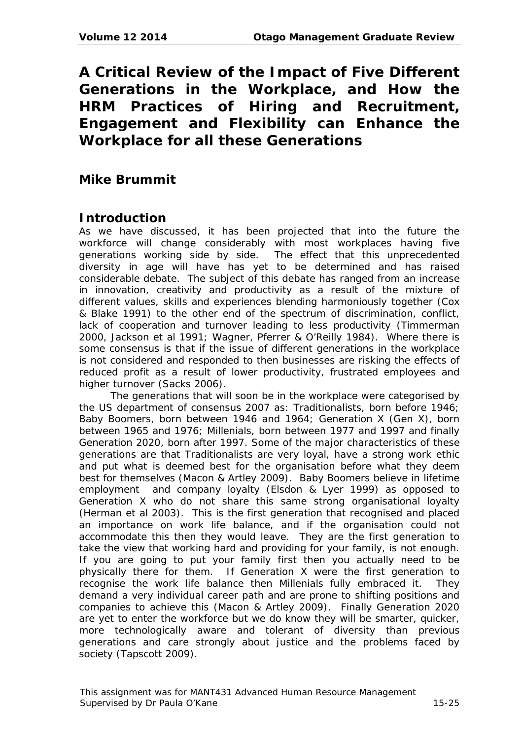# A Critical Review of the Impact of Five Different Generations in the Workplace, and How the HRM Practices of Hiring and Recruitment, Engagement and Flexibility can Enhance the Workplace for all these Generations

## Mike Brummit

## Introduction

As we have discussed, it has been projected that into the future the workforce will change considerably with most workplaces having five generations working side by side. The effect that this unprecedented diversity in age will have has yet to be determined and has raised considerable debate. The subject of this debate has ranged from an increase in innovation, creativity and productivity as a result of the mixture of different values, skills and experiences blending harmoniously together (Cox & Blake 1991) to the other end of the spectrum of discrimination, conflict, lack of cooperation and turnover leading to less productivity (Timmerman 2000, Jackson et al 1991; Wagner, Pferrer & O'Reilly 1984). Where there is some consensus is that if the issue of different generations in the workplace is not considered and responded to then businesses are risking the effects of reduced profit as a result of lower productivity, frustrated employees and higher turnover (Sacks 2006).

The generations that will soon be in the workplace were categorised by the US department of consensus 2007 as: Traditionalists, born before 1946; Baby Boomers, born between 1946 and 1964; Generation X (Gen X), born between 1965 and 1976; Millenials, born between 1977 and 1997 and finally Generation 2020, born after 1997. Some of the major characteristics of these generations are that Traditionalists are very loyal, have a strong work ethic and put what is deemed best for the organisation before what they deem best for themselves (Macon & Artley 2009). Baby Boomers believe in lifetime employment and company loyalty (Elsdon & Lyer 1999) as opposed to Generation X who do not share this same strong organisational loyalty (Herman et al 2003). This is the first generation that recognised and placed an importance on work life balance, and if the organisation could not accommodate this then they would leave. They are the first generation to take the view that working hard and providing for your family, is not enough. If you are going to put your family first then you actually need to be physically there for them. If Generation X were the first generation to recognise the work life balance then Millenials fully embraced it. They demand a very individual career path and are prone to shifting positions and companies to achieve this (Macon & Artley 2009). Finally Generation 2020 are yet to enter the workforce but we do know they will be smarter, quicker, more technologically aware and tolerant of diversity than previous generations and care strongly about justice and the problems faced by society (Tapscott 2009).

This assignment was for MANT431 Advanced Human Resource Management
Supervised by Dr Paula O'Kane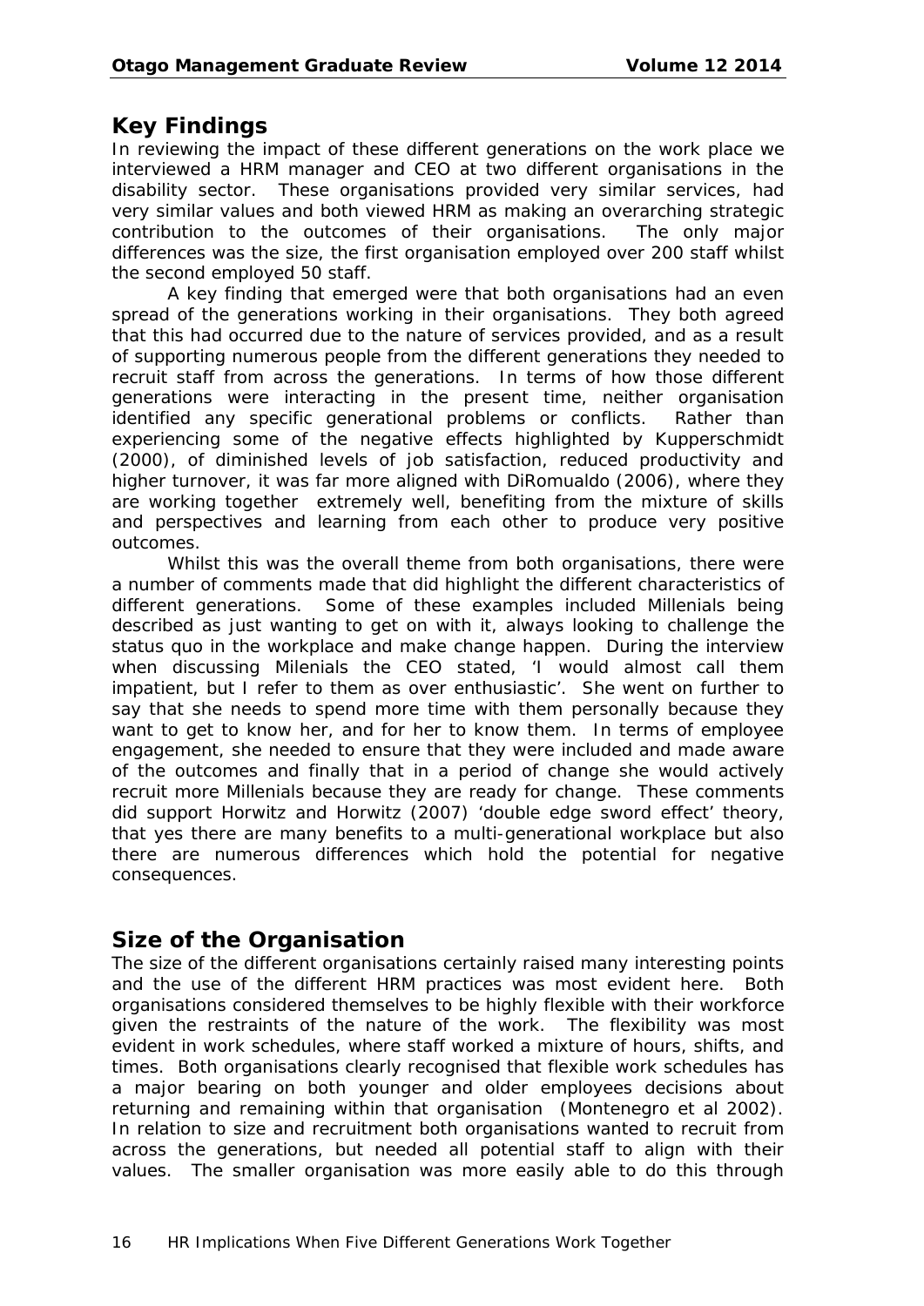## Key Findings

In reviewing the impact of these different generations on the work place we interviewed a HRM manager and CEO at two different organisations in the disability sector. These organisations provided very similar services, had very similar values and both viewed HRM as making an overarching strategic contribution to the outcomes of their organisations. The only major differences was the size, the first organisation employed over 200 staff whilst the second employed 50 staff.

A key finding that emerged were that both organisations had an even spread of the generations working in their organisations. They both agreed that this had occurred due to the nature of services provided, and as a result of supporting numerous people from the different generations they needed to recruit staff from across the generations. In terms of how those different generations were interacting in the present time, neither organisation identified any specific generational problems or conflicts. Rather than experiencing some of the negative effects highlighted by Kupperschmidt (2000), of diminished levels of job satisfaction, reduced productivity and higher turnover, it was far more aligned with DiRomualdo (2006), where they are working together extremely well, benefiting from the mixture of skills and perspectives and learning from each other to produce very positive outcomes.

Whilst this was the overall theme from both organisations, there were a number of comments made that did highlight the different characteristics of different generations. Some of these examples included Millenials being described as just wanting to get on with it, always looking to challenge the status quo in the workplace and make change happen. During the interview when discussing Milenials the CEO stated, 'I would almost call them impatient, but I refer to them as over enthusiastic'. She went on further to say that she needs to spend more time with them personally because they want to get to know her, and for her to know them. In terms of employee engagement, she needed to ensure that they were included and made aware of the outcomes and finally that in a period of change she would actively recruit more Millenials because they are ready for change. These comments did support Horwitz and Horwitz (2007) 'double edge sword effect' theory, that yes there are many benefits to a multi-generational workplace but also there are numerous differences which hold the potential for negative consequences.

## Size of the Organisation

The size of the different organisations certainly raised many interesting points and the use of the different HRM practices was most evident here. Both organisations considered themselves to be highly flexible with their workforce given the restraints of the nature of the work. The flexibility was most evident in work schedules, where staff worked a mixture of hours, shifts, and times. Both organisations clearly recognised that flexible work schedules has a major bearing on both younger and older employees decisions about returning and remaining within that organisation (Montenegro et al 2002). In relation to size and recruitment both organisations wanted to recruit from across the generations, but needed all potential staff to align with their values. The smaller organisation was more easily able to do this through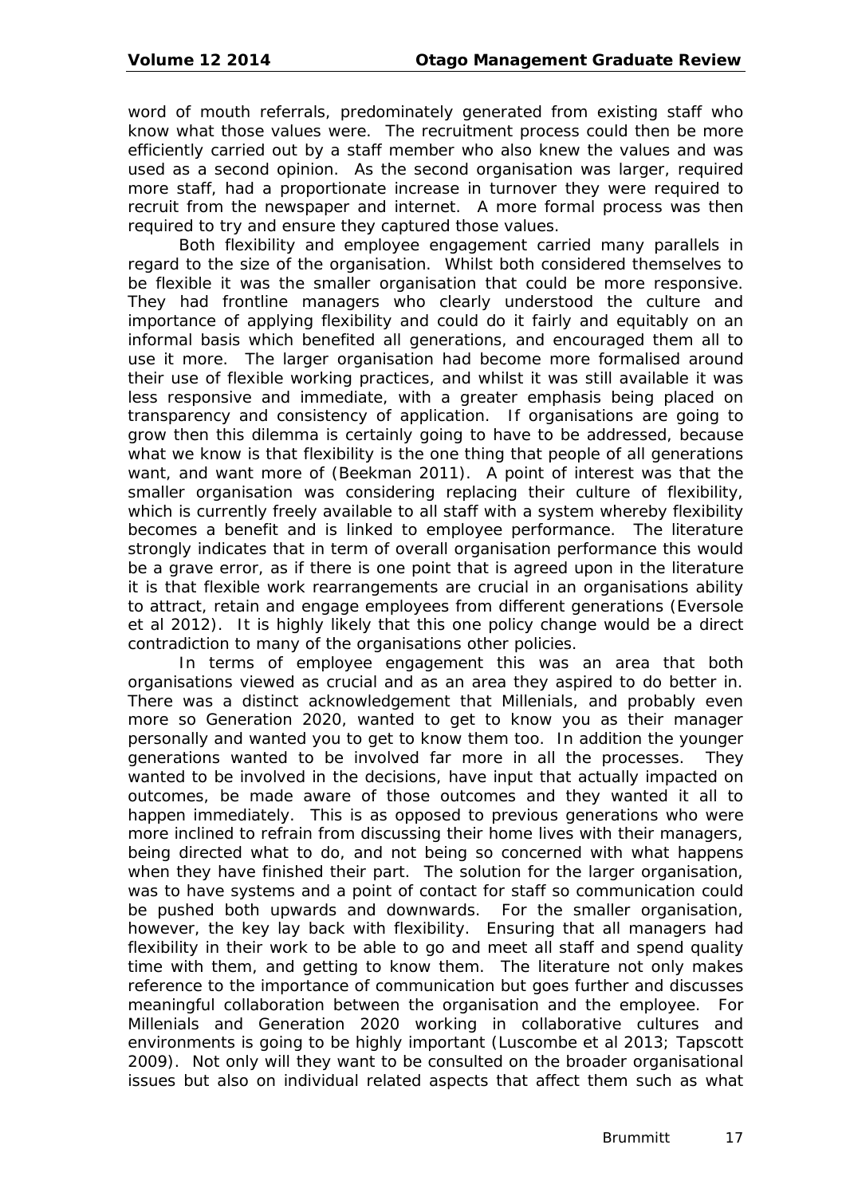word of mouth referrals, predominately generated from existing staff who know what those values were. The recruitment process could then be more efficiently carried out by a staff member who also knew the values and was used as a second opinion. As the second organisation was larger, required more staff, had a proportionate increase in turnover they were required to recruit from the newspaper and internet. A more formal process was then required to try and ensure they captured those values.

Both flexibility and employee engagement carried many parallels in regard to the size of the organisation. Whilst both considered themselves to be flexible it was the smaller organisation that could be more responsive. They had frontline managers who clearly understood the culture and importance of applying flexibility and could do it fairly and equitably on an informal basis which benefited all generations, and encouraged them all to use it more. The larger organisation had become more formalised around their use of flexible working practices, and whilst it was still available it was less responsive and immediate, with a greater emphasis being placed on transparency and consistency of application. If organisations are going to grow then this dilemma is certainly going to have to be addressed, because what we know is that flexibility is the one thing that people of all generations want, and want more of (Beekman 2011). A point of interest was that the smaller organisation was considering replacing their culture of flexibility, which is currently freely available to all staff with a system whereby flexibility becomes a benefit and is linked to employee performance. The literature strongly indicates that in term of overall organisation performance this would be a grave error, as if there is one point that is agreed upon in the literature it is that flexible work rearrangements are crucial in an organisations ability to attract, retain and engage employees from different generations (Eversole et al 2012). It is highly likely that this one policy change would be a direct contradiction to many of the organisations other policies.

In terms of employee engagement this was an area that both organisations viewed as crucial and as an area they aspired to do better in. There was a distinct acknowledgement that Millenials, and probably even more so Generation 2020, wanted to get to know you as their manager personally and wanted you to get to know them too. In addition the younger generations wanted to be involved far more in all the processes. They wanted to be involved in the decisions, have input that actually impacted on outcomes, be made aware of those outcomes and they wanted it all to happen immediately. This is as opposed to previous generations who were more inclined to refrain from discussing their home lives with their managers, being directed what to do, and not being so concerned with what happens when they have finished their part. The solution for the larger organisation, was to have systems and a point of contact for staff so communication could be pushed both upwards and downwards. For the smaller organisation, however, the key lay back with flexibility. Ensuring that all managers had flexibility in their work to be able to go and meet all staff and spend quality time with them, and getting to know them. The literature not only makes reference to the importance of communication but goes further and discusses meaningful collaboration between the organisation and the employee. For Millenials and Generation 2020 working in collaborative cultures and environments is going to be highly important (Luscombe et al 2013; Tapscott 2009). Not only will they want to be consulted on the broader organisational issues but also on individual related aspects that affect them such as what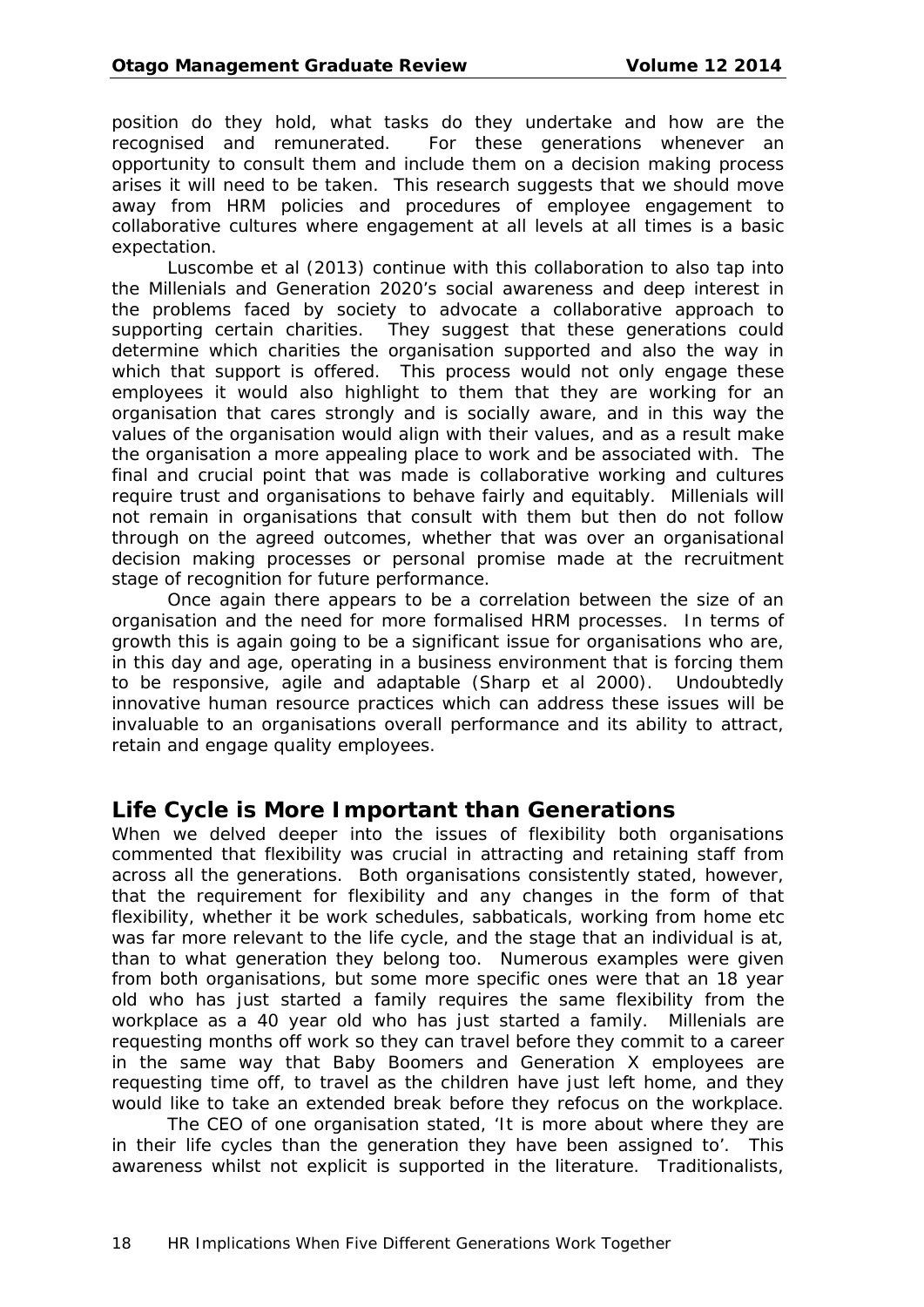position do they hold, what tasks do they undertake and how are the recognised and remunerated. For these generations whenever an opportunity to consult them and include them on a decision making process arises it will need to be taken. This research suggests that we should move away from HRM policies and procedures of employee engagement to collaborative cultures where engagement at all levels at all times is a basic expectation.

Luscombe et al (2013) continue with this collaboration to also tap into the Millenials and Generation 2020's social awareness and deep interest in the problems faced by society to advocate a collaborative approach to supporting certain charities. They suggest that these generations could determine which charities the organisation supported and also the way in which that support is offered. This process would not only engage these employees it would also highlight to them that they are working for an organisation that cares strongly and is socially aware, and in this way the values of the organisation would align with their values, and as a result make the organisation a more appealing place to work and be associated with. The final and crucial point that was made is collaborative working and cultures require trust and organisations to behave fairly and equitably. Millenials will not remain in organisations that consult with them but then do not follow through on the agreed outcomes, whether that was over an organisational decision making processes or personal promise made at the recruitment stage of recognition for future performance.

Once again there appears to be a correlation between the size of an organisation and the need for more formalised HRM processes. In terms of growth this is again going to be a significant issue for organisations who are, in this day and age, operating in a business environment that is forcing them to be responsive, agile and adaptable (Sharp et al 2000). Undoubtedly innovative human resource practices which can address these issues will be invaluable to an organisations overall performance and its ability to attract, retain and engage quality employees.

## Life Cycle is More Important than Generations

When we delved deeper into the issues of flexibility both organisations commented that flexibility was crucial in attracting and retaining staff from across all the generations. Both organisations consistently stated, however, that the requirement for flexibility and any changes in the form of that flexibility, whether it be work schedules, sabbaticals, working from home etc was far more relevant to the life cycle, and the stage that an individual is at, than to what generation they belong too. Numerous examples were given from both organisations, but some more specific ones were that an 18 year old who has just started a family requires the same flexibility from the workplace as a 40 year old who has just started a family. Millenials are requesting months off work so they can travel before they commit to a career in the same way that Baby Boomers and Generation X employees are requesting time off, to travel as the children have just left home, and they would like to take an extended break before they refocus on the workplace.

The CEO of one organisation stated, 'It is more about where they are in their life cycles than the generation they have been assigned to'. This awareness whilst not explicit is supported in the literature. Traditionalists,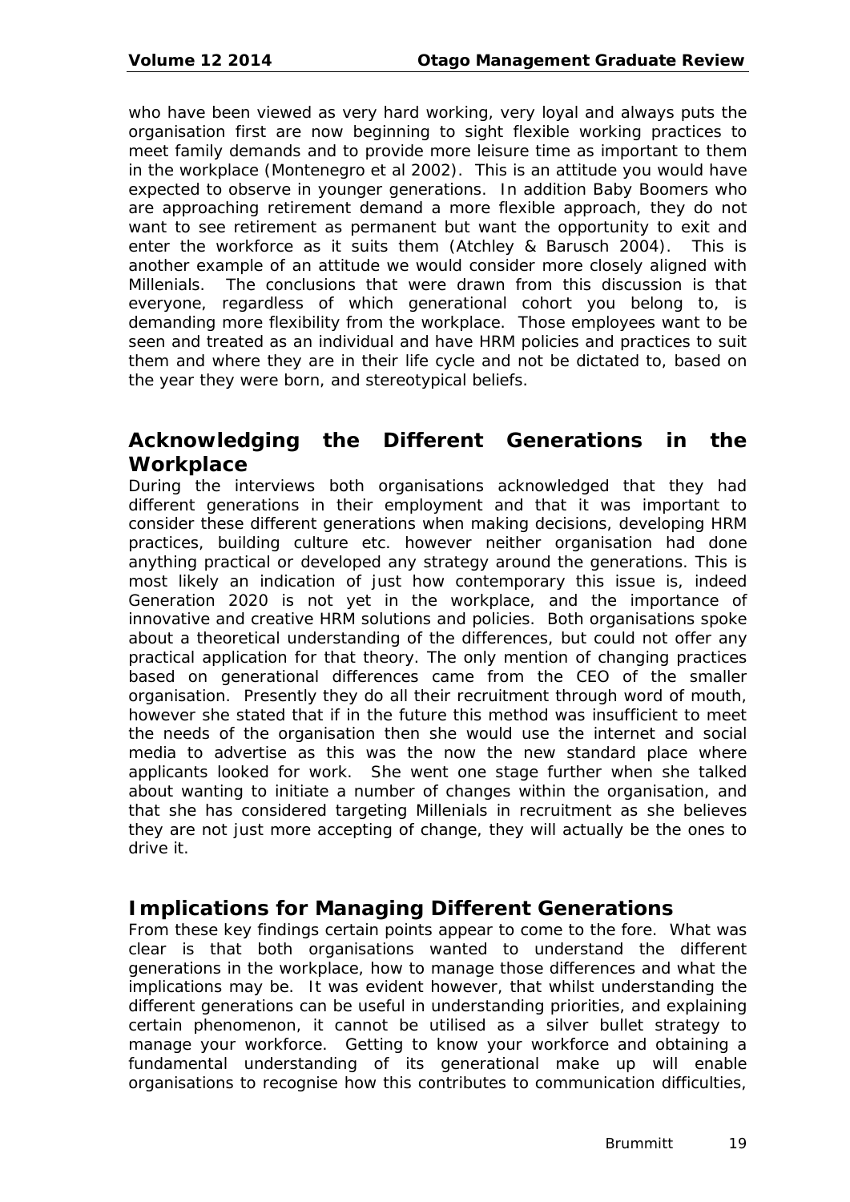who have been viewed as very hard working, very loyal and always puts the organisation first are now beginning to sight flexible working practices to meet family demands and to provide more leisure time as important to them in the workplace (Montenegro et al 2002). This is an attitude you would have expected to observe in younger generations. In addition Baby Boomers who are approaching retirement demand a more flexible approach, they do not want to see retirement as permanent but want the opportunity to exit and enter the workforce as it suits them (Atchley & Barusch 2004). This is another example of an attitude we would consider more closely aligned with Millenials. The conclusions that were drawn from this discussion is that everyone, regardless of which generational cohort you belong to, is demanding more flexibility from the workplace. Those employees want to be seen and treated as an individual and have HRM policies and practices to suit them and where they are in their life cycle and not be dictated to, based on the year they were born, and stereotypical beliefs.

## Acknowledging the Different Generations in the Workplace

During the interviews both organisations acknowledged that they had different generations in their employment and that it was important to consider these different generations when making decisions, developing HRM practices, building culture etc. however neither organisation had done anything practical or developed any strategy around the generations. This is most likely an indication of just how contemporary this issue is, indeed Generation 2020 is not yet in the workplace, and the importance of innovative and creative HRM solutions and policies. Both organisations spoke about a theoretical understanding of the differences, but could not offer any practical application for that theory. The only mention of changing practices based on generational differences came from the CEO of the smaller organisation. Presently they do all their recruitment through word of mouth, however she stated that if in the future this method was insufficient to meet the needs of the organisation then she would use the internet and social media to advertise as this was the now the new standard place where applicants looked for work. She went one stage further when she talked about wanting to initiate a number of changes within the organisation, and that she has considered targeting Millenials in recruitment as she believes they are not just more accepting of change, they will actually be the ones to drive it.

## Implications for Managing Different Generations

From these key findings certain points appear to come to the fore. What was clear is that both organisations wanted to understand the different generations in the workplace, how to manage those differences and what the implications may be. It was evident however, that whilst understanding the different generations can be useful in understanding priorities, and explaining certain phenomenon, it cannot be utilised as a silver bullet strategy to manage your workforce. Getting to know your workforce and obtaining a fundamental understanding of its generational make up will enable organisations to recognise how this contributes to communication difficulties,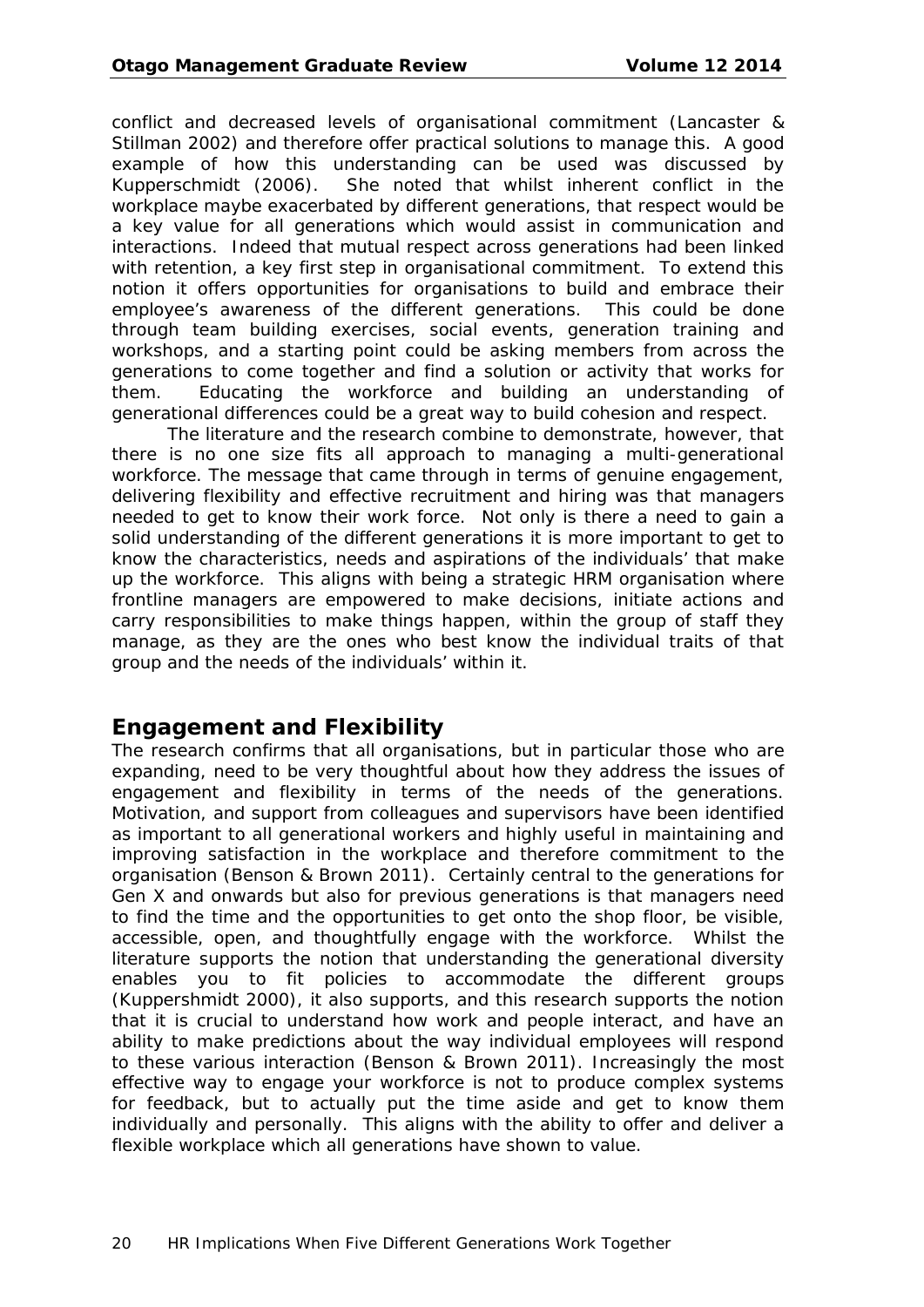conflict and decreased levels of organisational commitment (Lancaster & Stillman 2002) and therefore offer practical solutions to manage this. A good example of how this understanding can be used was discussed by Kupperschmidt (2006). She noted that whilst inherent conflict in the workplace maybe exacerbated by different generations, that respect would be a key value for all generations which would assist in communication and interactions. Indeed that mutual respect across generations had been linked with retention, a key first step in organisational commitment. To extend this notion it offers opportunities for organisations to build and embrace their employee's awareness of the different generations. This could be done through team building exercises, social events, generation training and workshops, and a starting point could be asking members from across the generations to come together and find a solution or activity that works for them. Educating the workforce and building an understanding of generational differences could be a great way to build cohesion and respect.

The literature and the research combine to demonstrate, however, that there is no one size fits all approach to managing a multi-generational workforce. The message that came through in terms of genuine engagement, delivering flexibility and effective recruitment and hiring was that managers needed to get to know their work force. Not only is there a need to gain a solid understanding of the different generations it is more important to get to know the characteristics, needs and aspirations of the individuals' that make up the workforce. This aligns with being a strategic HRM organisation where frontline managers are empowered to make decisions, initiate actions and carry responsibilities to make things happen, within the group of staff they manage, as they are the ones who best know the individual traits of that group and the needs of the individuals' within it.

## Engagement and Flexibility

The research confirms that all organisations, but in particular those who are expanding, need to be very thoughtful about how they address the issues of engagement and flexibility in terms of the needs of the generations. Motivation, and support from colleagues and supervisors have been identified as important to all generational workers and highly useful in maintaining and improving satisfaction in the workplace and therefore commitment to the organisation (Benson & Brown 2011). Certainly central to the generations for Gen X and onwards but also for previous generations is that managers need to find the time and the opportunities to get onto the shop floor, be visible, accessible, open, and thoughtfully engage with the workforce. Whilst the literature supports the notion that understanding the generational diversity enables you to fit policies to accommodate the different groups (Kuppershmidt 2000), it also supports, and this research supports the notion that it is crucial to understand how work and people interact, and have an ability to make predictions about the way individual employees will respond to these various interaction (Benson & Brown 2011). Increasingly the most effective way to engage your workforce is not to produce complex systems for feedback, but to actually put the time aside and get to know them individually and personally. This aligns with the ability to offer and deliver a flexible workplace which all generations have shown to value.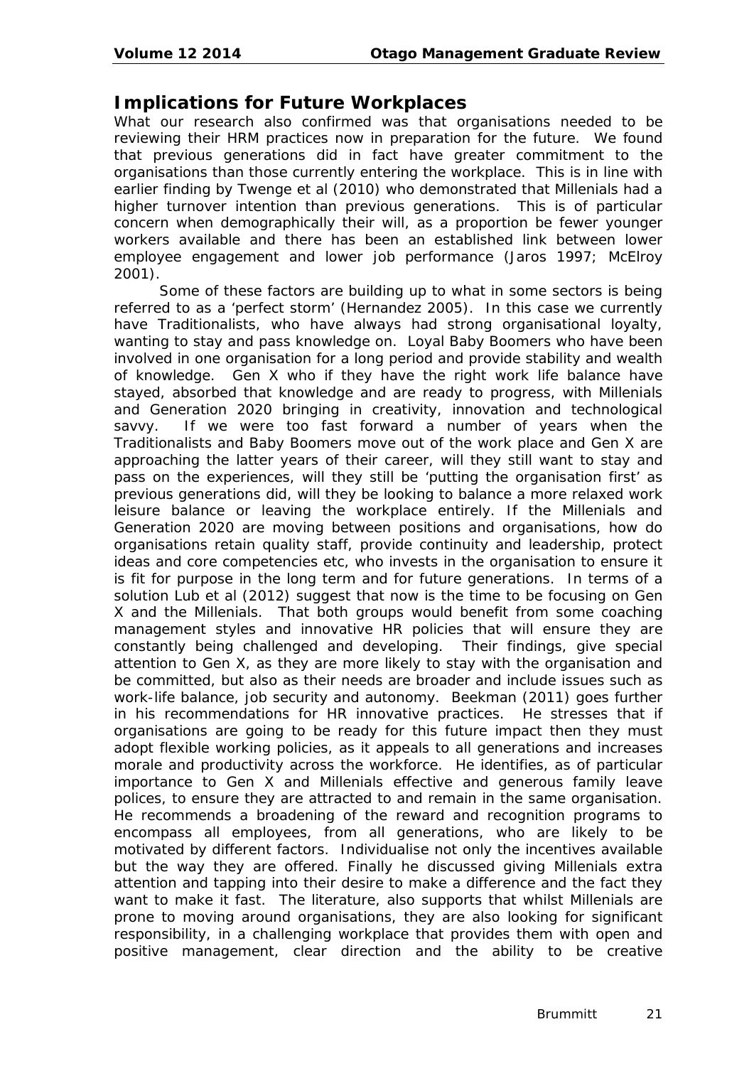## Implications for Future Workplaces

What our research also confirmed was that organisations needed to be reviewing their HRM practices now in preparation for the future. We found that previous generations did in fact have greater commitment to the organisations than those currently entering the workplace. This is in line with earlier finding by Twenge et al (2010) who demonstrated that Millenials had a higher turnover intention than previous generations. This is of particular concern when demographically their will, as a proportion be fewer younger workers available and there has been an established link between lower employee engagement and lower job performance (Jaros 1997; McElroy 2001).

Some of these factors are building up to what in some sectors is being referred to as a 'perfect storm' (Hernandez 2005). In this case we currently have Traditionalists, who have always had strong organisational loyalty, wanting to stay and pass knowledge on. Loyal Baby Boomers who have been involved in one organisation for a long period and provide stability and wealth of knowledge. Gen X who if they have the right work life balance have stayed, absorbed that knowledge and are ready to progress, with Millenials and Generation 2020 bringing in creativity, innovation and technological savvy. If we were too fast forward a number of years when the Traditionalists and Baby Boomers move out of the work place and Gen X are approaching the latter years of their career, will they still want to stay and pass on the experiences, will they still be 'putting the organisation first' as previous generations did, will they be looking to balance a more relaxed work leisure balance or leaving the workplace entirely. If the Millenials and Generation 2020 are moving between positions and organisations, how do organisations retain quality staff, provide continuity and leadership, protect ideas and core competencies etc, who invests in the organisation to ensure it is fit for purpose in the long term and for future generations. In terms of a solution Lub et al (2012) suggest that now is the time to be focusing on Gen X and the Millenials. That both groups would benefit from some coaching management styles and innovative HR policies that will ensure they are constantly being challenged and developing. Their findings, give special attention to Gen X, as they are more likely to stay with the organisation and be committed, but also as their needs are broader and include issues such as work-life balance, job security and autonomy. Beekman (2011) goes further in his recommendations for HR innovative practices. He stresses that if organisations are going to be ready for this future impact then they must adopt flexible working policies, as it appeals to all generations and increases morale and productivity across the workforce. He identifies, as of particular importance to Gen X and Millenials effective and generous family leave polices, to ensure they are attracted to and remain in the same organisation. He recommends a broadening of the reward and recognition programs to encompass all employees, from all generations, who are likely to be motivated by different factors. Individualise not only the incentives available but the way they are offered. Finally he discussed giving Millenials extra attention and tapping into their desire to make a difference and the fact they want to make it fast. The literature, also supports that whilst Millenials are prone to moving around organisations, they are also looking for significant responsibility, in a challenging workplace that provides them with open and positive management, clear direction and the ability to be creative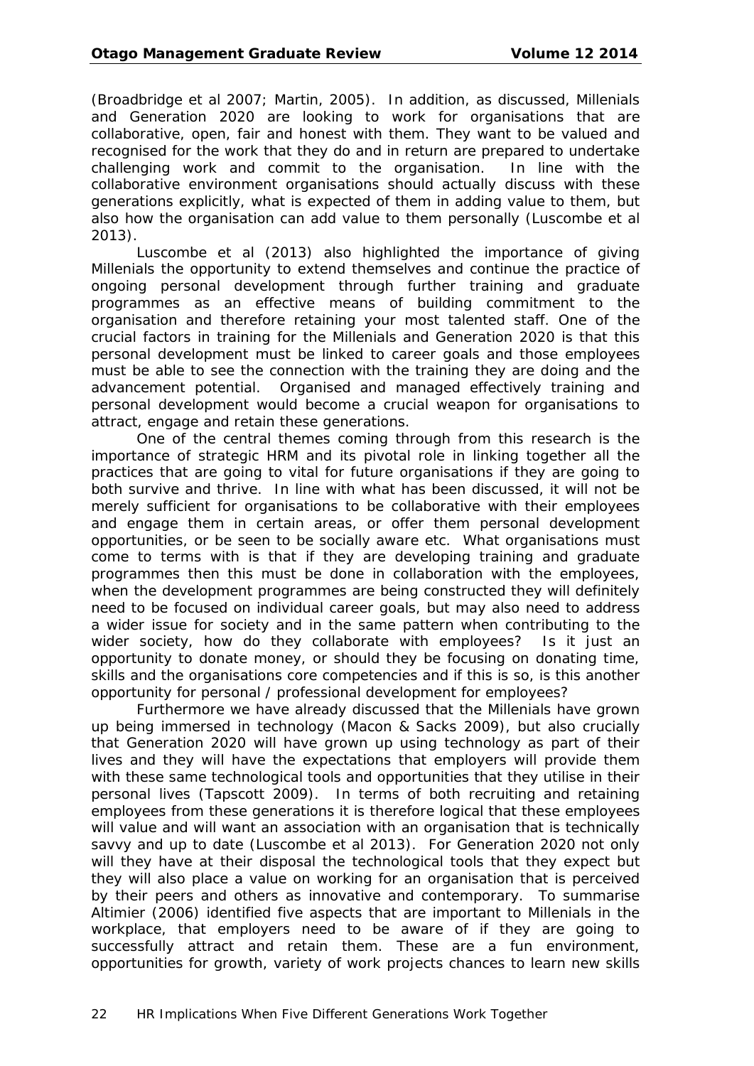(Broadbridge et al 2007; Martin, 2005). In addition, as discussed, Millenials and Generation 2020 are looking to work for organisations that are collaborative, open, fair and honest with them. They want to be valued and recognised for the work that they do and in return are prepared to undertake challenging work and commit to the organisation. In line with the collaborative environment organisations should actually discuss with these generations explicitly, what is expected of them in adding value to them, but also how the organisation can add value to them personally (Luscombe et al 2013).

Luscombe et al (2013) also highlighted the importance of giving Millenials the opportunity to extend themselves and continue the practice of ongoing personal development through further training and graduate programmes as an effective means of building commitment to the organisation and therefore retaining your most talented staff. One of the crucial factors in training for the Millenials and Generation 2020 is that this personal development must be linked to career goals and those employees must be able to see the connection with the training they are doing and the advancement potential. Organised and managed effectively training and personal development would become a crucial weapon for organisations to attract, engage and retain these generations.

One of the central themes coming through from this research is the importance of strategic HRM and its pivotal role in linking together all the practices that are going to vital for future organisations if they are going to both survive and thrive. In line with what has been discussed, it will not be merely sufficient for organisations to be collaborative with their employees and engage them in certain areas, or offer them personal development opportunities, or be seen to be socially aware etc. What organisations must come to terms with is that if they are developing training and graduate programmes then this must be done in collaboration with the employees, when the development programmes are being constructed they will definitely need to be focused on individual career goals, but may also need to address a wider issue for society and in the same pattern when contributing to the wider society, how do they collaborate with employees? Is it just an opportunity to donate money, or should they be focusing on donating time, skills and the organisations core competencies and if this is so, is this another opportunity for personal / professional development for employees?

Furthermore we have already discussed that the Millenials have grown up being immersed in technology (Macon & Sacks 2009), but also crucially that Generation 2020 will have grown up using technology as part of their lives and they will have the expectations that employers will provide them with these same technological tools and opportunities that they utilise in their personal lives (Tapscott 2009). In terms of both recruiting and retaining employees from these generations it is therefore logical that these employees will value and will want an association with an organisation that is technically savvy and up to date (Luscombe et al 2013). For Generation 2020 not only will they have at their disposal the technological tools that they expect but they will also place a value on working for an organisation that is perceived by their peers and others as innovative and contemporary. To summarise Altimier (2006) identified five aspects that are important to Millenials in the workplace, that employers need to be aware of if they are going to successfully attract and retain them. These are a fun environment, opportunities for growth, variety of work projects chances to learn new skills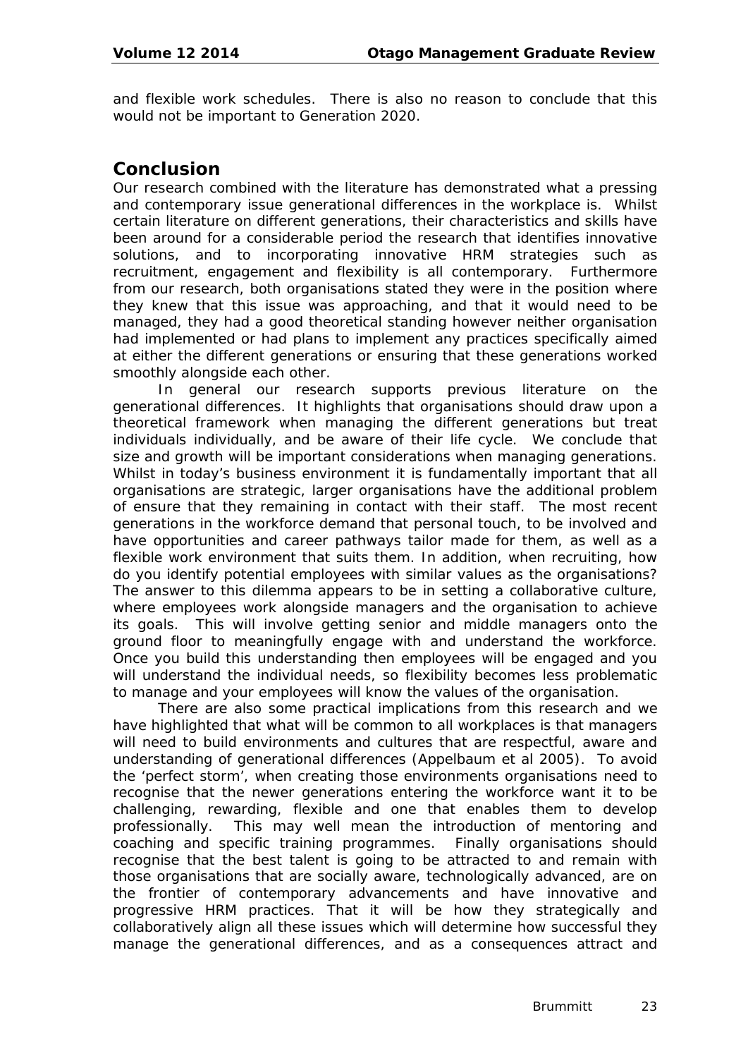and flexible work schedules. There is also no reason to conclude that this would not be important to Generation 2020.

## Conclusion

Our research combined with the literature has demonstrated what a pressing and contemporary issue generational differences in the workplace is. Whilst certain literature on different generations, their characteristics and skills have been around for a considerable period the research that identifies innovative solutions, and to incorporating innovative HRM strategies such as recruitment, engagement and flexibility is all contemporary. Furthermore from our research, both organisations stated they were in the position where they knew that this issue was approaching, and that it would need to be managed, they had a good theoretical standing however neither organisation had implemented or had plans to implement any practices specifically aimed at either the different generations or ensuring that these generations worked smoothly alongside each other.

In general our research supports previous literature on the generational differences. It highlights that organisations should draw upon a theoretical framework when managing the different generations but treat individuals individually, and be aware of their life cycle. We conclude that size and growth will be important considerations when managing generations. Whilst in today's business environment it is fundamentally important that all organisations are strategic, larger organisations have the additional problem of ensure that they remaining in contact with their staff. The most recent generations in the workforce demand that personal touch, to be involved and have opportunities and career pathways tailor made for them, as well as a flexible work environment that suits them. In addition, when recruiting, how do you identify potential employees with similar values as the organisations? The answer to this dilemma appears to be in setting a collaborative culture, where employees work alongside managers and the organisation to achieve its goals. This will involve getting senior and middle managers onto the ground floor to meaningfully engage with and understand the workforce. Once you build this understanding then employees will be engaged and you will understand the individual needs, so flexibility becomes less problematic to manage and your employees will know the values of the organisation.

There are also some practical implications from this research and we have highlighted that what will be common to all workplaces is that managers will need to build environments and cultures that are respectful, aware and understanding of generational differences (Appelbaum et al 2005). To avoid the 'perfect storm', when creating those environments organisations need to recognise that the newer generations entering the workforce want it to be challenging, rewarding, flexible and one that enables them to develop professionally. This may well mean the introduction of mentoring and coaching and specific training programmes. Finally organisations should recognise that the best talent is going to be attracted to and remain with those organisations that are socially aware, technologically advanced, are on the frontier of contemporary advancements and have innovative and progressive HRM practices. That it will be how they strategically and collaboratively align all these issues which will determine how successful they manage the generational differences, and as a consequences attract and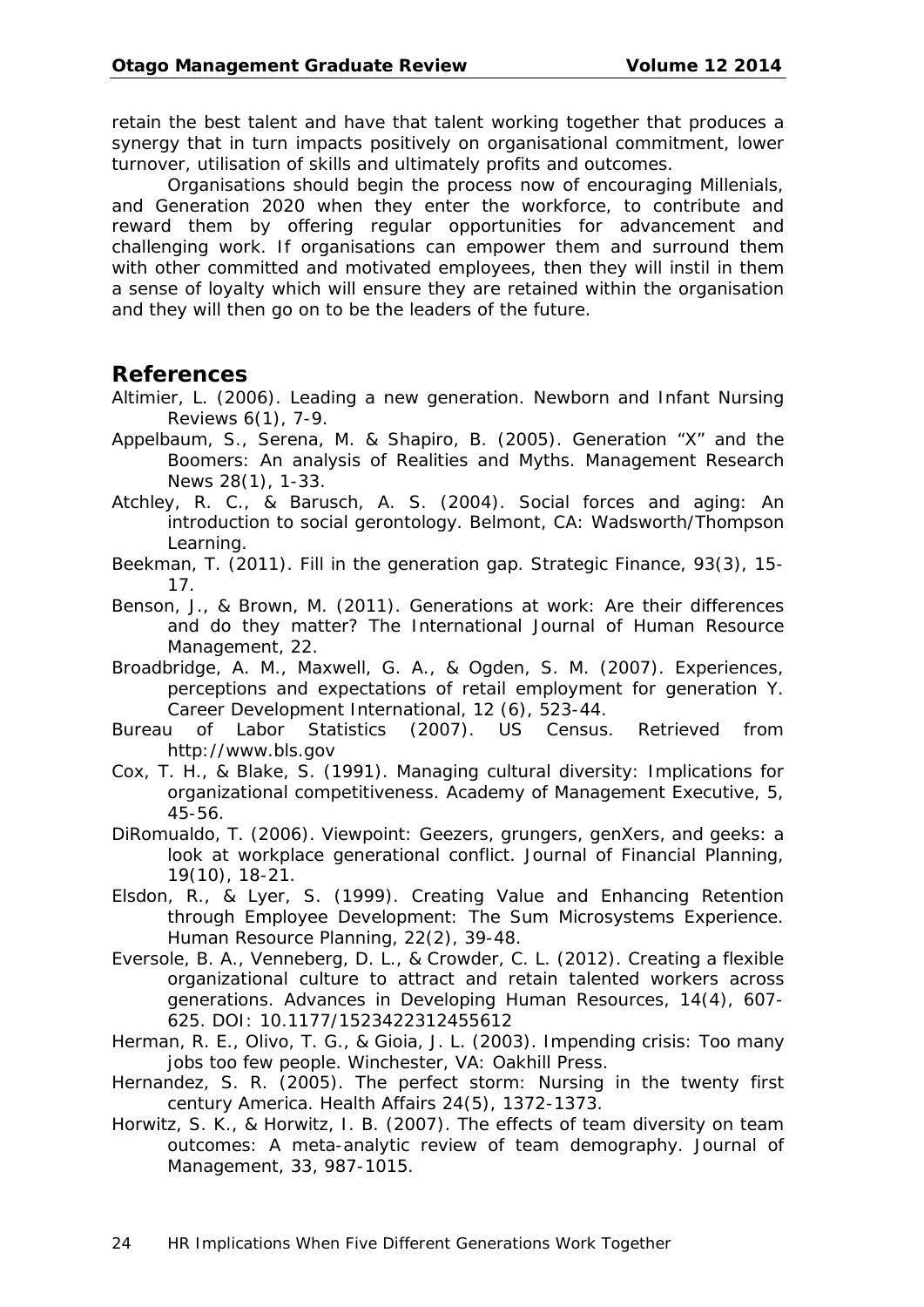retain the best talent and have that talent working together that produces a synergy that in turn impacts positively on organisational commitment, lower turnover, utilisation of skills and ultimately profits and outcomes.

Organisations should begin the process now of encouraging Millenials, and Generation 2020 when they enter the workforce, to contribute and reward them by offering regular opportunities for advancement and challenging work. If organisations can empower them and surround them with other committed and motivated employees, then they will instil in them a sense of loyalty which will ensure they are retained within the organisation and they will then go on to be the leaders of the future.

## References

Altimier, L. (2006). Leading a new generation. Newborn and Infant Nursing Reviews 6(1), 7-9.

Appelbaum, S., Serena, M. & Shapiro, B. (2005). Generation "X" and the Boomers: An analysis of Realities and Myths. Management Research News 28(1), 1-33.

Atchley, R. C., & Barusch, A. S. (2004). Social forces and aging: An introduction to social gerontology. Belmont, CA: Wadsworth/Thompson Learning.

Beekman, T. (2011). Fill in the generation gap. Strategic Finance, 93(3), 15-17.

Benson, J., & Brown, M. (2011). Generations at work: Are their differences and do they matter? The International Journal of Human Resource Management, 22.

Broadbridge, A. M., Maxwell, G. A., & Ogden, S. M. (2007). Experiences, perceptions and expectations of retail employment for generation Y. Career Development International, 12 (6), 523-44.

Bureau of Labor Statistics (2007). US Census. Retrieved from http://www.bls.gov

Cox, T. H., & Blake, S. (1991). Managing cultural diversity: Implications for organizational competitiveness. Academy of Management Executive, 5, 45-56.

DiRomualdo, T. (2006). Viewpoint: Geezers, grungers, genXers, and geeks: a look at workplace generational conflict. Journal of Financial Planning, 19(10), 18-21.

Elsdon, R., & Lyer, S. (1999). Creating Value and Enhancing Retention through Employee Development: The Sum Microsystems Experience. Human Resource Planning, 22(2), 39-48.

Eversole, B. A., Venneberg, D. L., & Crowder, C. L. (2012). Creating a flexible organizational culture to attract and retain talented workers across generations. Advances in Developing Human Resources, 14(4), 607-625. DOI: 10.1177/1523422312455612

Herman, R. E., Olivo, T. G., & Gioia, J. L. (2003). Impending crisis: Too many jobs too few people. Winchester, VA: Oakhill Press.

Hernandez, S. R. (2005). The perfect storm: Nursing in the twenty first century America. Health Affairs 24(5), 1372-1373.

Horwitz, S. K., & Horwitz, I. B. (2007). The effects of team diversity on team outcomes: A meta-analytic review of team demography. Journal of Management, 33, 987-1015.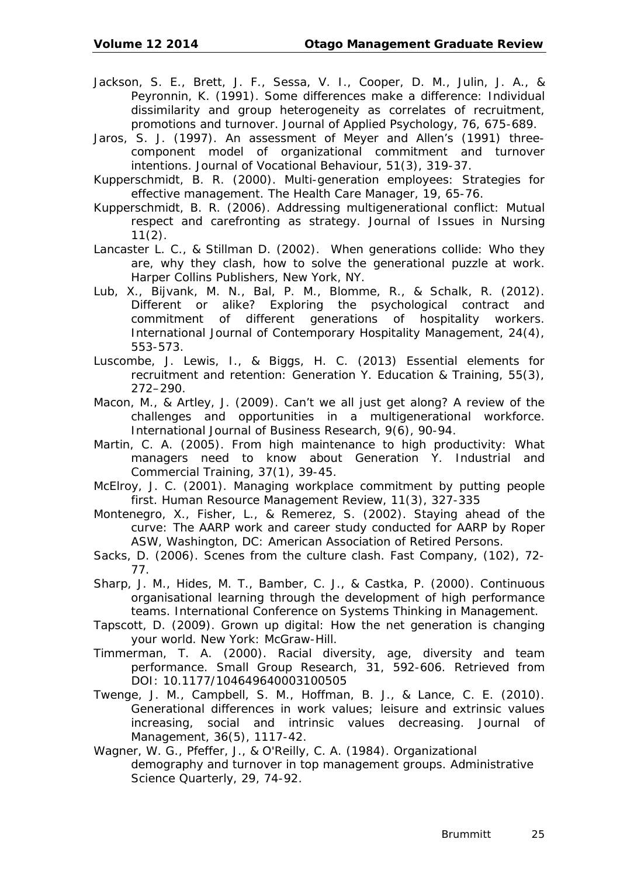Jackson, S. E., Brett, J. F., Sessa, V. I., Cooper, D. M., Julin, J. A., & Peyronnin, K. (1991). Some differences make a difference: Individual dissimilarity and group heterogeneity as correlates of recruitment, promotions and turnover. Journal of Applied Psychology, 76, 675-689.

Jaros, S. J. (1997). An assessment of Meyer and Allen's (1991) three-component model of organizational commitment and turnover intentions. Journal of Vocational Behaviour, 51(3), 319-37.

Kupperschmidt, B. R. (2000). Multi-generation employees: Strategies for effective management. The Health Care Manager, 19, 65-76.

Kupperschmidt, B. R. (2006). Addressing multigenerational conflict: Mutual respect and carefronting as strategy. Journal of Issues in Nursing 11(2).

Lancaster L. C., & Stillman D. (2002). When generations collide: Who they are, why they clash, how to solve the generational puzzle at work. Harper Collins Publishers, New York, NY.

Lub, X., Bijvank, M. N., Bal, P. M., Blomme, R., & Schalk, R. (2012). Different or alike? Exploring the psychological contract and commitment of different generations of hospitality workers. International Journal of Contemporary Hospitality Management, 24(4), 553-573.

Luscombe, J. Lewis, I., & Biggs, H. C. (2013) Essential elements for recruitment and retention: Generation Y. Education & Training, 55(3), 272–290.

Macon, M., & Artley, J. (2009). Can't we all just get along? A review of the challenges and opportunities in a multigenerational workforce. International Journal of Business Research, 9(6), 90-94.

Martin, C. A. (2005). From high maintenance to high productivity: What managers need to know about Generation Y. Industrial and Commercial Training, 37(1), 39-45.

McElroy, J. C. (2001). Managing workplace commitment by putting people first. Human Resource Management Review, 11(3), 327-335

Montenegro, X., Fisher, L., & Remerez, S. (2002). Staying ahead of the curve: The AARP work and career study conducted for AARP by Roper ASW, Washington, DC: American Association of Retired Persons.

Sacks, D. (2006). Scenes from the culture clash. Fast Company, (102), 72-77.

Sharp, J. M., Hides, M. T., Bamber, C. J., & Castka, P. (2000). Continuous organisational learning through the development of high performance teams. International Conference on Systems Thinking in Management.

Tapscott, D. (2009). Grown up digital: How the net generation is changing your world. New York: McGraw-Hill.

Timmerman, T. A. (2000). Racial diversity, age, diversity and team performance. Small Group Research, 31, 592-606. Retrieved from DOI: 10.1177/104649640003100505

Twenge, J. M., Campbell, S. M., Hoffman, B. J., & Lance, C. E. (2010). Generational differences in work values; leisure and extrinsic values increasing, social and intrinsic values decreasing. Journal of Management, 36(5), 1117-42.

Wagner, W. G., Pfeffer, J., & O'Reilly, C. A. (1984). Organizational demography and turnover in top management groups. Administrative Science Quarterly, 29, 74-92.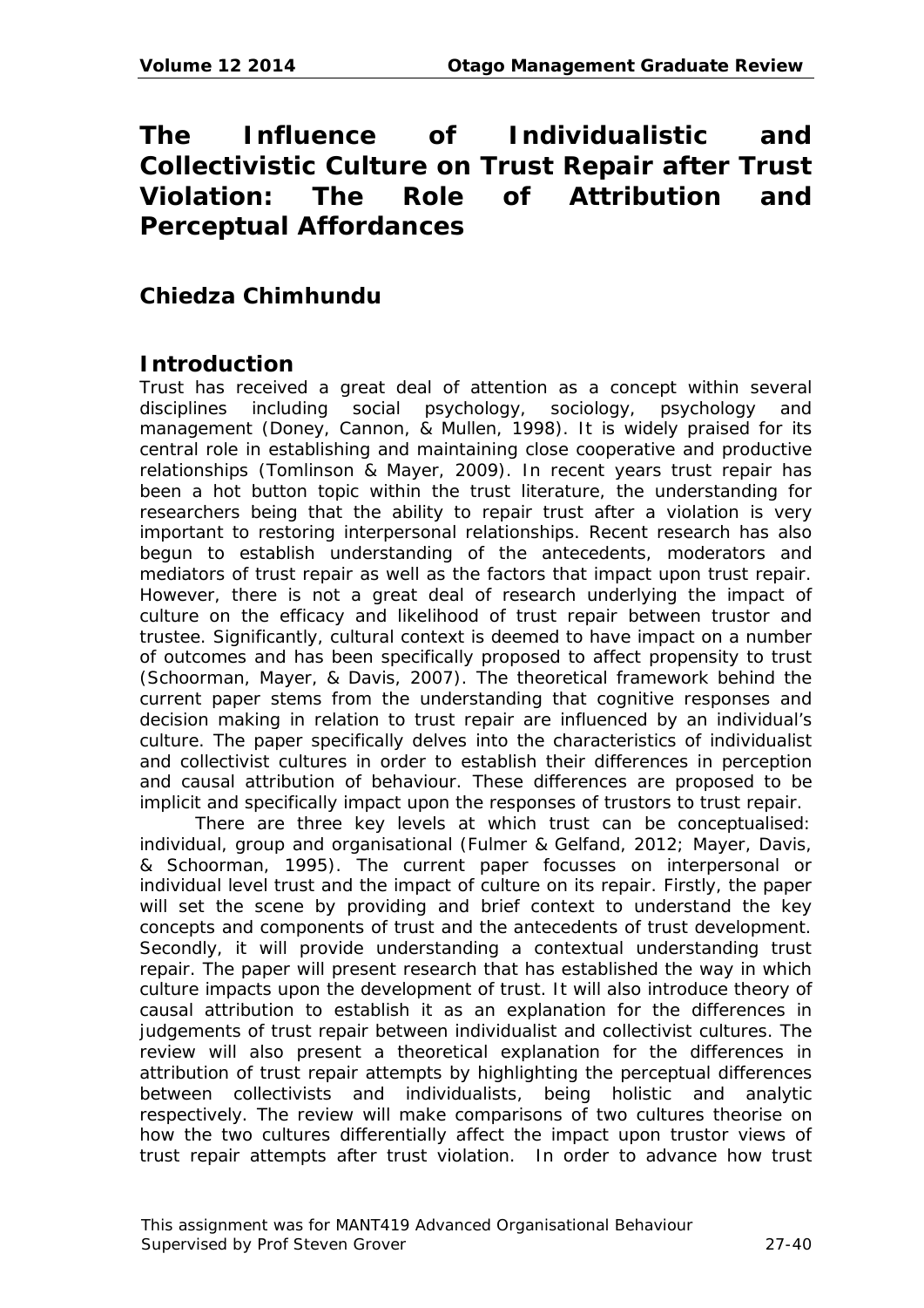# The Influence of Individualistic and Collectivistic Culture on Trust Repair after Trust Violation: The Role of Attribution and Perceptual Affordances

## Chiedza Chimhundu

## Introduction

Trust has received a great deal of attention as a concept within several disciplines including social psychology, sociology, psychology and management (Doney, Cannon, & Mullen, 1998). It is widely praised for its central role in establishing and maintaining close cooperative and productive relationships (Tomlinson & Mayer, 2009). In recent years trust repair has been a hot button topic within the trust literature, the understanding for researchers being that the ability to repair trust after a violation is very important to restoring interpersonal relationships. Recent research has also begun to establish understanding of the antecedents, moderators and mediators of trust repair as well as the factors that impact upon trust repair. However, there is not a great deal of research underlying the impact of culture on the efficacy and likelihood of trust repair between trustor and trustee. Significantly, cultural context is deemed to have impact on a number of outcomes and has been specifically proposed to affect propensity to trust (Schoorman, Mayer, & Davis, 2007). The theoretical framework behind the current paper stems from the understanding that cognitive responses and decision making in relation to trust repair are influenced by an individual's culture. The paper specifically delves into the characteristics of individualist and collectivist cultures in order to establish their differences in perception and causal attribution of behaviour. These differences are proposed to be implicit and specifically impact upon the responses of trustors to trust repair.

There are three key levels at which trust can be conceptualised: individual, group and organisational (Fulmer & Gelfand, 2012; Mayer, Davis, & Schoorman, 1995). The current paper focusses on interpersonal or individual level trust and the impact of culture on its repair. Firstly, the paper will set the scene by providing and brief context to understand the key concepts and components of trust and the antecedents of trust development. Secondly, it will provide understanding a contextual understanding trust repair. The paper will present research that has established the way in which culture impacts upon the development of trust. It will also introduce theory of causal attribution to establish it as an explanation for the differences in judgements of trust repair between individualist and collectivist cultures. The review will also present a theoretical explanation for the differences in attribution of trust repair attempts by highlighting the perceptual differences between collectivists and individualists, being holistic and analytic respectively. The review will make comparisons of two cultures theorise on how the two cultures differentially affect the impact upon trustor views of trust repair attempts after trust violation. In order to advance how trust

This assignment was for MANT419 Advanced Organisational Behaviour
Supervised by Prof Steven Grover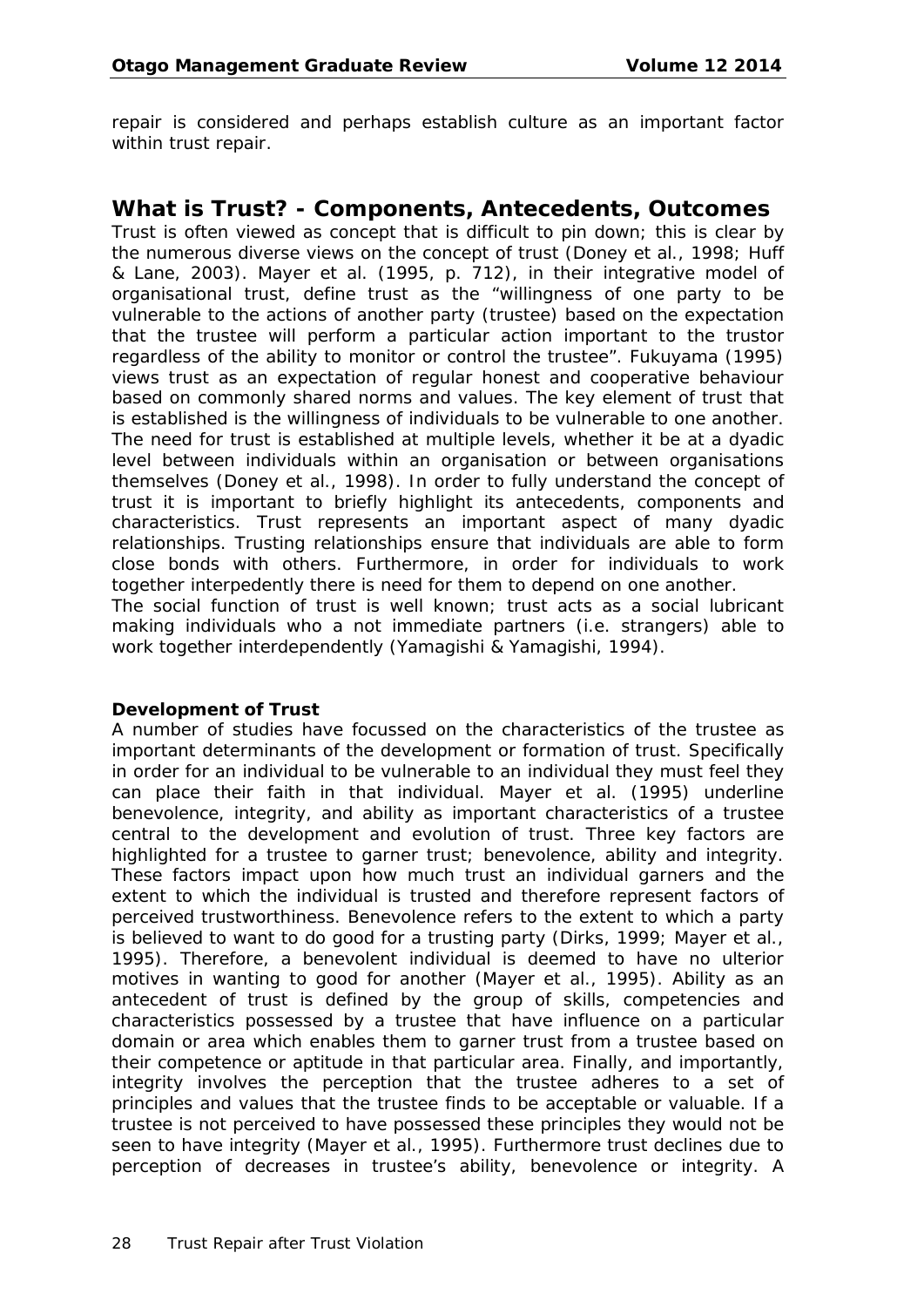repair is considered and perhaps establish culture as an important factor within trust repair.

## What is Trust? - Components, Antecedents, Outcomes

Trust is often viewed as concept that is difficult to pin down; this is clear by the numerous diverse views on the concept of trust (Doney et al., 1998; Huff & Lane, 2003). Mayer et al. (1995, p. 712), in their integrative model of organisational trust, define trust as the "willingness of one party to be vulnerable to the actions of another party (trustee) based on the expectation that the trustee will perform a particular action important to the trustor regardless of the ability to monitor or control the trustee". Fukuyama (1995) views trust as an expectation of regular honest and cooperative behaviour based on commonly shared norms and values. The key element of trust that is established is the willingness of individuals to be vulnerable to one another. The need for trust is established at multiple levels, whether it be at a dyadic level between individuals within an organisation or between organisations themselves (Doney et al., 1998). In order to fully understand the concept of trust it is important to briefly highlight its antecedents, components and characteristics. Trust represents an important aspect of many dyadic relationships. Trusting relationships ensure that individuals are able to form close bonds with others. Furthermore, in order for individuals to work together interpedently there is need for them to depend on one another.

The social function of trust is well known; trust acts as a social lubricant making individuals who a not immediate partners (i.e. strangers) able to work together interdependently (Yamagishi & Yamagishi, 1994).

### Development of Trust

A number of studies have focussed on the characteristics of the trustee as important determinants of the development or formation of trust. Specifically in order for an individual to be vulnerable to an individual they must feel they can place their faith in that individual. Mayer et al. (1995) underline benevolence, integrity, and ability as important characteristics of a trustee central to the development and evolution of trust. Three key factors are highlighted for a trustee to garner trust; benevolence, ability and integrity. These factors impact upon how much trust an individual garners and the extent to which the individual is trusted and therefore represent factors of perceived trustworthiness. Benevolence refers to the extent to which a party is believed to want to do good for a trusting party (Dirks, 1999; Mayer et al., 1995). Therefore, a benevolent individual is deemed to have no ulterior motives in wanting to good for another (Mayer et al., 1995). Ability as an antecedent of trust is defined by the group of skills, competencies and characteristics possessed by a trustee that have influence on a particular domain or area which enables them to garner trust from a trustee based on their competence or aptitude in that particular area. Finally, and importantly, integrity involves the perception that the trustee adheres to a set of principles and values that the trustee finds to be acceptable or valuable. If a trustee is not perceived to have possessed these principles they would not be seen to have integrity (Mayer et al., 1995). Furthermore trust declines due to perception of decreases in trustee's ability, benevolence or integrity. A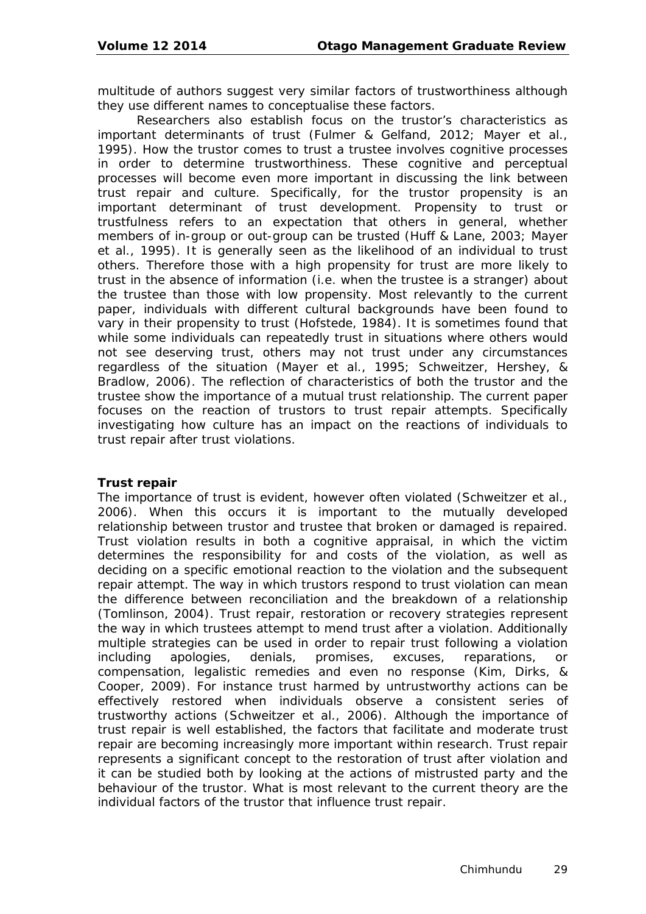multitude of authors suggest very similar factors of trustworthiness although they use different names to conceptualise these factors.

Researchers also establish focus on the trustor's characteristics as important determinants of trust (Fulmer & Gelfand, 2012; Mayer et al., 1995). How the trustor comes to trust a trustee involves cognitive processes in order to determine trustworthiness. These cognitive and perceptual processes will become even more important in discussing the link between trust repair and culture. Specifically, for the trustor propensity is an important determinant of trust development. Propensity to trust or trustfulness refers to an expectation that others in general, whether members of in-group or out-group can be trusted (Huff & Lane, 2003; Mayer et al., 1995). It is generally seen as the likelihood of an individual to trust others. Therefore those with a high propensity for trust are more likely to trust in the absence of information (i.e. when the trustee is a stranger) about the trustee than those with low propensity. Most relevantly to the current paper, individuals with different cultural backgrounds have been found to vary in their propensity to trust (Hofstede, 1984). It is sometimes found that while some individuals can repeatedly trust in situations where others would not see deserving trust, others may not trust under any circumstances regardless of the situation (Mayer et al., 1995; Schweitzer, Hershey, & Bradlow, 2006). The reflection of characteristics of both the trustor and the trustee show the importance of a mutual trust relationship. The current paper focuses on the reaction of trustors to trust repair attempts. Specifically investigating how culture has an impact on the reactions of individuals to trust repair after trust violations.

**Trust repair**

The importance of trust is evident, however often violated (Schweitzer et al., 2006). When this occurs it is important to the mutually developed relationship between trustor and trustee that broken or damaged is repaired. Trust violation results in both a cognitive appraisal, in which the victim determines the responsibility for and costs of the violation, as well as deciding on a specific emotional reaction to the violation and the subsequent repair attempt. The way in which trustors respond to trust violation can mean the difference between reconciliation and the breakdown of a relationship (Tomlinson, 2004). Trust repair, restoration or recovery strategies represent the way in which trustees attempt to mend trust after a violation. Additionally multiple strategies can be used in order to repair trust following a violation including apologies, denials, promises, excuses, reparations, or compensation, legalistic remedies and even no response (Kim, Dirks, & Cooper, 2009). For instance trust harmed by untrustworthy actions can be effectively restored when individuals observe a consistent series of trustworthy actions (Schweitzer et al., 2006). Although the importance of trust repair is well established, the factors that facilitate and moderate trust repair are becoming increasingly more important within research. Trust repair represents a significant concept to the restoration of trust after violation and it can be studied both by looking at the actions of mistrusted party and the behaviour of the trustor. What is most relevant to the current theory are the individual factors of the trustor that influence trust repair.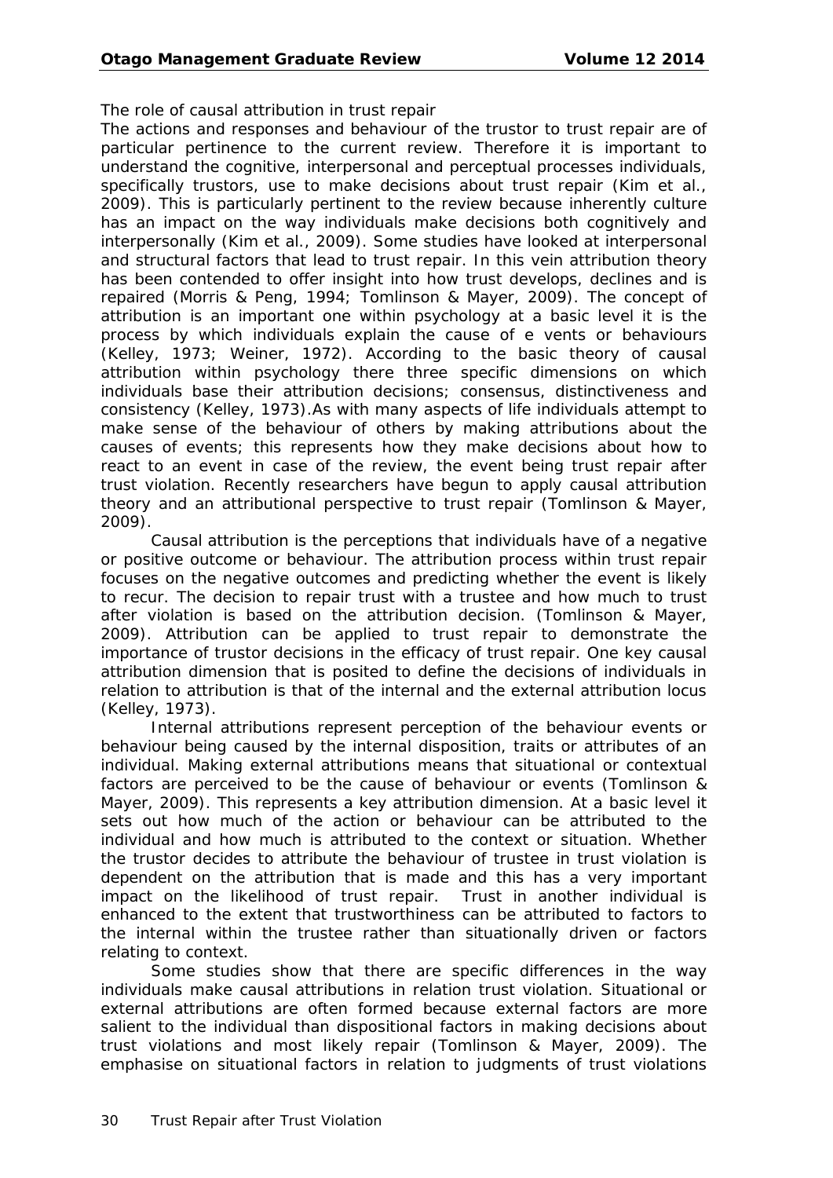*The role of causal attribution in trust repair*

The actions and responses and behaviour of the trustor to trust repair are of particular pertinence to the current review. Therefore it is important to understand the cognitive, interpersonal and perceptual processes individuals, specifically trustors, use to make decisions about trust repair (Kim et al., 2009). This is particularly pertinent to the review because inherently culture has an impact on the way individuals make decisions both cognitively and interpersonally (Kim et al., 2009). Some studies have looked at interpersonal and structural factors that lead to trust repair. In this vein attribution theory has been contended to offer insight into how trust develops, declines and is repaired (Morris & Peng, 1994; Tomlinson & Mayer, 2009). The concept of attribution is an important one within psychology at a basic level it is the process by which individuals explain the cause of e vents or behaviours (Kelley, 1973; Weiner, 1972). According to the basic theory of causal attribution within psychology there three specific dimensions on which individuals base their attribution decisions; consensus, distinctiveness and consistency (Kelley, 1973).As with many aspects of life individuals attempt to make sense of the behaviour of others by making attributions about the causes of events; this represents how they make decisions about how to react to an event in case of the review, the event being trust repair after trust violation. Recently researchers have begun to apply causal attribution theory and an attributional perspective to trust repair (Tomlinson & Mayer, 2009).

Causal attribution is the perceptions that individuals have of a negative or positive outcome or behaviour. The attribution process within trust repair focuses on the negative outcomes and predicting whether the event is likely to recur. The decision to repair trust with a trustee and how much to trust after violation is based on the attribution decision. (Tomlinson & Mayer, 2009). Attribution can be applied to trust repair to demonstrate the importance of trustor decisions in the efficacy of trust repair. One key causal attribution dimension that is posited to define the decisions of individuals in relation to attribution is that of the internal and the external attribution locus (Kelley, 1973).

Internal attributions represent perception of the behaviour events or behaviour being caused by the internal disposition, traits or attributes of an individual. Making external attributions means that situational or contextual factors are perceived to be the cause of behaviour or events (Tomlinson & Mayer, 2009). This represents a key attribution dimension. At a basic level it sets out how much of the action or behaviour can be attributed to the individual and how much is attributed to the context or situation. Whether the trustor decides to attribute the behaviour of trustee in trust violation is dependent on the attribution that is made and this has a very important impact on the likelihood of trust repair. Trust in another individual is enhanced to the extent that trustworthiness can be attributed to factors to the internal within the trustee rather than situationally driven or factors relating to context.

Some studies show that there are specific differences in the way individuals make causal attributions in relation trust violation. Situational or external attributions are often formed because external factors are more salient to the individual than dispositional factors in making decisions about trust violations and most likely repair (Tomlinson & Mayer, 2009). The emphasise on situational factors in relation to judgments of trust violations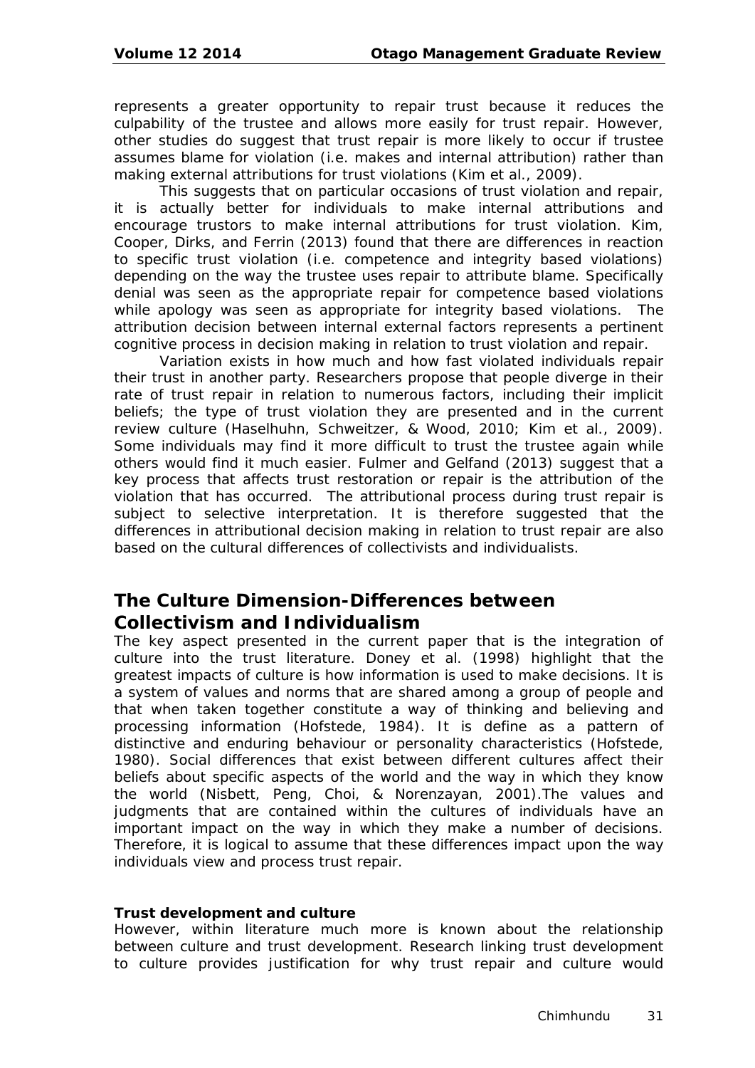represents a greater opportunity to repair trust because it reduces the culpability of the trustee and allows more easily for trust repair. However, other studies do suggest that trust repair is more likely to occur if trustee assumes blame for violation (i.e. makes and internal attribution) rather than making external attributions for trust violations (Kim et al., 2009).

This suggests that on particular occasions of trust violation and repair, it is actually better for individuals to make internal attributions and encourage trustors to make internal attributions for trust violation. Kim, Cooper, Dirks, and Ferrin (2013) found that there are differences in reaction to specific trust violation (i.e. competence and integrity based violations) depending on the way the trustee uses repair to attribute blame. Specifically denial was seen as the appropriate repair for competence based violations while apology was seen as appropriate for integrity based violations. The attribution decision between internal external factors represents a pertinent cognitive process in decision making in relation to trust violation and repair.

Variation exists in how much and how fast violated individuals repair their trust in another party. Researchers propose that people diverge in their rate of trust repair in relation to numerous factors, including their implicit beliefs; the type of trust violation they are presented and in the current review culture (Haselhuhn, Schweitzer, & Wood, 2010; Kim et al., 2009). Some individuals may find it more difficult to trust the trustee again while others would find it much easier. Fulmer and Gelfand (2013) suggest that a key process that affects trust restoration or repair is the attribution of the violation that has occurred. The attributional process during trust repair is subject to selective interpretation. It is therefore suggested that the differences in attributional decision making in relation to trust repair are also based on the cultural differences of collectivists and individualists.

## The Culture Dimension-Differences between Collectivism and Individualism

The key aspect presented in the current paper that is the integration of culture into the trust literature. Doney et al. (1998) highlight that the greatest impacts of culture is how information is used to make decisions. It is a system of values and norms that are shared among a group of people and that when taken together constitute a way of thinking and believing and processing information (Hofstede, 1984). It is define as a pattern of distinctive and enduring behaviour or personality characteristics (Hofstede, 1980). Social differences that exist between different cultures affect their beliefs about specific aspects of the world and the way in which they know the world (Nisbett, Peng, Choi, & Norenzayan, 2001).The values and judgments that are contained within the cultures of individuals have an important impact on the way in which they make a number of decisions. Therefore, it is logical to assume that these differences impact upon the way individuals view and process trust repair.

**Trust development and culture**

However, within literature much more is known about the relationship between culture and trust development. Research linking trust development to culture provides justification for why trust repair and culture would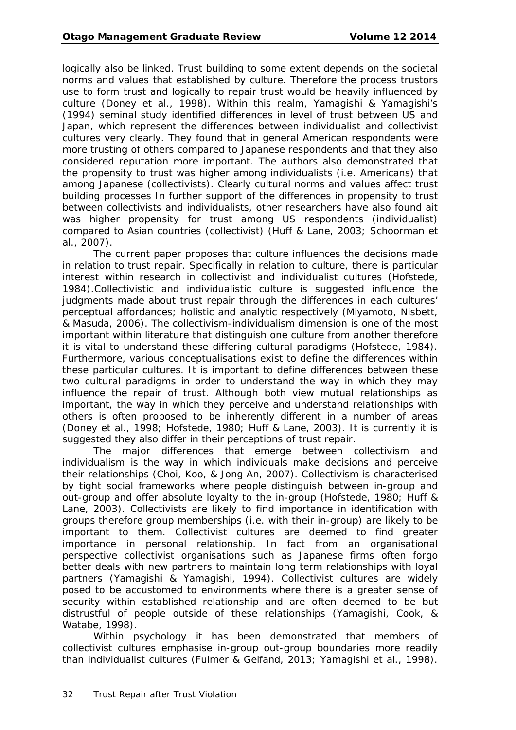logically also be linked. Trust building to some extent depends on the societal norms and values that established by culture. Therefore the process trustors use to form trust and logically to repair trust would be heavily influenced by culture (Doney et al., 1998). Within this realm, Yamagishi & Yamagishi's (1994) seminal study identified differences in level of trust between US and Japan, which represent the differences between individualist and collectivist cultures very clearly. They found that in general American respondents were more trusting of others compared to Japanese respondents and that they also considered reputation more important. The authors also demonstrated that the propensity to trust was higher among individualists (i.e. Americans) that among Japanese (collectivists). Clearly cultural norms and values affect trust building processes In further support of the differences in propensity to trust between collectivists and individualists, other researchers have also found ait was higher propensity for trust among US respondents (individualist) compared to Asian countries (collectivist) (Huff & Lane, 2003; Schoorman et al., 2007).

The current paper proposes that culture influences the decisions made in relation to trust repair. Specifically in relation to culture, there is particular interest within research in collectivist and individualist cultures (Hofstede, 1984).Collectivistic and individualistic culture is suggested influence the judgments made about trust repair through the differences in each cultures' perceptual affordances; holistic and analytic respectively (Miyamoto, Nisbett, & Masuda, 2006). The collectivism-individualism dimension is one of the most important within literature that distinguish one culture from another therefore it is vital to understand these differing cultural paradigms (Hofstede, 1984). Furthermore, various conceptualisations exist to define the differences within these particular cultures. It is important to define differences between these two cultural paradigms in order to understand the way in which they may influence the repair of trust. Although both view mutual relationships as important, the way in which they perceive and understand relationships with others is often proposed to be inherently different in a number of areas (Doney et al., 1998; Hofstede, 1980; Huff & Lane, 2003). It is currently it is suggested they also differ in their perceptions of trust repair.

The major differences that emerge between collectivism and individualism is the way in which individuals make decisions and perceive their relationships (Choi, Koo, & Jong An, 2007). Collectivism is characterised by tight social frameworks where people distinguish between in-group and out-group and offer absolute loyalty to the in-group (Hofstede, 1980; Huff & Lane, 2003). Collectivists are likely to find importance in identification with groups therefore group memberships (i.e. with their in-group) are likely to be important to them. Collectivist cultures are deemed to find greater importance in personal relationship. In fact from an organisational perspective collectivist organisations such as Japanese firms often forgo better deals with new partners to maintain long term relationships with loyal partners (Yamagishi & Yamagishi, 1994). Collectivist cultures are widely posed to be accustomed to environments where there is a greater sense of security within established relationship and are often deemed to be but distrustful of people outside of these relationships (Yamagishi, Cook, & Watabe, 1998).

Within psychology it has been demonstrated that members of collectivist cultures emphasise in-group out-group boundaries more readily than individualist cultures (Fulmer & Gelfand, 2013; Yamagishi et al., 1998).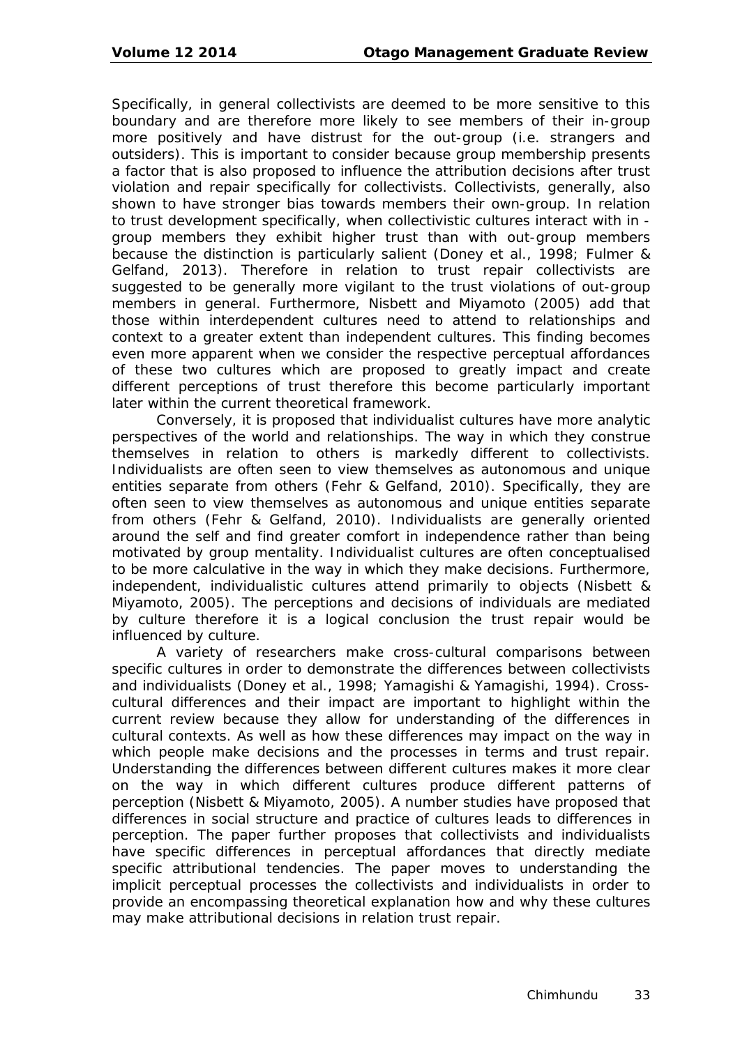Specifically, in general collectivists are deemed to be more sensitive to this boundary and are therefore more likely to see members of their in-group more positively and have distrust for the out-group (i.e. strangers and outsiders). This is important to consider because group membership presents a factor that is also proposed to influence the attribution decisions after trust violation and repair specifically for collectivists. Collectivists, generally, also shown to have stronger bias towards members their own-group. In relation to trust development specifically, when collectivistic cultures interact with in - group members they exhibit higher trust than with out-group members because the distinction is particularly salient (Doney et al., 1998; Fulmer & Gelfand, 2013). Therefore in relation to trust repair collectivists are suggested to be generally more vigilant to the trust violations of out-group members in general. Furthermore, Nisbett and Miyamoto (2005) add that those within interdependent cultures need to attend to relationships and context to a greater extent than independent cultures. This finding becomes even more apparent when we consider the respective perceptual affordances of these two cultures which are proposed to greatly impact and create different perceptions of trust therefore this become particularly important later within the current theoretical framework.

Conversely, it is proposed that individualist cultures have more analytic perspectives of the world and relationships. The way in which they construe themselves in relation to others is markedly different to collectivists. Individualists are often seen to view themselves as autonomous and unique entities separate from others (Fehr & Gelfand, 2010). Specifically, they are often seen to view themselves as autonomous and unique entities separate from others (Fehr & Gelfand, 2010). Individualists are generally oriented around the self and find greater comfort in independence rather than being motivated by group mentality. Individualist cultures are often conceptualised to be more calculative in the way in which they make decisions. Furthermore, independent, individualistic cultures attend primarily to objects (Nisbett & Miyamoto, 2005). The perceptions and decisions of individuals are mediated by culture therefore it is a logical conclusion the trust repair would be influenced by culture.

A variety of researchers make cross-cultural comparisons between specific cultures in order to demonstrate the differences between collectivists and individualists (Doney et al., 1998; Yamagishi & Yamagishi, 1994). Cross-cultural differences and their impact are important to highlight within the current review because they allow for understanding of the differences in cultural contexts. As well as how these differences may impact on the way in which people make decisions and the processes in terms and trust repair. Understanding the differences between different cultures makes it more clear on the way in which different cultures produce different patterns of perception (Nisbett & Miyamoto, 2005). A number studies have proposed that differences in social structure and practice of cultures leads to differences in perception. The paper further proposes that collectivists and individualists have specific differences in perceptual affordances that directly mediate specific attributional tendencies. The paper moves to understanding the implicit perceptual processes the collectivists and individualists in order to provide an encompassing theoretical explanation how and why these cultures may make attributional decisions in relation trust repair.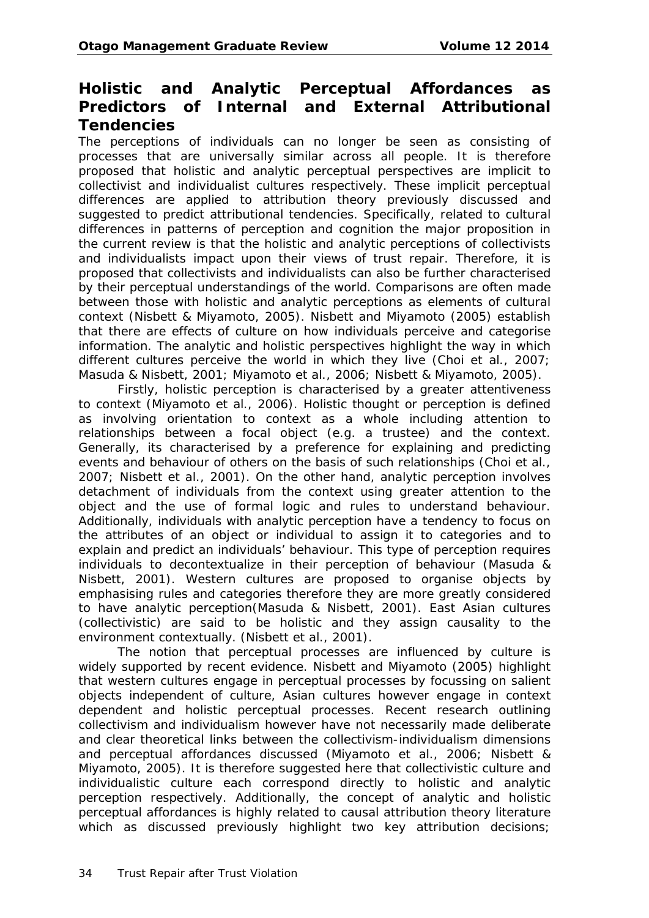## Holistic and Analytic Perceptual Affordances as Predictors of Internal and External Attributional Tendencies

The perceptions of individuals can no longer be seen as consisting of processes that are universally similar across all people. It is therefore proposed that holistic and analytic perceptual perspectives are implicit to collectivist and individualist cultures respectively. These implicit perceptual differences are applied to attribution theory previously discussed and suggested to predict attributional tendencies. Specifically, related to cultural differences in patterns of perception and cognition the major proposition in the current review is that the holistic and analytic perceptions of collectivists and individualists impact upon their views of trust repair. Therefore, it is proposed that collectivists and individualists can also be further characterised by their perceptual understandings of the world. Comparisons are often made between those with holistic and analytic perceptions as elements of cultural context (Nisbett & Miyamoto, 2005). Nisbett and Miyamoto (2005) establish that there are effects of culture on how individuals perceive and categorise information. The analytic and holistic perspectives highlight the way in which different cultures perceive the world in which they live (Choi et al., 2007; Masuda & Nisbett, 2001; Miyamoto et al., 2006; Nisbett & Miyamoto, 2005).

Firstly, holistic perception is characterised by a greater attentiveness to context (Miyamoto et al., 2006). Holistic thought or perception is defined as involving orientation to context as a whole including attention to relationships between a focal object (e.g. a trustee) and the context. Generally, its characterised by a preference for explaining and predicting events and behaviour of others on the basis of such relationships (Choi et al., 2007; Nisbett et al., 2001). On the other hand, analytic perception involves detachment of individuals from the context using greater attention to the object and the use of formal logic and rules to understand behaviour. Additionally, individuals with analytic perception have a tendency to focus on the attributes of an object or individual to assign it to categories and to explain and predict an individuals' behaviour. This type of perception requires individuals to decontextualize in their perception of behaviour (Masuda & Nisbett, 2001). Western cultures are proposed to organise objects by emphasising rules and categories therefore they are more greatly considered to have analytic perception(Masuda & Nisbett, 2001). East Asian cultures (collectivistic) are said to be holistic and they assign causality to the environment contextually. (Nisbett et al., 2001).

The notion that perceptual processes are influenced by culture is widely supported by recent evidence. Nisbett and Miyamoto (2005) highlight that western cultures engage in perceptual processes by focussing on salient objects independent of culture, Asian cultures however engage in context dependent and holistic perceptual processes. Recent research outlining collectivism and individualism however have not necessarily made deliberate and clear theoretical links between the collectivism-individualism dimensions and perceptual affordances discussed (Miyamoto et al., 2006; Nisbett & Miyamoto, 2005). It is therefore suggested here that collectivistic culture and individualistic culture each correspond directly to holistic and analytic perception respectively. Additionally, the concept of analytic and holistic perceptual affordances is highly related to causal attribution theory literature which as discussed previously highlight two key attribution decisions;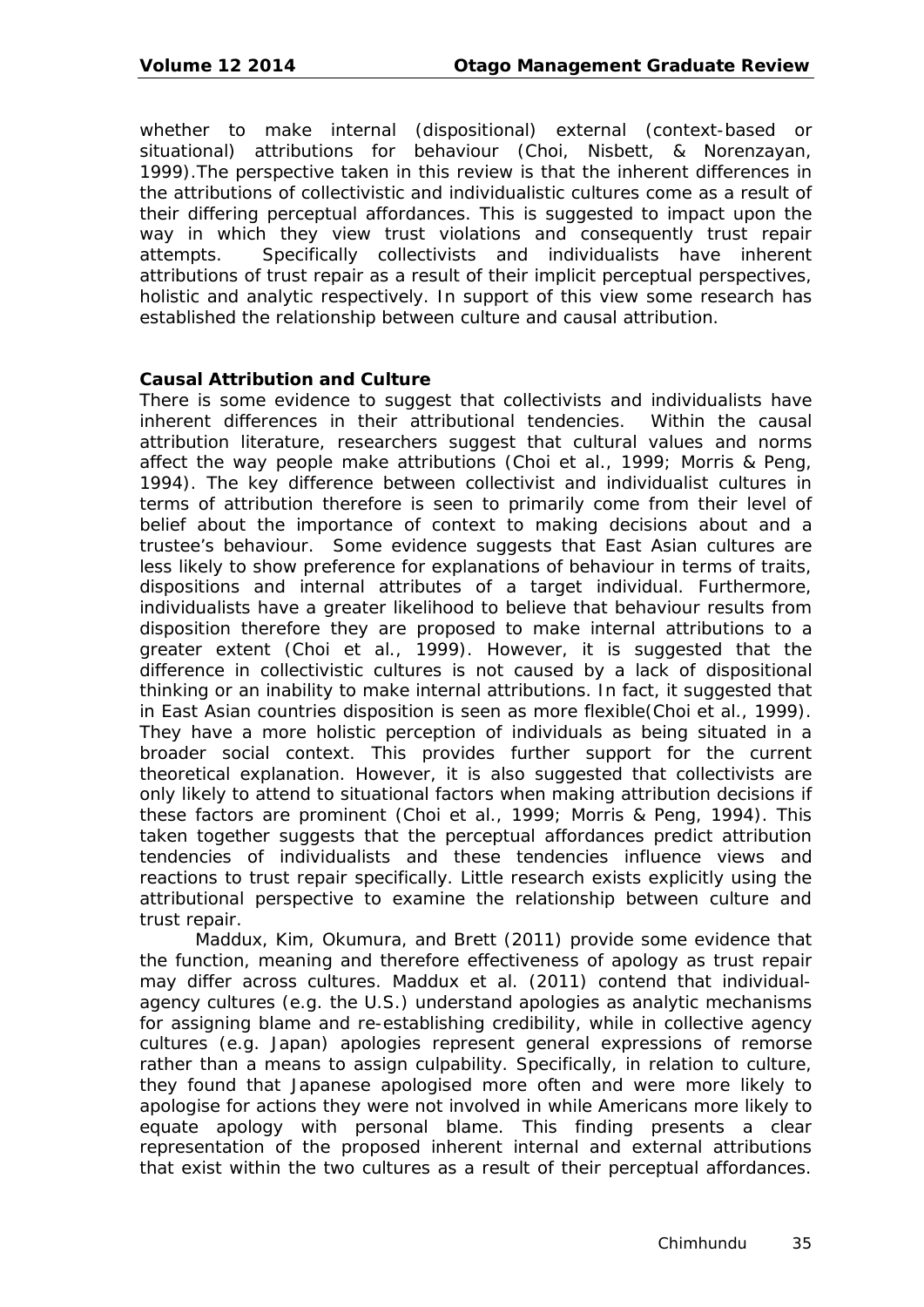whether to make internal (dispositional) external (context-based or situational) attributions for behaviour (Choi, Nisbett, & Norenzayan, 1999).The perspective taken in this review is that the inherent differences in the attributions of collectivistic and individualistic cultures come as a result of their differing perceptual affordances. This is suggested to impact upon the way in which they view trust violations and consequently trust repair attempts. Specifically collectivists and individualists have inherent attributions of trust repair as a result of their implicit perceptual perspectives, holistic and analytic respectively. In support of this view some research has established the relationship between culture and causal attribution.

**Causal Attribution and Culture**

There is some evidence to suggest that collectivists and individualists have inherent differences in their attributional tendencies. Within the causal attribution literature, researchers suggest that cultural values and norms affect the way people make attributions (Choi et al., 1999; Morris & Peng, 1994). The key difference between collectivist and individualist cultures in terms of attribution therefore is seen to primarily come from their level of belief about the importance of context to making decisions about and a trustee's behaviour. Some evidence suggests that East Asian cultures are less likely to show preference for explanations of behaviour in terms of traits, dispositions and internal attributes of a target individual. Furthermore, individualists have a greater likelihood to believe that behaviour results from disposition therefore they are proposed to make internal attributions to a greater extent (Choi et al., 1999). However, it is suggested that the difference in collectivistic cultures is not caused by a lack of dispositional thinking or an inability to make internal attributions. In fact, it suggested that in East Asian countries disposition is seen as more flexible(Choi et al., 1999). They have a more holistic perception of individuals as being situated in a broader social context. This provides further support for the current theoretical explanation. However, it is also suggested that collectivists are only likely to attend to situational factors when making attribution decisions if these factors are prominent (Choi et al., 1999; Morris & Peng, 1994). This taken together suggests that the perceptual affordances predict attribution tendencies of individualists and these tendencies influence views and reactions to trust repair specifically. Little research exists explicitly using the attributional perspective to examine the relationship between culture and trust repair.

Maddux, Kim, Okumura, and Brett (2011) provide some evidence that the function, meaning and therefore effectiveness of apology as trust repair may differ across cultures. Maddux et al. (2011) contend that individual-agency cultures (e.g. the U.S.) understand apologies as analytic mechanisms for assigning blame and re-establishing credibility, while in collective agency cultures (e.g. Japan) apologies represent general expressions of remorse rather than a means to assign culpability. Specifically, in relation to culture, they found that Japanese apologised more often and were more likely to apologise for actions they were not involved in while Americans more likely to equate apology with personal blame. This finding presents a clear representation of the proposed inherent internal and external attributions that exist within the two cultures as a result of their perceptual affordances.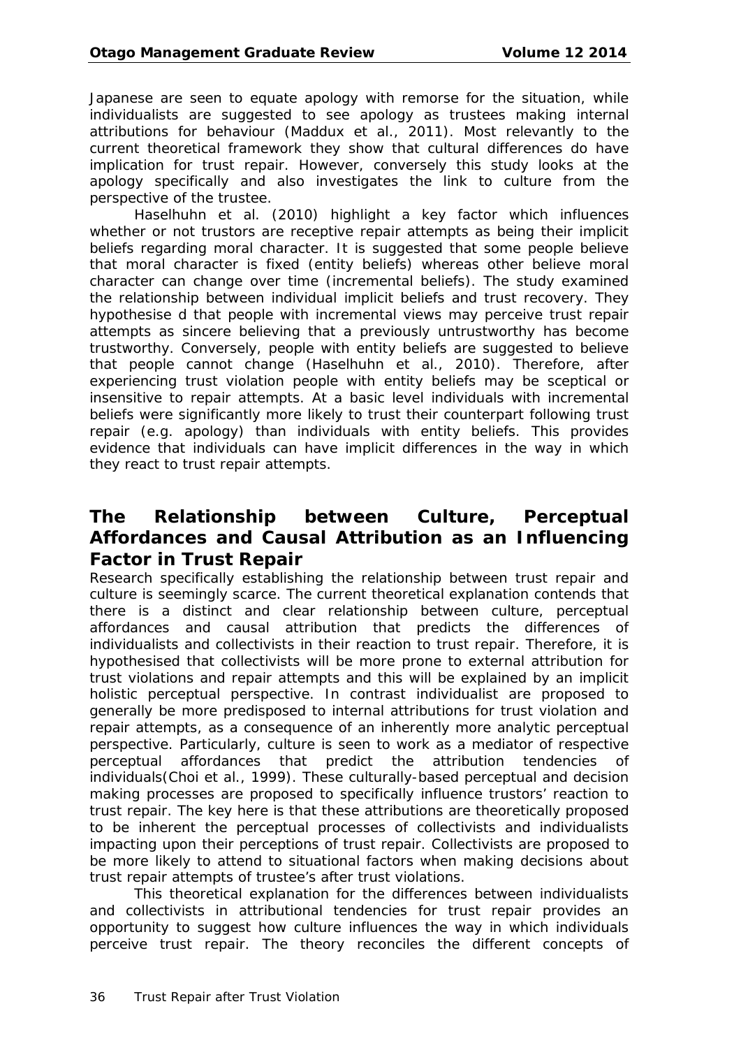Japanese are seen to equate apology with remorse for the situation, while individualists are suggested to see apology as trustees making internal attributions for behaviour (Maddux et al., 2011). Most relevantly to the current theoretical framework they show that cultural differences do have implication for trust repair. However, conversely this study looks at the apology specifically and also investigates the link to culture from the perspective of the trustee.

Haselhuhn et al. (2010) highlight a key factor which influences whether or not trustors are receptive repair attempts as being their implicit beliefs regarding moral character. It is suggested that some people believe that moral character is fixed (entity beliefs) whereas other believe moral character can change over time (incremental beliefs). The study examined the relationship between individual implicit beliefs and trust recovery. They hypothesise d that people with incremental views may perceive trust repair attempts as sincere believing that a previously untrustworthy has become trustworthy. Conversely, people with entity beliefs are suggested to believe that people cannot change (Haselhuhn et al., 2010). Therefore, after experiencing trust violation people with entity beliefs may be sceptical or insensitive to repair attempts. At a basic level individuals with incremental beliefs were significantly more likely to trust their counterpart following trust repair (e.g. apology) than individuals with entity beliefs. This provides evidence that individuals can have implicit differences in the way in which they react to trust repair attempts.

## The Relationship between Culture, Perceptual Affordances and Causal Attribution as an Influencing Factor in Trust Repair

Research specifically establishing the relationship between trust repair and culture is seemingly scarce. The current theoretical explanation contends that there is a distinct and clear relationship between culture, perceptual affordances and causal attribution that predicts the differences of individualists and collectivists in their reaction to trust repair. Therefore, it is hypothesised that collectivists will be more prone to external attribution for trust violations and repair attempts and this will be explained by an implicit holistic perceptual perspective. In contrast individualist are proposed to generally be more predisposed to internal attributions for trust violation and repair attempts, as a consequence of an inherently more analytic perceptual perspective. Particularly, culture is seen to work as a mediator of respective perceptual affordances that predict the attribution tendencies of individuals(Choi et al., 1999). These culturally-based perceptual and decision making processes are proposed to specifically influence trustors' reaction to trust repair. The key here is that these attributions are theoretically proposed to be inherent the perceptual processes of collectivists and individualists impacting upon their perceptions of trust repair. Collectivists are proposed to be more likely to attend to situational factors when making decisions about trust repair attempts of trustee's after trust violations.

This theoretical explanation for the differences between individualists and collectivists in attributional tendencies for trust repair provides an opportunity to suggest how culture influences the way in which individuals perceive trust repair. The theory reconciles the different concepts of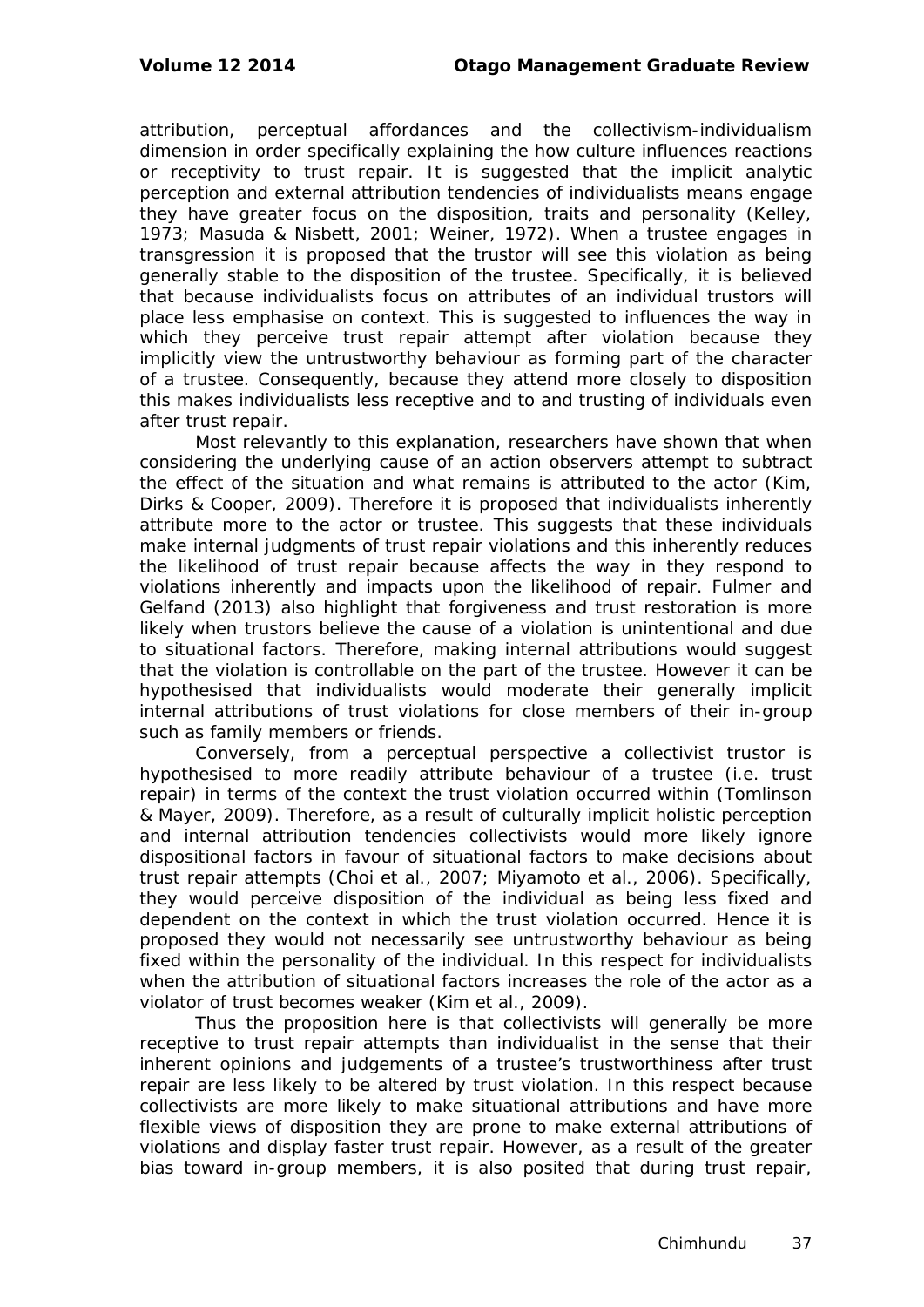attribution, perceptual affordances and the collectivism-individualism dimension in order specifically explaining the how culture influences reactions or receptivity to trust repair. It is suggested that the implicit analytic perception and external attribution tendencies of individualists means engage they have greater focus on the disposition, traits and personality (Kelley, 1973; Masuda & Nisbett, 2001; Weiner, 1972). When a trustee engages in transgression it is proposed that the trustor will see this violation as being generally stable to the disposition of the trustee. Specifically, it is believed that because individualists focus on attributes of an individual trustors will place less emphasise on context. This is suggested to influences the way in which they perceive trust repair attempt after violation because they implicitly view the untrustworthy behaviour as forming part of the character of a trustee. Consequently, because they attend more closely to disposition this makes individualists less receptive and to and trusting of individuals even after trust repair.

Most relevantly to this explanation, researchers have shown that when considering the underlying cause of an action observers attempt to subtract the effect of the situation and what remains is attributed to the actor (Kim, Dirks & Cooper, 2009). Therefore it is proposed that individualists inherently attribute more to the actor or trustee. This suggests that these individuals make internal judgments of trust repair violations and this inherently reduces the likelihood of trust repair because affects the way in they respond to violations inherently and impacts upon the likelihood of repair. Fulmer and Gelfand (2013) also highlight that forgiveness and trust restoration is more likely when trustors believe the cause of a violation is unintentional and due to situational factors. Therefore, making internal attributions would suggest that the violation is controllable on the part of the trustee. However it can be hypothesised that individualists would moderate their generally implicit internal attributions of trust violations for close members of their in-group such as family members or friends.

Conversely, from a perceptual perspective a collectivist trustor is hypothesised to more readily attribute behaviour of a trustee (i.e. trust repair) in terms of the context the trust violation occurred within (Tomlinson & Mayer, 2009). Therefore, as a result of culturally implicit holistic perception and internal attribution tendencies collectivists would more likely ignore dispositional factors in favour of situational factors to make decisions about trust repair attempts (Choi et al., 2007; Miyamoto et al., 2006). Specifically, they would perceive disposition of the individual as being less fixed and dependent on the context in which the trust violation occurred. Hence it is proposed they would not necessarily see untrustworthy behaviour as being fixed within the personality of the individual. In this respect for individualists when the attribution of situational factors increases the role of the actor as a violator of trust becomes weaker (Kim et al., 2009).

Thus the proposition here is that collectivists will generally be more receptive to trust repair attempts than individualist in the sense that their inherent opinions and judgements of a trustee's trustworthiness after trust repair are less likely to be altered by trust violation. In this respect because collectivists are more likely to make situational attributions and have more flexible views of disposition they are prone to make external attributions of violations and display faster trust repair. However, as a result of the greater bias toward in-group members, it is also posited that during trust repair,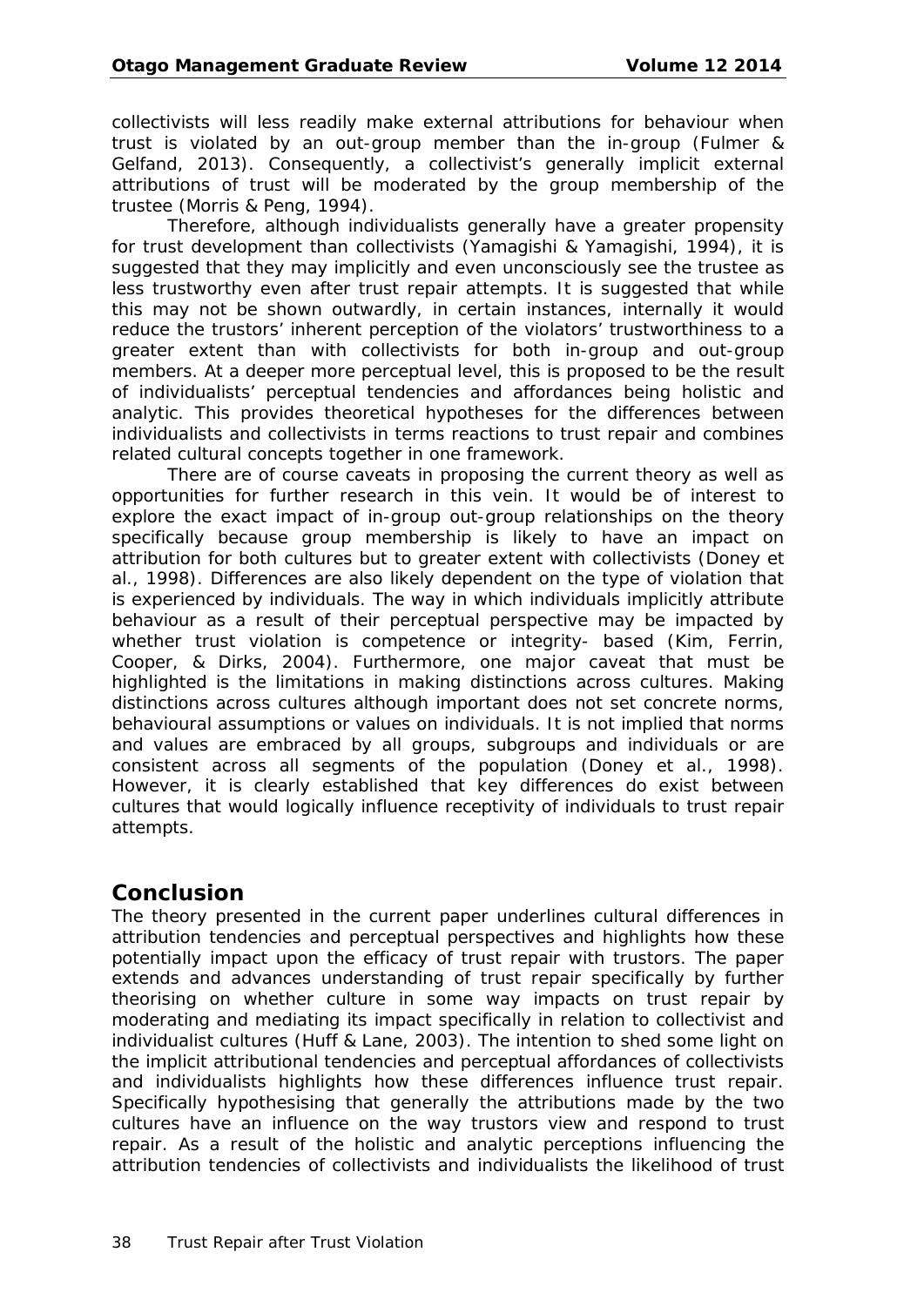collectivists will less readily make external attributions for behaviour when trust is violated by an out-group member than the in-group (Fulmer & Gelfand, 2013). Consequently, a collectivist's generally implicit external attributions of trust will be moderated by the group membership of the trustee (Morris & Peng, 1994).

Therefore, although individualists generally have a greater propensity for trust development than collectivists (Yamagishi & Yamagishi, 1994), it is suggested that they may implicitly and even unconsciously see the trustee as less trustworthy even after trust repair attempts. It is suggested that while this may not be shown outwardly, in certain instances, internally it would reduce the trustors' inherent perception of the violators' trustworthiness to a greater extent than with collectivists for both in-group and out-group members. At a deeper more perceptual level, this is proposed to be the result of individualists' perceptual tendencies and affordances being holistic and analytic. This provides theoretical hypotheses for the differences between individualists and collectivists in terms reactions to trust repair and combines related cultural concepts together in one framework.

There are of course caveats in proposing the current theory as well as opportunities for further research in this vein. It would be of interest to explore the exact impact of in-group out-group relationships on the theory specifically because group membership is likely to have an impact on attribution for both cultures but to greater extent with collectivists (Doney et al., 1998). Differences are also likely dependent on the type of violation that is experienced by individuals. The way in which individuals implicitly attribute behaviour as a result of their perceptual perspective may be impacted by whether trust violation is competence or integrity- based (Kim, Ferrin, Cooper, & Dirks, 2004). Furthermore, one major caveat that must be highlighted is the limitations in making distinctions across cultures. Making distinctions across cultures although important does not set concrete norms, behavioural assumptions or values on individuals. It is not implied that norms and values are embraced by all groups, subgroups and individuals or are consistent across all segments of the population (Doney et al., 1998). However, it is clearly established that key differences do exist between cultures that would logically influence receptivity of individuals to trust repair attempts.

## Conclusion

The theory presented in the current paper underlines cultural differences in attribution tendencies and perceptual perspectives and highlights how these potentially impact upon the efficacy of trust repair with trustors. The paper extends and advances understanding of trust repair specifically by further theorising on whether culture in some way impacts on trust repair by moderating and mediating its impact specifically in relation to collectivist and individualist cultures (Huff & Lane, 2003). The intention to shed some light on the implicit attributional tendencies and perceptual affordances of collectivists and individualists highlights how these differences influence trust repair. Specifically hypothesising that generally the attributions made by the two cultures have an influence on the way trustors view and respond to trust repair. As a result of the holistic and analytic perceptions influencing the attribution tendencies of collectivists and individualists the likelihood of trust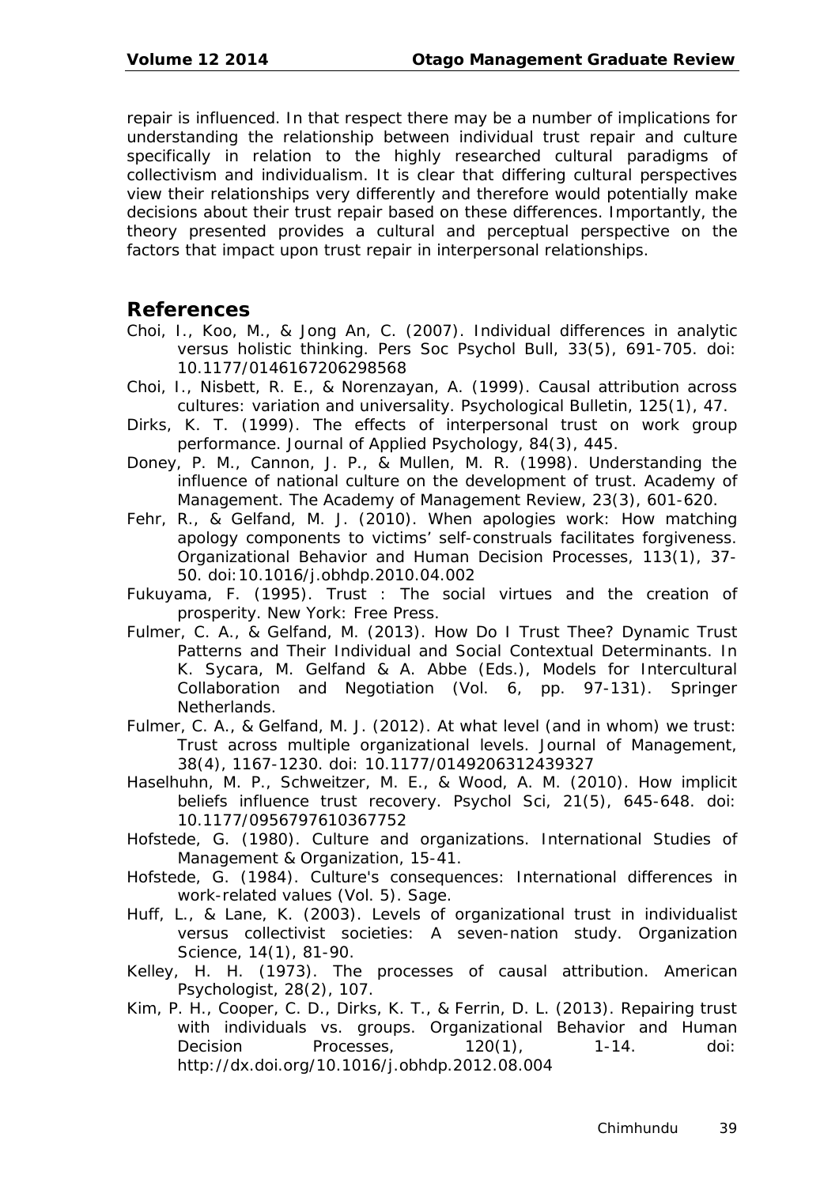repair is influenced. In that respect there may be a number of implications for understanding the relationship between individual trust repair and culture specifically in relation to the highly researched cultural paradigms of collectivism and individualism. It is clear that differing cultural perspectives view their relationships very differently and therefore would potentially make decisions about their trust repair based on these differences. Importantly, the theory presented provides a cultural and perceptual perspective on the factors that impact upon trust repair in interpersonal relationships.

## References

Choi, I., Koo, M., & Jong An, C. (2007). Individual differences in analytic versus holistic thinking. Pers Soc Psychol Bull, 33(5), 691-705. doi: 10.1177/0146167206298568

Choi, I., Nisbett, R. E., & Norenzayan, A. (1999). Causal attribution across cultures: variation and universality. Psychological Bulletin, 125(1), 47.

Dirks, K. T. (1999). The effects of interpersonal trust on work group performance. Journal of Applied Psychology, 84(3), 445.

Doney, P. M., Cannon, J. P., & Mullen, M. R. (1998). Understanding the influence of national culture on the development of trust. Academy of Management. The Academy of Management Review, 23(3), 601-620.

Fehr, R., & Gelfand, M. J. (2010). When apologies work: How matching apology components to victims' self-construals facilitates forgiveness. Organizational Behavior and Human Decision Processes, 113(1), 37-50. doi:10.1016/j.obhdp.2010.04.002

Fukuyama, F. (1995). Trust : The social virtues and the creation of prosperity. New York: Free Press.

Fulmer, C. A., & Gelfand, M. (2013). How Do I Trust Thee? Dynamic Trust Patterns and Their Individual and Social Contextual Determinants. In K. Sycara, M. Gelfand & A. Abbe (Eds.), Models for Intercultural Collaboration and Negotiation (Vol. 6, pp. 97-131). Springer Netherlands.

Fulmer, C. A., & Gelfand, M. J. (2012). At what level (and in whom) we trust: Trust across multiple organizational levels. Journal of Management, 38(4), 1167-1230. doi: 10.1177/0149206312439327

Haselhuhn, M. P., Schweitzer, M. E., & Wood, A. M. (2010). How implicit beliefs influence trust recovery. Psychol Sci, 21(5), 645-648. doi: 10.1177/0956797610367752

Hofstede, G. (1980). Culture and organizations. International Studies of Management & Organization, 15-41.

Hofstede, G. (1984). Culture's consequences: International differences in work-related values (Vol. 5). Sage.

Huff, L., & Lane, K. (2003). Levels of organizational trust in individualist versus collectivist societies: A seven-nation study. Organization Science, 14(1), 81-90.

Kelley, H. H. (1973). The processes of causal attribution. American Psychologist, 28(2), 107.

Kim, P. H., Cooper, C. D., Dirks, K. T., & Ferrin, D. L. (2013). Repairing trust with individuals vs. groups. Organizational Behavior and Human Decision Processes, 120(1), 1-14. doi: http://dx.doi.org/10.1016/j.obhdp.2012.08.004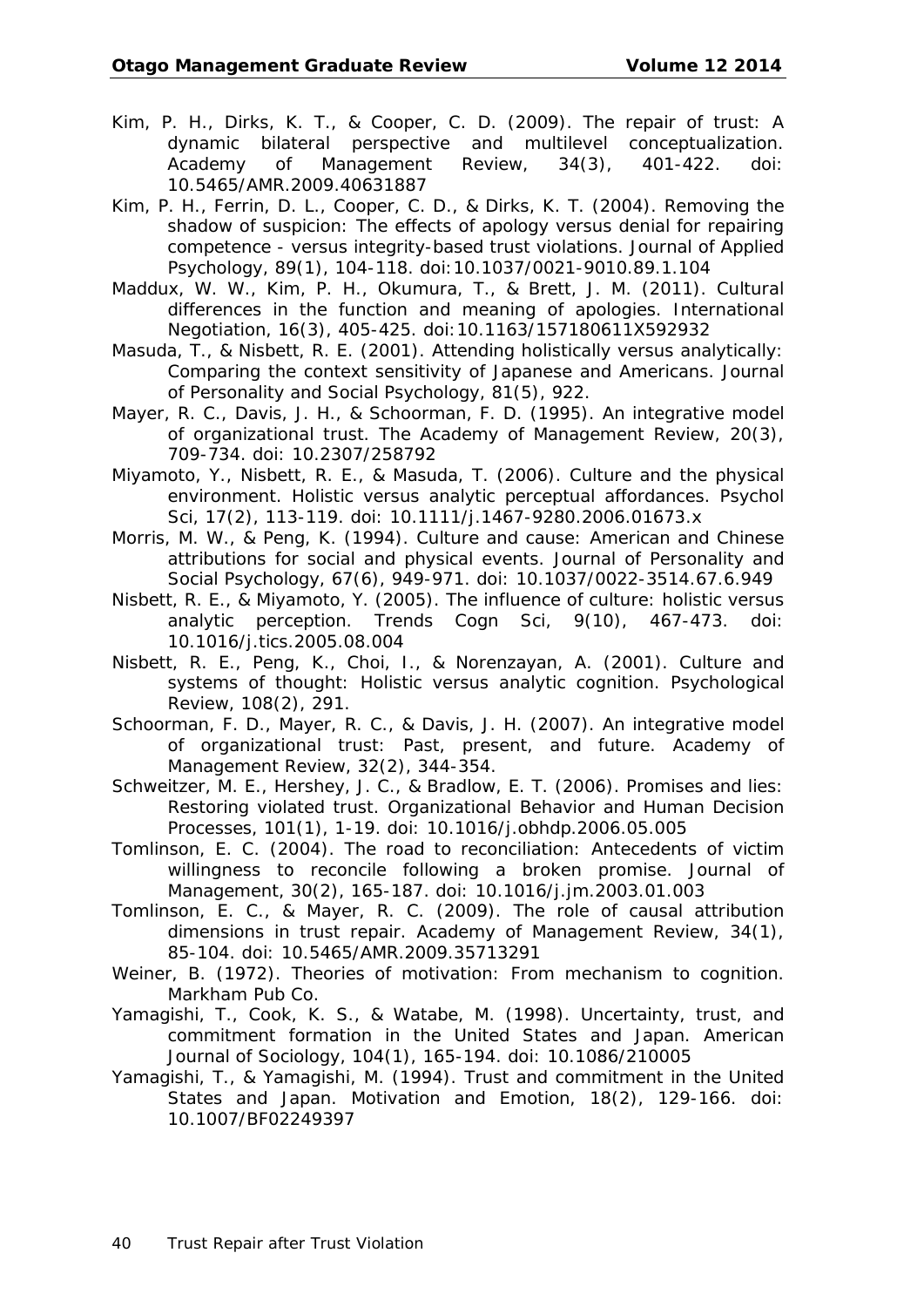Kim, P. H., Dirks, K. T., & Cooper, C. D. (2009). The repair of trust: A dynamic bilateral perspective and multilevel conceptualization. Academy of Management Review, 34(3), 401-422. doi: 10.5465/AMR.2009.40631887

Kim, P. H., Ferrin, D. L., Cooper, C. D., & Dirks, K. T. (2004). Removing the shadow of suspicion: The effects of apology versus denial for repairing competence - versus integrity-based trust violations. Journal of Applied Psychology, 89(1), 104-118. doi:10.1037/0021-9010.89.1.104

Maddux, W. W., Kim, P. H., Okumura, T., & Brett, J. M. (2011). Cultural differences in the function and meaning of apologies. International Negotiation, 16(3), 405-425. doi:10.1163/157180611X592932

Masuda, T., & Nisbett, R. E. (2001). Attending holistically versus analytically: Comparing the context sensitivity of Japanese and Americans. Journal of Personality and Social Psychology, 81(5), 922.

Mayer, R. C., Davis, J. H., & Schoorman, F. D. (1995). An integrative model of organizational trust. The Academy of Management Review, 20(3), 709-734. doi: 10.2307/258792

Miyamoto, Y., Nisbett, R. E., & Masuda, T. (2006). Culture and the physical environment. Holistic versus analytic perceptual affordances. Psychol Sci, 17(2), 113-119. doi: 10.1111/j.1467-9280.2006.01673.x

Morris, M. W., & Peng, K. (1994). Culture and cause: American and Chinese attributions for social and physical events. Journal of Personality and Social Psychology, 67(6), 949-971. doi: 10.1037/0022-3514.67.6.949

Nisbett, R. E., & Miyamoto, Y. (2005). The influence of culture: holistic versus analytic perception. Trends Cogn Sci, 9(10), 467-473. doi: 10.1016/j.tics.2005.08.004

Nisbett, R. E., Peng, K., Choi, I., & Norenzayan, A. (2001). Culture and systems of thought: Holistic versus analytic cognition. Psychological Review, 108(2), 291.

Schoorman, F. D., Mayer, R. C., & Davis, J. H. (2007). An integrative model of organizational trust: Past, present, and future. Academy of Management Review, 32(2), 344-354.

Schweitzer, M. E., Hershey, J. C., & Bradlow, E. T. (2006). Promises and lies: Restoring violated trust. Organizational Behavior and Human Decision Processes, 101(1), 1-19. doi: 10.1016/j.obhdp.2006.05.005

Tomlinson, E. C. (2004). The road to reconciliation: Antecedents of victim willingness to reconcile following a broken promise. Journal of Management, 30(2), 165-187. doi: 10.1016/j.jm.2003.01.003

Tomlinson, E. C., & Mayer, R. C. (2009). The role of causal attribution dimensions in trust repair. Academy of Management Review, 34(1), 85-104. doi: 10.5465/AMR.2009.35713291

Weiner, B. (1972). Theories of motivation: From mechanism to cognition. Markham Pub Co.

Yamagishi, T., Cook, K. S., & Watabe, M. (1998). Uncertainty, trust, and commitment formation in the United States and Japan. American Journal of Sociology, 104(1), 165-194. doi: 10.1086/210005

Yamagishi, T., & Yamagishi, M. (1994). Trust and commitment in the United States and Japan. Motivation and Emotion, 18(2), 129-166. doi: 10.1007/BF02249397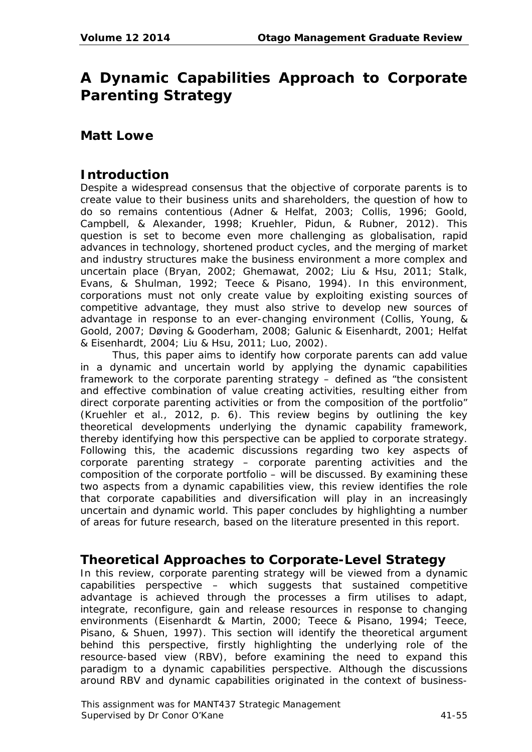# A Dynamic Capabilities Approach to Corporate Parenting Strategy

## Matt Lowe

## Introduction

Despite a widespread consensus that the objective of corporate parents is to create value to their business units and shareholders, the question of how to do so remains contentious (Adner & Helfat, 2003; Collis, 1996; Goold, Campbell, & Alexander, 1998; Kruehler, Pidun, & Rubner, 2012). This question is set to become even more challenging as globalisation, rapid advances in technology, shortened product cycles, and the merging of market and industry structures make the business environment a more complex and uncertain place (Bryan, 2002; Ghemawat, 2002; Liu & Hsu, 2011; Stalk, Evans, & Shulman, 1992; Teece & Pisano, 1994). In this environment, corporations must not only create value by exploiting existing sources of competitive advantage, they must also strive to develop new sources of advantage in response to an ever-changing environment (Collis, Young, & Goold, 2007; Døving & Gooderham, 2008; Galunic & Eisenhardt, 2001; Helfat & Eisenhardt, 2004; Liu & Hsu, 2011; Luo, 2002).

Thus, this paper aims to identify how corporate parents can add value in a dynamic and uncertain world by applying the dynamic capabilities framework to the corporate parenting strategy – defined as "the consistent and effective combination of value creating activities, resulting either from direct corporate parenting activities or from the composition of the portfolio" (Kruehler et al., 2012, p. 6). This review begins by outlining the key theoretical developments underlying the dynamic capability framework, thereby identifying how this perspective can be applied to corporate strategy. Following this, the academic discussions regarding two key aspects of corporate parenting strategy – corporate parenting activities and the composition of the corporate portfolio – will be discussed. By examining these two aspects from a dynamic capabilities view, this review identifies the role that corporate capabilities and diversification will play in an increasingly uncertain and dynamic world. This paper concludes by highlighting a number of areas for future research, based on the literature presented in this report.

## Theoretical Approaches to Corporate-Level Strategy

In this review, corporate parenting strategy will be viewed from a dynamic capabilities perspective – which suggests that sustained competitive advantage is achieved through the processes a firm utilises to adapt, integrate, reconfigure, gain and release resources in response to changing environments (Eisenhardt & Martin, 2000; Teece & Pisano, 1994; Teece, Pisano, & Shuen, 1997). This section will identify the theoretical argument behind this perspective, firstly highlighting the underlying role of the resource-based view (RBV), before examining the need to expand this paradigm to a dynamic capabilities perspective. Although the discussions around RBV and dynamic capabilities originated in the context of business-

This assignment was for MANT437 Strategic Management
Supervised by Dr Conor O'Kane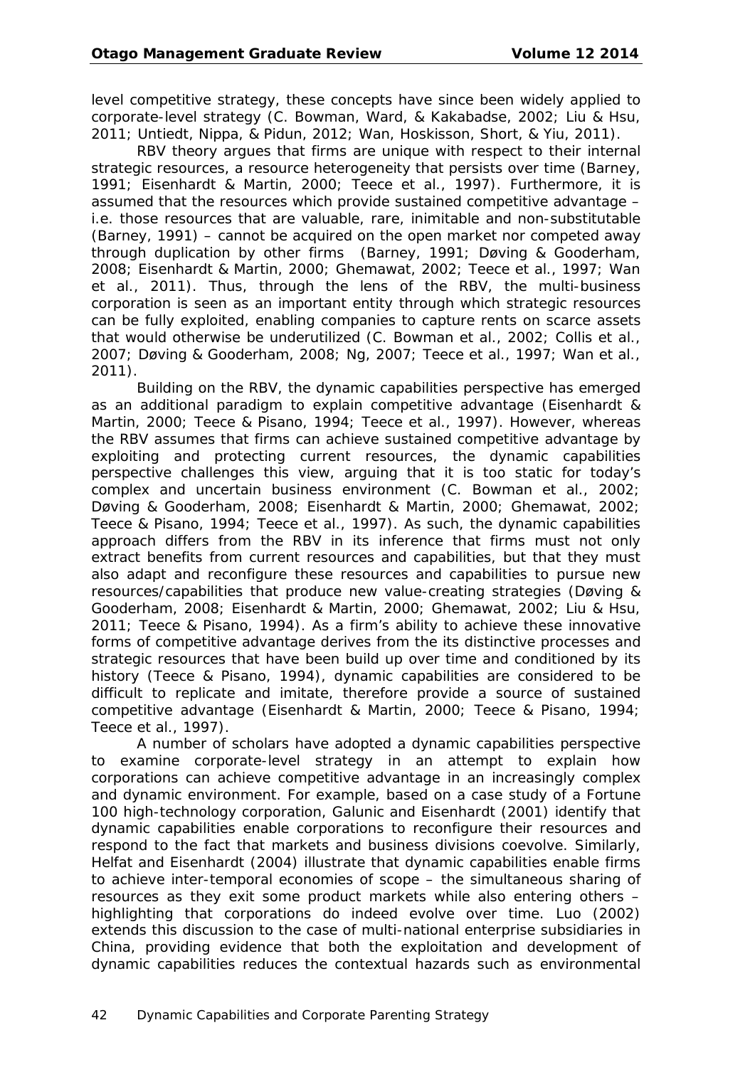level competitive strategy, these concepts have since been widely applied to corporate-level strategy (C. Bowman, Ward, & Kakabadse, 2002; Liu & Hsu, 2011; Untiedt, Nippa, & Pidun, 2012; Wan, Hoskisson, Short, & Yiu, 2011).

RBV theory argues that firms are unique with respect to their internal strategic resources, a resource heterogeneity that persists over time (Barney, 1991; Eisenhardt & Martin, 2000; Teece et al., 1997). Furthermore, it is assumed that the resources which provide sustained competitive advantage – i.e. those resources that are valuable, rare, inimitable and non-substitutable (Barney, 1991) – cannot be acquired on the open market nor competed away through duplication by other firms (Barney, 1991; Døving & Gooderham, 2008; Eisenhardt & Martin, 2000; Ghemawat, 2002; Teece et al., 1997; Wan et al., 2011). Thus, through the lens of the RBV, the multi-business corporation is seen as an important entity through which strategic resources can be fully exploited, enabling companies to capture rents on scarce assets that would otherwise be underutilized (C. Bowman et al., 2002; Collis et al., 2007; Døving & Gooderham, 2008; Ng, 2007; Teece et al., 1997; Wan et al., 2011).

Building on the RBV, the dynamic capabilities perspective has emerged as an additional paradigm to explain competitive advantage (Eisenhardt & Martin, 2000; Teece & Pisano, 1994; Teece et al., 1997). However, whereas the RBV assumes that firms can achieve sustained competitive advantage by exploiting and protecting current resources, the dynamic capabilities perspective challenges this view, arguing that it is too static for today's complex and uncertain business environment (C. Bowman et al., 2002; Døving & Gooderham, 2008; Eisenhardt & Martin, 2000; Ghemawat, 2002; Teece & Pisano, 1994; Teece et al., 1997). As such, the dynamic capabilities approach differs from the RBV in its inference that firms must not only extract benefits from current resources and capabilities, but that they must also adapt and reconfigure these resources and capabilities to pursue new resources/capabilities that produce new value-creating strategies (Døving & Gooderham, 2008; Eisenhardt & Martin, 2000; Ghemawat, 2002; Liu & Hsu, 2011; Teece & Pisano, 1994). As a firm's ability to achieve these innovative forms of competitive advantage derives from the its distinctive processes and strategic resources that have been build up over time and conditioned by its history (Teece & Pisano, 1994), dynamic capabilities are considered to be difficult to replicate and imitate, therefore provide a source of sustained competitive advantage (Eisenhardt & Martin, 2000; Teece & Pisano, 1994; Teece et al., 1997).

A number of scholars have adopted a dynamic capabilities perspective to examine corporate-level strategy in an attempt to explain how corporations can achieve competitive advantage in an increasingly complex and dynamic environment. For example, based on a case study of a Fortune 100 high-technology corporation, Galunic and Eisenhardt (2001) identify that dynamic capabilities enable corporations to reconfigure their resources and respond to the fact that markets and business divisions coevolve. Similarly, Helfat and Eisenhardt (2004) illustrate that dynamic capabilities enable firms to achieve inter-temporal economies of scope – the simultaneous sharing of resources as they exit some product markets while also entering others – highlighting that corporations do indeed evolve over time. Luo (2002) extends this discussion to the case of multi-national enterprise subsidiaries in China, providing evidence that both the exploitation and development of dynamic capabilities reduces the contextual hazards such as environmental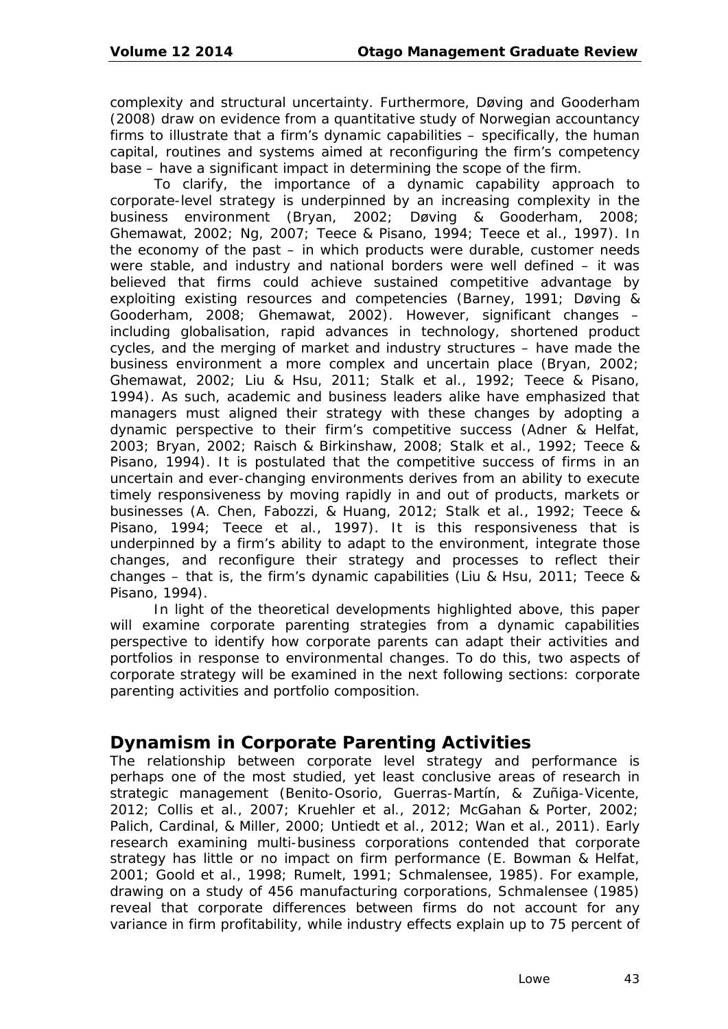complexity and structural uncertainty. Furthermore, Døving and Gooderham (2008) draw on evidence from a quantitative study of Norwegian accountancy firms to illustrate that a firm's dynamic capabilities – specifically, the human capital, routines and systems aimed at reconfiguring the firm's competency base – have a significant impact in determining the scope of the firm.

To clarify, the importance of a dynamic capability approach to corporate-level strategy is underpinned by an increasing complexity in the business environment (Bryan, 2002; Døving & Gooderham, 2008; Ghemawat, 2002; Ng, 2007; Teece & Pisano, 1994; Teece et al., 1997). In the economy of the past – in which products were durable, customer needs were stable, and industry and national borders were well defined – it was believed that firms could achieve sustained competitive advantage by exploiting existing resources and competencies (Barney, 1991; Døving & Gooderham, 2008; Ghemawat, 2002). However, significant changes – including globalisation, rapid advances in technology, shortened product cycles, and the merging of market and industry structures – have made the business environment a more complex and uncertain place (Bryan, 2002; Ghemawat, 2002; Liu & Hsu, 2011; Stalk et al., 1992; Teece & Pisano, 1994). As such, academic and business leaders alike have emphasized that managers must aligned their strategy with these changes by adopting a dynamic perspective to their firm's competitive success (Adner & Helfat, 2003; Bryan, 2002; Raisch & Birkinshaw, 2008; Stalk et al., 1992; Teece & Pisano, 1994). It is postulated that the competitive success of firms in an uncertain and ever-changing environments derives from an ability to execute timely responsiveness by moving rapidly in and out of products, markets or businesses (A. Chen, Fabozzi, & Huang, 2012; Stalk et al., 1992; Teece & Pisano, 1994; Teece et al., 1997). It is this responsiveness that is underpinned by a firm's ability to adapt to the environment, integrate those changes, and reconfigure their strategy and processes to reflect their changes – that is, the firm's dynamic capabilities (Liu & Hsu, 2011; Teece & Pisano, 1994).

In light of the theoretical developments highlighted above, this paper will examine corporate parenting strategies from a dynamic capabilities perspective to identify how corporate parents can adapt their activities and portfolios in response to environmental changes. To do this, two aspects of corporate strategy will be examined in the next following sections: corporate parenting activities and portfolio composition.

## Dynamism in Corporate Parenting Activities

The relationship between corporate level strategy and performance is perhaps one of the most studied, yet least conclusive areas of research in strategic management (Benito-Osorio, Guerras-Martín, & Zuñiga-Vicente, 2012; Collis et al., 2007; Kruehler et al., 2012; McGahan & Porter, 2002; Palich, Cardinal, & Miller, 2000; Untiedt et al., 2012; Wan et al., 2011). Early research examining multi-business corporations contended that corporate strategy has little or no impact on firm performance (E. Bowman & Helfat, 2001; Goold et al., 1998; Rumelt, 1991; Schmalensee, 1985). For example, drawing on a study of 456 manufacturing corporations, Schmalensee (1985) reveal that corporate differences between firms do not account for any variance in firm profitability, while industry effects explain up to 75 percent of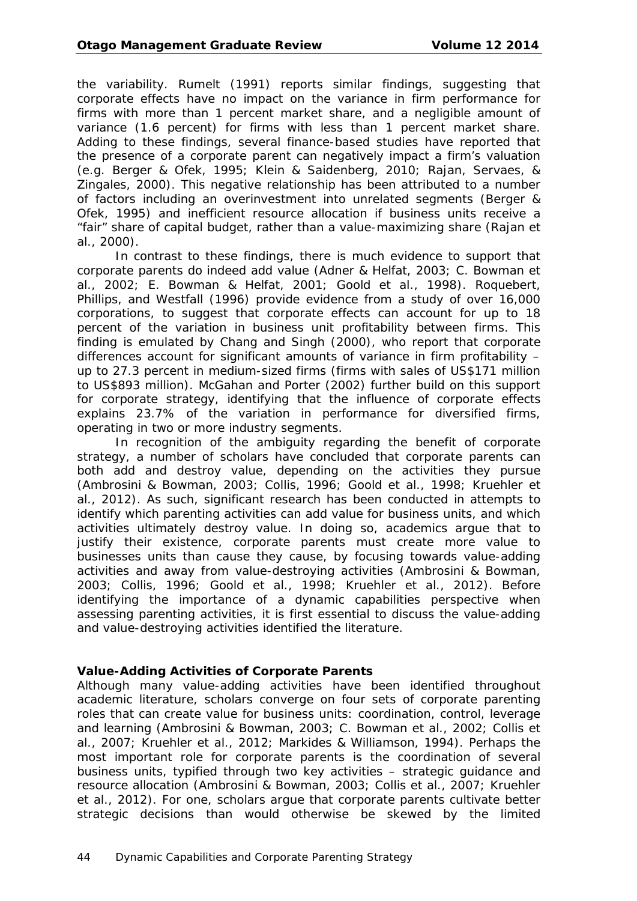the variability. Rumelt (1991) reports similar findings, suggesting that corporate effects have no impact on the variance in firm performance for firms with more than 1 percent market share, and a negligible amount of variance (1.6 percent) for firms with less than 1 percent market share. Adding to these findings, several finance-based studies have reported that the presence of a corporate parent can negatively impact a firm's valuation (e.g. Berger & Ofek, 1995; Klein & Saidenberg, 2010; Rajan, Servaes, & Zingales, 2000). This negative relationship has been attributed to a number of factors including an overinvestment into unrelated segments (Berger & Ofek, 1995) and inefficient resource allocation if business units receive a "fair" share of capital budget, rather than a value-maximizing share (Rajan et al., 2000).

In contrast to these findings, there is much evidence to support that corporate parents do indeed add value (Adner & Helfat, 2003; C. Bowman et al., 2002; E. Bowman & Helfat, 2001; Goold et al., 1998). Roquebert, Phillips, and Westfall (1996) provide evidence from a study of over 16,000 corporations, to suggest that corporate effects can account for up to 18 percent of the variation in business unit profitability between firms. This finding is emulated by Chang and Singh (2000), who report that corporate differences account for significant amounts of variance in firm profitability – up to 27.3 percent in medium-sized firms (firms with sales of US$171 million to US$893 million). McGahan and Porter (2002) further build on this support for corporate strategy, identifying that the influence of corporate effects explains 23.7% of the variation in performance for diversified firms, operating in two or more industry segments.

In recognition of the ambiguity regarding the benefit of corporate strategy, a number of scholars have concluded that corporate parents can both add and destroy value, depending on the activities they pursue (Ambrosini & Bowman, 2003; Collis, 1996; Goold et al., 1998; Kruehler et al., 2012). As such, significant research has been conducted in attempts to identify which parenting activities can add value for business units, and which activities ultimately destroy value. In doing so, academics argue that to justify their existence, corporate parents must create more value to businesses units than cause they cause, by focusing towards value-adding activities and away from value-destroying activities (Ambrosini & Bowman, 2003; Collis, 1996; Goold et al., 1998; Kruehler et al., 2012). Before identifying the importance of a dynamic capabilities perspective when assessing parenting activities, it is first essential to discuss the value-adding and value-destroying activities identified the literature.

**Value-Adding Activities of Corporate Parents**

Although many value-adding activities have been identified throughout academic literature, scholars converge on four sets of corporate parenting roles that can create value for business units: coordination, control, leverage and learning (Ambrosini & Bowman, 2003; C. Bowman et al., 2002; Collis et al., 2007; Kruehler et al., 2012; Markides & Williamson, 1994). Perhaps the most important role for corporate parents is the coordination of several business units, typified through two key activities – strategic guidance and resource allocation (Ambrosini & Bowman, 2003; Collis et al., 2007; Kruehler et al., 2012). For one, scholars argue that corporate parents cultivate better strategic decisions than would otherwise be skewed by the limited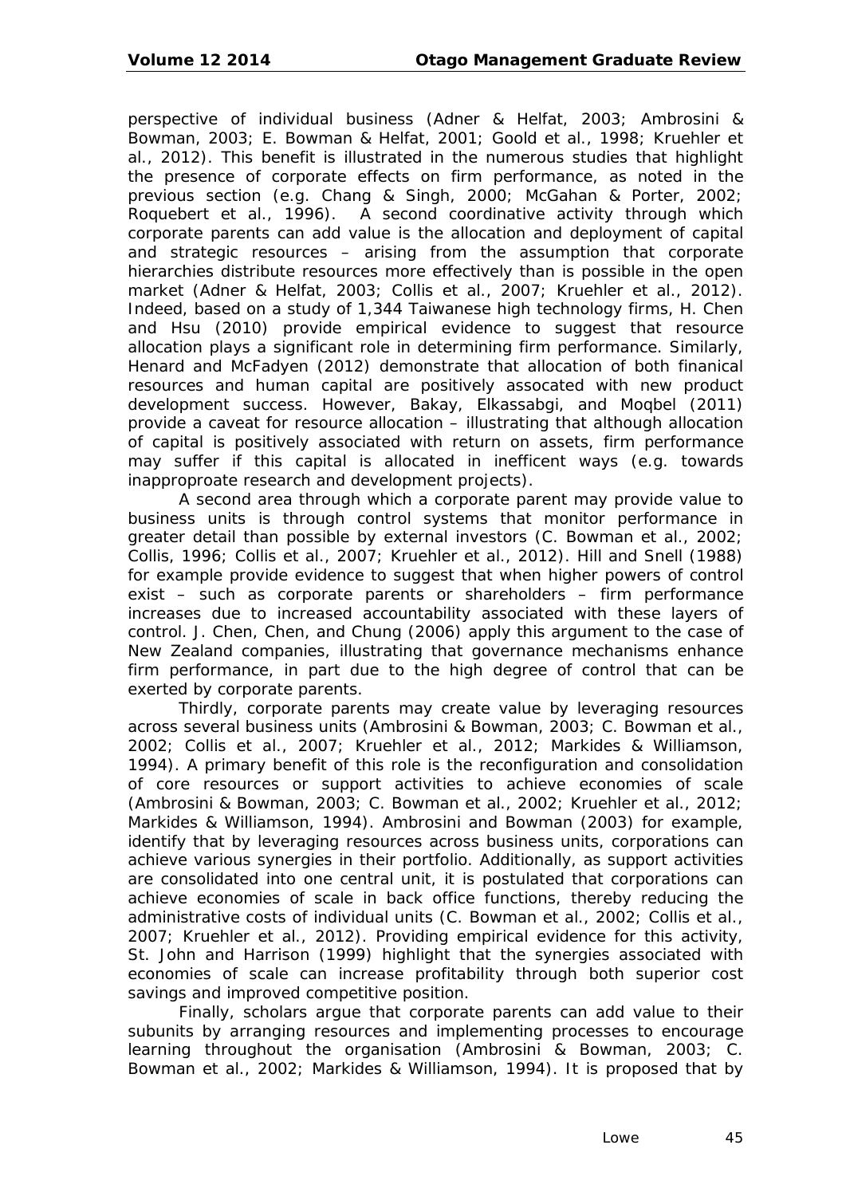perspective of individual business (Adner & Helfat, 2003; Ambrosini & Bowman, 2003; E. Bowman & Helfat, 2001; Goold et al., 1998; Kruehler et al., 2012). This benefit is illustrated in the numerous studies that highlight the presence of corporate effects on firm performance, as noted in the previous section (e.g. Chang & Singh, 2000; McGahan & Porter, 2002; Roquebert et al., 1996). A second coordinative activity through which corporate parents can add value is the allocation and deployment of capital and strategic resources – arising from the assumption that corporate hierarchies distribute resources more effectively than is possible in the open market (Adner & Helfat, 2003; Collis et al., 2007; Kruehler et al., 2012). Indeed, based on a study of 1,344 Taiwanese high technology firms, H. Chen and Hsu (2010) provide empirical evidence to suggest that resource allocation plays a significant role in determining firm performance. Similarly, Henard and McFadyen (2012) demonstrate that allocation of both finanical resources and human capital are positively assocated with new product development success. However, Bakay, Elkassabgi, and Moqbel (2011) provide a caveat for resource allocation – illustrating that although allocation of capital is positively associated with return on assets, firm performance may suffer if this capital is allocated in inefficent ways (e.g. towards inapproproate research and development projects).

A second area through which a corporate parent may provide value to business units is through control systems that monitor performance in greater detail than possible by external investors (C. Bowman et al., 2002; Collis, 1996; Collis et al., 2007; Kruehler et al., 2012). Hill and Snell (1988) for example provide evidence to suggest that when higher powers of control exist – such as corporate parents or shareholders – firm performance increases due to increased accountability associated with these layers of control. J. Chen, Chen, and Chung (2006) apply this argument to the case of New Zealand companies, illustrating that governance mechanisms enhance firm performance, in part due to the high degree of control that can be exerted by corporate parents.

Thirdly, corporate parents may create value by leveraging resources across several business units (Ambrosini & Bowman, 2003; C. Bowman et al., 2002; Collis et al., 2007; Kruehler et al., 2012; Markides & Williamson, 1994). A primary benefit of this role is the reconfiguration and consolidation of core resources or support activities to achieve economies of scale (Ambrosini & Bowman, 2003; C. Bowman et al., 2002; Kruehler et al., 2012; Markides & Williamson, 1994). Ambrosini and Bowman (2003) for example, identify that by leveraging resources across business units, corporations can achieve various synergies in their portfolio. Additionally, as support activities are consolidated into one central unit, it is postulated that corporations can achieve economies of scale in back office functions, thereby reducing the administrative costs of individual units (C. Bowman et al., 2002; Collis et al., 2007; Kruehler et al., 2012). Providing empirical evidence for this activity, St. John and Harrison (1999) highlight that the synergies associated with economies of scale can increase profitability through both superior cost savings and improved competitive position.

Finally, scholars argue that corporate parents can add value to their subunits by arranging resources and implementing processes to encourage learning throughout the organisation (Ambrosini & Bowman, 2003; C. Bowman et al., 2002; Markides & Williamson, 1994). It is proposed that by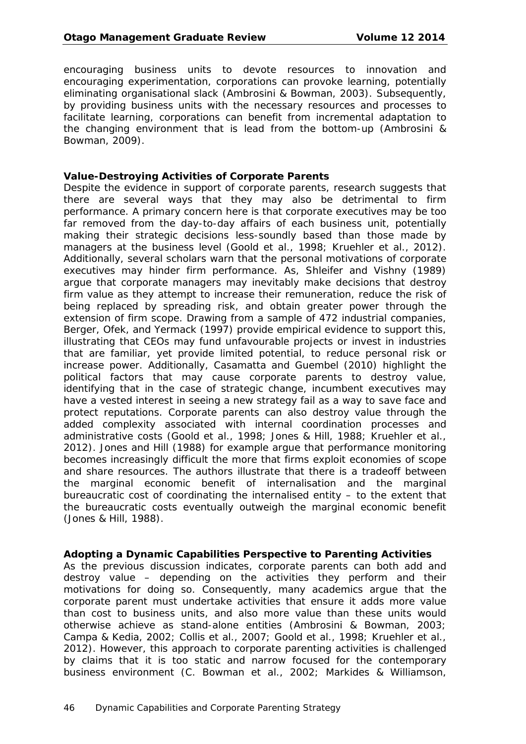encouraging business units to devote resources to innovation and encouraging experimentation, corporations can provoke learning, potentially eliminating organisational slack (Ambrosini & Bowman, 2003). Subsequently, by providing business units with the necessary resources and processes to facilitate learning, corporations can benefit from incremental adaptation to the changing environment that is lead from the bottom-up (Ambrosini & Bowman, 2009).

**Value-Destroying Activities of Corporate Parents**

Despite the evidence in support of corporate parents, research suggests that there are several ways that they may also be detrimental to firm performance. A primary concern here is that corporate executives may be too far removed from the day-to-day affairs of each business unit, potentially making their strategic decisions less-soundly based than those made by managers at the business level (Goold et al., 1998; Kruehler et al., 2012). Additionally, several scholars warn that the personal motivations of corporate executives may hinder firm performance. As, Shleifer and Vishny (1989) argue that corporate managers may inevitably make decisions that destroy firm value as they attempt to increase their remuneration, reduce the risk of being replaced by spreading risk, and obtain greater power through the extension of firm scope. Drawing from a sample of 472 industrial companies, Berger, Ofek, and Yermack (1997) provide empirical evidence to support this, illustrating that CEOs may fund unfavourable projects or invest in industries that are familiar, yet provide limited potential, to reduce personal risk or increase power. Additionally, Casamatta and Guembel (2010) highlight the political factors that may cause corporate parents to destroy value, identifying that in the case of strategic change, incumbent executives may have a vested interest in seeing a new strategy fail as a way to save face and protect reputations. Corporate parents can also destroy value through the added complexity associated with internal coordination processes and administrative costs (Goold et al., 1998; Jones & Hill, 1988; Kruehler et al., 2012). Jones and Hill (1988) for example argue that performance monitoring becomes increasingly difficult the more that firms exploit economies of scope and share resources. The authors illustrate that there is a tradeoff between the marginal economic benefit of internalisation and the marginal bureaucratic cost of coordinating the internalised entity – to the extent that the bureaucratic costs eventually outweigh the marginal economic benefit (Jones & Hill, 1988).

**Adopting a Dynamic Capabilities Perspective to Parenting Activities**

As the previous discussion indicates, corporate parents can both add and destroy value – depending on the activities they perform and their motivations for doing so. Consequently, many academics argue that the corporate parent must undertake activities that ensure it adds more value than cost to business units, and also more value than these units would otherwise achieve as stand-alone entities (Ambrosini & Bowman, 2003; Campa & Kedia, 2002; Collis et al., 2007; Goold et al., 1998; Kruehler et al., 2012). However, this approach to corporate parenting activities is challenged by claims that it is too static and narrow focused for the contemporary business environment (C. Bowman et al., 2002; Markides & Williamson,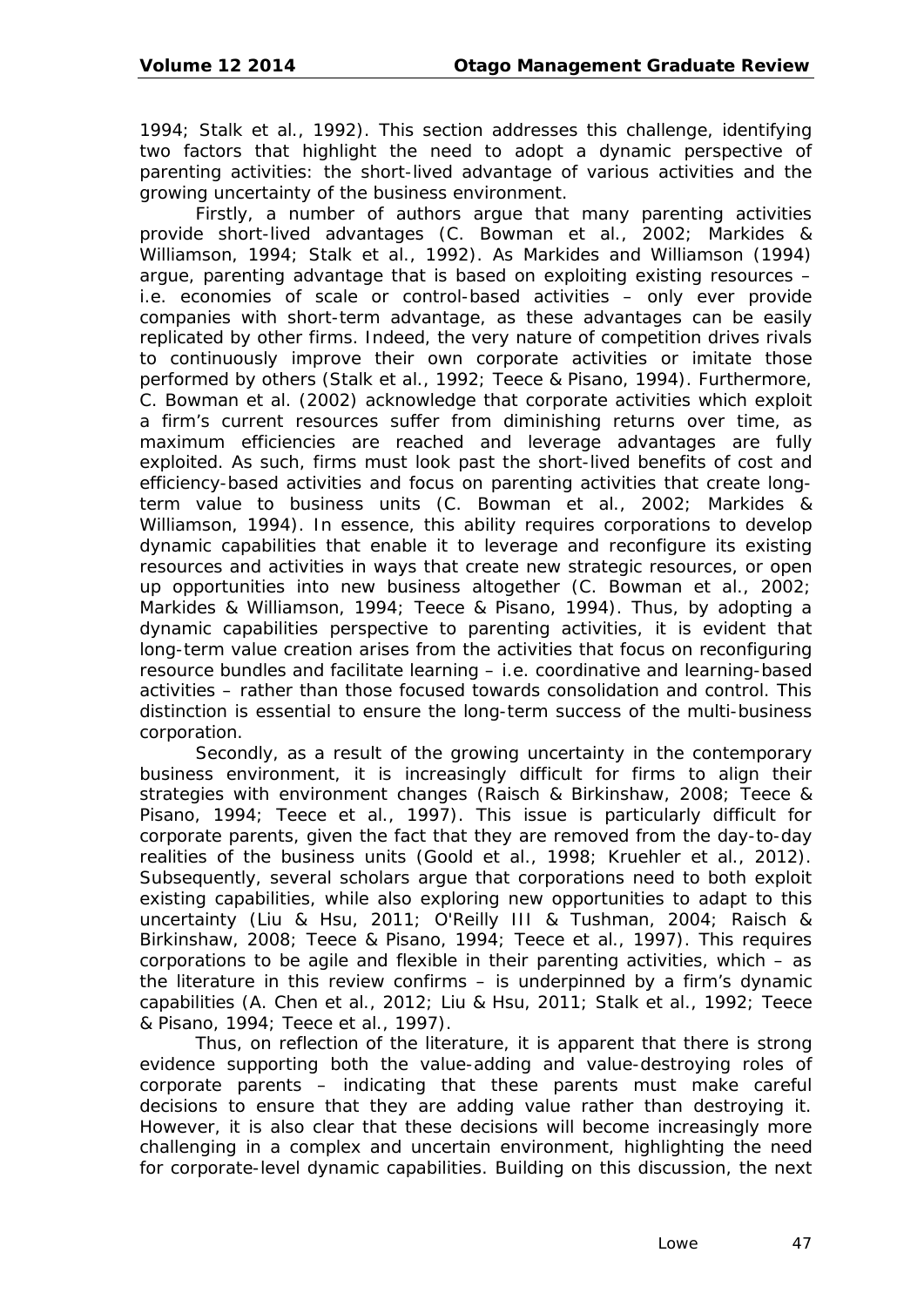1994; Stalk et al., 1992). This section addresses this challenge, identifying two factors that highlight the need to adopt a dynamic perspective of parenting activities: the short-lived advantage of various activities and the growing uncertainty of the business environment.

Firstly, a number of authors argue that many parenting activities provide short-lived advantages (C. Bowman et al., 2002; Markides & Williamson, 1994; Stalk et al., 1992). As Markides and Williamson (1994) argue, parenting advantage that is based on exploiting existing resources – i.e. economies of scale or control-based activities – only ever provide companies with short-term advantage, as these advantages can be easily replicated by other firms. Indeed, the very nature of competition drives rivals to continuously improve their own corporate activities or imitate those performed by others (Stalk et al., 1992; Teece & Pisano, 1994). Furthermore, C. Bowman et al. (2002) acknowledge that corporate activities which exploit a firm's current resources suffer from diminishing returns over time, as maximum efficiencies are reached and leverage advantages are fully exploited. As such, firms must look past the short-lived benefits of cost and efficiency-based activities and focus on parenting activities that create long-term value to business units (C. Bowman et al., 2002; Markides & Williamson, 1994). In essence, this ability requires corporations to develop dynamic capabilities that enable it to leverage and reconfigure its existing resources and activities in ways that create new strategic resources, or open up opportunities into new business altogether (C. Bowman et al., 2002; Markides & Williamson, 1994; Teece & Pisano, 1994). Thus, by adopting a dynamic capabilities perspective to parenting activities, it is evident that long-term value creation arises from the activities that focus on reconfiguring resource bundles and facilitate learning – i.e. coordinative and learning-based activities – rather than those focused towards consolidation and control. This distinction is essential to ensure the long-term success of the multi-business corporation.

Secondly, as a result of the growing uncertainty in the contemporary business environment, it is increasingly difficult for firms to align their strategies with environment changes (Raisch & Birkinshaw, 2008; Teece & Pisano, 1994; Teece et al., 1997). This issue is particularly difficult for corporate parents, given the fact that they are removed from the day-to-day realities of the business units (Goold et al., 1998; Kruehler et al., 2012). Subsequently, several scholars argue that corporations need to both exploit existing capabilities, while also exploring new opportunities to adapt to this uncertainty (Liu & Hsu, 2011; O'Reilly III & Tushman, 2004; Raisch & Birkinshaw, 2008; Teece & Pisano, 1994; Teece et al., 1997). This requires corporations to be agile and flexible in their parenting activities, which – as the literature in this review confirms – is underpinned by a firm's dynamic capabilities (A. Chen et al., 2012; Liu & Hsu, 2011; Stalk et al., 1992; Teece & Pisano, 1994; Teece et al., 1997).

Thus, on reflection of the literature, it is apparent that there is strong evidence supporting both the value-adding and value-destroying roles of corporate parents – indicating that these parents must make careful decisions to ensure that they are adding value rather than destroying it. However, it is also clear that these decisions will become increasingly more challenging in a complex and uncertain environment, highlighting the need for corporate-level dynamic capabilities. Building on this discussion, the next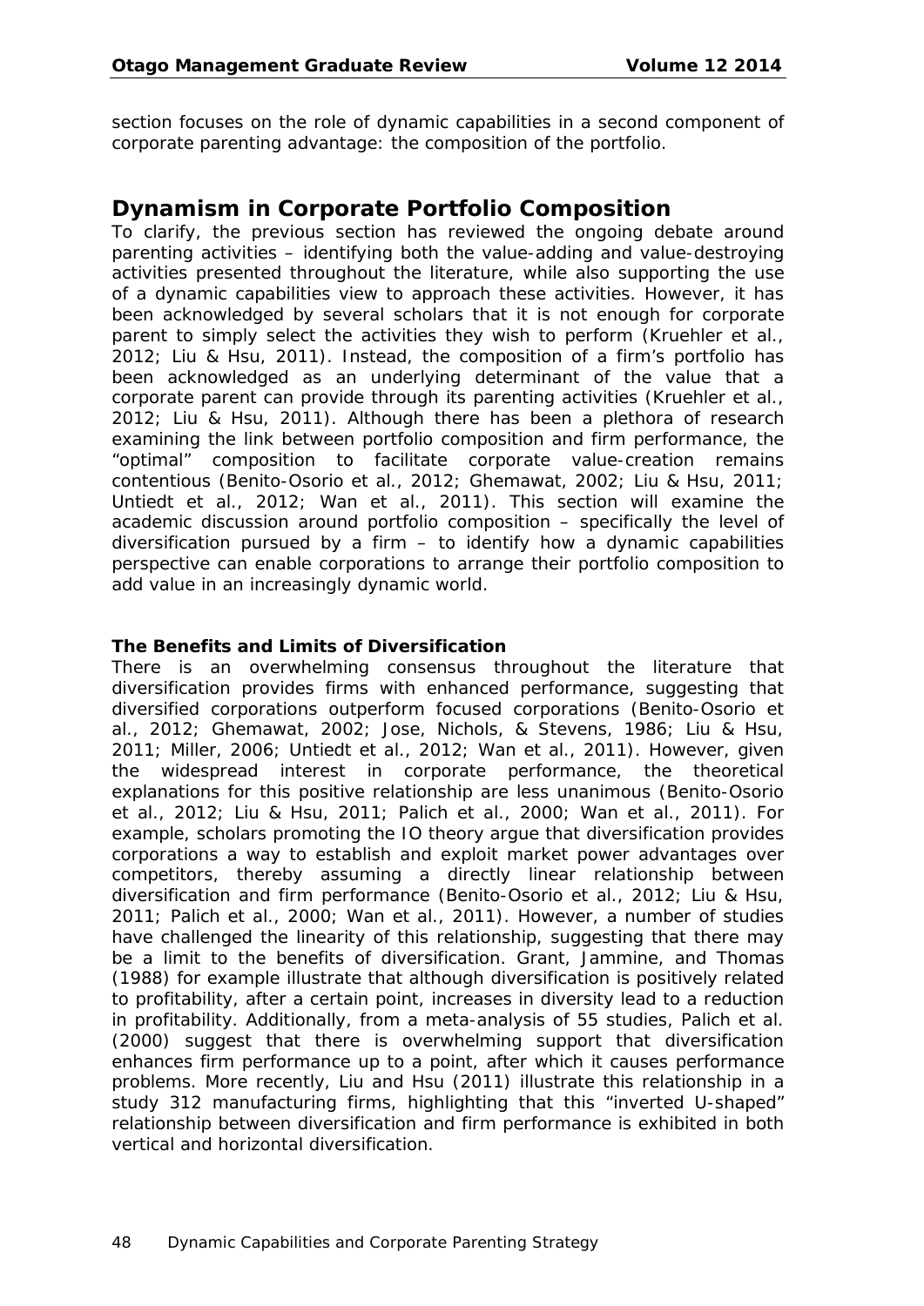section focuses on the role of dynamic capabilities in a second component of corporate parenting advantage: the composition of the portfolio.

## Dynamism in Corporate Portfolio Composition

To clarify, the previous section has reviewed the ongoing debate around parenting activities – identifying both the value-adding and value-destroying activities presented throughout the literature, while also supporting the use of a dynamic capabilities view to approach these activities. However, it has been acknowledged by several scholars that it is not enough for corporate parent to simply select the activities they wish to perform (Kruehler et al., 2012; Liu & Hsu, 2011). Instead, the composition of a firm's portfolio has been acknowledged as an underlying determinant of the value that a corporate parent can provide through its parenting activities (Kruehler et al., 2012; Liu & Hsu, 2011). Although there has been a plethora of research examining the link between portfolio composition and firm performance, the "optimal" composition to facilitate corporate value-creation remains contentious (Benito-Osorio et al., 2012; Ghemawat, 2002; Liu & Hsu, 2011; Untiedt et al., 2012; Wan et al., 2011). This section will examine the academic discussion around portfolio composition – specifically the level of diversification pursued by a firm – to identify how a dynamic capabilities perspective can enable corporations to arrange their portfolio composition to add value in an increasingly dynamic world.

### The Benefits and Limits of Diversification

There is an overwhelming consensus throughout the literature that diversification provides firms with enhanced performance, suggesting that diversified corporations outperform focused corporations (Benito-Osorio et al., 2012; Ghemawat, 2002; Jose, Nichols, & Stevens, 1986; Liu & Hsu, 2011; Miller, 2006; Untiedt et al., 2012; Wan et al., 2011). However, given the widespread interest in corporate performance, the theoretical explanations for this positive relationship are less unanimous (Benito-Osorio et al., 2012; Liu & Hsu, 2011; Palich et al., 2000; Wan et al., 2011). For example, scholars promoting the IO theory argue that diversification provides corporations a way to establish and exploit market power advantages over competitors, thereby assuming a directly linear relationship between diversification and firm performance (Benito-Osorio et al., 2012; Liu & Hsu, 2011; Palich et al., 2000; Wan et al., 2011). However, a number of studies have challenged the linearity of this relationship, suggesting that there may be a limit to the benefits of diversification. Grant, Jammine, and Thomas (1988) for example illustrate that although diversification is positively related to profitability, after a certain point, increases in diversity lead to a reduction in profitability. Additionally, from a meta-analysis of 55 studies, Palich et al. (2000) suggest that there is overwhelming support that diversification enhances firm performance up to a point, after which it causes performance problems. More recently, Liu and Hsu (2011) illustrate this relationship in a study 312 manufacturing firms, highlighting that this "inverted U-shaped" relationship between diversification and firm performance is exhibited in both vertical and horizontal diversification.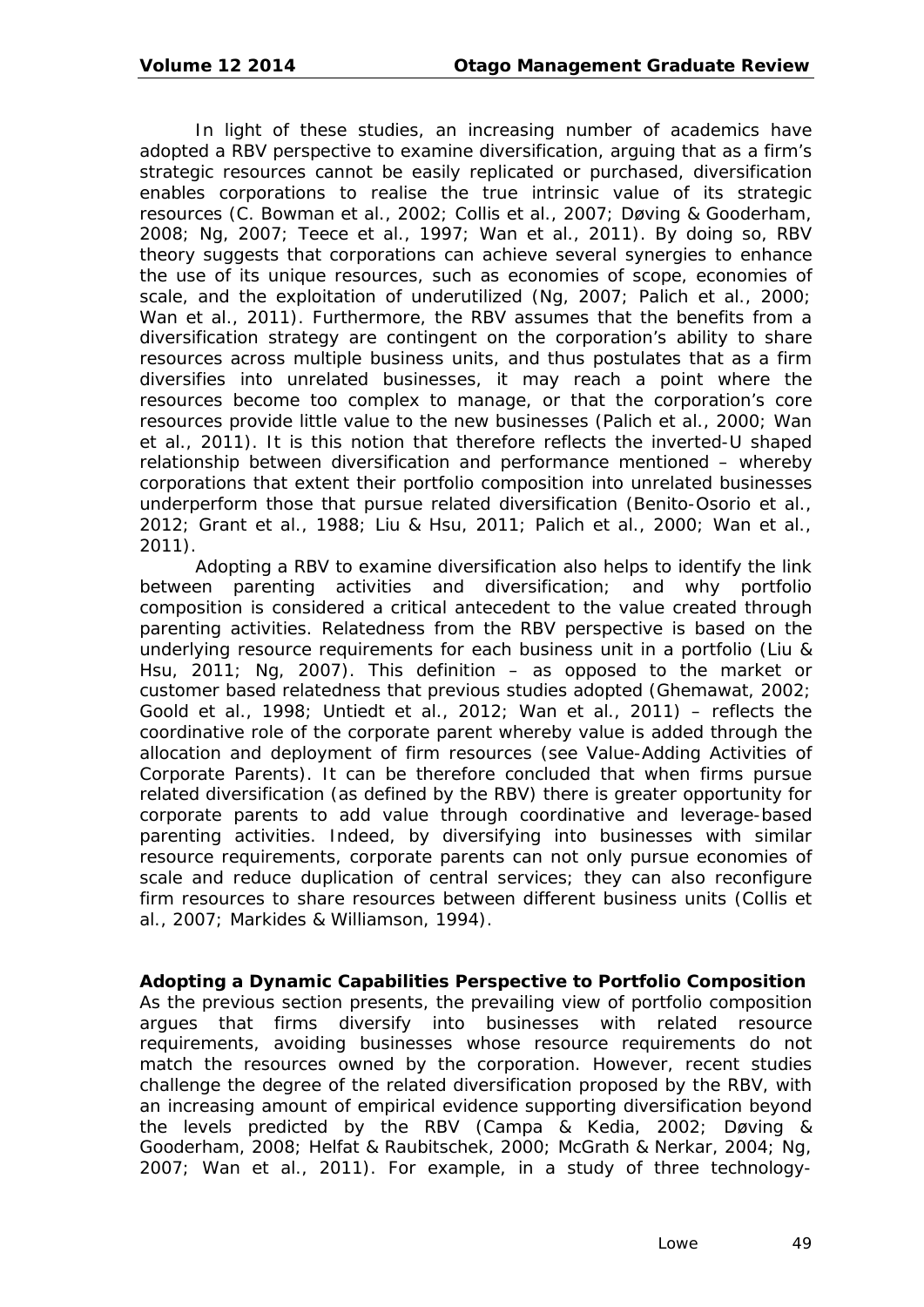In light of these studies, an increasing number of academics have adopted a RBV perspective to examine diversification, arguing that as a firm's strategic resources cannot be easily replicated or purchased, diversification enables corporations to realise the true intrinsic value of its strategic resources (C. Bowman et al., 2002; Collis et al., 2007; Døving & Gooderham, 2008; Ng, 2007; Teece et al., 1997; Wan et al., 2011). By doing so, RBV theory suggests that corporations can achieve several synergies to enhance the use of its unique resources, such as economies of scope, economies of scale, and the exploitation of underutilized (Ng, 2007; Palich et al., 2000; Wan et al., 2011). Furthermore, the RBV assumes that the benefits from a diversification strategy are contingent on the corporation's ability to share resources across multiple business units, and thus postulates that as a firm diversifies into unrelated businesses, it may reach a point where the resources become too complex to manage, or that the corporation's core resources provide little value to the new businesses (Palich et al., 2000; Wan et al., 2011). It is this notion that therefore reflects the inverted-U shaped relationship between diversification and performance mentioned – whereby corporations that extent their portfolio composition into unrelated businesses underperform those that pursue related diversification (Benito-Osorio et al., 2012; Grant et al., 1988; Liu & Hsu, 2011; Palich et al., 2000; Wan et al., 2011).

Adopting a RBV to examine diversification also helps to identify the link between parenting activities and diversification; and why portfolio composition is considered a critical antecedent to the value created through parenting activities. Relatedness from the RBV perspective is based on the underlying resource requirements for each business unit in a portfolio (Liu & Hsu, 2011; Ng, 2007). This definition – as opposed to the market or customer based relatedness that previous studies adopted (Ghemawat, 2002; Goold et al., 1998; Untiedt et al., 2012; Wan et al., 2011) – reflects the coordinative role of the corporate parent whereby value is added through the allocation and deployment of firm resources (see Value-Adding Activities of Corporate Parents). It can be therefore concluded that when firms pursue related diversification (as defined by the RBV) there is greater opportunity for corporate parents to add value through coordinative and leverage-based parenting activities. Indeed, by diversifying into businesses with similar resource requirements, corporate parents can not only pursue economies of scale and reduce duplication of central services; they can also reconfigure firm resources to share resources between different business units (Collis et al., 2007; Markides & Williamson, 1994).

**Adopting a Dynamic Capabilities Perspective to Portfolio Composition**

As the previous section presents, the prevailing view of portfolio composition argues that firms diversify into businesses with related resource requirements, avoiding businesses whose resource requirements do not match the resources owned by the corporation. However, recent studies challenge the degree of the related diversification proposed by the RBV, with an increasing amount of empirical evidence supporting diversification beyond the levels predicted by the RBV (Campa & Kedia, 2002; Døving & Gooderham, 2008; Helfat & Raubitschek, 2000; McGrath & Nerkar, 2004; Ng, 2007; Wan et al., 2011). For example, in a study of three technology-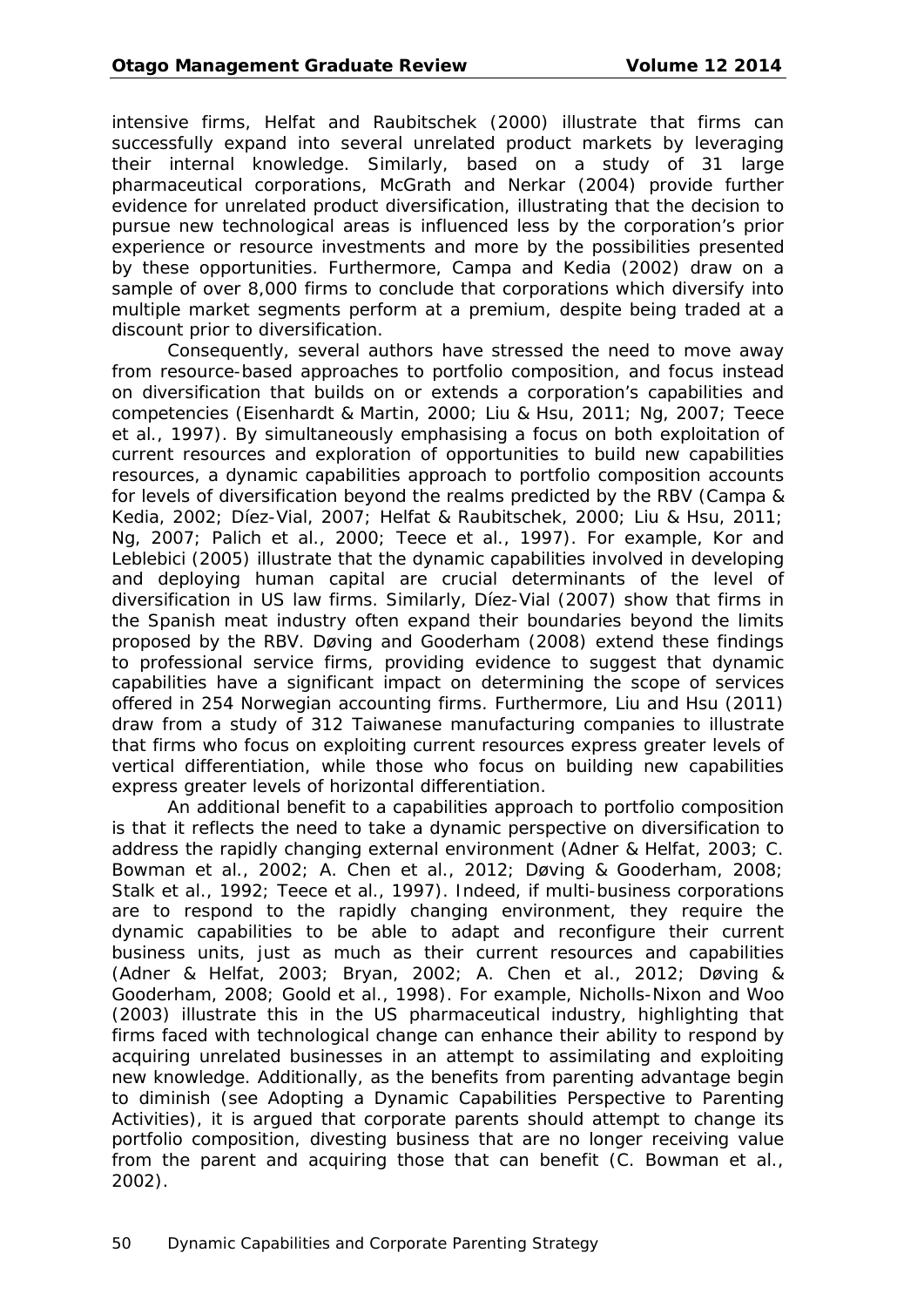intensive firms, Helfat and Raubitschek (2000) illustrate that firms can successfully expand into several unrelated product markets by leveraging their internal knowledge. Similarly, based on a study of 31 large pharmaceutical corporations, McGrath and Nerkar (2004) provide further evidence for unrelated product diversification, illustrating that the decision to pursue new technological areas is influenced less by the corporation's prior experience or resource investments and more by the possibilities presented by these opportunities. Furthermore, Campa and Kedia (2002) draw on a sample of over 8,000 firms to conclude that corporations which diversify into multiple market segments perform at a premium, despite being traded at a discount prior to diversification.

Consequently, several authors have stressed the need to move away from resource-based approaches to portfolio composition, and focus instead on diversification that builds on or extends a corporation's capabilities and competencies (Eisenhardt & Martin, 2000; Liu & Hsu, 2011; Ng, 2007; Teece et al., 1997). By simultaneously emphasising a focus on both exploitation of current resources and exploration of opportunities to build new capabilities resources, a dynamic capabilities approach to portfolio composition accounts for levels of diversification beyond the realms predicted by the RBV (Campa & Kedia, 2002; Díez-Vial, 2007; Helfat & Raubitschek, 2000; Liu & Hsu, 2011; Ng, 2007; Palich et al., 2000; Teece et al., 1997). For example, Kor and Leblebici (2005) illustrate that the dynamic capabilities involved in developing and deploying human capital are crucial determinants of the level of diversification in US law firms. Similarly, Díez-Vial (2007) show that firms in the Spanish meat industry often expand their boundaries beyond the limits proposed by the RBV. Døving and Gooderham (2008) extend these findings to professional service firms, providing evidence to suggest that dynamic capabilities have a significant impact on determining the scope of services offered in 254 Norwegian accounting firms. Furthermore, Liu and Hsu (2011) draw from a study of 312 Taiwanese manufacturing companies to illustrate that firms who focus on exploiting current resources express greater levels of vertical differentiation, while those who focus on building new capabilities express greater levels of horizontal differentiation.

An additional benefit to a capabilities approach to portfolio composition is that it reflects the need to take a dynamic perspective on diversification to address the rapidly changing external environment (Adner & Helfat, 2003; C. Bowman et al., 2002; A. Chen et al., 2012; Døving & Gooderham, 2008; Stalk et al., 1992; Teece et al., 1997). Indeed, if multi-business corporations are to respond to the rapidly changing environment, they require the dynamic capabilities to be able to adapt and reconfigure their current business units, just as much as their current resources and capabilities (Adner & Helfat, 2003; Bryan, 2002; A. Chen et al., 2012; Døving & Gooderham, 2008; Goold et al., 1998). For example, Nicholls-Nixon and Woo (2003) illustrate this in the US pharmaceutical industry, highlighting that firms faced with technological change can enhance their ability to respond by acquiring unrelated businesses in an attempt to assimilating and exploiting new knowledge. Additionally, as the benefits from parenting advantage begin to diminish (see Adopting a Dynamic Capabilities Perspective to Parenting Activities), it is argued that corporate parents should attempt to change its portfolio composition, divesting business that are no longer receiving value from the parent and acquiring those that can benefit (C. Bowman et al., 2002).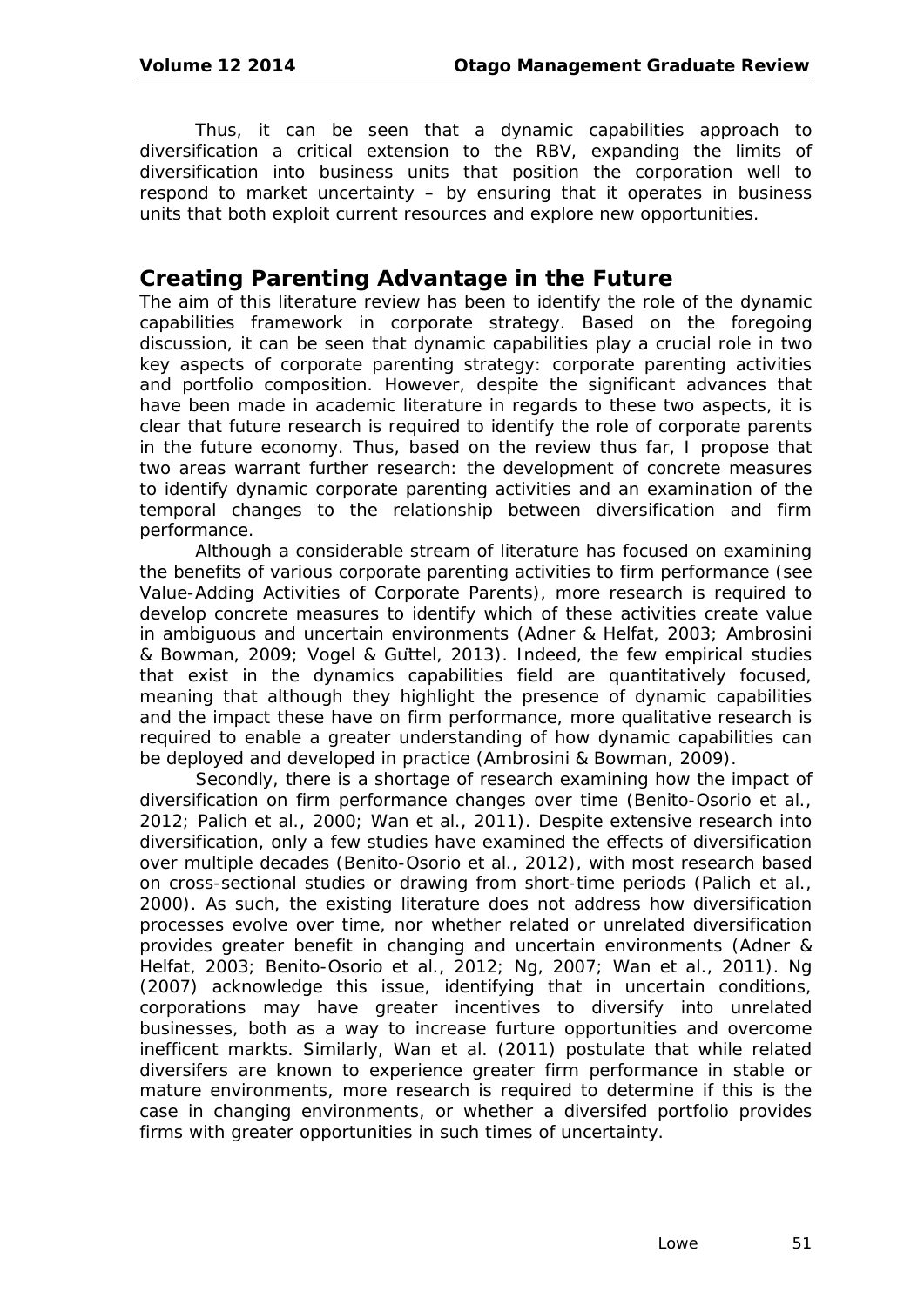Thus, it can be seen that a dynamic capabilities approach to diversification a critical extension to the RBV, expanding the limits of diversification into business units that position the corporation well to respond to market uncertainty – by ensuring that it operates in business units that both exploit current resources and explore new opportunities.

## Creating Parenting Advantage in the Future

The aim of this literature review has been to identify the role of the dynamic capabilities framework in corporate strategy. Based on the foregoing discussion, it can be seen that dynamic capabilities play a crucial role in two key aspects of corporate parenting strategy: corporate parenting activities and portfolio composition. However, despite the significant advances that have been made in academic literature in regards to these two aspects, it is clear that future research is required to identify the role of corporate parents in the future economy. Thus, based on the review thus far, I propose that two areas warrant further research: the development of concrete measures to identify dynamic corporate parenting activities and an examination of the temporal changes to the relationship between diversification and firm performance.

Although a considerable stream of literature has focused on examining the benefits of various corporate parenting activities to firm performance (see Value-Adding Activities of Corporate Parents), more research is required to develop concrete measures to identify which of these activities create value in ambiguous and uncertain environments (Adner & Helfat, 2003; Ambrosini & Bowman, 2009; Vogel & Güttel, 2013). Indeed, the few empirical studies that exist in the dynamics capabilities field are quantitatively focused, meaning that although they highlight the presence of dynamic capabilities and the impact these have on firm performance, more qualitative research is required to enable a greater understanding of how dynamic capabilities can be deployed and developed in practice (Ambrosini & Bowman, 2009).

Secondly, there is a shortage of research examining how the impact of diversification on firm performance changes over time (Benito-Osorio et al., 2012; Palich et al., 2000; Wan et al., 2011). Despite extensive research into diversification, only a few studies have examined the effects of diversification over multiple decades (Benito-Osorio et al., 2012), with most research based on cross-sectional studies or drawing from short-time periods (Palich et al., 2000). As such, the existing literature does not address how diversification processes evolve over time, nor whether related or unrelated diversification provides greater benefit in changing and uncertain environments (Adner & Helfat, 2003; Benito-Osorio et al., 2012; Ng, 2007; Wan et al., 2011). Ng (2007) acknowledge this issue, identifying that in uncertain conditions, corporations may have greater incentives to diversify into unrelated businesses, both as a way to increase furture opportunities and overcome inefficent markts. Similarly, Wan et al. (2011) postulate that while related diversifers are known to experience greater firm performance in stable or mature environments, more research is required to determine if this is the case in changing environments, or whether a diversifed portfolio provides firms with greater opportunities in such times of uncertainty.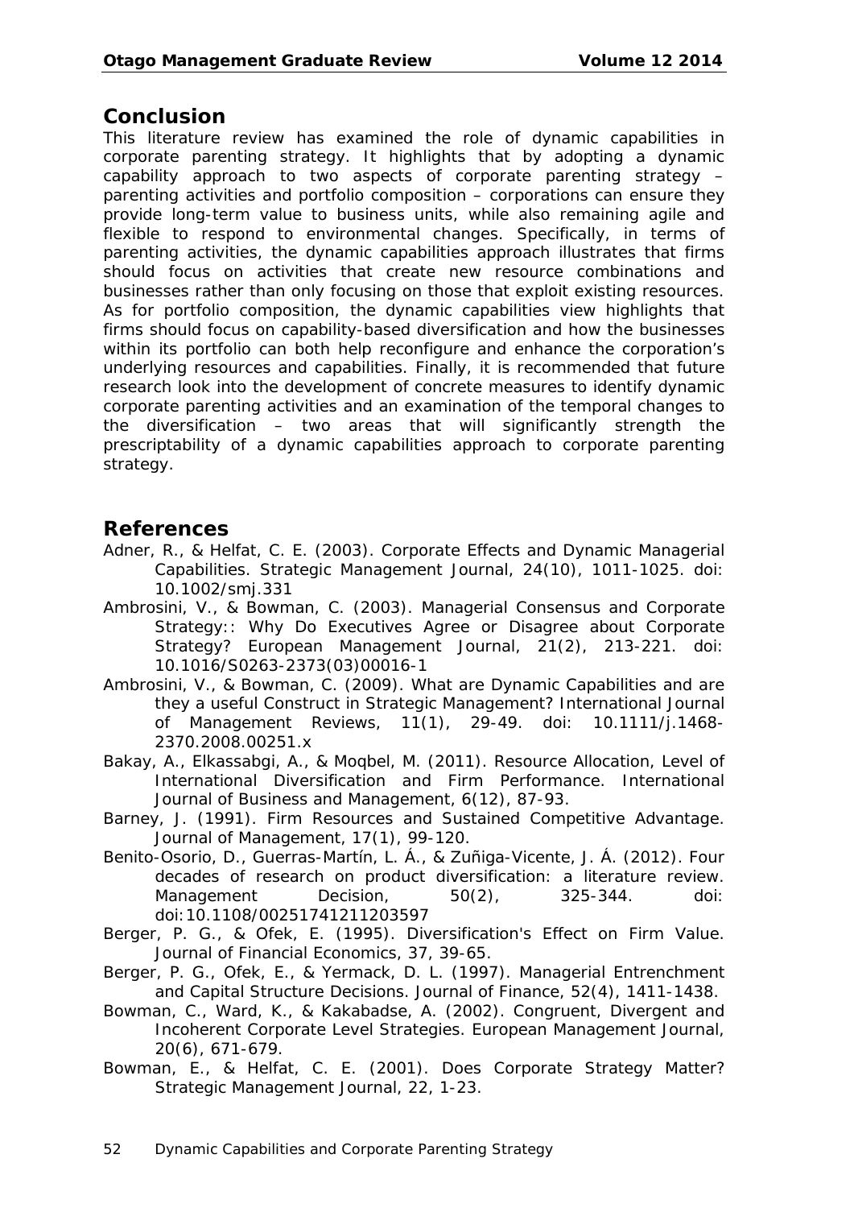## Conclusion

This literature review has examined the role of dynamic capabilities in corporate parenting strategy. It highlights that by adopting a dynamic capability approach to two aspects of corporate parenting strategy – parenting activities and portfolio composition – corporations can ensure they provide long-term value to business units, while also remaining agile and flexible to respond to environmental changes. Specifically, in terms of parenting activities, the dynamic capabilities approach illustrates that firms should focus on activities that create new resource combinations and businesses rather than only focusing on those that exploit existing resources. As for portfolio composition, the dynamic capabilities view highlights that firms should focus on capability-based diversification and how the businesses within its portfolio can both help reconfigure and enhance the corporation's underlying resources and capabilities. Finally, it is recommended that future research look into the development of concrete measures to identify dynamic corporate parenting activities and an examination of the temporal changes to the diversification – two areas that will significantly strength the prescriptability of a dynamic capabilities approach to corporate parenting strategy.

## References

Adner, R., & Helfat, C. E. (2003). Corporate Effects and Dynamic Managerial Capabilities. Strategic Management Journal, 24(10), 1011-1025. doi: 10.1002/smj.331

Ambrosini, V., & Bowman, C. (2003). Managerial Consensus and Corporate Strategy:: Why Do Executives Agree or Disagree about Corporate Strategy? European Management Journal, 21(2), 213-221. doi: 10.1016/S0263-2373(03)00016-1

Ambrosini, V., & Bowman, C. (2009). What are Dynamic Capabilities and are they a useful Construct in Strategic Management? International Journal of Management Reviews, 11(1), 29-49. doi: 10.1111/j.1468-2370.2008.00251.x

Bakay, A., Elkassabgi, A., & Moqbel, M. (2011). Resource Allocation, Level of International Diversification and Firm Performance. International Journal of Business and Management, 6(12), 87-93.

Barney, J. (1991). Firm Resources and Sustained Competitive Advantage. Journal of Management, 17(1), 99-120.

Benito-Osorio, D., Guerras-Martín, L. Á., & Zuñiga-Vicente, J. Á. (2012). Four decades of research on product diversification: a literature review. Management Decision, 50(2), 325-344. doi: doi:10.1108/00251741211203597

Berger, P. G., & Ofek, E. (1995). Diversification's Effect on Firm Value. Journal of Financial Economics, 37, 39-65.

Berger, P. G., Ofek, E., & Yermack, D. L. (1997). Managerial Entrenchment and Capital Structure Decisions. Journal of Finance, 52(4), 1411-1438.

Bowman, C., Ward, K., & Kakabadse, A. (2002). Congruent, Divergent and Incoherent Corporate Level Strategies. European Management Journal, 20(6), 671-679.

Bowman, E., & Helfat, C. E. (2001). Does Corporate Strategy Matter? Strategic Management Journal, 22, 1-23.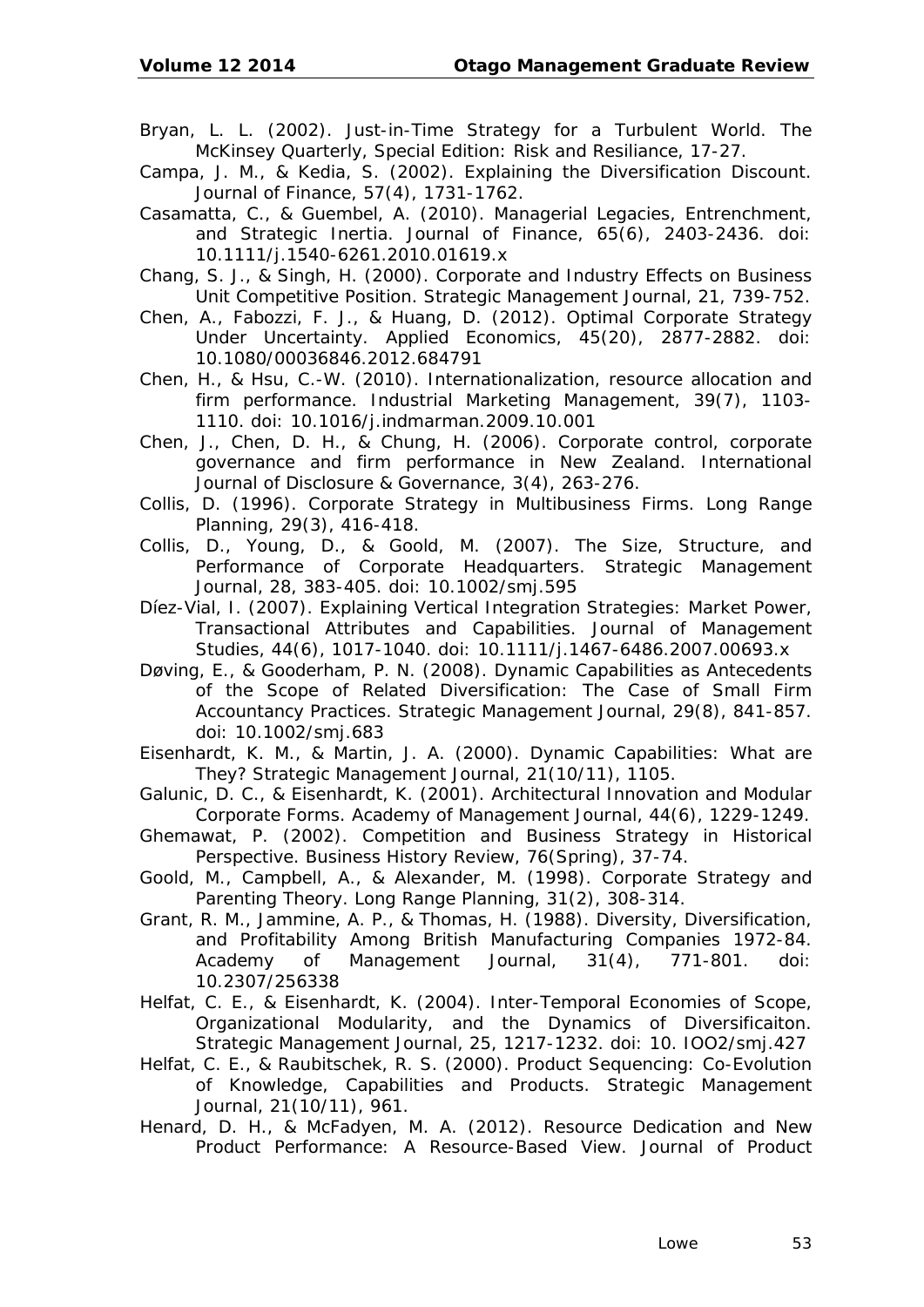Bryan, L. L. (2002). Just-in-Time Strategy for a Turbulent World. The McKinsey Quarterly, Special Edition: Risk and Resiliance, 17-27.

Campa, J. M., & Kedia, S. (2002). Explaining the Diversification Discount. Journal of Finance, 57(4), 1731-1762.

Casamatta, C., & Guembel, A. (2010). Managerial Legacies, Entrenchment, and Strategic Inertia. Journal of Finance, 65(6), 2403-2436. doi: 10.1111/j.1540-6261.2010.01619.x

Chang, S. J., & Singh, H. (2000). Corporate and Industry Effects on Business Unit Competitive Position. Strategic Management Journal, 21, 739-752.

Chen, A., Fabozzi, F. J., & Huang, D. (2012). Optimal Corporate Strategy Under Uncertainty. Applied Economics, 45(20), 2877-2882. doi: 10.1080/00036846.2012.684791

Chen, H., & Hsu, C.-W. (2010). Internationalization, resource allocation and firm performance. Industrial Marketing Management, 39(7), 1103-1110. doi: 10.1016/j.indmarman.2009.10.001

Chen, J., Chen, D. H., & Chung, H. (2006). Corporate control, corporate governance and firm performance in New Zealand. International Journal of Disclosure & Governance, 3(4), 263-276.

Collis, D. (1996). Corporate Strategy in Multibusiness Firms. Long Range Planning, 29(3), 416-418.

Collis, D., Young, D., & Goold, M. (2007). The Size, Structure, and Performance of Corporate Headquarters. Strategic Management Journal, 28, 383-405. doi: 10.1002/smj.595

Díez-Vial, I. (2007). Explaining Vertical Integration Strategies: Market Power, Transactional Attributes and Capabilities. Journal of Management Studies, 44(6), 1017-1040. doi: 10.1111/j.1467-6486.2007.00693.x

Døving, E., & Gooderham, P. N. (2008). Dynamic Capabilities as Antecedents of the Scope of Related Diversification: The Case of Small Firm Accountancy Practices. Strategic Management Journal, 29(8), 841-857. doi: 10.1002/smj.683

Eisenhardt, K. M., & Martin, J. A. (2000). Dynamic Capabilities: What are They? Strategic Management Journal, 21(10/11), 1105.

Galunic, D. C., & Eisenhardt, K. (2001). Architectural Innovation and Modular Corporate Forms. Academy of Management Journal, 44(6), 1229-1249.

Ghemawat, P. (2002). Competition and Business Strategy in Historical Perspective. Business History Review, 76(Spring), 37-74.

Goold, M., Campbell, A., & Alexander, M. (1998). Corporate Strategy and Parenting Theory. Long Range Planning, 31(2), 308-314.

Grant, R. M., Jammine, A. P., & Thomas, H. (1988). Diversity, Diversification, and Profitability Among British Manufacturing Companies 1972-84. Academy of Management Journal, 31(4), 771-801. doi: 10.2307/256338

Helfat, C. E., & Eisenhardt, K. (2004). Inter-Temporal Economies of Scope, Organizational Modularity, and the Dynamics of Diversificaiton. Strategic Management Journal, 25, 1217-1232. doi: 10. IOO2/smj.427

Helfat, C. E., & Raubitschek, R. S. (2000). Product Sequencing: Co-Evolution of Knowledge, Capabilities and Products. Strategic Management Journal, 21(10/11), 961.

Henard, D. H., & McFadyen, M. A. (2012). Resource Dedication and New Product Performance: A Resource-Based View. Journal of Product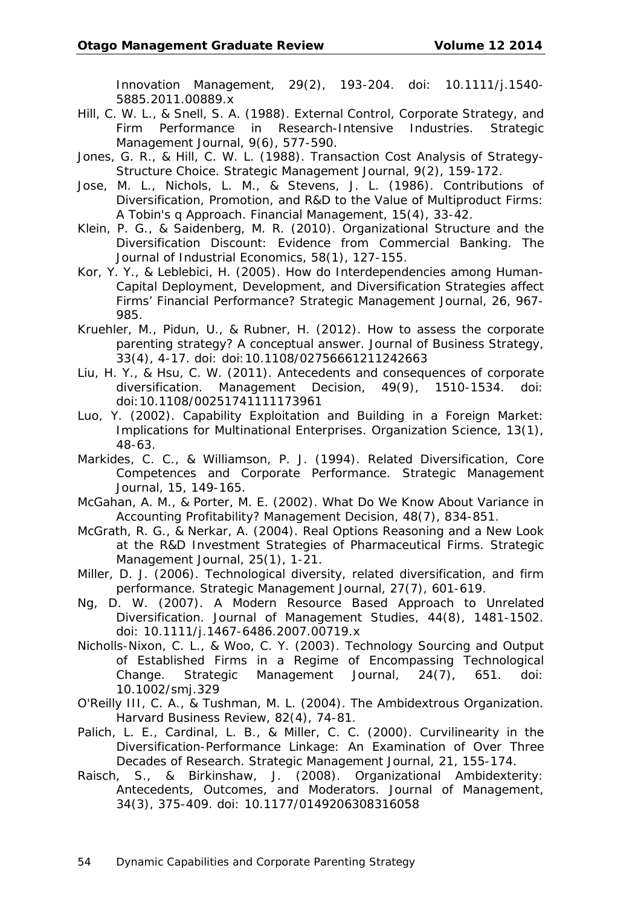Innovation Management, 29(2), 193-204. doi: 10.1111/j.1540-5885.2011.00889.x

Hill, C. W. L., & Snell, S. A. (1988). External Control, Corporate Strategy, and Firm Performance in Research-Intensive Industries. Strategic Management Journal, 9(6), 577-590.

Jones, G. R., & Hill, C. W. L. (1988). Transaction Cost Analysis of Strategy-Structure Choice. Strategic Management Journal, 9(2), 159-172.

Jose, M. L., Nichols, L. M., & Stevens, J. L. (1986). Contributions of Diversification, Promotion, and R&D to the Value of Multiproduct Firms: A Tobin's q Approach. Financial Management, 15(4), 33-42.

Klein, P. G., & Saidenberg, M. R. (2010). Organizational Structure and the Diversification Discount: Evidence from Commercial Banking. The Journal of Industrial Economics, 58(1), 127-155.

Kor, Y. Y., & Leblebici, H. (2005). How do Interdependencies among Human-Capital Deployment, Development, and Diversification Strategies affect Firms' Financial Performance? Strategic Management Journal, 26, 967-985.

Kruehler, M., Pidun, U., & Rubner, H. (2012). How to assess the corporate parenting strategy? A conceptual answer. Journal of Business Strategy, 33(4), 4-17. doi: doi:10.1108/02756661211242663

Liu, H. Y., & Hsu, C. W. (2011). Antecedents and consequences of corporate diversification. Management Decision, 49(9), 1510-1534. doi: doi:10.1108/00251741111173961

Luo, Y. (2002). Capability Exploitation and Building in a Foreign Market: Implications for Multinational Enterprises. Organization Science, 13(1), 48-63.

Markides, C. C., & Williamson, P. J. (1994). Related Diversification, Core Competences and Corporate Performance. Strategic Management Journal, 15, 149-165.

McGahan, A. M., & Porter, M. E. (2002). What Do We Know About Variance in Accounting Profitability? Management Decision, 48(7), 834-851.

McGrath, R. G., & Nerkar, A. (2004). Real Options Reasoning and a New Look at the R&D Investment Strategies of Pharmaceutical Firms. Strategic Management Journal, 25(1), 1-21.

Miller, D. J. (2006). Technological diversity, related diversification, and firm performance. Strategic Management Journal, 27(7), 601-619.

Ng, D. W. (2007). A Modern Resource Based Approach to Unrelated Diversification. Journal of Management Studies, 44(8), 1481-1502. doi: 10.1111/j.1467-6486.2007.00719.x

Nicholls-Nixon, C. L., & Woo, C. Y. (2003). Technology Sourcing and Output of Established Firms in a Regime of Encompassing Technological Change. Strategic Management Journal, 24(7), 651. doi: 10.1002/smj.329

O'Reilly III, C. A., & Tushman, M. L. (2004). The Ambidextrous Organization. Harvard Business Review, 82(4), 74-81.

Palich, L. E., Cardinal, L. B., & Miller, C. C. (2000). Curvilinearity in the Diversification-Performance Linkage: An Examination of Over Three Decades of Research. Strategic Management Journal, 21, 155-174.

Raisch, S., & Birkinshaw, J. (2008). Organizational Ambidexterity: Antecedents, Outcomes, and Moderators. Journal of Management, 34(3), 375-409. doi: 10.1177/0149206308316058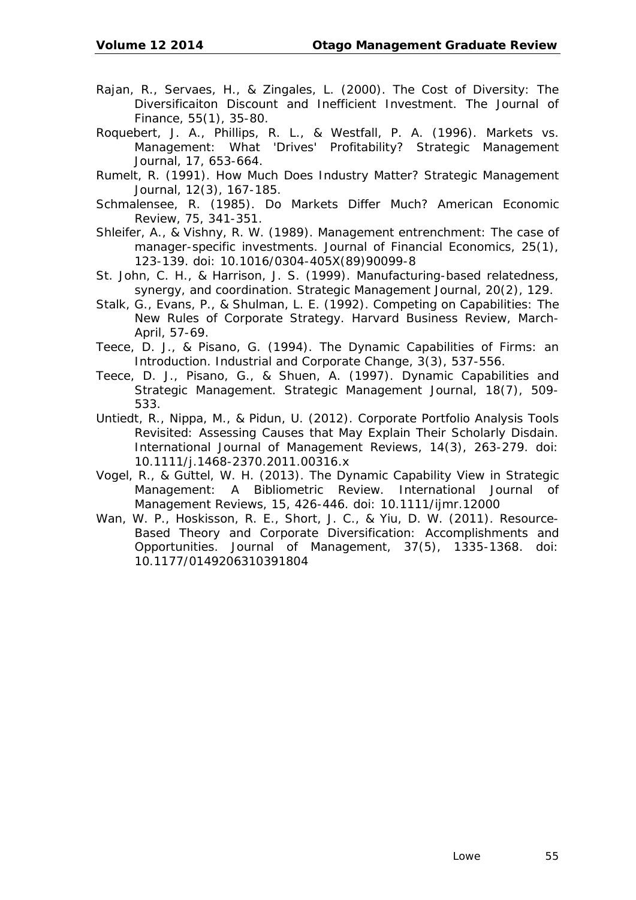Rajan, R., Servaes, H., & Zingales, L. (2000). The Cost of Diversity: The Diversificaiton Discount and Inefficient Investment. The Journal of Finance, 55(1), 35-80.

Roquebert, J. A., Phillips, R. L., & Westfall, P. A. (1996). Markets vs. Management: What 'Drives' Profitability? Strategic Management Journal, 17, 653-664.

Rumelt, R. (1991). How Much Does Industry Matter? Strategic Management Journal, 12(3), 167-185.

Schmalensee, R. (1985). Do Markets Differ Much? American Economic Review, 75, 341-351.

Shleifer, A., & Vishny, R. W. (1989). Management entrenchment: The case of manager-specific investments. Journal of Financial Economics, 25(1), 123-139. doi: 10.1016/0304-405X(89)90099-8

St. John, C. H., & Harrison, J. S. (1999). Manufacturing-based relatedness, synergy, and coordination. Strategic Management Journal, 20(2), 129.

Stalk, G., Evans, P., & Shulman, L. E. (1992). Competing on Capabilities: The New Rules of Corporate Strategy. Harvard Business Review, March-April, 57-69.

Teece, D. J., & Pisano, G. (1994). The Dynamic Capabilities of Firms: an Introduction. Industrial and Corporate Change, 3(3), 537-556.

Teece, D. J., Pisano, G., & Shuen, A. (1997). Dynamic Capabilities and Strategic Management. Strategic Management Journal, 18(7), 509-533.

Untiedt, R., Nippa, M., & Pidun, U. (2012). Corporate Portfolio Analysis Tools Revisited: Assessing Causes that May Explain Their Scholarly Disdain. International Journal of Management Reviews, 14(3), 263-279. doi: 10.1111/j.1468-2370.2011.00316.x

Vogel, R., & Güttel, W. H. (2013). The Dynamic Capability View in Strategic Management: A Bibliometric Review. International Journal of Management Reviews, 15, 426-446. doi: 10.1111/ijmr.12000

Wan, W. P., Hoskisson, R. E., Short, J. C., & Yiu, D. W. (2011). Resource-Based Theory and Corporate Diversification: Accomplishments and Opportunities. Journal of Management, 37(5), 1335-1368. doi: 10.1177/0149206310391804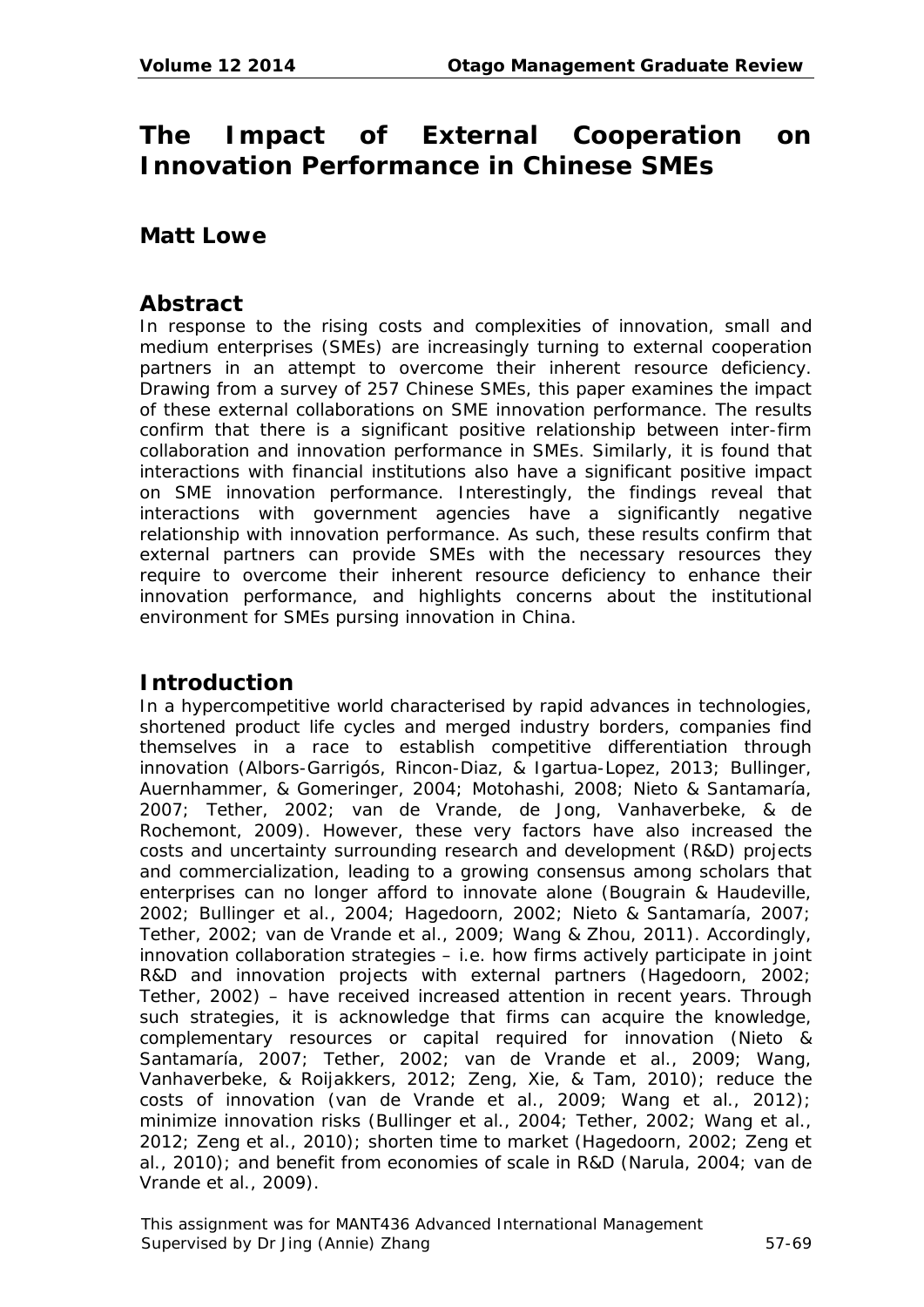# The Impact of External Cooperation on Innovation Performance in Chinese SMEs

## Matt Lowe

## Abstract

In response to the rising costs and complexities of innovation, small and medium enterprises (SMEs) are increasingly turning to external cooperation partners in an attempt to overcome their inherent resource deficiency. Drawing from a survey of 257 Chinese SMEs, this paper examines the impact of these external collaborations on SME innovation performance. The results confirm that there is a significant positive relationship between inter-firm collaboration and innovation performance in SMEs. Similarly, it is found that interactions with financial institutions also have a significant positive impact on SME innovation performance. Interestingly, the findings reveal that interactions with government agencies have a significantly negative relationship with innovation performance. As such, these results confirm that external partners can provide SMEs with the necessary resources they require to overcome their inherent resource deficiency to enhance their innovation performance, and highlights concerns about the institutional environment for SMEs pursing innovation in China.

## Introduction

In a hypercompetitive world characterised by rapid advances in technologies, shortened product life cycles and merged industry borders, companies find themselves in a race to establish competitive differentiation through innovation (Albors-Garrigós, Rincon-Diaz, & Igartua-Lopez, 2013; Bullinger, Auernhammer, & Gomeringer, 2004; Motohashi, 2008; Nieto & Santamaría, 2007; Tether, 2002; van de Vrande, de Jong, Vanhaverbeke, & de Rochemont, 2009). However, these very factors have also increased the costs and uncertainty surrounding research and development (R&D) projects and commercialization, leading to a growing consensus among scholars that enterprises can no longer afford to innovate alone (Bougrain & Haudeville, 2002; Bullinger et al., 2004; Hagedoorn, 2002; Nieto & Santamaría, 2007; Tether, 2002; van de Vrande et al., 2009; Wang & Zhou, 2011). Accordingly, innovation collaboration strategies – i.e. how firms actively participate in joint R&D and innovation projects with external partners (Hagedoorn, 2002; Tether, 2002) – have received increased attention in recent years. Through such strategies, it is acknowledge that firms can acquire the knowledge, complementary resources or capital required for innovation (Nieto & Santamaría, 2007; Tether, 2002; van de Vrande et al., 2009; Wang, Vanhaverbeke, & Roijakkers, 2012; Zeng, Xie, & Tam, 2010); reduce the costs of innovation (van de Vrande et al., 2009; Wang et al., 2012); minimize innovation risks (Bullinger et al., 2004; Tether, 2002; Wang et al., 2012; Zeng et al., 2010); shorten time to market (Hagedoorn, 2002; Zeng et al., 2010); and benefit from economies of scale in R&D (Narula, 2004; van de Vrande et al., 2009).

This assignment was for MANT436 Advanced International Management
Supervised by Dr Jing (Annie) Zhang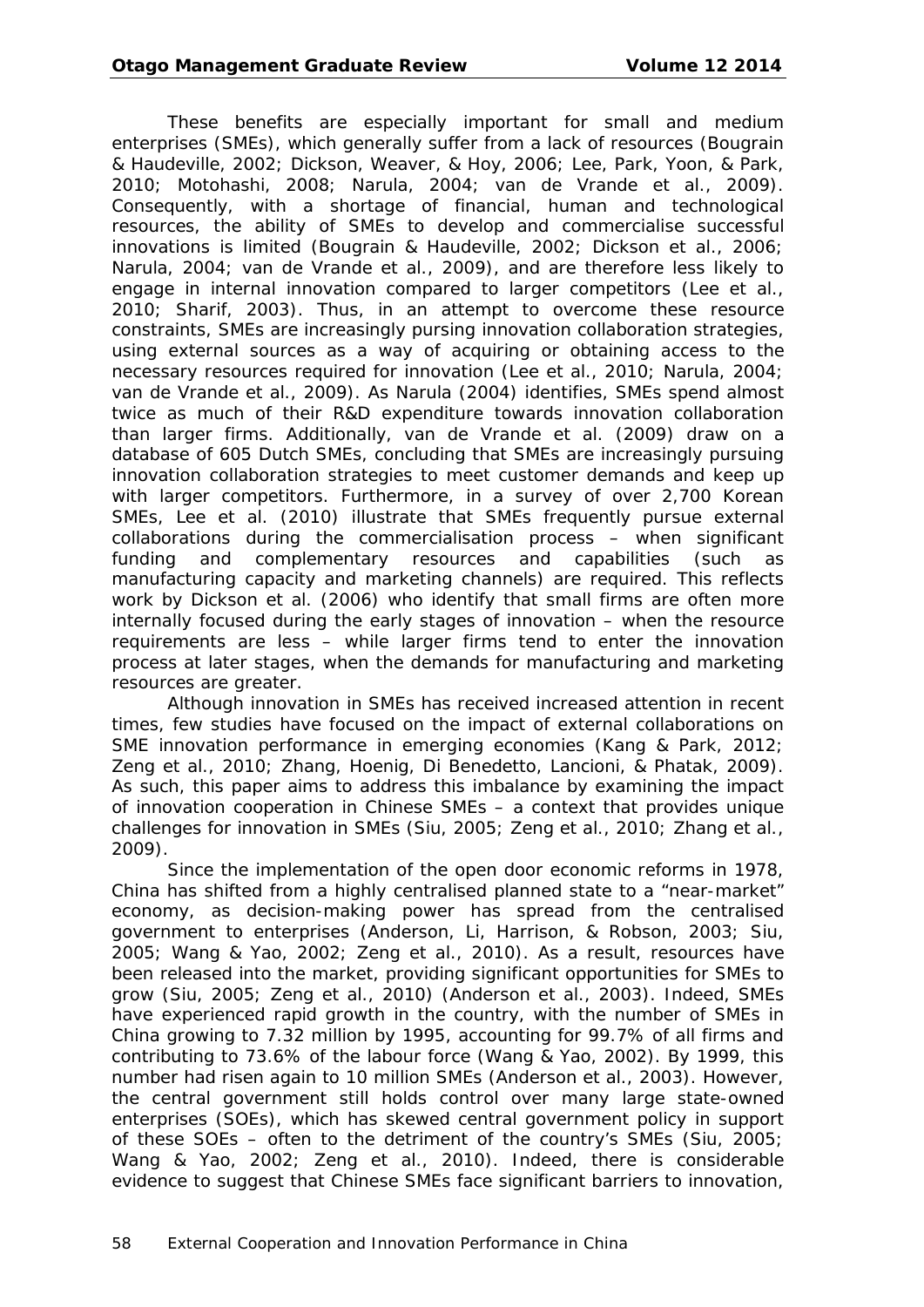These benefits are especially important for small and medium enterprises (SMEs), which generally suffer from a lack of resources (Bougrain & Haudeville, 2002; Dickson, Weaver, & Hoy, 2006; Lee, Park, Yoon, & Park, 2010; Motohashi, 2008; Narula, 2004; van de Vrande et al., 2009). Consequently, with a shortage of financial, human and technological resources, the ability of SMEs to develop and commercialise successful innovations is limited (Bougrain & Haudeville, 2002; Dickson et al., 2006; Narula, 2004; van de Vrande et al., 2009), and are therefore less likely to engage in internal innovation compared to larger competitors (Lee et al., 2010; Sharif, 2003). Thus, in an attempt to overcome these resource constraints, SMEs are increasingly pursing innovation collaboration strategies, using external sources as a way of acquiring or obtaining access to the necessary resources required for innovation (Lee et al., 2010; Narula, 2004; van de Vrande et al., 2009). As Narula (2004) identifies, SMEs spend almost twice as much of their R&D expenditure towards innovation collaboration than larger firms. Additionally, van de Vrande et al. (2009) draw on a database of 605 Dutch SMEs, concluding that SMEs are increasingly pursuing innovation collaboration strategies to meet customer demands and keep up with larger competitors. Furthermore, in a survey of over 2,700 Korean SMEs, Lee et al. (2010) illustrate that SMEs frequently pursue external collaborations during the commercialisation process – when significant funding and complementary resources and capabilities (such as manufacturing capacity and marketing channels) are required. This reflects work by Dickson et al. (2006) who identify that small firms are often more internally focused during the early stages of innovation – when the resource requirements are less – while larger firms tend to enter the innovation process at later stages, when the demands for manufacturing and marketing resources are greater.

Although innovation in SMEs has received increased attention in recent times, few studies have focused on the impact of external collaborations on SME innovation performance in emerging economies (Kang & Park, 2012; Zeng et al., 2010; Zhang, Hoenig, Di Benedetto, Lancioni, & Phatak, 2009). As such, this paper aims to address this imbalance by examining the impact of innovation cooperation in Chinese SMEs – a context that provides unique challenges for innovation in SMEs (Siu, 2005; Zeng et al., 2010; Zhang et al., 2009).

Since the implementation of the open door economic reforms in 1978, China has shifted from a highly centralised planned state to a "near-market" economy, as decision-making power has spread from the centralised government to enterprises (Anderson, Li, Harrison, & Robson, 2003; Siu, 2005; Wang & Yao, 2002; Zeng et al., 2010). As a result, resources have been released into the market, providing significant opportunities for SMEs to grow (Siu, 2005; Zeng et al., 2010) (Anderson et al., 2003). Indeed, SMEs have experienced rapid growth in the country, with the number of SMEs in China growing to 7.32 million by 1995, accounting for 99.7% of all firms and contributing to 73.6% of the labour force (Wang & Yao, 2002). By 1999, this number had risen again to 10 million SMEs (Anderson et al., 2003). However, the central government still holds control over many large state-owned enterprises (SOEs), which has skewed central government policy in support of these SOEs – often to the detriment of the country's SMEs (Siu, 2005; Wang & Yao, 2002; Zeng et al., 2010). Indeed, there is considerable evidence to suggest that Chinese SMEs face significant barriers to innovation,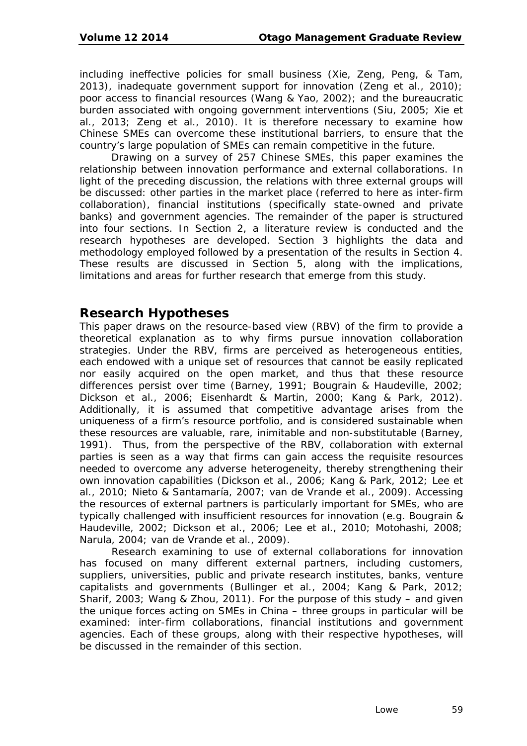including ineffective policies for small business (Xie, Zeng, Peng, & Tam, 2013), inadequate government support for innovation (Zeng et al., 2010); poor access to financial resources (Wang & Yao, 2002); and the bureaucratic burden associated with ongoing government interventions (Siu, 2005; Xie et al., 2013; Zeng et al., 2010). It is therefore necessary to examine how Chinese SMEs can overcome these institutional barriers, to ensure that the country's large population of SMEs can remain competitive in the future.

Drawing on a survey of 257 Chinese SMEs, this paper examines the relationship between innovation performance and external collaborations. In light of the preceding discussion, the relations with three external groups will be discussed: other parties in the market place (referred to here as inter-firm collaboration), financial institutions (specifically state-owned and private banks) and government agencies. The remainder of the paper is structured into four sections. In Section 2, a literature review is conducted and the research hypotheses are developed. Section 3 highlights the data and methodology employed followed by a presentation of the results in Section 4. These results are discussed in Section 5, along with the implications, limitations and areas for further research that emerge from this study.

## Research Hypotheses

This paper draws on the resource-based view (RBV) of the firm to provide a theoretical explanation as to why firms pursue innovation collaboration strategies. Under the RBV, firms are perceived as heterogeneous entities, each endowed with a unique set of resources that cannot be easily replicated nor easily acquired on the open market, and thus that these resource differences persist over time (Barney, 1991; Bougrain & Haudeville, 2002; Dickson et al., 2006; Eisenhardt & Martin, 2000; Kang & Park, 2012). Additionally, it is assumed that competitive advantage arises from the uniqueness of a firm's resource portfolio, and is considered sustainable when these resources are valuable, rare, inimitable and non-substitutable (Barney, 1991). Thus, from the perspective of the RBV, collaboration with external parties is seen as a way that firms can gain access the requisite resources needed to overcome any adverse heterogeneity, thereby strengthening their own innovation capabilities (Dickson et al., 2006; Kang & Park, 2012; Lee et al., 2010; Nieto & Santamaría, 2007; van de Vrande et al., 2009). Accessing the resources of external partners is particularly important for SMEs, who are typically challenged with insufficient resources for innovation (e.g. Bougrain & Haudeville, 2002; Dickson et al., 2006; Lee et al., 2010; Motohashi, 2008; Narula, 2004; van de Vrande et al., 2009).

Research examining to use of external collaborations for innovation has focused on many different external partners, including customers, suppliers, universities, public and private research institutes, banks, venture capitalists and governments (Bullinger et al., 2004; Kang & Park, 2012; Sharif, 2003; Wang & Zhou, 2011). For the purpose of this study – and given the unique forces acting on SMEs in China – three groups in particular will be examined: inter-firm collaborations, financial institutions and government agencies. Each of these groups, along with their respective hypotheses, will be discussed in the remainder of this section.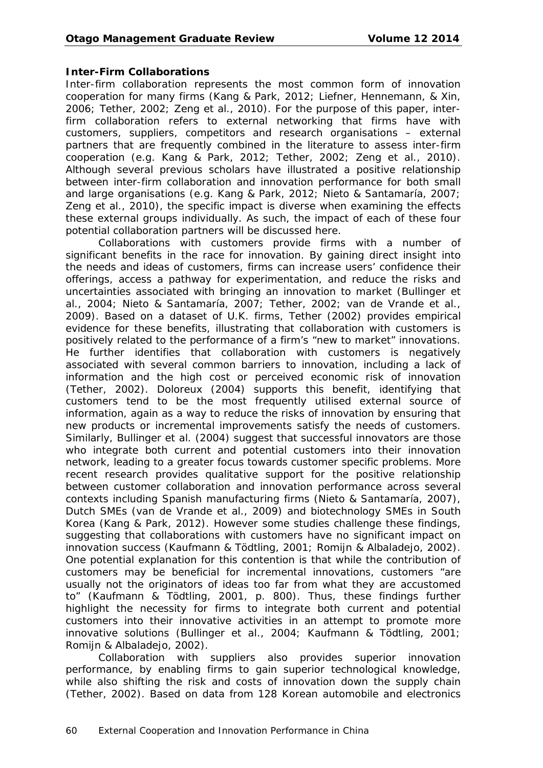**Inter-Firm Collaborations**

Inter-firm collaboration represents the most common form of innovation cooperation for many firms (Kang & Park, 2012; Liefner, Hennemann, & Xin, 2006; Tether, 2002; Zeng et al., 2010). For the purpose of this paper, inter-firm collaboration refers to external networking that firms have with customers, suppliers, competitors and research organisations – external partners that are frequently combined in the literature to assess inter-firm cooperation (e.g. Kang & Park, 2012; Tether, 2002; Zeng et al., 2010). Although several previous scholars have illustrated a positive relationship between inter-firm collaboration and innovation performance for both small and large organisations (e.g. Kang & Park, 2012; Nieto & Santamaría, 2007; Zeng et al., 2010), the specific impact is diverse when examining the effects these external groups individually. As such, the impact of each of these four potential collaboration partners will be discussed here.

Collaborations with customers provide firms with a number of significant benefits in the race for innovation. By gaining direct insight into the needs and ideas of customers, firms can increase users' confidence their offerings, access a pathway for experimentation, and reduce the risks and uncertainties associated with bringing an innovation to market (Bullinger et al., 2004; Nieto & Santamaría, 2007; Tether, 2002; van de Vrande et al., 2009). Based on a dataset of U.K. firms, Tether (2002) provides empirical evidence for these benefits, illustrating that collaboration with customers is positively related to the performance of a firm's "new to market" innovations. He further identifies that collaboration with customers is negatively associated with several common barriers to innovation, including a lack of information and the high cost or perceived economic risk of innovation (Tether, 2002). Doloreux (2004) supports this benefit, identifying that customers tend to be the most frequently utilised external source of information, again as a way to reduce the risks of innovation by ensuring that new products or incremental improvements satisfy the needs of customers. Similarly, Bullinger et al. (2004) suggest that successful innovators are those who integrate both current and potential customers into their innovation network, leading to a greater focus towards customer specific problems. More recent research provides qualitative support for the positive relationship between customer collaboration and innovation performance across several contexts including Spanish manufacturing firms (Nieto & Santamaría, 2007), Dutch SMEs (van de Vrande et al., 2009) and biotechnology SMEs in South Korea (Kang & Park, 2012). However some studies challenge these findings, suggesting that collaborations with customers have no significant impact on innovation success (Kaufmann & Tödtling, 2001; Romijn & Albaladejo, 2002). One potential explanation for this contention is that while the contribution of customers may be beneficial for incremental innovations, customers "are usually not the originators of ideas too far from what they are accustomed to" (Kaufmann & Tödtling, 2001, p. 800). Thus, these findings further highlight the necessity for firms to integrate both current and potential customers into their innovative activities in an attempt to promote more innovative solutions (Bullinger et al., 2004; Kaufmann & Tödtling, 2001; Romijn & Albaladejo, 2002).

Collaboration with suppliers also provides superior innovation performance, by enabling firms to gain superior technological knowledge, while also shifting the risk and costs of innovation down the supply chain (Tether, 2002). Based on data from 128 Korean automobile and electronics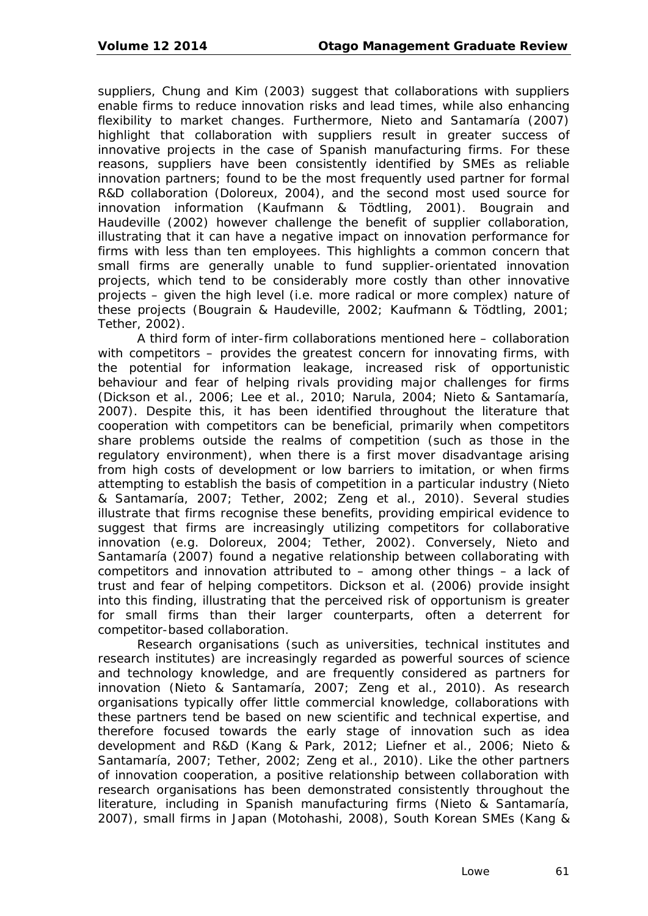suppliers, Chung and Kim (2003) suggest that collaborations with suppliers enable firms to reduce innovation risks and lead times, while also enhancing flexibility to market changes. Furthermore, Nieto and Santamaría (2007) highlight that collaboration with suppliers result in greater success of innovative projects in the case of Spanish manufacturing firms. For these reasons, suppliers have been consistently identified by SMEs as reliable innovation partners; found to be the most frequently used partner for formal R&D collaboration (Doloreux, 2004), and the second most used source for innovation information (Kaufmann & Tödtling, 2001). Bougrain and Haudeville (2002) however challenge the benefit of supplier collaboration, illustrating that it can have a negative impact on innovation performance for firms with less than ten employees. This highlights a common concern that small firms are generally unable to fund supplier-orientated innovation projects, which tend to be considerably more costly than other innovative projects – given the high level (i.e. more radical or more complex) nature of these projects (Bougrain & Haudeville, 2002; Kaufmann & Tödtling, 2001; Tether, 2002).

A third form of inter-firm collaborations mentioned here – collaboration with competitors – provides the greatest concern for innovating firms, with the potential for information leakage, increased risk of opportunistic behaviour and fear of helping rivals providing major challenges for firms (Dickson et al., 2006; Lee et al., 2010; Narula, 2004; Nieto & Santamaría, 2007). Despite this, it has been identified throughout the literature that cooperation with competitors can be beneficial, primarily when competitors share problems outside the realms of competition (such as those in the regulatory environment), when there is a first mover disadvantage arising from high costs of development or low barriers to imitation, or when firms attempting to establish the basis of competition in a particular industry (Nieto & Santamaría, 2007; Tether, 2002; Zeng et al., 2010). Several studies illustrate that firms recognise these benefits, providing empirical evidence to suggest that firms are increasingly utilizing competitors for collaborative innovation (e.g. Doloreux, 2004; Tether, 2002). Conversely, Nieto and Santamaría (2007) found a negative relationship between collaborating with competitors and innovation attributed to – among other things – a lack of trust and fear of helping competitors. Dickson et al. (2006) provide insight into this finding, illustrating that the perceived risk of opportunism is greater for small firms than their larger counterparts, often a deterrent for competitor-based collaboration.

Research organisations (such as universities, technical institutes and research institutes) are increasingly regarded as powerful sources of science and technology knowledge, and are frequently considered as partners for innovation (Nieto & Santamaría, 2007; Zeng et al., 2010). As research organisations typically offer little commercial knowledge, collaborations with these partners tend be based on new scientific and technical expertise, and therefore focused towards the early stage of innovation such as idea development and R&D (Kang & Park, 2012; Liefner et al., 2006; Nieto & Santamaría, 2007; Tether, 2002; Zeng et al., 2010). Like the other partners of innovation cooperation, a positive relationship between collaboration with research organisations has been demonstrated consistently throughout the literature, including in Spanish manufacturing firms (Nieto & Santamaría, 2007), small firms in Japan (Motohashi, 2008), South Korean SMEs (Kang &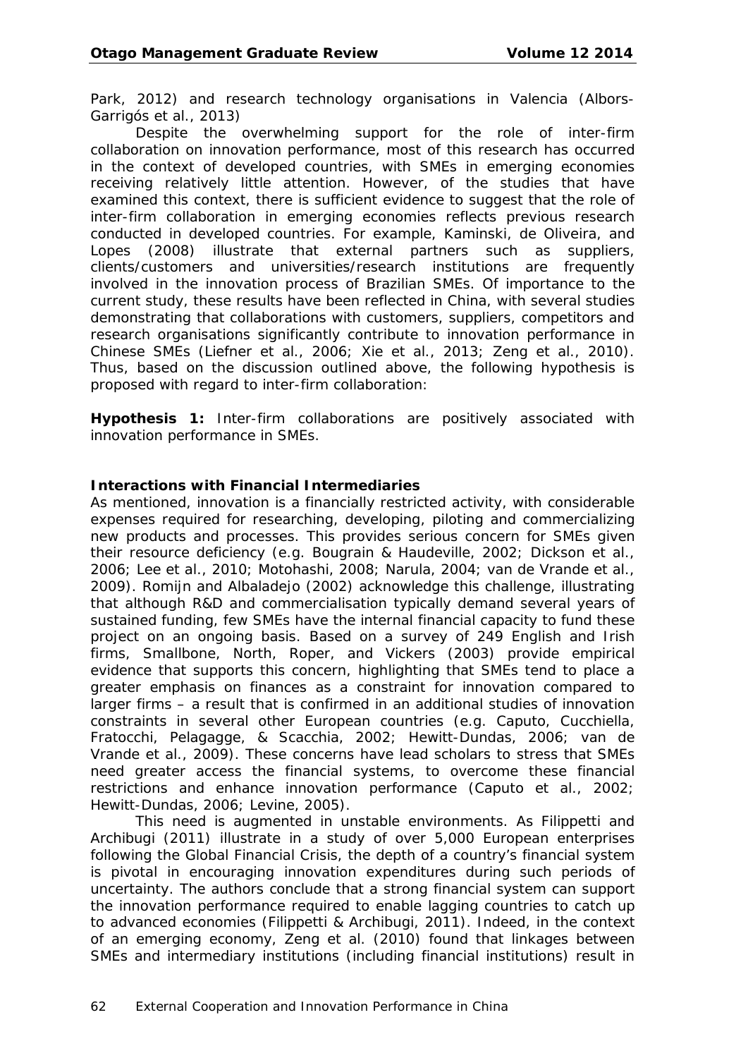Park, 2012) and research technology organisations in Valencia (Albors-Garrigós et al., 2013)

Despite the overwhelming support for the role of inter-firm collaboration on innovation performance, most of this research has occurred in the context of developed countries, with SMEs in emerging economies receiving relatively little attention. However, of the studies that have examined this context, there is sufficient evidence to suggest that the role of inter-firm collaboration in emerging economies reflects previous research conducted in developed countries. For example, Kaminski, de Oliveira, and Lopes (2008) illustrate that external partners such as suppliers, clients/customers and universities/research institutions are frequently involved in the innovation process of Brazilian SMEs. Of importance to the current study, these results have been reflected in China, with several studies demonstrating that collaborations with customers, suppliers, competitors and research organisations significantly contribute to innovation performance in Chinese SMEs (Liefner et al., 2006; Xie et al., 2013; Zeng et al., 2010). Thus, based on the discussion outlined above, the following hypothesis is proposed with regard to inter-firm collaboration:

**Hypothesis 1:** Inter-firm collaborations are positively associated with innovation performance in SMEs.

**Interactions with Financial Intermediaries**

As mentioned, innovation is a financially restricted activity, with considerable expenses required for researching, developing, piloting and commercializing new products and processes. This provides serious concern for SMEs given their resource deficiency (e.g. Bougrain & Haudeville, 2002; Dickson et al., 2006; Lee et al., 2010; Motohashi, 2008; Narula, 2004; van de Vrande et al., 2009). Romijn and Albaladejo (2002) acknowledge this challenge, illustrating that although R&D and commercialisation typically demand several years of sustained funding, few SMEs have the internal financial capacity to fund these project on an ongoing basis. Based on a survey of 249 English and Irish firms, Smallbone, North, Roper, and Vickers (2003) provide empirical evidence that supports this concern, highlighting that SMEs tend to place a greater emphasis on finances as a constraint for innovation compared to larger firms – a result that is confirmed in an additional studies of innovation constraints in several other European countries (e.g. Caputo, Cucchiella, Fratocchi, Pelagagge, & Scacchia, 2002; Hewitt-Dundas, 2006; van de Vrande et al., 2009). These concerns have lead scholars to stress that SMEs need greater access the financial systems, to overcome these financial restrictions and enhance innovation performance (Caputo et al., 2002; Hewitt-Dundas, 2006; Levine, 2005).

This need is augmented in unstable environments. As Filippetti and Archibugi (2011) illustrate in a study of over 5,000 European enterprises following the Global Financial Crisis, the depth of a country's financial system is pivotal in encouraging innovation expenditures during such periods of uncertainty. The authors conclude that a strong financial system can support the innovation performance required to enable lagging countries to catch up to advanced economies (Filippetti & Archibugi, 2011). Indeed, in the context of an emerging economy, Zeng et al. (2010) found that linkages between SMEs and intermediary institutions (including financial institutions) result in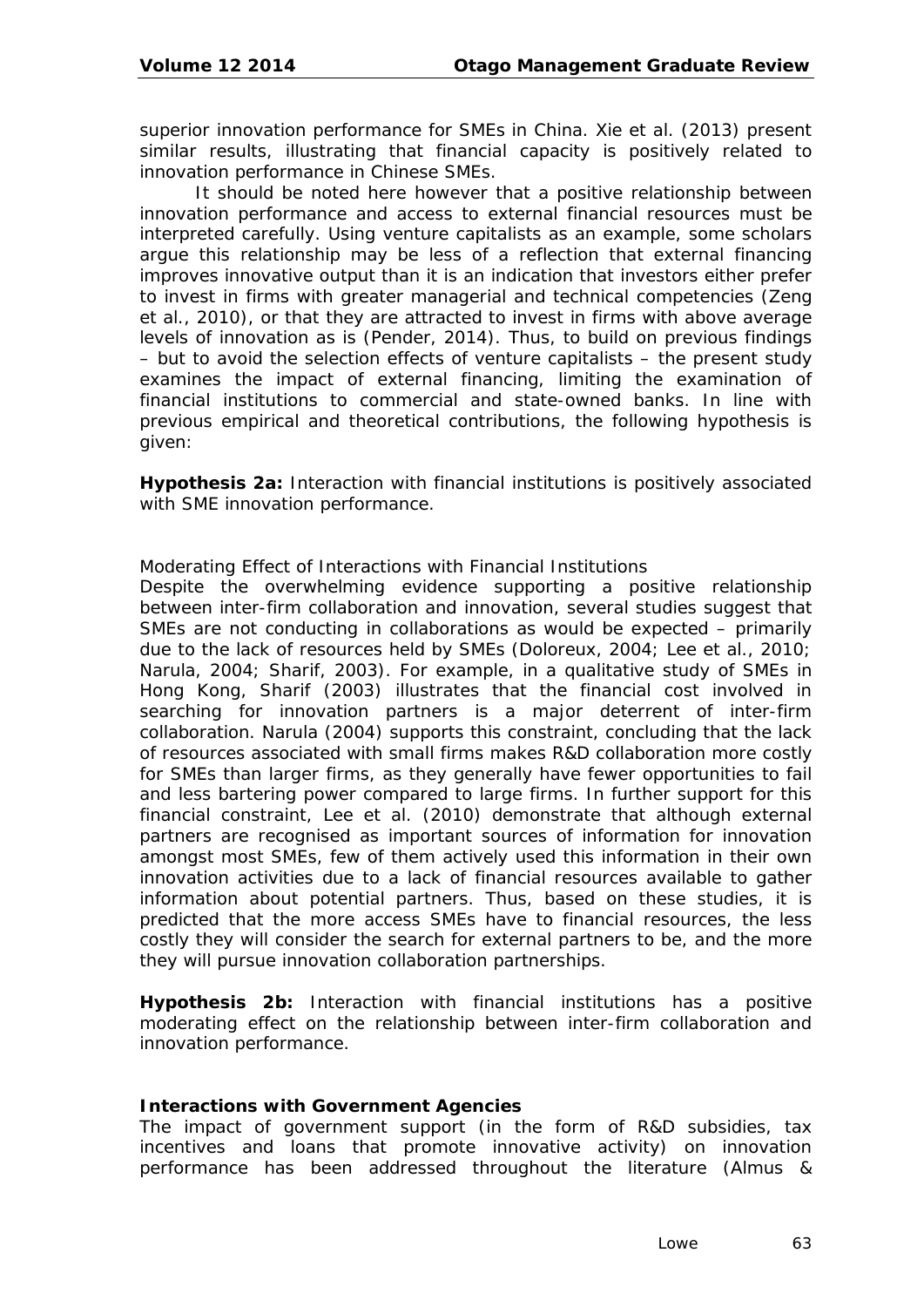superior innovation performance for SMEs in China. Xie et al. (2013) present similar results, illustrating that financial capacity is positively related to innovation performance in Chinese SMEs.

It should be noted here however that a positive relationship between innovation performance and access to external financial resources must be interpreted carefully. Using venture capitalists as an example, some scholars argue this relationship may be less of a reflection that external financing improves innovative output than it is an indication that investors either prefer to invest in firms with greater managerial and technical competencies (Zeng et al., 2010), or that they are attracted to invest in firms with above average levels of innovation as is (Pender, 2014). Thus, to build on previous findings – but to avoid the selection effects of venture capitalists – the present study examines the impact of external financing, limiting the examination of financial institutions to commercial and state-owned banks. In line with previous empirical and theoretical contributions, the following hypothesis is given:

**Hypothesis 2a:** Interaction with financial institutions is positively associated with SME innovation performance.

*Moderating Effect of Interactions with Financial Institutions*

Despite the overwhelming evidence supporting a positive relationship between inter-firm collaboration and innovation, several studies suggest that SMEs are not conducting in collaborations as would be expected – primarily due to the lack of resources held by SMEs (Doloreux, 2004; Lee et al., 2010; Narula, 2004; Sharif, 2003). For example, in a qualitative study of SMEs in Hong Kong, Sharif (2003) illustrates that the financial cost involved in searching for innovation partners is a major deterrent of inter-firm collaboration. Narula (2004) supports this constraint, concluding that the lack of resources associated with small firms makes R&D collaboration more costly for SMEs than larger firms, as they generally have fewer opportunities to fail and less bartering power compared to large firms. In further support for this financial constraint, Lee et al. (2010) demonstrate that although external partners are recognised as important sources of information for innovation amongst most SMEs, few of them actively used this information in their own innovation activities due to a lack of financial resources available to gather information about potential partners. Thus, based on these studies, it is predicted that the more access SMEs have to financial resources, the less costly they will consider the search for external partners to be, and the more they will pursue innovation collaboration partnerships.

**Hypothesis 2b:** Interaction with financial institutions has a positive moderating effect on the relationship between inter-firm collaboration and innovation performance.

### Interactions with Government Agencies

The impact of government support (in the form of R&D subsidies, tax incentives and loans that promote innovative activity) on innovation performance has been addressed throughout the literature (Almus &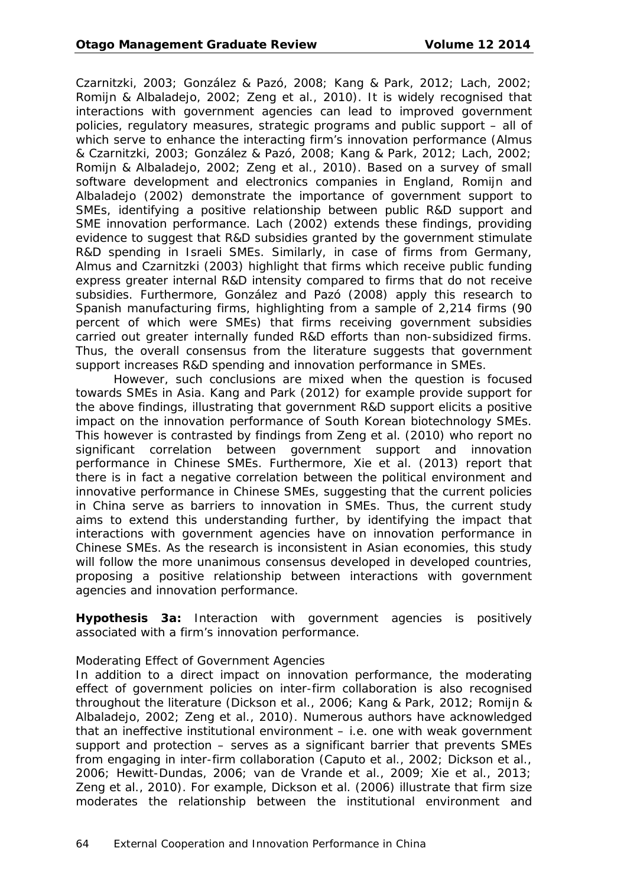Czarnitzki, 2003; González & Pazó, 2008; Kang & Park, 2012; Lach, 2002; Romijn & Albaladejo, 2002; Zeng et al., 2010). It is widely recognised that interactions with government agencies can lead to improved government policies, regulatory measures, strategic programs and public support – all of which serve to enhance the interacting firm's innovation performance (Almus & Czarnitzki, 2003; González & Pazó, 2008; Kang & Park, 2012; Lach, 2002; Romijn & Albaladejo, 2002; Zeng et al., 2010). Based on a survey of small software development and electronics companies in England, Romijn and Albaladejo (2002) demonstrate the importance of government support to SMEs, identifying a positive relationship between public R&D support and SME innovation performance. Lach (2002) extends these findings, providing evidence to suggest that R&D subsidies granted by the government stimulate R&D spending in Israeli SMEs. Similarly, in case of firms from Germany, Almus and Czarnitzki (2003) highlight that firms which receive public funding express greater internal R&D intensity compared to firms that do not receive subsidies. Furthermore, González and Pazó (2008) apply this research to Spanish manufacturing firms, highlighting from a sample of 2,214 firms (90 percent of which were SMEs) that firms receiving government subsidies carried out greater internally funded R&D efforts than non-subsidized firms. Thus, the overall consensus from the literature suggests that government support increases R&D spending and innovation performance in SMEs.

However, such conclusions are mixed when the question is focused towards SMEs in Asia. Kang and Park (2012) for example provide support for the above findings, illustrating that government R&D support elicits a positive impact on the innovation performance of South Korean biotechnology SMEs. This however is contrasted by findings from Zeng et al. (2010) who report no significant correlation between government support and innovation performance in Chinese SMEs. Furthermore, Xie et al. (2013) report that there is in fact a negative correlation between the political environment and innovative performance in Chinese SMEs, suggesting that the current policies in China serve as barriers to innovation in SMEs. Thus, the current study aims to extend this understanding further, by identifying the impact that interactions with government agencies have on innovation performance in Chinese SMEs. As the research is inconsistent in Asian economies, this study will follow the more unanimous consensus developed in developed countries, proposing a positive relationship between interactions with government agencies and innovation performance.

**Hypothesis 3a:** Interaction with government agencies is positively associated with a firm's innovation performance.

*Moderating Effect of Government Agencies*

In addition to a direct impact on innovation performance, the moderating effect of government policies on inter-firm collaboration is also recognised throughout the literature (Dickson et al., 2006; Kang & Park, 2012; Romijn & Albaladejo, 2002; Zeng et al., 2010). Numerous authors have acknowledged that an ineffective institutional environment – i.e. one with weak government support and protection – serves as a significant barrier that prevents SMEs from engaging in inter-firm collaboration (Caputo et al., 2002; Dickson et al., 2006; Hewitt-Dundas, 2006; van de Vrande et al., 2009; Xie et al., 2013; Zeng et al., 2010). For example, Dickson et al. (2006) illustrate that firm size moderates the relationship between the institutional environment and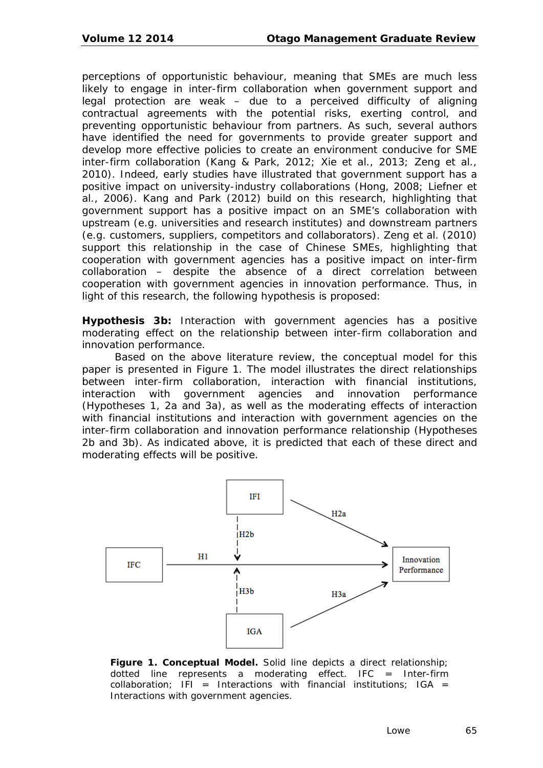perceptions of opportunistic behaviour, meaning that SMEs are much less likely to engage in inter-firm collaboration when government support and legal protection are weak – due to a perceived difficulty of aligning contractual agreements with the potential risks, exerting control, and preventing opportunistic behaviour from partners. As such, several authors have identified the need for governments to provide greater support and develop more effective policies to create an environment conducive for SME inter-firm collaboration (Kang & Park, 2012; Xie et al., 2013; Zeng et al., 2010). Indeed, early studies have illustrated that government support has a positive impact on university-industry collaborations (Hong, 2008; Liefner et al., 2006). Kang and Park (2012) build on this research, highlighting that government support has a positive impact on an SME's collaboration with upstream (e.g. universities and research institutes) and downstream partners (e.g. customers, suppliers, competitors and collaborators). Zeng et al. (2010) support this relationship in the case of Chinese SMEs, highlighting that cooperation with government agencies has a positive impact on inter-firm collaboration – despite the absence of a direct correlation between cooperation with government agencies in innovation performance. Thus, in light of this research, the following hypothesis is proposed:

**Hypothesis 3b:** Interaction with government agencies has a positive moderating effect on the relationship between inter-firm collaboration and innovation performance.

Based on the above literature review, the conceptual model for this paper is presented in Figure 1. The model illustrates the direct relationships between inter-firm collaboration, interaction with financial institutions, interaction with government agencies and innovation performance (Hypotheses 1, 2a and 3a), as well as the moderating effects of interaction with financial institutions and interaction with government agencies on the inter-firm collaboration and innovation performance relationship (Hypotheses 2b and 3b). As indicated above, it is predicted that each of these direct and moderating effects will be positive.

**Figure 1. Conceptual Model.** Solid line depicts a direct relationship; dotted line represents a moderating effect. IFC = Inter-firm collaboration; IFI = Interactions with financial institutions; IGA = Interactions with government agencies.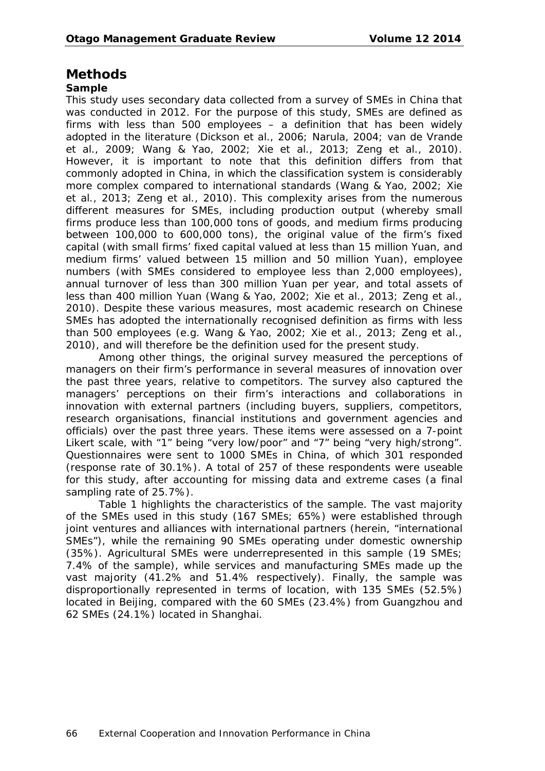# Methods

### Sample

This study uses secondary data collected from a survey of SMEs in China that was conducted in 2012. For the purpose of this study, SMEs are defined as firms with less than 500 employees – a definition that has been widely adopted in the literature (Dickson et al., 2006; Narula, 2004; van de Vrande et al., 2009; Wang & Yao, 2002; Xie et al., 2013; Zeng et al., 2010). However, it is important to note that this definition differs from that commonly adopted in China, in which the classification system is considerably more complex compared to international standards (Wang & Yao, 2002; Xie et al., 2013; Zeng et al., 2010). This complexity arises from the numerous different measures for SMEs, including production output (whereby small firms produce less than 100,000 tons of goods, and medium firms producing between 100,000 to 600,000 tons), the original value of the firm's fixed capital (with small firms' fixed capital valued at less than 15 million Yuan, and medium firms' valued between 15 million and 50 million Yuan), employee numbers (with SMEs considered to employee less than 2,000 employees), annual turnover of less than 300 million Yuan per year, and total assets of less than 400 million Yuan (Wang & Yao, 2002; Xie et al., 2013; Zeng et al., 2010). Despite these various measures, most academic research on Chinese SMEs has adopted the internationally recognised definition as firms with less than 500 employees (e.g. Wang & Yao, 2002; Xie et al., 2013; Zeng et al., 2010), and will therefore be the definition used for the present study.

Among other things, the original survey measured the perceptions of managers on their firm's performance in several measures of innovation over the past three years, relative to competitors. The survey also captured the managers' perceptions on their firm's interactions and collaborations in innovation with external partners (including buyers, suppliers, competitors, research organisations, financial institutions and government agencies and officials) over the past three years. These items were assessed on a 7-point Likert scale, with "1" being "very low/poor" and "7" being "very high/strong". Questionnaires were sent to 1000 SMEs in China, of which 301 responded (response rate of 30.1%). A total of 257 of these respondents were useable for this study, after accounting for missing data and extreme cases (a final sampling rate of 25.7%).

Table 1 highlights the characteristics of the sample. The vast majority of the SMEs used in this study (167 SMEs; 65%) were established through joint ventures and alliances with international partners (herein, "international SMEs"), while the remaining 90 SMEs operating under domestic ownership (35%). Agricultural SMEs were underrepresented in this sample (19 SMEs; 7.4% of the sample), while services and manufacturing SMEs made up the vast majority (41.2% and 51.4% respectively). Finally, the sample was disproportionally represented in terms of location, with 135 SMEs (52.5%) located in Beijing, compared with the 60 SMEs (23.4%) from Guangzhou and 62 SMEs (24.1%) located in Shanghai.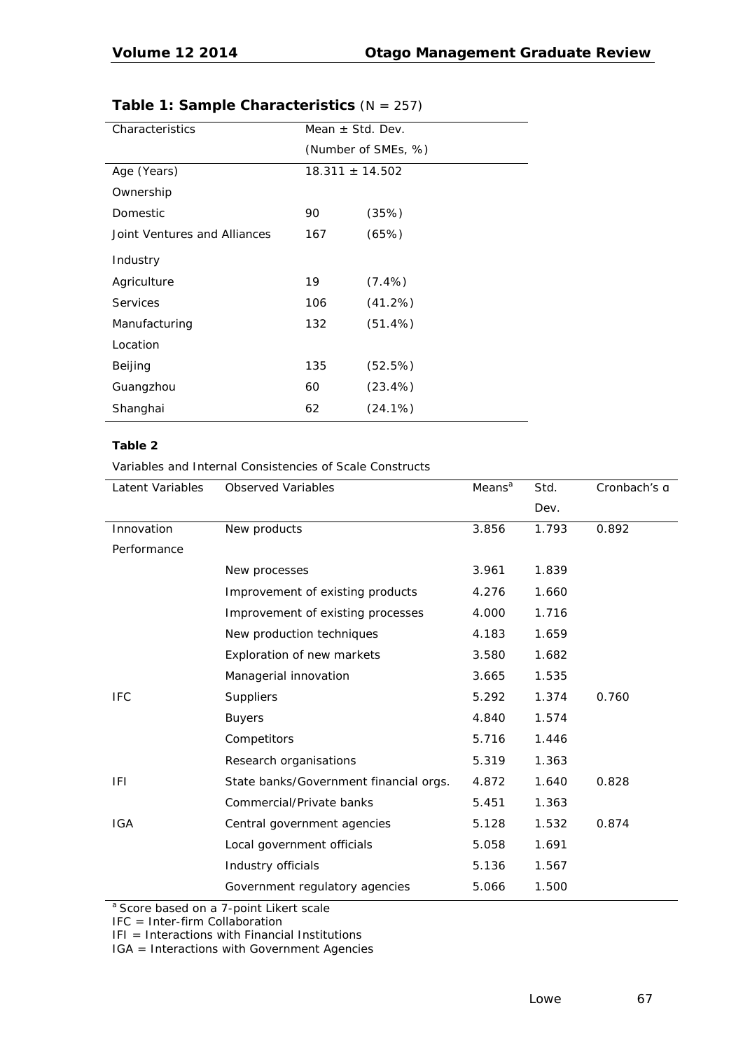**Table 1: Sample Characteristics** (N = 257)

| Characteristics | Mean ± Std. Dev. (Number of SMEs, %) | |
|---|---|---|
| Age (Years) | 18.311 ± 14.502 | |
| Ownership | | |
| Domestic | 90 | (35%) |
| Joint Ventures and Alliances | 167 | (65%) |
| Industry | | |
| Agriculture | 19 | (7.4%) |
| Services | 106 | (41.2%) |
| Manufacturing | 132 | (51.4%) |
| Location | | |
| Beijing | 135 | (52.5%) |
| Guangzhou | 60 | (23.4%) |
| Shanghai | 62 | (24.1%) |

**Table 2**

Variables and Internal Consistencies of Scale Constructs

| Latent Variables | Observed Variables | Means[a] | Std. Dev. | Cronbach's α |
|---|---|---|---|---|
| Innovation Performance | New products | 3.856 | 1.793 | 0.892 |
| | New processes | 3.961 | 1.839 | |
| | Improvement of existing products | 4.276 | 1.660 | |
| | Improvement of existing processes | 4.000 | 1.716 | |
| | New production techniques | 4.183 | 1.659 | |
| | Exploration of new markets | 3.580 | 1.682 | |
| | Managerial innovation | 3.665 | 1.535 | |
| IFC | Suppliers | 5.292 | 1.374 | 0.760 |
| | Buyers | 4.840 | 1.574 | |
| | Competitors | 5.716 | 1.446 | |
| | Research organisations | 5.319 | 1.363 | |
| IFI | State banks/Government financial orgs. | 4.872 | 1.640 | 0.828 |
| | Commercial/Private banks | 5.451 | 1.363 | |
| IGA | Central government agencies | 5.128 | 1.532 | 0.874 |
| | Local government officials | 5.058 | 1.691 | |
| | Industry officials | 5.136 | 1.567 | |
| | Government regulatory agencies | 5.066 | 1.500 | |

[a] Score based on a 7-point Likert scale
IFC = Inter-firm Collaboration
IFI = Interactions with Financial Institutions
IGA = Interactions with Government Agencies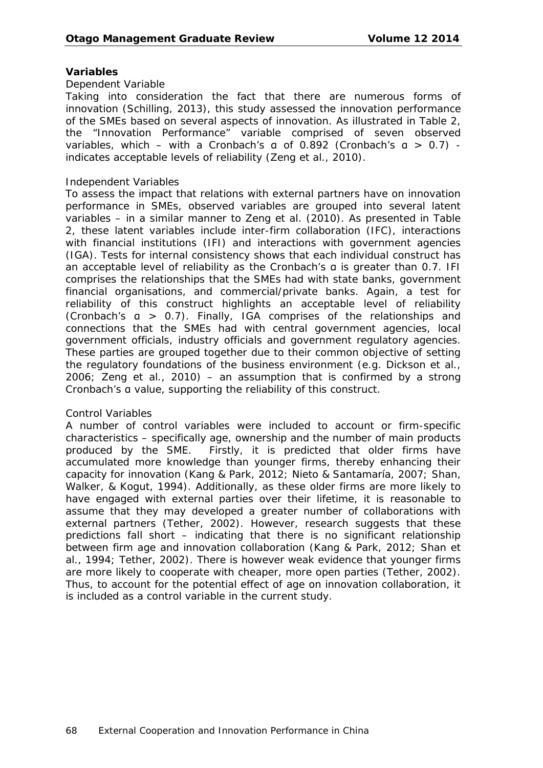**Variables**

*Dependent Variable*

Taking into consideration the fact that there are numerous forms of innovation (Schilling, 2013), this study assessed the innovation performance of the SMEs based on several aspects of innovation. As illustrated in Table 2, the "Innovation Performance" variable comprised of seven observed variables, which – with a Cronbach's ɑ of 0.892 (Cronbach's ɑ > 0.7) - indicates acceptable levels of reliability (Zeng et al., 2010).

*Independent Variables*

To assess the impact that relations with external partners have on innovation performance in SMEs, observed variables are grouped into several latent variables – in a similar manner to Zeng et al. (2010). As presented in Table 2, these latent variables include inter-firm collaboration (IFC), interactions with financial institutions (IFI) and interactions with government agencies (IGA). Tests for internal consistency shows that each individual construct has an acceptable level of reliability as the Cronbach's ɑ is greater than 0.7. IFI comprises the relationships that the SMEs had with state banks, government financial organisations, and commercial/private banks. Again, a test for reliability of this construct highlights an acceptable level of reliability (Cronbach's ɑ > 0.7). Finally, IGA comprises of the relationships and connections that the SMEs had with central government agencies, local government officials, industry officials and government regulatory agencies. These parties are grouped together due to their common objective of setting the regulatory foundations of the business environment (e.g. Dickson et al., 2006; Zeng et al., 2010) – an assumption that is confirmed by a strong Cronbach's ɑ value, supporting the reliability of this construct.

*Control Variables*

A number of control variables were included to account or firm-specific characteristics – specifically age, ownership and the number of main products produced by the SME. Firstly, it is predicted that older firms have accumulated more knowledge than younger firms, thereby enhancing their capacity for innovation (Kang & Park, 2012; Nieto & Santamaría, 2007; Shan, Walker, & Kogut, 1994). Additionally, as these older firms are more likely to have engaged with external parties over their lifetime, it is reasonable to assume that they may developed a greater number of collaborations with external partners (Tether, 2002). However, research suggests that these predictions fall short – indicating that there is no significant relationship between firm age and innovation collaboration (Kang & Park, 2012; Shan et al., 1994; Tether, 2002). There is however weak evidence that younger firms are more likely to cooperate with cheaper, more open parties (Tether, 2002). Thus, to account for the potential effect of age on innovation collaboration, it is included as a control variable in the current study.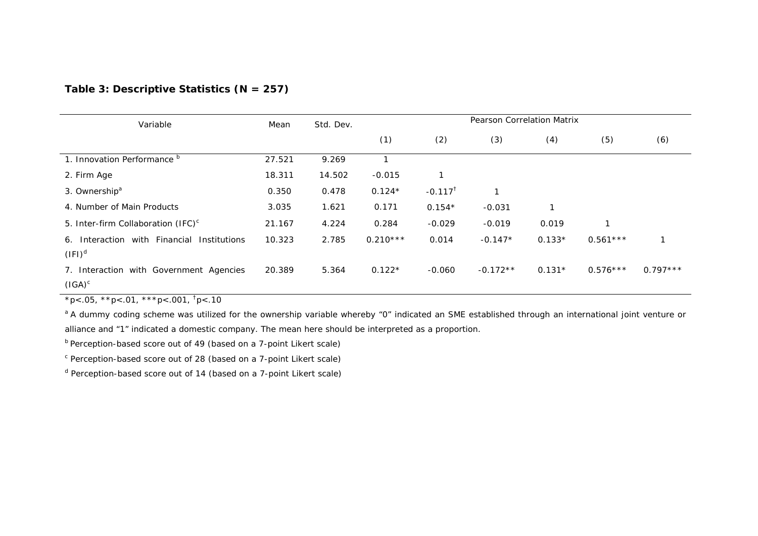**Table 3: Descriptive Statistics (N = 257)**

| Variable | Mean | Std. Dev. | Pearson Correlation Matrix | | | | | |
|---|---|---|---|---|---|---|---|---|
| | | | (1) | (2) | (3) | (4) | (5) | (6) |
| 1. Innovation Performance [b] | 27.521 | 9.269 | 1 | | | | | |
| 2. Firm Age | 18.311 | 14.502 | -0.015 | 1 | | | | |
| 3. Ownership[a] | 0.350 | 0.478 | 0.124* | -0.117[†] | 1 | | | |
| 4. Number of Main Products | 3.035 | 1.621 | 0.171 | 0.154* | -0.031 | 1 | | |
| 5. Inter-firm Collaboration (IFC)[c] | 21.167 | 4.224 | 0.284 | -0.029 | -0.019 | 0.019 | 1 | |
| 6. Interaction with Financial Institutions (IFI)[d] | 10.323 | 2.785 | 0.210*** | 0.014 | -0.147* | 0.133* | 0.561*** | 1 |
| 7. Interaction with Government Agencies (IGA)[c] | 20.389 | 5.364 | 0.122* | -0.060 | -0.172** | 0.131* | 0.576*** | 0.797*** |

*p<.05, **p<.01, ***p<.001, [†]p<.10

[a] A dummy coding scheme was utilized for the ownership variable whereby "0" indicated an SME established through an international joint venture or alliance and "1" indicated a domestic company. The mean here should be interpreted as a proportion.

[b] Perception-based score out of 49 (based on a 7-point Likert scale)

[c] Perception-based score out of 28 (based on a 7-point Likert scale)

[d] Perception-based score out of 14 (based on a 7-point Likert scale)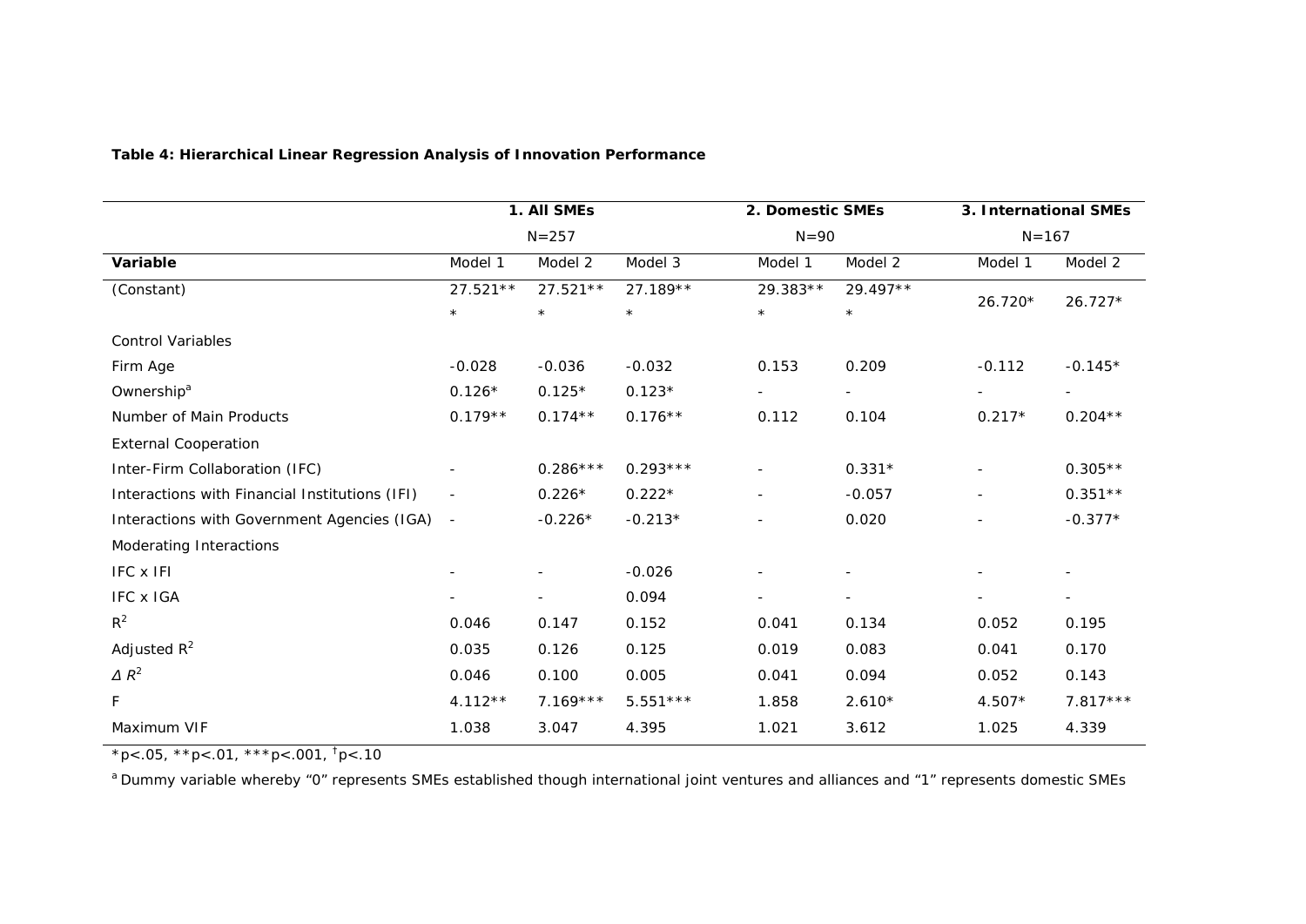**Table 4: Hierarchical Linear Regression Analysis of Innovation Performance**

| | 1. All SMEs N=257 | | | 2. Domestic SMEs N=90 | | 3. International SMEs N=167 | |
|---|---|---|---|---|---|---|---|
| **Variable** | Model 1 | Model 2 | Model 3 | Model 1 | Model 2 | Model 1 | Model 2 |
| (Constant) | 27.521*** | 27.521*** | 27.189*** | 29.383*** | 29.497*** | 26.720* | 26.727* |
| Control Variables | | | | | | | |
| Firm Age | -0.028 | -0.036 | -0.032 | 0.153 | 0.209 | -0.112 | -0.145* |
| Ownership[a] | 0.126* | 0.125* | 0.123* | - | - | - | - |
| Number of Main Products | 0.179** | 0.174** | 0.176** | 0.112 | 0.104 | 0.217* | 0.204** |
| External Cooperation | | | | | | | |
| Inter-Firm Collaboration (IFC) | - | 0.286*** | 0.293*** | - | 0.331* | - | 0.305** |
| Interactions with Financial Institutions (IFI) | - | 0.226* | 0.222* | - | -0.057 | - | 0.351** |
| Interactions with Government Agencies (IGA) | - | -0.226* | -0.213* | - | 0.020 | - | -0.377* |
| Moderating Interactions | | | | | | | |
| IFC x IFI | - | - | -0.026 | - | - | - | - |
| IFC x IGA | - | - | 0.094 | - | - | - | - |
| $R^2$ | 0.046 | 0.147 | 0.152 | 0.041 | 0.134 | 0.052 | 0.195 |
| Adjusted $R^2$ | 0.035 | 0.126 | 0.125 | 0.019 | 0.083 | 0.041 | 0.170 |
| $\Delta R^2$ | 0.046 | 0.100 | 0.005 | 0.041 | 0.094 | 0.052 | 0.143 |
| F | 4.112** | 7.169*** | 5.551*** | 1.858 | 2.610* | 4.507* | 7.817*** |
| Maximum VIF | 1.038 | 3.047 | 4.395 | 1.021 | 3.612 | 1.025 | 4.339 |

*p<.05, **p<.01, ***p<.001, †p<.10

[a] Dummy variable whereby "0" represents SMEs established though international joint ventures and alliances and "1" represents domestic SMEs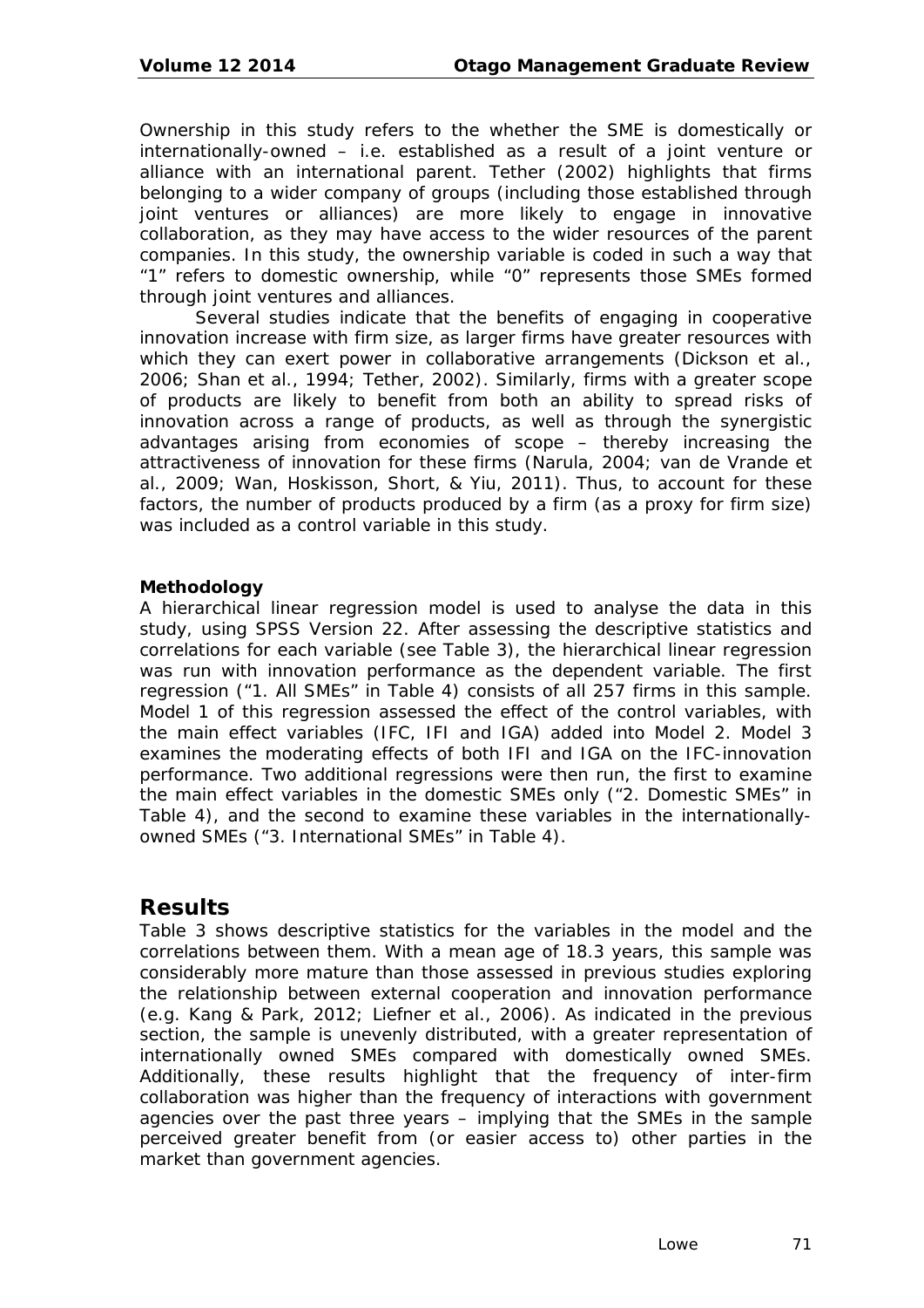Ownership in this study refers to the whether the SME is domestically or internationally-owned – i.e. established as a result of a joint venture or alliance with an international parent. Tether (2002) highlights that firms belonging to a wider company of groups (including those established through joint ventures or alliances) are more likely to engage in innovative collaboration, as they may have access to the wider resources of the parent companies. In this study, the ownership variable is coded in such a way that "1" refers to domestic ownership, while "0" represents those SMEs formed through joint ventures and alliances.

Several studies indicate that the benefits of engaging in cooperative innovation increase with firm size, as larger firms have greater resources with which they can exert power in collaborative arrangements (Dickson et al., 2006; Shan et al., 1994; Tether, 2002). Similarly, firms with a greater scope of products are likely to benefit from both an ability to spread risks of innovation across a range of products, as well as through the synergistic advantages arising from economies of scope – thereby increasing the attractiveness of innovation for these firms (Narula, 2004; van de Vrande et al., 2009; Wan, Hoskisson, Short, & Yiu, 2011). Thus, to account for these factors, the number of products produced by a firm (as a proxy for firm size) was included as a control variable in this study.

### Methodology

A hierarchical linear regression model is used to analyse the data in this study, using SPSS Version 22. After assessing the descriptive statistics and correlations for each variable (see Table 3), the hierarchical linear regression was run with innovation performance as the dependent variable. The first regression ("1. All SMEs" in Table 4) consists of all 257 firms in this sample. Model 1 of this regression assessed the effect of the control variables, with the main effect variables (IFC, IFI and IGA) added into Model 2. Model 3 examines the moderating effects of both IFI and IGA on the IFC-innovation performance. Two additional regressions were then run, the first to examine the main effect variables in the domestic SMEs only ("2. Domestic SMEs" in Table 4), and the second to examine these variables in the internationally-owned SMEs ("3. International SMEs" in Table 4).

## Results

Table 3 shows descriptive statistics for the variables in the model and the correlations between them. With a mean age of 18.3 years, this sample was considerably more mature than those assessed in previous studies exploring the relationship between external cooperation and innovation performance (e.g. Kang & Park, 2012; Liefner et al., 2006). As indicated in the previous section, the sample is unevenly distributed, with a greater representation of internationally owned SMEs compared with domestically owned SMEs. Additionally, these results highlight that the frequency of inter-firm collaboration was higher than the frequency of interactions with government agencies over the past three years – implying that the SMEs in the sample perceived greater benefit from (or easier access to) other parties in the market than government agencies.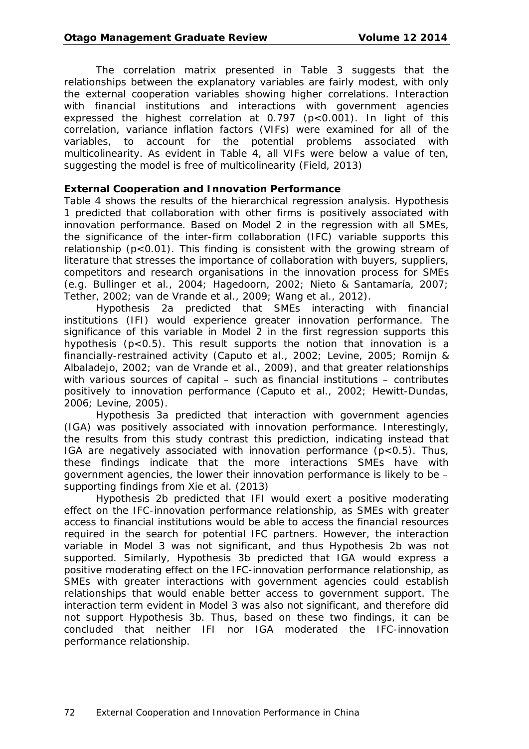The correlation matrix presented in Table 3 suggests that the relationships between the explanatory variables are fairly modest, with only the external cooperation variables showing higher correlations. Interaction with financial institutions and interactions with government agencies expressed the highest correlation at 0.797 ($p<0.001$). In light of this correlation, variance inflation factors (VIFs) were examined for all of the variables, to account for the potential problems associated with multicolinearity. As evident in Table 4, all VIFs were below a value of ten, suggesting the model is free of multicolinearity (Field, 2013)

**External Cooperation and Innovation Performance**

Table 4 shows the results of the hierarchical regression analysis. Hypothesis 1 predicted that collaboration with other firms is positively associated with innovation performance. Based on Model 2 in the regression with all SMEs, the significance of the inter-firm collaboration (IFC) variable supports this relationship ($p<0.01$). This finding is consistent with the growing stream of literature that stresses the importance of collaboration with buyers, suppliers, competitors and research organisations in the innovation process for SMEs (e.g. Bullinger et al., 2004; Hagedoorn, 2002; Nieto & Santamaría, 2007; Tether, 2002; van de Vrande et al., 2009; Wang et al., 2012).

Hypothesis 2a predicted that SMEs interacting with financial institutions (IFI) would experience greater innovation performance. The significance of this variable in Model 2 in the first regression supports this hypothesis ($p<0.5$). This result supports the notion that innovation is a financially-restrained activity (Caputo et al., 2002; Levine, 2005; Romijn & Albaladejo, 2002; van de Vrande et al., 2009), and that greater relationships with various sources of capital – such as financial institutions – contributes positively to innovation performance (Caputo et al., 2002; Hewitt-Dundas, 2006; Levine, 2005).

Hypothesis 3a predicted that interaction with government agencies (IGA) was positively associated with innovation performance. Interestingly, the results from this study contrast this prediction, indicating instead that IGA are negatively associated with innovation performance ($p<0.5$). Thus, these findings indicate that the more interactions SMEs have with government agencies, the lower their innovation performance is likely to be – supporting findings from Xie et al. (2013)

Hypothesis 2b predicted that IFI would exert a positive moderating effect on the IFC-innovation performance relationship, as SMEs with greater access to financial institutions would be able to access the financial resources required in the search for potential IFC partners. However, the interaction variable in Model 3 was not significant, and thus Hypothesis 2b was not supported. Similarly, Hypothesis 3b predicted that IGA would express a positive moderating effect on the IFC-innovation performance relationship, as SMEs with greater interactions with government agencies could establish relationships that would enable better access to government support. The interaction term evident in Model 3 was also not significant, and therefore did not support Hypothesis 3b. Thus, based on these two findings, it can be concluded that neither IFI nor IGA moderated the IFC-innovation performance relationship.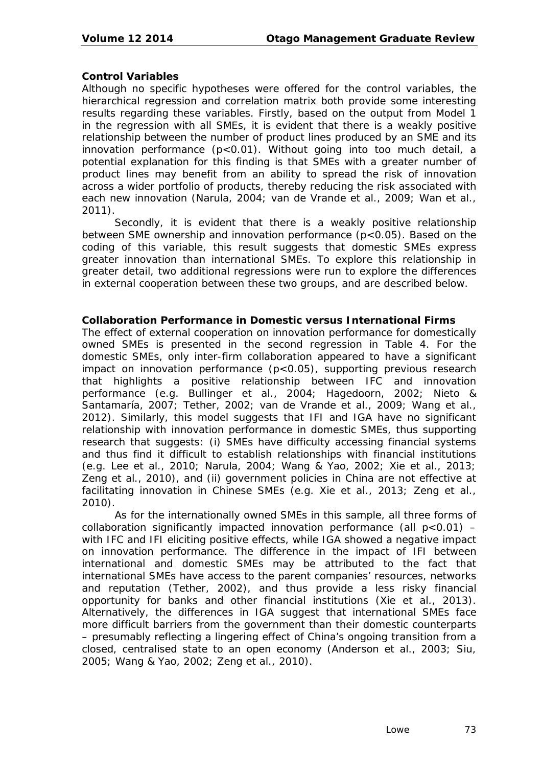**Control Variables**

Although no specific hypotheses were offered for the control variables, the hierarchical regression and correlation matrix both provide some interesting results regarding these variables. Firstly, based on the output from Model 1 in the regression with all SMEs, it is evident that there is a weakly positive relationship between the number of product lines produced by an SME and its innovation performance ($p<0.01$). Without going into too much detail, a potential explanation for this finding is that SMEs with a greater number of product lines may benefit from an ability to spread the risk of innovation across a wider portfolio of products, thereby reducing the risk associated with each new innovation (Narula, 2004; van de Vrande et al., 2009; Wan et al., 2011).

Secondly, it is evident that there is a weakly positive relationship between SME ownership and innovation performance ($p<0.05$). Based on the coding of this variable, this result suggests that domestic SMEs express greater innovation than international SMEs. To explore this relationship in greater detail, two additional regressions were run to explore the differences in external cooperation between these two groups, and are described below.

**Collaboration Performance in Domestic versus International Firms**

The effect of external cooperation on innovation performance for domestically owned SMEs is presented in the second regression in Table 4. For the domestic SMEs, only inter-firm collaboration appeared to have a significant impact on innovation performance ($p<0.05$), supporting previous research that highlights a positive relationship between IFC and innovation performance (e.g. Bullinger et al., 2004; Hagedoorn, 2002; Nieto & Santamaría, 2007; Tether, 2002; van de Vrande et al., 2009; Wang et al., 2012). Similarly, this model suggests that IFI and IGA have no significant relationship with innovation performance in domestic SMEs, thus supporting research that suggests: (i) SMEs have difficulty accessing financial systems and thus find it difficult to establish relationships with financial institutions (e.g. Lee et al., 2010; Narula, 2004; Wang & Yao, 2002; Xie et al., 2013; Zeng et al., 2010), and (ii) government policies in China are not effective at facilitating innovation in Chinese SMEs (e.g. Xie et al., 2013; Zeng et al., 2010).

As for the internationally owned SMEs in this sample, all three forms of collaboration significantly impacted innovation performance (all $p<0.01$) – with IFC and IFI eliciting positive effects, while IGA showed a negative impact on innovation performance. The difference in the impact of IFI between international and domestic SMEs may be attributed to the fact that international SMEs have access to the parent companies' resources, networks and reputation (Tether, 2002), and thus provide a less risky financial opportunity for banks and other financial institutions (Xie et al., 2013). Alternatively, the differences in IGA suggest that international SMEs face more difficult barriers from the government than their domestic counterparts – presumably reflecting a lingering effect of China's ongoing transition from a closed, centralised state to an open economy (Anderson et al., 2003; Siu, 2005; Wang & Yao, 2002; Zeng et al., 2010).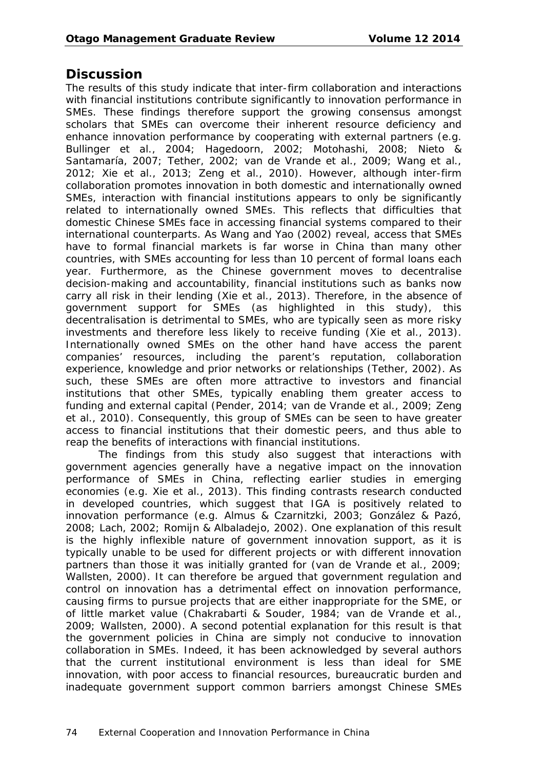## Discussion

The results of this study indicate that inter-firm collaboration and interactions with financial institutions contribute significantly to innovation performance in SMEs. These findings therefore support the growing consensus amongst scholars that SMEs can overcome their inherent resource deficiency and enhance innovation performance by cooperating with external partners (e.g. Bullinger et al., 2004; Hagedoorn, 2002; Motohashi, 2008; Nieto & Santamaría, 2007; Tether, 2002; van de Vrande et al., 2009; Wang et al., 2012; Xie et al., 2013; Zeng et al., 2010). However, although inter-firm collaboration promotes innovation in both domestic and internationally owned SMEs, interaction with financial institutions appears to only be significantly related to internationally owned SMEs. This reflects that difficulties that domestic Chinese SMEs face in accessing financial systems compared to their international counterparts. As Wang and Yao (2002) reveal, access that SMEs have to formal financial markets is far worse in China than many other countries, with SMEs accounting for less than 10 percent of formal loans each year. Furthermore, as the Chinese government moves to decentralise decision-making and accountability, financial institutions such as banks now carry all risk in their lending (Xie et al., 2013). Therefore, in the absence of government support for SMEs (as highlighted in this study), this decentralisation is detrimental to SMEs, who are typically seen as more risky investments and therefore less likely to receive funding (Xie et al., 2013). Internationally owned SMEs on the other hand have access the parent companies' resources, including the parent's reputation, collaboration experience, knowledge and prior networks or relationships (Tether, 2002). As such, these SMEs are often more attractive to investors and financial institutions that other SMEs, typically enabling them greater access to funding and external capital (Pender, 2014; van de Vrande et al., 2009; Zeng et al., 2010). Consequently, this group of SMEs can be seen to have greater access to financial institutions that their domestic peers, and thus able to reap the benefits of interactions with financial institutions.

The findings from this study also suggest that interactions with government agencies generally have a negative impact on the innovation performance of SMEs in China, reflecting earlier studies in emerging economies (e.g. Xie et al., 2013). This finding contrasts research conducted in developed countries, which suggest that IGA is positively related to innovation performance (e.g. Almus & Czarnitzki, 2003; González & Pazó, 2008; Lach, 2002; Romijn & Albaladejo, 2002). One explanation of this result is the highly inflexible nature of government innovation support, as it is typically unable to be used for different projects or with different innovation partners than those it was initially granted for (van de Vrande et al., 2009; Wallsten, 2000). It can therefore be argued that government regulation and control on innovation has a detrimental effect on innovation performance, causing firms to pursue projects that are either inappropriate for the SME, or of little market value (Chakrabarti & Souder, 1984; van de Vrande et al., 2009; Wallsten, 2000). A second potential explanation for this result is that the government policies in China are simply not conducive to innovation collaboration in SMEs. Indeed, it has been acknowledged by several authors that the current institutional environment is less than ideal for SME innovation, with poor access to financial resources, bureaucratic burden and inadequate government support common barriers amongst Chinese SMEs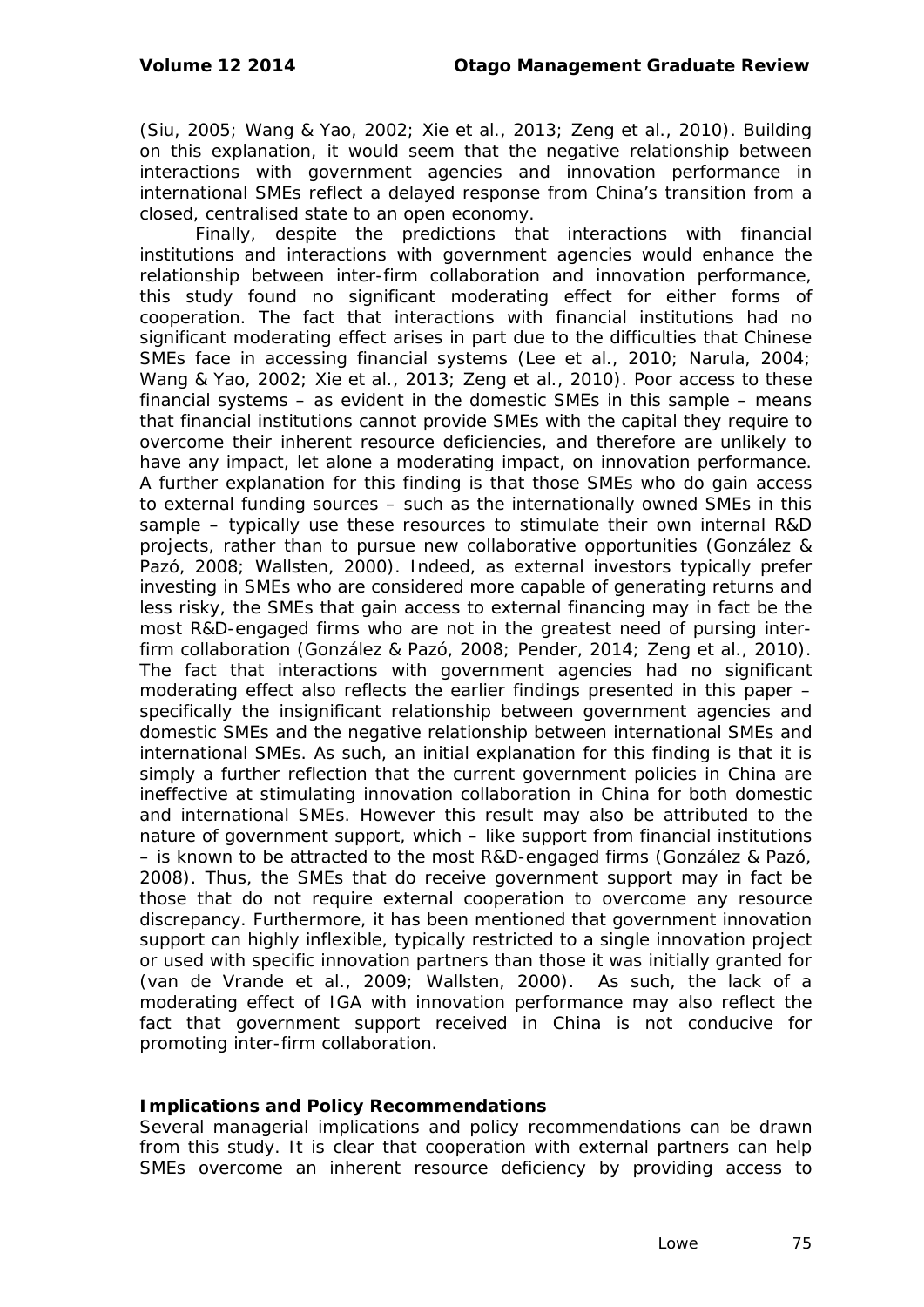(Siu, 2005; Wang & Yao, 2002; Xie et al., 2013; Zeng et al., 2010). Building on this explanation, it would seem that the negative relationship between interactions with government agencies and innovation performance in international SMEs reflect a delayed response from China's transition from a closed, centralised state to an open economy.

Finally, despite the predictions that interactions with financial institutions and interactions with government agencies would enhance the relationship between inter-firm collaboration and innovation performance, this study found no significant moderating effect for either forms of cooperation. The fact that interactions with financial institutions had no significant moderating effect arises in part due to the difficulties that Chinese SMEs face in accessing financial systems (Lee et al., 2010; Narula, 2004; Wang & Yao, 2002; Xie et al., 2013; Zeng et al., 2010). Poor access to these financial systems – as evident in the domestic SMEs in this sample – means that financial institutions cannot provide SMEs with the capital they require to overcome their inherent resource deficiencies, and therefore are unlikely to have any impact, let alone a moderating impact, on innovation performance. A further explanation for this finding is that those SMEs who do gain access to external funding sources – such as the internationally owned SMEs in this sample – typically use these resources to stimulate their own internal R&D projects, rather than to pursue new collaborative opportunities (González & Pazó, 2008; Wallsten, 2000). Indeed, as external investors typically prefer investing in SMEs who are considered more capable of generating returns and less risky, the SMEs that gain access to external financing may in fact be the most R&D-engaged firms who are not in the greatest need of pursing inter-firm collaboration (González & Pazó, 2008; Pender, 2014; Zeng et al., 2010). The fact that interactions with government agencies had no significant moderating effect also reflects the earlier findings presented in this paper – specifically the insignificant relationship between government agencies and domestic SMEs and the negative relationship between international SMEs and international SMEs. As such, an initial explanation for this finding is that it is simply a further reflection that the current government policies in China are ineffective at stimulating innovation collaboration in China for both domestic and international SMEs. However this result may also be attributed to the nature of government support, which – like support from financial institutions – is known to be attracted to the most R&D-engaged firms (González & Pazó, 2008). Thus, the SMEs that do receive government support may in fact be those that do not require external cooperation to overcome any resource discrepancy. Furthermore, it has been mentioned that government innovation support can highly inflexible, typically restricted to a single innovation project or used with specific innovation partners than those it was initially granted for (van de Vrande et al., 2009; Wallsten, 2000). As such, the lack of a moderating effect of IGA with innovation performance may also reflect the fact that government support received in China is not conducive for promoting inter-firm collaboration.

**Implications and Policy Recommendations**

Several managerial implications and policy recommendations can be drawn from this study. It is clear that cooperation with external partners can help SMEs overcome an inherent resource deficiency by providing access to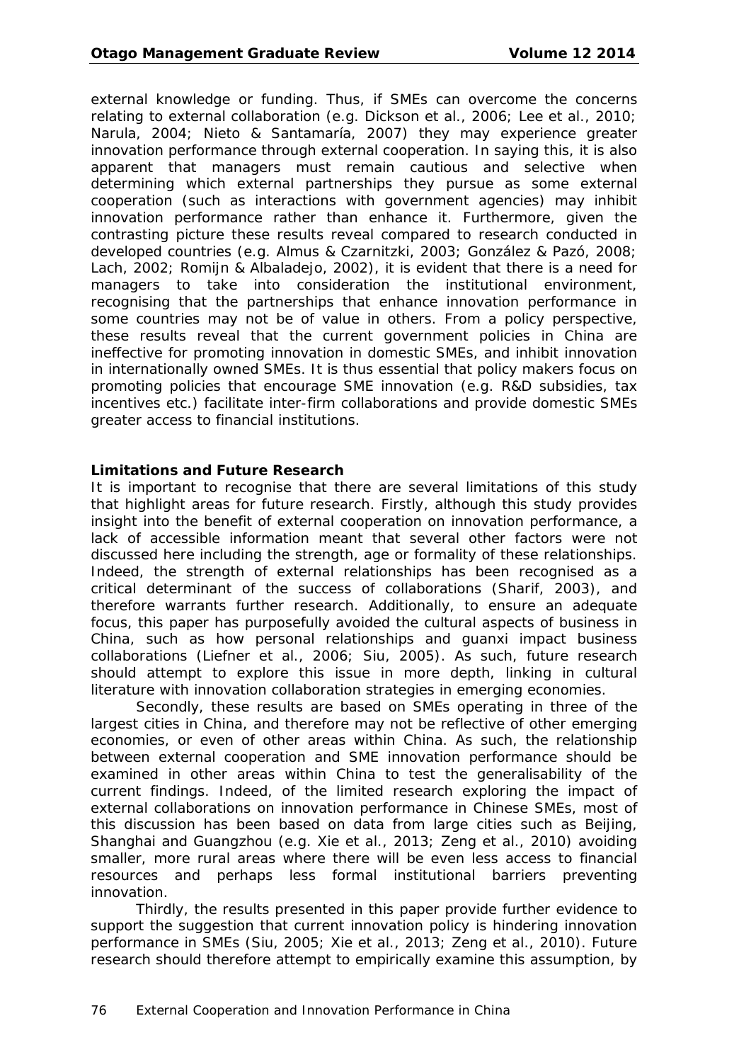external knowledge or funding. Thus, if SMEs can overcome the concerns relating to external collaboration (e.g. Dickson et al., 2006; Lee et al., 2010; Narula, 2004; Nieto & Santamaría, 2007) they may experience greater innovation performance through external cooperation. In saying this, it is also apparent that managers must remain cautious and selective when determining which external partnerships they pursue as some external cooperation (such as interactions with government agencies) may inhibit innovation performance rather than enhance it. Furthermore, given the contrasting picture these results reveal compared to research conducted in developed countries (e.g. Almus & Czarnitzki, 2003; González & Pazó, 2008; Lach, 2002; Romijn & Albaladejo, 2002), it is evident that there is a need for managers to take into consideration the institutional environment, recognising that the partnerships that enhance innovation performance in some countries may not be of value in others. From a policy perspective, these results reveal that the current government policies in China are ineffective for promoting innovation in domestic SMEs, and inhibit innovation in internationally owned SMEs. It is thus essential that policy makers focus on promoting policies that encourage SME innovation (e.g. R&D subsidies, tax incentives etc.) facilitate inter-firm collaborations and provide domestic SMEs greater access to financial institutions.

**Limitations and Future Research**

It is important to recognise that there are several limitations of this study that highlight areas for future research. Firstly, although this study provides insight into the benefit of external cooperation on innovation performance, a lack of accessible information meant that several other factors were not discussed here including the strength, age or formality of these relationships. Indeed, the strength of external relationships has been recognised as a critical determinant of the success of collaborations (Sharif, 2003), and therefore warrants further research. Additionally, to ensure an adequate focus, this paper has purposefully avoided the cultural aspects of business in China, such as how personal relationships and guanxi impact business collaborations (Liefner et al., 2006; Siu, 2005). As such, future research should attempt to explore this issue in more depth, linking in cultural literature with innovation collaboration strategies in emerging economies.

Secondly, these results are based on SMEs operating in three of the largest cities in China, and therefore may not be reflective of other emerging economies, or even of other areas within China. As such, the relationship between external cooperation and SME innovation performance should be examined in other areas within China to test the generalisability of the current findings. Indeed, of the limited research exploring the impact of external collaborations on innovation performance in Chinese SMEs, most of this discussion has been based on data from large cities such as Beijing, Shanghai and Guangzhou (e.g. Xie et al., 2013; Zeng et al., 2010) avoiding smaller, more rural areas where there will be even less access to financial resources and perhaps less formal institutional barriers preventing innovation.

Thirdly, the results presented in this paper provide further evidence to support the suggestion that current innovation policy is hindering innovation performance in SMEs (Siu, 2005; Xie et al., 2013; Zeng et al., 2010). Future research should therefore attempt to empirically examine this assumption, by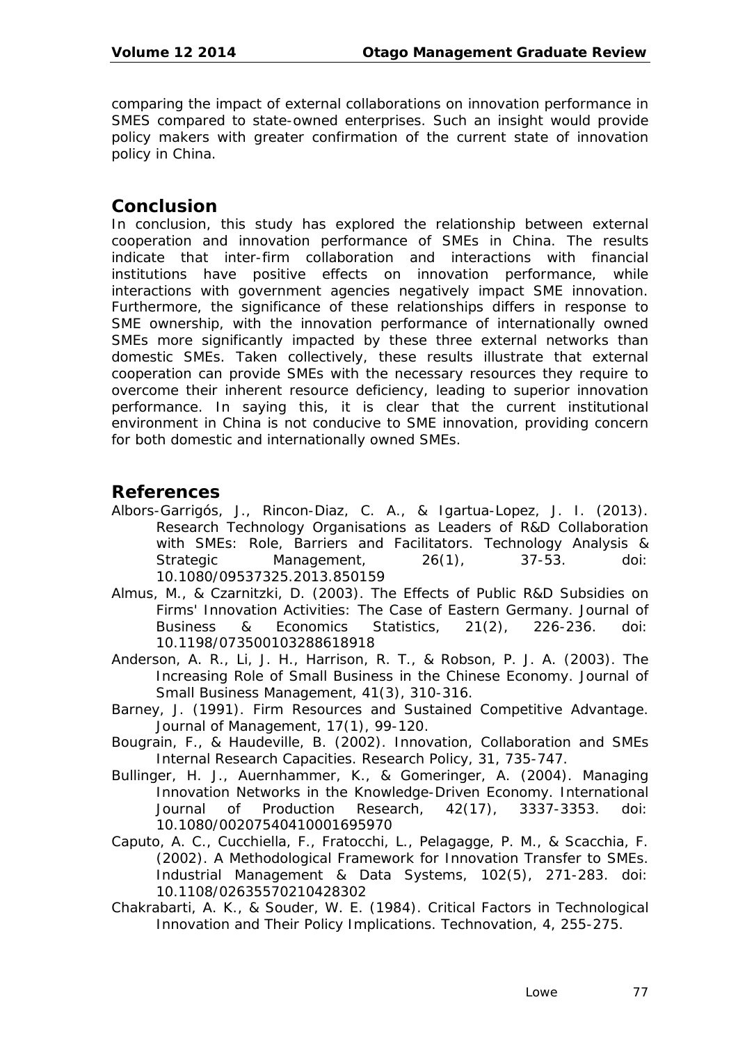comparing the impact of external collaborations on innovation performance in SMES compared to state-owned enterprises. Such an insight would provide policy makers with greater confirmation of the current state of innovation policy in China.

## Conclusion

In conclusion, this study has explored the relationship between external cooperation and innovation performance of SMEs in China. The results indicate that inter-firm collaboration and interactions with financial institutions have positive effects on innovation performance, while interactions with government agencies negatively impact SME innovation. Furthermore, the significance of these relationships differs in response to SME ownership, with the innovation performance of internationally owned SMEs more significantly impacted by these three external networks than domestic SMEs. Taken collectively, these results illustrate that external cooperation can provide SMEs with the necessary resources they require to overcome their inherent resource deficiency, leading to superior innovation performance. In saying this, it is clear that the current institutional environment in China is not conducive to SME innovation, providing concern for both domestic and internationally owned SMEs.

## References

Albors-Garrigós, J., Rincon-Diaz, C. A., & Igartua-Lopez, J. I. (2013). Research Technology Organisations as Leaders of R&D Collaboration with SMEs: Role, Barriers and Facilitators. Technology Analysis & Strategic Management, 26(1), 37-53. doi: 10.1080/09537325.2013.850159

Almus, M., & Czarnitzki, D. (2003). The Effects of Public R&D Subsidies on Firms' Innovation Activities: The Case of Eastern Germany. Journal of Business & Economics Statistics, 21(2), 226-236. doi: 10.1198/073500103288618918

Anderson, A. R., Li, J. H., Harrison, R. T., & Robson, P. J. A. (2003). The Increasing Role of Small Business in the Chinese Economy. Journal of Small Business Management, 41(3), 310-316.

Barney, J. (1991). Firm Resources and Sustained Competitive Advantage. Journal of Management, 17(1), 99-120.

Bougrain, F., & Haudeville, B. (2002). Innovation, Collaboration and SMEs Internal Research Capacities. Research Policy, 31, 735-747.

Bullinger, H. J., Auernhammer, K., & Gomeringer, A. (2004). Managing Innovation Networks in the Knowledge-Driven Economy. International Journal of Production Research, 42(17), 3337-3353. doi: 10.1080/00207540410001695970

Caputo, A. C., Cucchiella, F., Fratocchi, L., Pelagagge, P. M., & Scacchia, F. (2002). A Methodological Framework for Innovation Transfer to SMEs. Industrial Management & Data Systems, 102(5), 271-283. doi: 10.1108/02635570210428302

Chakrabarti, A. K., & Souder, W. E. (1984). Critical Factors in Technological Innovation and Their Policy Implications. Technovation, 4, 255-275.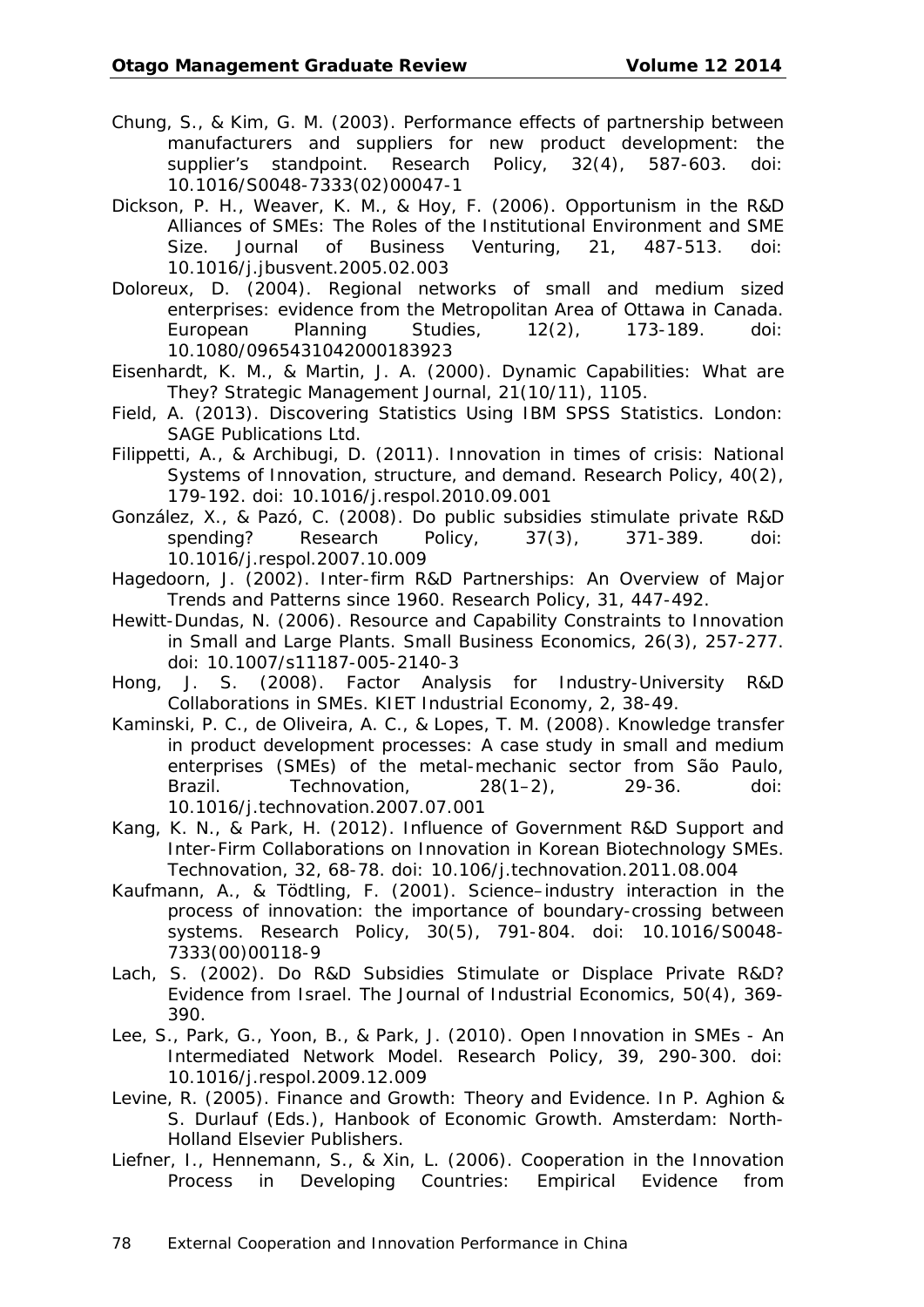Chung, S., & Kim, G. M. (2003). Performance effects of partnership between manufacturers and suppliers for new product development: the supplier's standpoint. Research Policy, 32(4), 587-603. doi: 10.1016/S0048-7333(02)00047-1

Dickson, P. H., Weaver, K. M., & Hoy, F. (2006). Opportunism in the R&D Alliances of SMEs: The Roles of the Institutional Environment and SME Size. Journal of Business Venturing, 21, 487-513. doi: 10.1016/j.jbusvent.2005.02.003

Doloreux, D. (2004). Regional networks of small and medium sized enterprises: evidence from the Metropolitan Area of Ottawa in Canada. European Planning Studies, 12(2), 173-189. doi: 10.1080/0965431042000183923

Eisenhardt, K. M., & Martin, J. A. (2000). Dynamic Capabilities: What are They? Strategic Management Journal, 21(10/11), 1105.

Field, A. (2013). Discovering Statistics Using IBM SPSS Statistics. London: SAGE Publications Ltd.

Filippetti, A., & Archibugi, D. (2011). Innovation in times of crisis: National Systems of Innovation, structure, and demand. Research Policy, 40(2), 179-192. doi: 10.1016/j.respol.2010.09.001

González, X., & Pazó, C. (2008). Do public subsidies stimulate private R&D spending? Research Policy, 37(3), 371-389. doi: 10.1016/j.respol.2007.10.009

Hagedoorn, J. (2002). Inter-firm R&D Partnerships: An Overview of Major Trends and Patterns since 1960. Research Policy, 31, 447-492.

Hewitt-Dundas, N. (2006). Resource and Capability Constraints to Innovation in Small and Large Plants. Small Business Economics, 26(3), 257-277. doi: 10.1007/s11187-005-2140-3

Hong, J. S. (2008). Factor Analysis for Industry-University R&D Collaborations in SMEs. KIET Industrial Economy, 2, 38-49.

Kaminski, P. C., de Oliveira, A. C., & Lopes, T. M. (2008). Knowledge transfer in product development processes: A case study in small and medium enterprises (SMEs) of the metal-mechanic sector from São Paulo, Brazil. Technovation, 28(1–2), 29-36. doi: 10.1016/j.technovation.2007.07.001

Kang, K. N., & Park, H. (2012). Influence of Government R&D Support and Inter-Firm Collaborations on Innovation in Korean Biotechnology SMEs. Technovation, 32, 68-78. doi: 10.106/j.technovation.2011.08.004

Kaufmann, A., & Tödtling, F. (2001). Science–industry interaction in the process of innovation: the importance of boundary-crossing between systems. Research Policy, 30(5), 791-804. doi: 10.1016/S0048-7333(00)00118-9

Lach, S. (2002). Do R&D Subsidies Stimulate or Displace Private R&D? Evidence from Israel. The Journal of Industrial Economics, 50(4), 369-390.

Lee, S., Park, G., Yoon, B., & Park, J. (2010). Open Innovation in SMEs - An Intermediated Network Model. Research Policy, 39, 290-300. doi: 10.1016/j.respol.2009.12.009

Levine, R. (2005). Finance and Growth: Theory and Evidence. In P. Aghion & S. Durlauf (Eds.), Hanbook of Economic Growth. Amsterdam: North-Holland Elsevier Publishers.

Liefner, I., Hennemann, S., & Xin, L. (2006). Cooperation in the Innovation Process in Developing Countries: Empirical Evidence from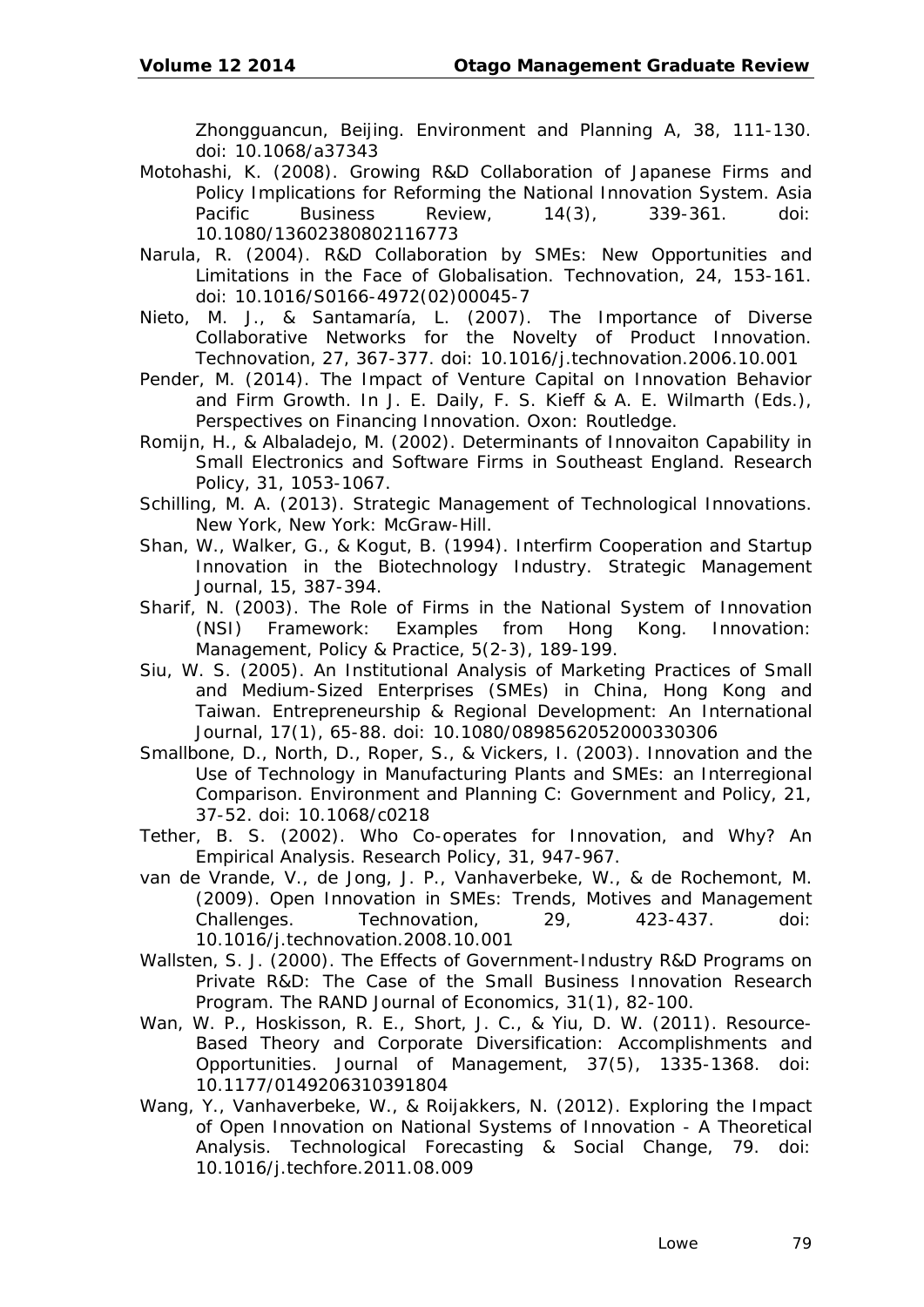Zhongguancun, Beijing. Environment and Planning A, 38, 111-130. doi: 10.1068/a37343

Motohashi, K. (2008). Growing R&D Collaboration of Japanese Firms and Policy Implications for Reforming the National Innovation System. Asia Pacific Business Review, 14(3), 339-361. doi: 10.1080/13602380802116773

Narula, R. (2004). R&D Collaboration by SMEs: New Opportunities and Limitations in the Face of Globalisation. Technovation, 24, 153-161. doi: 10.1016/S0166-4972(02)00045-7

Nieto, M. J., & Santamaría, L. (2007). The Importance of Diverse Collaborative Networks for the Novelty of Product Innovation. Technovation, 27, 367-377. doi: 10.1016/j.technovation.2006.10.001

Pender, M. (2014). The Impact of Venture Capital on Innovation Behavior and Firm Growth. In J. E. Daily, F. S. Kieff & A. E. Wilmarth (Eds.), Perspectives on Financing Innovation. Oxon: Routledge.

Romijn, H., & Albaladejo, M. (2002). Determinants of Innovaiton Capability in Small Electronics and Software Firms in Southeast England. Research Policy, 31, 1053-1067.

Schilling, M. A. (2013). Strategic Management of Technological Innovations. New York, New York: McGraw-Hill.

Shan, W., Walker, G., & Kogut, B. (1994). Interfirm Cooperation and Startup Innovation in the Biotechnology Industry. Strategic Management Journal, 15, 387-394.

Sharif, N. (2003). The Role of Firms in the National System of Innovation (NSI) Framework: Examples from Hong Kong. Innovation: Management, Policy & Practice, 5(2-3), 189-199.

Siu, W. S. (2005). An Institutional Analysis of Marketing Practices of Small and Medium-Sized Enterprises (SMEs) in China, Hong Kong and Taiwan. Entrepreneurship & Regional Development: An International Journal, 17(1), 65-88. doi: 10.1080/0898562052000330306

Smallbone, D., North, D., Roper, S., & Vickers, I. (2003). Innovation and the Use of Technology in Manufacturing Plants and SMEs: an Interregional Comparison. Environment and Planning C: Government and Policy, 21, 37-52. doi: 10.1068/c0218

Tether, B. S. (2002). Who Co-operates for Innovation, and Why? An Empirical Analysis. Research Policy, 31, 947-967.

van de Vrande, V., de Jong, J. P., Vanhaverbeke, W., & de Rochemont, M. (2009). Open Innovation in SMEs: Trends, Motives and Management Challenges. Technovation, 29, 423-437. doi: 10.1016/j.technovation.2008.10.001

Wallsten, S. J. (2000). The Effects of Government-Industry R&D Programs on Private R&D: The Case of the Small Business Innovation Research Program. The RAND Journal of Economics, 31(1), 82-100.

Wan, W. P., Hoskisson, R. E., Short, J. C., & Yiu, D. W. (2011). Resource-Based Theory and Corporate Diversification: Accomplishments and Opportunities. Journal of Management, 37(5), 1335-1368. doi: 10.1177/0149206310391804

Wang, Y., Vanhaverbeke, W., & Roijakkers, N. (2012). Exploring the Impact of Open Innovation on National Systems of Innovation - A Theoretical Analysis. Technological Forecasting & Social Change, 79. doi: 10.1016/j.techfore.2011.08.009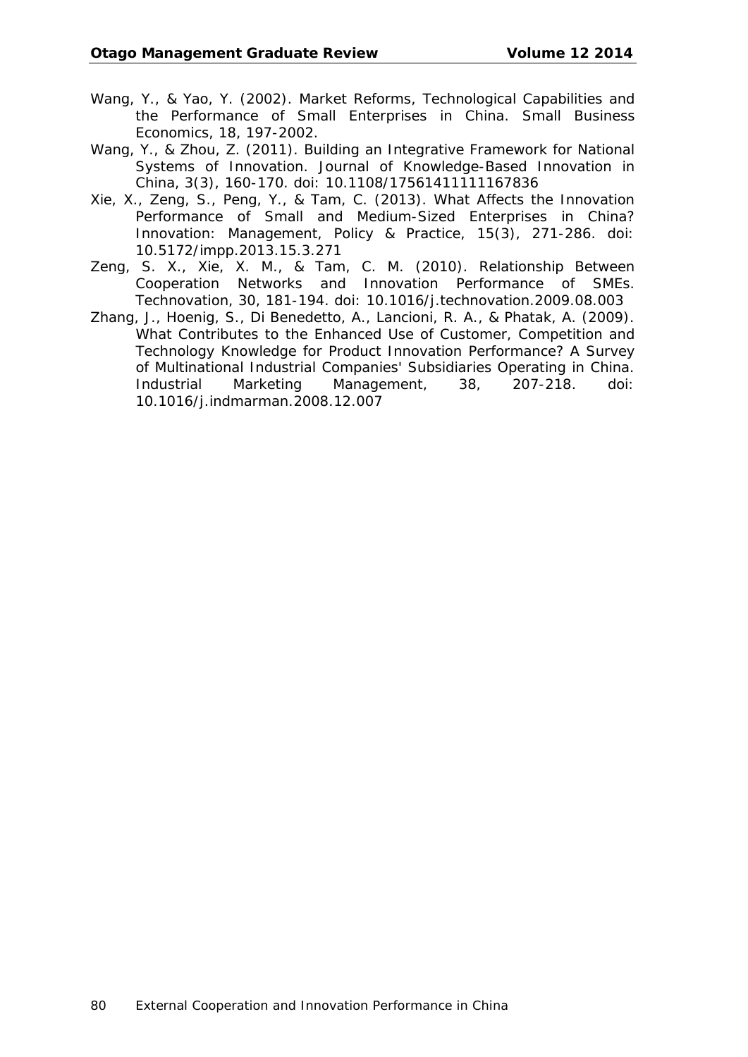Wang, Y., & Yao, Y. (2002). Market Reforms, Technological Capabilities and the Performance of Small Enterprises in China. Small Business Economics, 18, 197-2002.

Wang, Y., & Zhou, Z. (2011). Building an Integrative Framework for National Systems of Innovation. Journal of Knowledge-Based Innovation in China, 3(3), 160-170. doi: 10.1108/17561411111167836

Xie, X., Zeng, S., Peng, Y., & Tam, C. (2013). What Affects the Innovation Performance of Small and Medium-Sized Enterprises in China? Innovation: Management, Policy & Practice, 15(3), 271-286. doi: 10.5172/impp.2013.15.3.271

Zeng, S. X., Xie, X. M., & Tam, C. M. (2010). Relationship Between Cooperation Networks and Innovation Performance of SMEs. Technovation, 30, 181-194. doi: 10.1016/j.technovation.2009.08.003

Zhang, J., Hoenig, S., Di Benedetto, A., Lancioni, R. A., & Phatak, A. (2009). What Contributes to the Enhanced Use of Customer, Competition and Technology Knowledge for Product Innovation Performance? A Survey of Multinational Industrial Companies' Subsidiaries Operating in China. Industrial Marketing Management, 38, 207-218. doi: 10.1016/j.indmarman.2008.12.007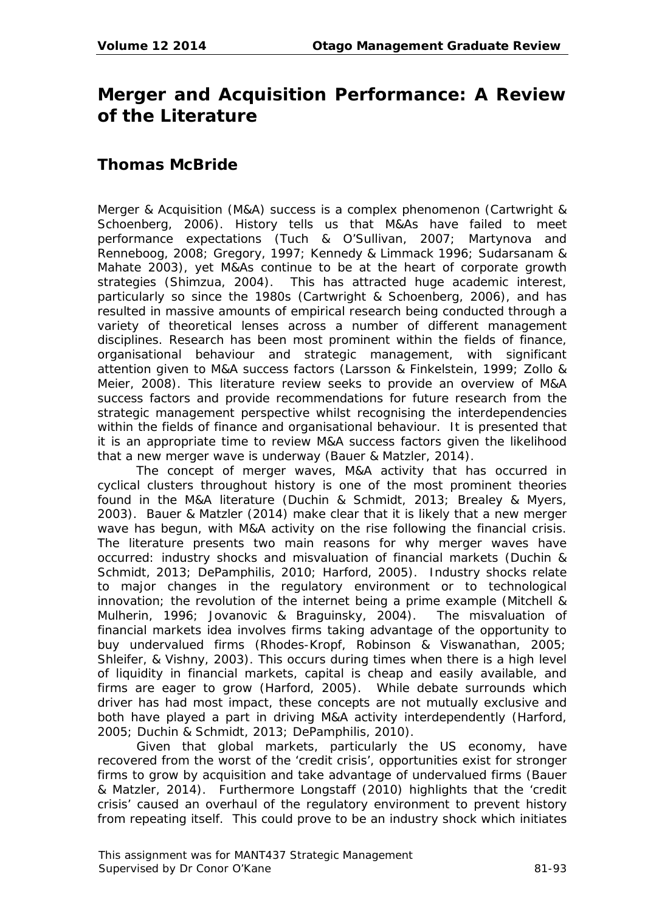# Merger and Acquisition Performance: A Review of the Literature

## Thomas McBride

Merger & Acquisition (M&A) success is a complex phenomenon (Cartwright & Schoenberg, 2006). History tells us that M&As have failed to meet performance expectations (Tuch & O'Sullivan, 2007; Martynova and Renneboog, 2008; Gregory, 1997; Kennedy & Limmack 1996; Sudarsanam & Mahate 2003), yet M&As continue to be at the heart of corporate growth strategies (Shimzua, 2004). This has attracted huge academic interest, particularly so since the 1980s (Cartwright & Schoenberg, 2006), and has resulted in massive amounts of empirical research being conducted through a variety of theoretical lenses across a number of different management disciplines. Research has been most prominent within the fields of finance, organisational behaviour and strategic management, with significant attention given to M&A success factors (Larsson & Finkelstein, 1999; Zollo & Meier, 2008). This literature review seeks to provide an overview of M&A success factors and provide recommendations for future research from the strategic management perspective whilst recognising the interdependencies within the fields of finance and organisational behaviour. It is presented that it is an appropriate time to review M&A success factors given the likelihood that a new merger wave is underway (Bauer & Matzler, 2014).

The concept of merger waves, M&A activity that has occurred in cyclical clusters throughout history is one of the most prominent theories found in the M&A literature (Duchin & Schmidt, 2013; Brealey & Myers, 2003). Bauer & Matzler (2014) make clear that it is likely that a new merger wave has begun, with M&A activity on the rise following the financial crisis. The literature presents two main reasons for why merger waves have occurred: industry shocks and misvaluation of financial markets (Duchin & Schmidt, 2013; DePamphilis, 2010; Harford, 2005). Industry shocks relate to major changes in the regulatory environment or to technological innovation; the revolution of the internet being a prime example (Mitchell & Mulherin, 1996; Jovanovic & Braguinsky, 2004). The misvaluation of financial markets idea involves firms taking advantage of the opportunity to buy undervalued firms (Rhodes-Kropf, Robinson & Viswanathan, 2005; Shleifer, & Vishny, 2003). This occurs during times when there is a high level of liquidity in financial markets, capital is cheap and easily available, and firms are eager to grow (Harford, 2005). While debate surrounds which driver has had most impact, these concepts are not mutually exclusive and both have played a part in driving M&A activity interdependently (Harford, 2005; Duchin & Schmidt, 2013; DePamphilis, 2010).

Given that global markets, particularly the US economy, have recovered from the worst of the 'credit crisis', opportunities exist for stronger firms to grow by acquisition and take advantage of undervalued firms (Bauer & Matzler, 2014). Furthermore Longstaff (2010) highlights that the 'credit crisis' caused an overhaul of the regulatory environment to prevent history from repeating itself. This could prove to be an industry shock which initiates

This assignment was for MANT437 Strategic Management
Supervised by Dr Conor O'Kane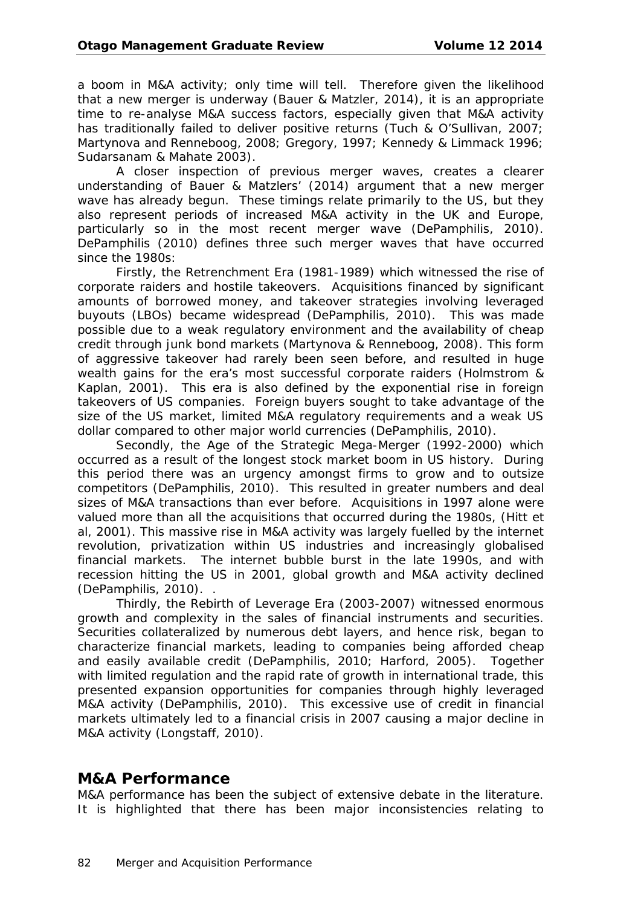a boom in M&A activity; only time will tell. Therefore given the likelihood that a new merger is underway (Bauer & Matzler, 2014), it is an appropriate time to re-analyse M&A success factors, especially given that M&A activity has traditionally failed to deliver positive returns (Tuch & O'Sullivan, 2007; Martynova and Renneboog, 2008; Gregory, 1997; Kennedy & Limmack 1996; Sudarsanam & Mahate 2003).

A closer inspection of previous merger waves, creates a clearer understanding of Bauer & Matzlers' (2014) argument that a new merger wave has already begun. These timings relate primarily to the US, but they also represent periods of increased M&A activity in the UK and Europe, particularly so in the most recent merger wave (DePamphilis, 2010). DePamphilis (2010) defines three such merger waves that have occurred since the 1980s:

Firstly, the Retrenchment Era (1981-1989) which witnessed the rise of corporate raiders and hostile takeovers. Acquisitions financed by significant amounts of borrowed money, and takeover strategies involving leveraged buyouts (LBOs) became widespread (DePamphilis, 2010). This was made possible due to a weak regulatory environment and the availability of cheap credit through junk bond markets (Martynova & Renneboog, 2008). This form of aggressive takeover had rarely been seen before, and resulted in huge wealth gains for the era's most successful corporate raiders (Holmstrom & Kaplan, 2001). This era is also defined by the exponential rise in foreign takeovers of US companies. Foreign buyers sought to take advantage of the size of the US market, limited M&A regulatory requirements and a weak US dollar compared to other major world currencies (DePamphilis, 2010).

Secondly, the Age of the Strategic Mega-Merger (1992-2000) which occurred as a result of the longest stock market boom in US history. During this period there was an urgency amongst firms to grow and to outsize competitors (DePamphilis, 2010). This resulted in greater numbers and deal sizes of M&A transactions than ever before. Acquisitions in 1997 alone were valued more than all the acquisitions that occurred during the 1980s, (Hitt et al, 2001). This massive rise in M&A activity was largely fuelled by the internet revolution, privatization within US industries and increasingly globalised financial markets. The internet bubble burst in the late 1990s, and with recession hitting the US in 2001, global growth and M&A activity declined (DePamphilis, 2010). .

Thirdly, the Rebirth of Leverage Era (2003-2007) witnessed enormous growth and complexity in the sales of financial instruments and securities. Securities collateralized by numerous debt layers, and hence risk, began to characterize financial markets, leading to companies being afforded cheap and easily available credit (DePamphilis, 2010; Harford, 2005). Together with limited regulation and the rapid rate of growth in international trade, this presented expansion opportunities for companies through highly leveraged M&A activity (DePamphilis, 2010). This excessive use of credit in financial markets ultimately led to a financial crisis in 2007 causing a major decline in M&A activity (Longstaff, 2010).

## M&A Performance

M&A performance has been the subject of extensive debate in the literature. It is highlighted that there has been major inconsistencies relating to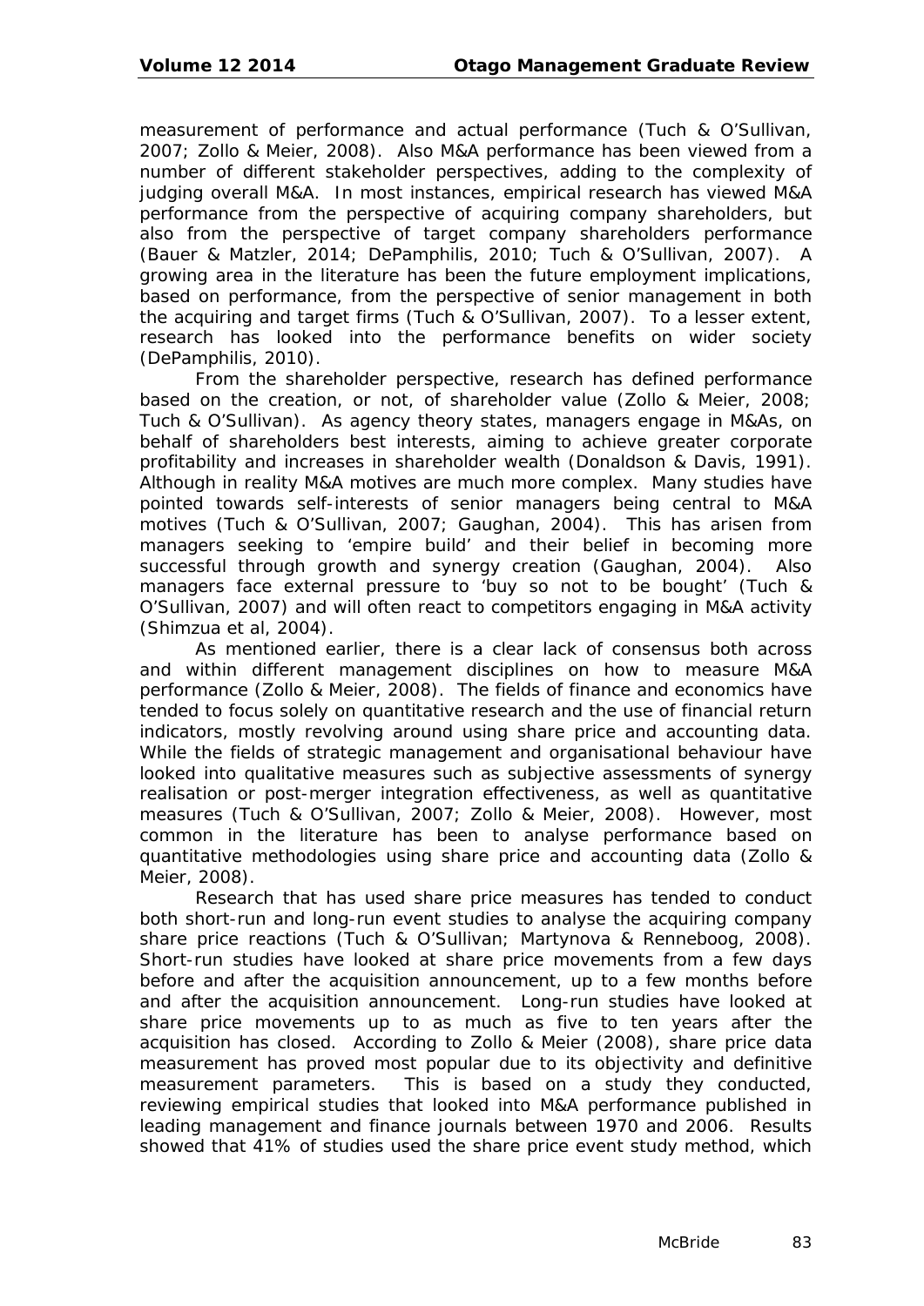measurement of performance and actual performance (Tuch & O'Sullivan, 2007; Zollo & Meier, 2008). Also M&A performance has been viewed from a number of different stakeholder perspectives, adding to the complexity of judging overall M&A. In most instances, empirical research has viewed M&A performance from the perspective of acquiring company shareholders, but also from the perspective of target company shareholders performance (Bauer & Matzler, 2014; DePamphilis, 2010; Tuch & O'Sullivan, 2007). A growing area in the literature has been the future employment implications, based on performance, from the perspective of senior management in both the acquiring and target firms (Tuch & O'Sullivan, 2007). To a lesser extent, research has looked into the performance benefits on wider society (DePamphilis, 2010).

From the shareholder perspective, research has defined performance based on the creation, or not, of shareholder value (Zollo & Meier, 2008; Tuch & O'Sullivan). As agency theory states, managers engage in M&As, on behalf of shareholders best interests, aiming to achieve greater corporate profitability and increases in shareholder wealth (Donaldson & Davis, 1991). Although in reality M&A motives are much more complex. Many studies have pointed towards self-interests of senior managers being central to M&A motives (Tuch & O'Sullivan, 2007; Gaughan, 2004). This has arisen from managers seeking to 'empire build' and their belief in becoming more successful through growth and synergy creation (Gaughan, 2004). Also managers face external pressure to 'buy so not to be bought' (Tuch & O'Sullivan, 2007) and will often react to competitors engaging in M&A activity (Shimzua et al, 2004).

As mentioned earlier, there is a clear lack of consensus both across and within different management disciplines on how to measure M&A performance (Zollo & Meier, 2008). The fields of finance and economics have tended to focus solely on quantitative research and the use of financial return indicators, mostly revolving around using share price and accounting data. While the fields of strategic management and organisational behaviour have looked into qualitative measures such as subjective assessments of synergy realisation or post-merger integration effectiveness, as well as quantitative measures (Tuch & O'Sullivan, 2007; Zollo & Meier, 2008). However, most common in the literature has been to analyse performance based on quantitative methodologies using share price and accounting data (Zollo & Meier, 2008).

Research that has used share price measures has tended to conduct both short-run and long-run event studies to analyse the acquiring company share price reactions (Tuch & O'Sullivan; Martynova & Renneboog, 2008). Short-run studies have looked at share price movements from a few days before and after the acquisition announcement, up to a few months before and after the acquisition announcement. Long-run studies have looked at share price movements up to as much as five to ten years after the acquisition has closed. According to Zollo & Meier (2008), share price data measurement has proved most popular due to its objectivity and definitive measurement parameters. This is based on a study they conducted, reviewing empirical studies that looked into M&A performance published in leading management and finance journals between 1970 and 2006. Results showed that 41% of studies used the share price event study method, which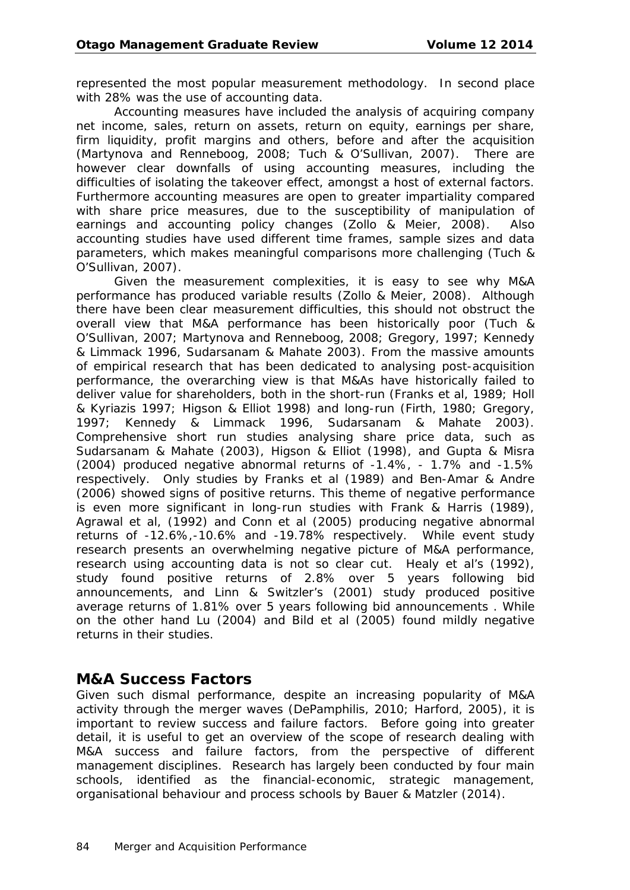represented the most popular measurement methodology. In second place with 28% was the use of accounting data.

Accounting measures have included the analysis of acquiring company net income, sales, return on assets, return on equity, earnings per share, firm liquidity, profit margins and others, before and after the acquisition (Martynova and Renneboog, 2008; Tuch & O'Sullivan, 2007). There are however clear downfalls of using accounting measures, including the difficulties of isolating the takeover effect, amongst a host of external factors. Furthermore accounting measures are open to greater impartiality compared with share price measures, due to the susceptibility of manipulation of earnings and accounting policy changes (Zollo & Meier, 2008). Also accounting studies have used different time frames, sample sizes and data parameters, which makes meaningful comparisons more challenging (Tuch & O'Sullivan, 2007).

Given the measurement complexities, it is easy to see why M&A performance has produced variable results (Zollo & Meier, 2008). Although there have been clear measurement difficulties, this should not obstruct the overall view that M&A performance has been historically poor (Tuch & O'Sullivan, 2007; Martynova and Renneboog, 2008; Gregory, 1997; Kennedy & Limmack 1996, Sudarsanam & Mahate 2003). From the massive amounts of empirical research that has been dedicated to analysing post-acquisition performance, the overarching view is that M&As have historically failed to deliver value for shareholders, both in the short-run (Franks et al, 1989; Holl & Kyriazis 1997; Higson & Elliot 1998) and long-run (Firth, 1980; Gregory, 1997; Kennedy & Limmack 1996, Sudarsanam & Mahate 2003). Comprehensive short run studies analysing share price data, such as Sudarsanam & Mahate (2003), Higson & Elliot (1998), and Gupta & Misra (2004) produced negative abnormal returns of -1.4%, - 1.7% and -1.5% respectively. Only studies by Franks et al (1989) and Ben-Amar & Andre (2006) showed signs of positive returns. This theme of negative performance is even more significant in long-run studies with Frank & Harris (1989), Agrawal et al, (1992) and Conn et al (2005) producing negative abnormal returns of -12.6%,-10.6% and -19.78% respectively. While event study research presents an overwhelming negative picture of M&A performance, research using accounting data is not so clear cut. Healy et al's (1992), study found positive returns of 2.8% over 5 years following bid announcements, and Linn & Switzler's (2001) study produced positive average returns of 1.81% over 5 years following bid announcements . While on the other hand Lu (2004) and Bild et al (2005) found mildly negative returns in their studies.

## M&A Success Factors

Given such dismal performance, despite an increasing popularity of M&A activity through the merger waves (DePamphilis, 2010; Harford, 2005), it is important to review success and failure factors. Before going into greater detail, it is useful to get an overview of the scope of research dealing with M&A success and failure factors, from the perspective of different management disciplines. Research has largely been conducted by four main schools, identified as the financial-economic, strategic management, organisational behaviour and process schools by Bauer & Matzler (2014).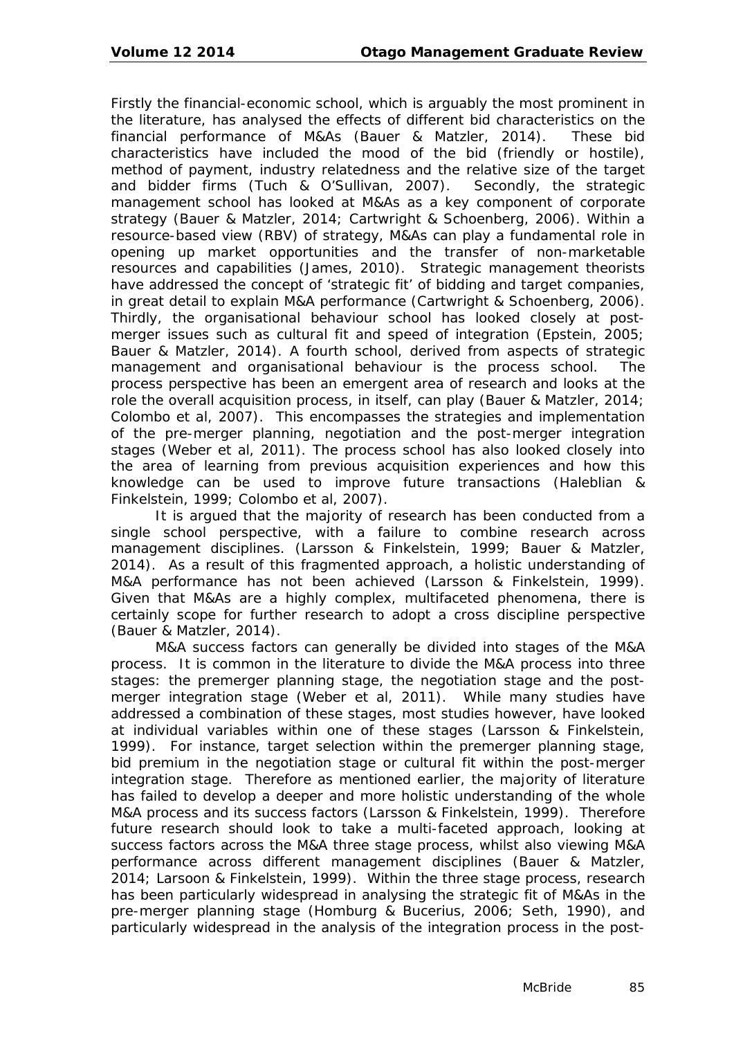Firstly the financial-economic school, which is arguably the most prominent in the literature, has analysed the effects of different bid characteristics on the financial performance of M&As (Bauer & Matzler, 2014). These bid characteristics have included the mood of the bid (friendly or hostile), method of payment, industry relatedness and the relative size of the target and bidder firms (Tuch & O'Sullivan, 2007). Secondly, the strategic management school has looked at M&As as a key component of corporate strategy (Bauer & Matzler, 2014; Cartwright & Schoenberg, 2006). Within a resource-based view (RBV) of strategy, M&As can play a fundamental role in opening up market opportunities and the transfer of non-marketable resources and capabilities (James, 2010). Strategic management theorists have addressed the concept of 'strategic fit' of bidding and target companies, in great detail to explain M&A performance (Cartwright & Schoenberg, 2006). Thirdly, the organisational behaviour school has looked closely at post-merger issues such as cultural fit and speed of integration (Epstein, 2005; Bauer & Matzler, 2014). A fourth school, derived from aspects of strategic management and organisational behaviour is the process school. The process perspective has been an emergent area of research and looks at the role the overall acquisition process, in itself, can play (Bauer & Matzler, 2014; Colombo et al, 2007). This encompasses the strategies and implementation of the pre-merger planning, negotiation and the post-merger integration stages (Weber et al, 2011). The process school has also looked closely into the area of learning from previous acquisition experiences and how this knowledge can be used to improve future transactions (Haleblian & Finkelstein, 1999; Colombo et al, 2007).

It is argued that the majority of research has been conducted from a single school perspective, with a failure to combine research across management disciplines. (Larsson & Finkelstein, 1999; Bauer & Matzler, 2014). As a result of this fragmented approach, a holistic understanding of M&A performance has not been achieved (Larsson & Finkelstein, 1999). Given that M&As are a highly complex, multifaceted phenomena, there is certainly scope for further research to adopt a cross discipline perspective (Bauer & Matzler, 2014).

M&A success factors can generally be divided into stages of the M&A process. It is common in the literature to divide the M&A process into three stages: the premerger planning stage, the negotiation stage and the post-merger integration stage (Weber et al, 2011). While many studies have addressed a combination of these stages, most studies however, have looked at individual variables within one of these stages (Larsson & Finkelstein, 1999). For instance, target selection within the premerger planning stage, bid premium in the negotiation stage or cultural fit within the post-merger integration stage. Therefore as mentioned earlier, the majority of literature has failed to develop a deeper and more holistic understanding of the whole M&A process and its success factors (Larsson & Finkelstein, 1999). Therefore future research should look to take a multi-faceted approach, looking at success factors across the M&A three stage process, whilst also viewing M&A performance across different management disciplines (Bauer & Matzler, 2014; Larsoon & Finkelstein, 1999). Within the three stage process, research has been particularly widespread in analysing the strategic fit of M&As in the pre-merger planning stage (Homburg & Bucerius, 2006; Seth, 1990), and particularly widespread in the analysis of the integration process in the post-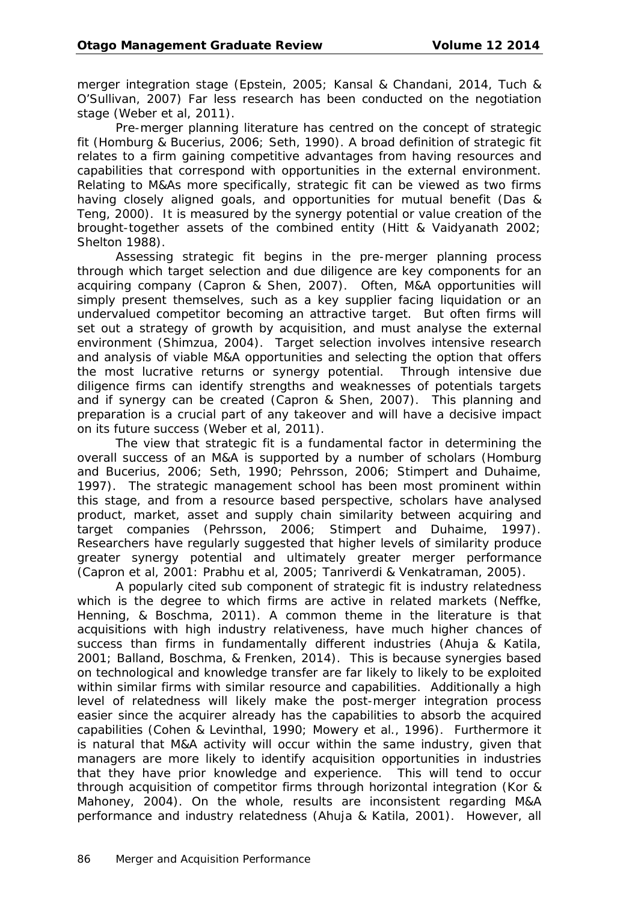merger integration stage (Epstein, 2005; Kansal & Chandani, 2014, Tuch & O'Sullivan, 2007) Far less research has been conducted on the negotiation stage (Weber et al, 2011).

Pre-merger planning literature has centred on the concept of strategic fit (Homburg & Bucerius, 2006; Seth, 1990). A broad definition of strategic fit relates to a firm gaining competitive advantages from having resources and capabilities that correspond with opportunities in the external environment. Relating to M&As more specifically, strategic fit can be viewed as two firms having closely aligned goals, and opportunities for mutual benefit (Das & Teng, 2000). It is measured by the synergy potential or value creation of the brought-together assets of the combined entity (Hitt & Vaidyanath 2002; Shelton 1988).

Assessing strategic fit begins in the pre-merger planning process through which target selection and due diligence are key components for an acquiring company (Capron & Shen, 2007). Often, M&A opportunities will simply present themselves, such as a key supplier facing liquidation or an undervalued competitor becoming an attractive target. But often firms will set out a strategy of growth by acquisition, and must analyse the external environment (Shimzua, 2004). Target selection involves intensive research and analysis of viable M&A opportunities and selecting the option that offers the most lucrative returns or synergy potential. Through intensive due diligence firms can identify strengths and weaknesses of potentials targets and if synergy can be created (Capron & Shen, 2007). This planning and preparation is a crucial part of any takeover and will have a decisive impact on its future success (Weber et al, 2011).

The view that strategic fit is a fundamental factor in determining the overall success of an M&A is supported by a number of scholars (Homburg and Bucerius, 2006; Seth, 1990; Pehrsson, 2006; Stimpert and Duhaime, 1997). The strategic management school has been most prominent within this stage, and from a resource based perspective, scholars have analysed product, market, asset and supply chain similarity between acquiring and target companies (Pehrsson, 2006; Stimpert and Duhaime, 1997). Researchers have regularly suggested that higher levels of similarity produce greater synergy potential and ultimately greater merger performance (Capron et al, 2001: Prabhu et al, 2005; Tanriverdi & Venkatraman, 2005).

A popularly cited sub component of strategic fit is industry relatedness which is the degree to which firms are active in related markets (Neffke, Henning, & Boschma, 2011). A common theme in the literature is that acquisitions with high industry relativeness, have much higher chances of success than firms in fundamentally different industries (Ahuja & Katila, 2001; Balland, Boschma, & Frenken, 2014). This is because synergies based on technological and knowledge transfer are far likely to likely to be exploited within similar firms with similar resource and capabilities. Additionally a high level of relatedness will likely make the post-merger integration process easier since the acquirer already has the capabilities to absorb the acquired capabilities (Cohen & Levinthal, 1990; Mowery et al., 1996). Furthermore it is natural that M&A activity will occur within the same industry, given that managers are more likely to identify acquisition opportunities in industries that they have prior knowledge and experience. This will tend to occur through acquisition of competitor firms through horizontal integration (Kor & Mahoney, 2004). On the whole, results are inconsistent regarding M&A performance and industry relatedness (Ahuja & Katila, 2001). However, all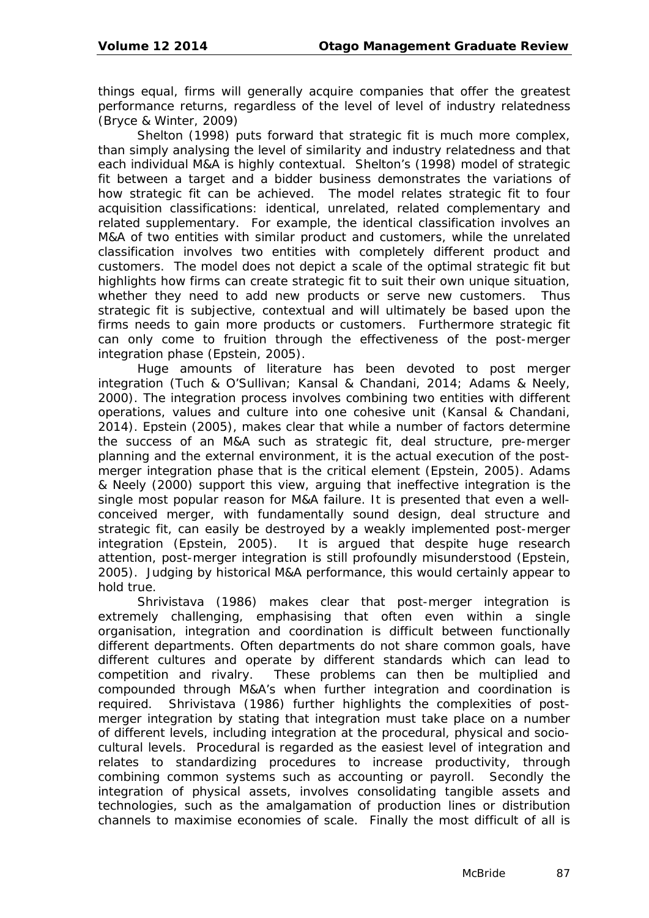things equal, firms will generally acquire companies that offer the greatest performance returns, regardless of the level of level of industry relatedness (Bryce & Winter, 2009)

Shelton (1998) puts forward that strategic fit is much more complex, than simply analysing the level of similarity and industry relatedness and that each individual M&A is highly contextual. Shelton's (1998) model of strategic fit between a target and a bidder business demonstrates the variations of how strategic fit can be achieved. The model relates strategic fit to four acquisition classifications: identical, unrelated, related complementary and related supplementary. For example, the identical classification involves an M&A of two entities with similar product and customers, while the unrelated classification involves two entities with completely different product and customers. The model does not depict a scale of the optimal strategic fit but highlights how firms can create strategic fit to suit their own unique situation, whether they need to add new products or serve new customers. Thus strategic fit is subjective, contextual and will ultimately be based upon the firms needs to gain more products or customers. Furthermore strategic fit can only come to fruition through the effectiveness of the post-merger integration phase (Epstein, 2005).

Huge amounts of literature has been devoted to post merger integration (Tuch & O'Sullivan; Kansal & Chandani, 2014; Adams & Neely, 2000). The integration process involves combining two entities with different operations, values and culture into one cohesive unit (Kansal & Chandani, 2014). Epstein (2005), makes clear that while a number of factors determine the success of an M&A such as strategic fit, deal structure, pre-merger planning and the external environment, it is the actual execution of the post-merger integration phase that is the critical element (Epstein, 2005). Adams & Neely (2000) support this view, arguing that ineffective integration is the single most popular reason for M&A failure. It is presented that even a well-conceived merger, with fundamentally sound design, deal structure and strategic fit, can easily be destroyed by a weakly implemented post-merger integration (Epstein, 2005). It is argued that despite huge research attention, post-merger integration is still profoundly misunderstood (Epstein, 2005). Judging by historical M&A performance, this would certainly appear to hold true.

Shrivistava (1986) makes clear that post-merger integration is extremely challenging, emphasising that often even within a single organisation, integration and coordination is difficult between functionally different departments. Often departments do not share common goals, have different cultures and operate by different standards which can lead to competition and rivalry. These problems can then be multiplied and compounded through M&A's when further integration and coordination is required. Shrivistava (1986) further highlights the complexities of post-merger integration by stating that integration must take place on a number of different levels, including integration at the procedural, physical and socio-cultural levels. Procedural is regarded as the easiest level of integration and relates to standardizing procedures to increase productivity, through combining common systems such as accounting or payroll. Secondly the integration of physical assets, involves consolidating tangible assets and technologies, such as the amalgamation of production lines or distribution channels to maximise economies of scale. Finally the most difficult of all is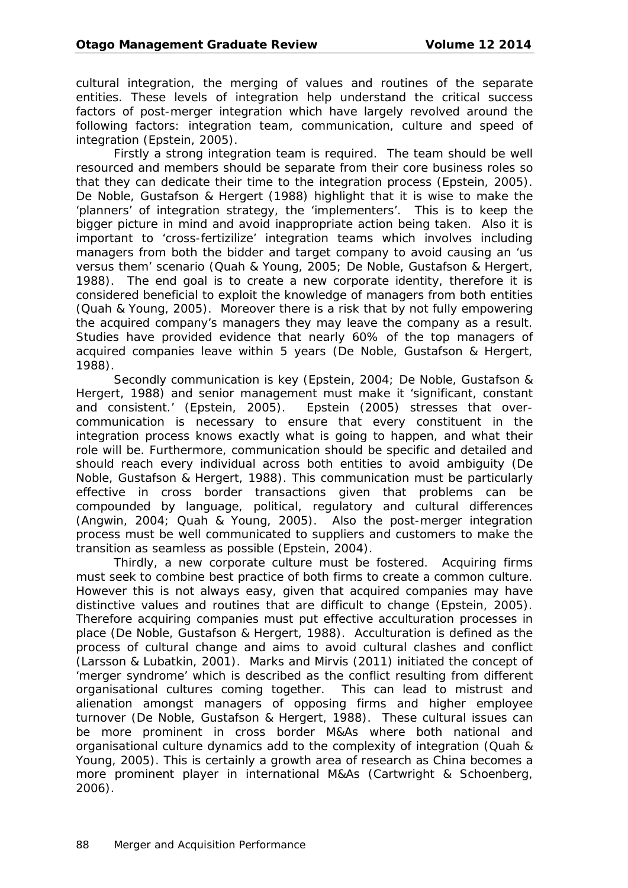cultural integration, the merging of values and routines of the separate entities. These levels of integration help understand the critical success factors of post-merger integration which have largely revolved around the following factors: integration team, communication, culture and speed of integration (Epstein, 2005).

Firstly a strong integration team is required. The team should be well resourced and members should be separate from their core business roles so that they can dedicate their time to the integration process (Epstein, 2005). De Noble, Gustafson & Hergert (1988) highlight that it is wise to make the 'planners' of integration strategy, the 'implementers'. This is to keep the bigger picture in mind and avoid inappropriate action being taken. Also it is important to 'cross-fertizilize' integration teams which involves including managers from both the bidder and target company to avoid causing an 'us versus them' scenario (Quah & Young, 2005; De Noble, Gustafson & Hergert, 1988). The end goal is to create a new corporate identity, therefore it is considered beneficial to exploit the knowledge of managers from both entities (Quah & Young, 2005). Moreover there is a risk that by not fully empowering the acquired company's managers they may leave the company as a result. Studies have provided evidence that nearly 60% of the top managers of acquired companies leave within 5 years (De Noble, Gustafson & Hergert, 1988).

Secondly communication is key (Epstein, 2004; De Noble, Gustafson & Hergert, 1988) and senior management must make it 'significant, constant and consistent.' (Epstein, 2005). Epstein (2005) stresses that over-communication is necessary to ensure that every constituent in the integration process knows exactly what is going to happen, and what their role will be. Furthermore, communication should be specific and detailed and should reach every individual across both entities to avoid ambiguity (De Noble, Gustafson & Hergert, 1988). This communication must be particularly effective in cross border transactions given that problems can be compounded by language, political, regulatory and cultural differences (Angwin, 2004; Quah & Young, 2005). Also the post-merger integration process must be well communicated to suppliers and customers to make the transition as seamless as possible (Epstein, 2004).

Thirdly, a new corporate culture must be fostered. Acquiring firms must seek to combine best practice of both firms to create a common culture. However this is not always easy, given that acquired companies may have distinctive values and routines that are difficult to change (Epstein, 2005). Therefore acquiring companies must put effective acculturation processes in place (De Noble, Gustafson & Hergert, 1988). Acculturation is defined as the process of cultural change and aims to avoid cultural clashes and conflict (Larsson & Lubatkin, 2001). Marks and Mirvis (2011) initiated the concept of 'merger syndrome' which is described as the conflict resulting from different organisational cultures coming together. This can lead to mistrust and alienation amongst managers of opposing firms and higher employee turnover (De Noble, Gustafson & Hergert, 1988). These cultural issues can be more prominent in cross border M&As where both national and organisational culture dynamics add to the complexity of integration (Quah & Young, 2005). This is certainly a growth area of research as China becomes a more prominent player in international M&As (Cartwright & Schoenberg, 2006).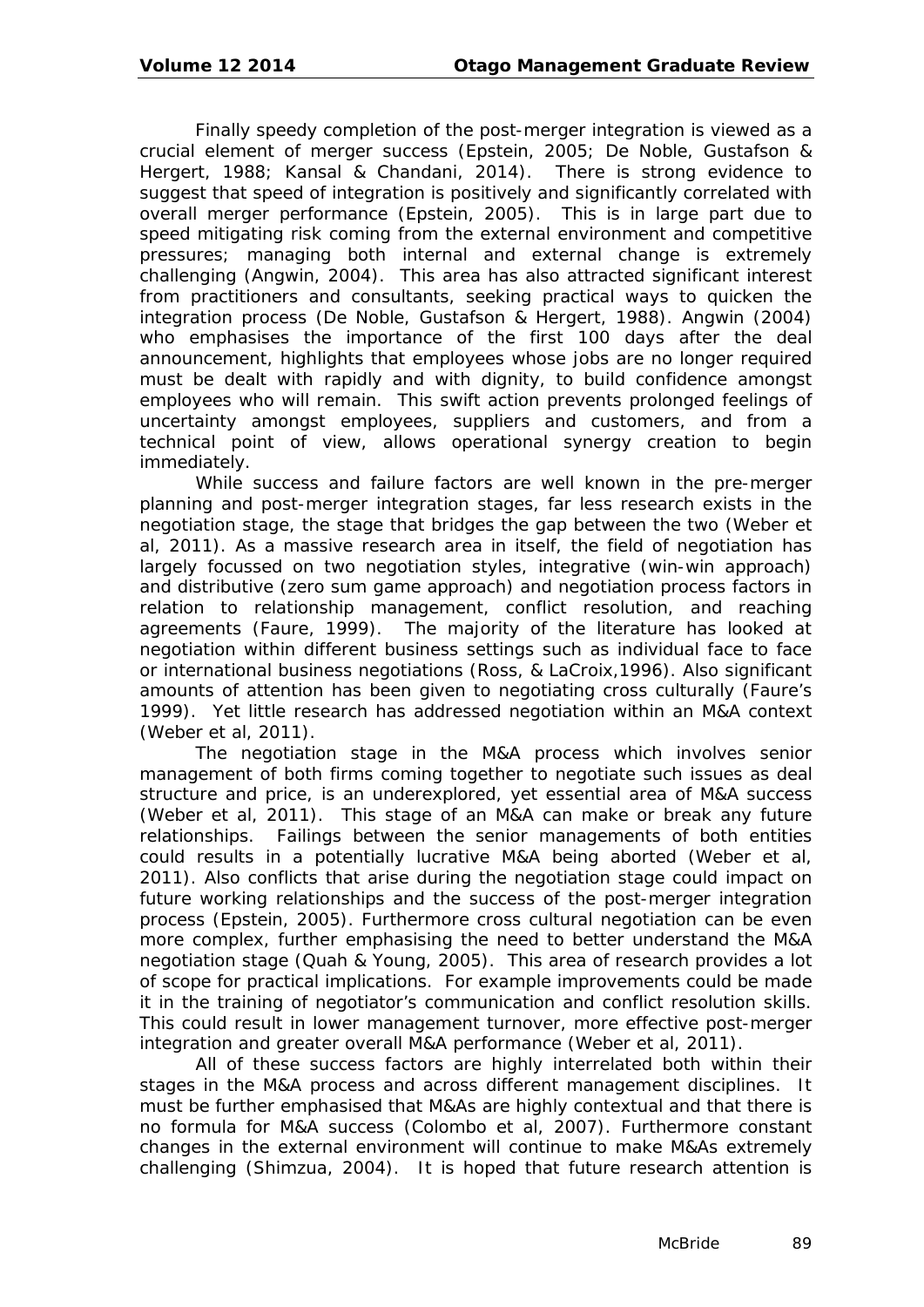Finally speedy completion of the post-merger integration is viewed as a crucial element of merger success (Epstein, 2005; De Noble, Gustafson & Hergert, 1988; Kansal & Chandani, 2014). There is strong evidence to suggest that speed of integration is positively and significantly correlated with overall merger performance (Epstein, 2005). This is in large part due to speed mitigating risk coming from the external environment and competitive pressures; managing both internal and external change is extremely challenging (Angwin, 2004). This area has also attracted significant interest from practitioners and consultants, seeking practical ways to quicken the integration process (De Noble, Gustafson & Hergert, 1988). Angwin (2004) who emphasises the importance of the first 100 days after the deal announcement, highlights that employees whose jobs are no longer required must be dealt with rapidly and with dignity, to build confidence amongst employees who will remain. This swift action prevents prolonged feelings of uncertainty amongst employees, suppliers and customers, and from a technical point of view, allows operational synergy creation to begin immediately.

While success and failure factors are well known in the pre-merger planning and post-merger integration stages, far less research exists in the negotiation stage, the stage that bridges the gap between the two (Weber et al, 2011). As a massive research area in itself, the field of negotiation has largely focussed on two negotiation styles, integrative (win-win approach) and distributive (zero sum game approach) and negotiation process factors in relation to relationship management, conflict resolution, and reaching agreements (Faure, 1999). The majority of the literature has looked at negotiation within different business settings such as individual face to face or international business negotiations (Ross, & LaCroix,1996). Also significant amounts of attention has been given to negotiating cross culturally (Faure's 1999). Yet little research has addressed negotiation within an M&A context (Weber et al, 2011).

The negotiation stage in the M&A process which involves senior management of both firms coming together to negotiate such issues as deal structure and price, is an underexplored, yet essential area of M&A success (Weber et al, 2011). This stage of an M&A can make or break any future relationships. Failings between the senior managements of both entities could results in a potentially lucrative M&A being aborted (Weber et al, 2011). Also conflicts that arise during the negotiation stage could impact on future working relationships and the success of the post-merger integration process (Epstein, 2005). Furthermore cross cultural negotiation can be even more complex, further emphasising the need to better understand the M&A negotiation stage (Quah & Young, 2005). This area of research provides a lot of scope for practical implications. For example improvements could be made it in the training of negotiator's communication and conflict resolution skills. This could result in lower management turnover, more effective post-merger integration and greater overall M&A performance (Weber et al, 2011).

All of these success factors are highly interrelated both within their stages in the M&A process and across different management disciplines. It must be further emphasised that M&As are highly contextual and that there is no formula for M&A success (Colombo et al, 2007). Furthermore constant changes in the external environment will continue to make M&As extremely challenging (Shimzua, 2004). It is hoped that future research attention is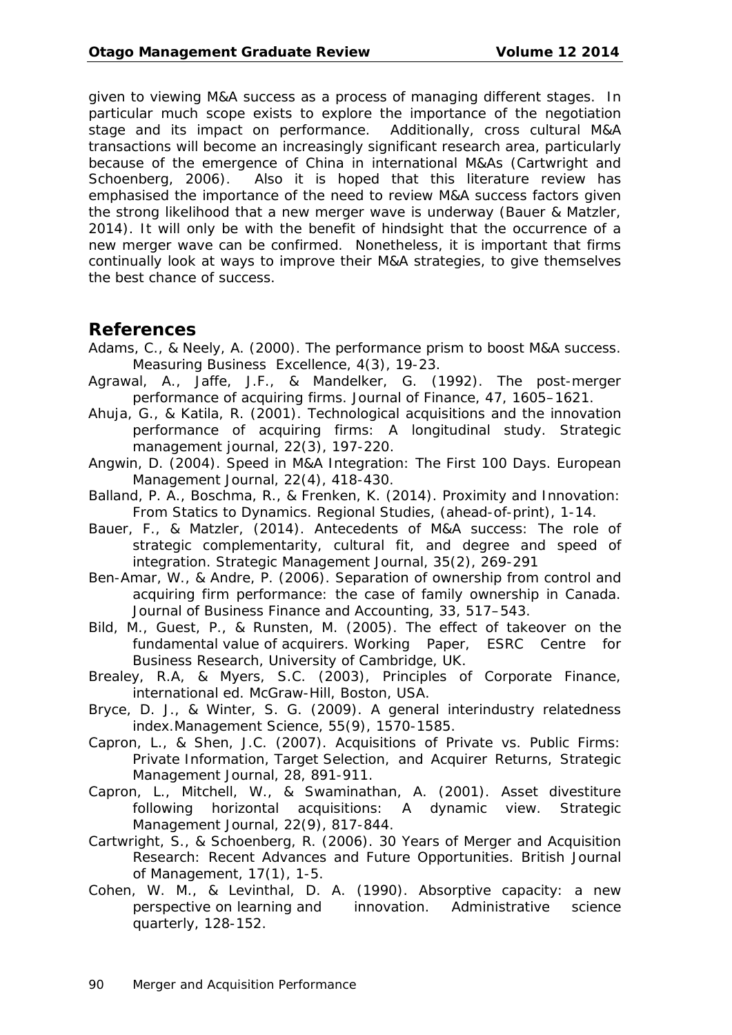given to viewing M&A success as a process of managing different stages. In particular much scope exists to explore the importance of the negotiation stage and its impact on performance. Additionally, cross cultural M&A transactions will become an increasingly significant research area, particularly because of the emergence of China in international M&As (Cartwright and Schoenberg, 2006). Also it is hoped that this literature review has emphasised the importance of the need to review M&A success factors given the strong likelihood that a new merger wave is underway (Bauer & Matzler, 2014). It will only be with the benefit of hindsight that the occurrence of a new merger wave can be confirmed. Nonetheless, it is important that firms continually look at ways to improve their M&A strategies, to give themselves the best chance of success.

## References

Adams, C., & Neely, A. (2000). The performance prism to boost M&A success. Measuring Business Excellence, 4(3), 19-23.

Agrawal, A., Jaffe, J.F., & Mandelker, G. (1992). The post-merger performance of acquiring firms. Journal of Finance, 47, 1605–1621.

Ahuja, G., & Katila, R. (2001). Technological acquisitions and the innovation performance of acquiring firms: A longitudinal study. Strategic management journal, 22(3), 197-220.

Angwin, D. (2004). Speed in M&A Integration: The First 100 Days. European Management Journal, 22(4), 418-430.

Balland, P. A., Boschma, R., & Frenken, K. (2014). Proximity and Innovation: From Statics to Dynamics. Regional Studies, (ahead-of-print), 1-14.

Bauer, F., & Matzler, (2014). Antecedents of M&A success: The role of strategic complementarity, cultural fit, and degree and speed of integration. Strategic Management Journal, 35(2), 269-291

Ben-Amar, W., & Andre, P. (2006). Separation of ownership from control and acquiring firm performance: the case of family ownership in Canada. Journal of Business Finance and Accounting, 33, 517–543.

Bild, M., Guest, P., & Runsten, M. (2005). The effect of takeover on the fundamental value of acquirers. Working Paper, ESRC Centre for Business Research, University of Cambridge, UK.

Brealey, R.A, & Myers, S.C. (2003), Principles of Corporate Finance, international ed. McGraw-Hill, Boston, USA.

Bryce, D. J., & Winter, S. G. (2009). A general interindustry relatedness index.Management Science, 55(9), 1570-1585.

Capron, L., & Shen, J.C. (2007). Acquisitions of Private vs. Public Firms: Private Information, Target Selection, and Acquirer Returns, Strategic Management Journal, 28, 891-911.

Capron, L., Mitchell, W., & Swaminathan, A. (2001). Asset divestiture following horizontal acquisitions: A dynamic view. Strategic Management Journal, 22(9), 817-844.

Cartwright, S., & Schoenberg, R. (2006). 30 Years of Merger and Acquisition Research: Recent Advances and Future Opportunities. British Journal of Management, 17(1), 1-5.

Cohen, W. M., & Levinthal, D. A. (1990). Absorptive capacity: a new perspective on learning and innovation. Administrative science quarterly, 128-152.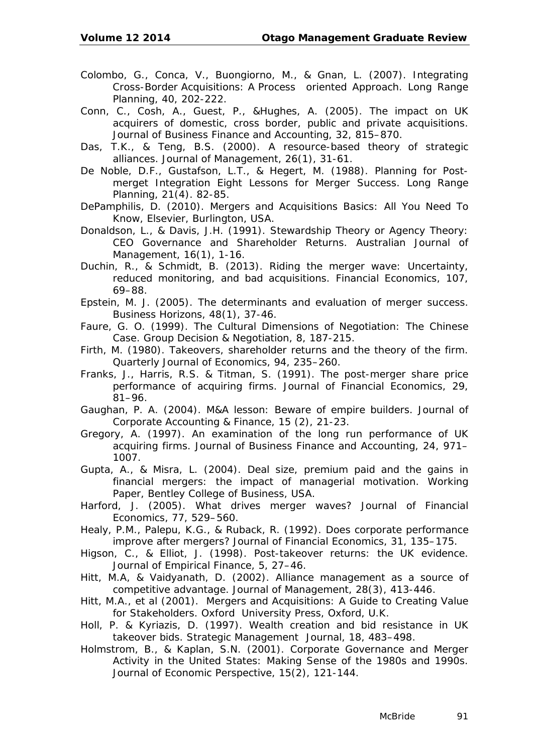Colombo, G., Conca, V., Buongiorno, M., & Gnan, L. (2007). Integrating Cross-Border Acquisitions: A Process oriented Approach. Long Range Planning, 40, 202-222.

Conn, C., Cosh, A., Guest, P., &Hughes, A. (2005). The impact on UK acquirers of domestic, cross border, public and private acquisitions. Journal of Business Finance and Accounting, 32, 815–870.

Das, T.K., & Teng, B.S. (2000). A resource-based theory of strategic alliances. Journal of Management, 26(1), 31-61.

De Noble, D.F., Gustafson, L.T., & Hegert, M. (1988). Planning for Post-merget Integration Eight Lessons for Merger Success. Long Range Planning, 21(4). 82-85.

DePamphilis, D. (2010). Mergers and Acquisitions Basics: All You Need To Know, Elsevier, Burlington, USA.

Donaldson, L., & Davis, J.H. (1991). Stewardship Theory or Agency Theory: CEO Governance and Shareholder Returns. Australian Journal of Management, 16(1), 1-16.

Duchin, R., & Schmidt, B. (2013). Riding the merger wave: Uncertainty, reduced monitoring, and bad acquisitions. Financial Economics, 107, 69–88.

Epstein, M. J. (2005). The determinants and evaluation of merger success. Business Horizons, 48(1), 37-46.

Faure, G. O. (1999). The Cultural Dimensions of Negotiation: The Chinese Case. Group Decision & Negotiation, 8, 187-215.

Firth, M. (1980). Takeovers, shareholder returns and the theory of the firm. Quarterly Journal of Economics, 94, 235–260.

Franks, J., Harris, R.S. & Titman, S. (1991). The post-merger share price performance of acquiring firms. Journal of Financial Economics, 29, 81–96.

Gaughan, P. A. (2004). M&A lesson: Beware of empire builders. Journal of Corporate Accounting & Finance, 15 (2), 21-23.

Gregory, A. (1997). An examination of the long run performance of UK acquiring firms. Journal of Business Finance and Accounting, 24, 971–1007.

Gupta, A., & Misra, L. (2004). Deal size, premium paid and the gains in financial mergers: the impact of managerial motivation. Working Paper, Bentley College of Business, USA.

Harford, J. (2005). What drives merger waves? Journal of Financial Economics, 77, 529–560.

Healy, P.M., Palepu, K.G., & Ruback, R. (1992). Does corporate performance improve after mergers? Journal of Financial Economics, 31, 135–175.

Higson, C., & Elliot, J. (1998). Post-takeover returns: the UK evidence. Journal of Empirical Finance, 5, 27–46.

Hitt, M.A, & Vaidyanath, D. (2002). Alliance management as a source of competitive advantage. Journal of Management, 28(3), 413-446.

Hitt, M.A., et al (2001). Mergers and Acquisitions: A Guide to Creating Value for Stakeholders. Oxford University Press, Oxford, U.K.

Holl, P. & Kyriazis, D. (1997). Wealth creation and bid resistance in UK takeover bids. Strategic Management Journal, 18, 483–498.

Holmstrom, B., & Kaplan, S.N. (2001). Corporate Governance and Merger Activity in the United States: Making Sense of the 1980s and 1990s. Journal of Economic Perspective, 15(2), 121-144.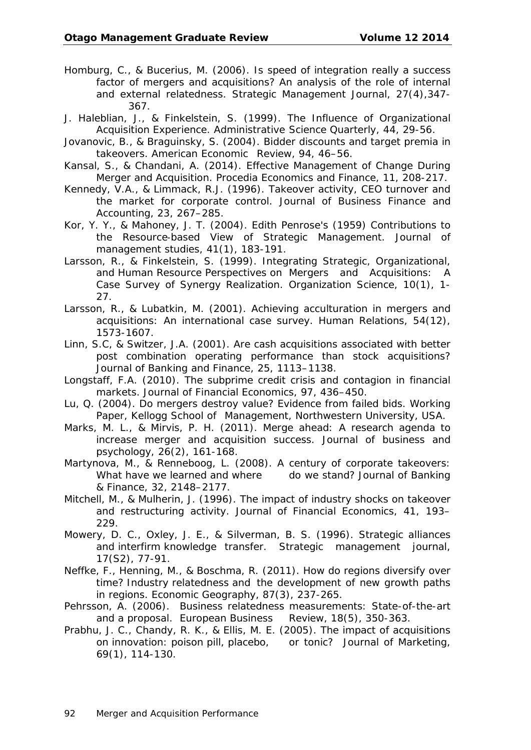Homburg, C., & Bucerius, M. (2006). Is speed of integration really a success factor of mergers and acquisitions? An analysis of the role of internal and external relatedness. Strategic Management Journal, 27(4),347-367.

J. Haleblian, J., & Finkelstein, S. (1999). The Influence of Organizational Acquisition Experience. Administrative Science Quarterly, 44, 29-56.

Jovanovic, B., & Braguinsky, S. (2004). Bidder discounts and target premia in takeovers. American Economic Review, 94, 46–56.

Kansal, S., & Chandani, A. (2014). Effective Management of Change During Merger and Acquisition. Procedia Economics and Finance, 11, 208-217.

Kennedy, V.A., & Limmack, R.J. (1996). Takeover activity, CEO turnover and the market for corporate control. Journal of Business Finance and Accounting, 23, 267–285.

Kor, Y. Y., & Mahoney, J. T. (2004). Edith Penrose's (1959) Contributions to the Resource-based View of Strategic Management. Journal of management studies, 41(1), 183-191.

Larsson, R., & Finkelstein, S. (1999). Integrating Strategic, Organizational, and Human Resource Perspectives on Mergers and Acquisitions: A Case Survey of Synergy Realization. Organization Science, 10(1), 1-27.

Larsson, R., & Lubatkin, M. (2001). Achieving acculturation in mergers and acquisitions: An international case survey. Human Relations, 54(12), 1573-1607.

Linn, S.C, & Switzer, J.A. (2001). Are cash acquisitions associated with better post combination operating performance than stock acquisitions? Journal of Banking and Finance, 25, 1113–1138.

Longstaff, F.A. (2010). The subprime credit crisis and contagion in financial markets. Journal of Financial Economics, 97, 436–450.

Lu, Q. (2004). Do mergers destroy value? Evidence from failed bids. Working Paper, Kellogg School of Management, Northwestern University, USA.

Marks, M. L., & Mirvis, P. H. (2011). Merge ahead: A research agenda to increase merger and acquisition success. Journal of business and psychology, 26(2), 161-168.

Martynova, M., & Renneboog, L. (2008). A century of corporate takeovers: What have we learned and where do we stand? Journal of Banking & Finance, 32, 2148–2177.

Mitchell, M., & Mulherin, J. (1996). The impact of industry shocks on takeover and restructuring activity. Journal of Financial Economics, 41, 193–229.

Mowery, D. C., Oxley, J. E., & Silverman, B. S. (1996). Strategic alliances and interfirm knowledge transfer. Strategic management journal, 17(S2), 77-91.

Neffke, F., Henning, M., & Boschma, R. (2011). How do regions diversify over time? Industry relatedness and the development of new growth paths in regions. Economic Geography, 87(3), 237-265.

Pehrsson, A. (2006). Business relatedness measurements: State-of-the-art and a proposal. European Business Review, 18(5), 350-363.

Prabhu, J. C., Chandy, R. K., & Ellis, M. E. (2005). The impact of acquisitions on innovation: poison pill, placebo, or tonic? Journal of Marketing, 69(1), 114-130.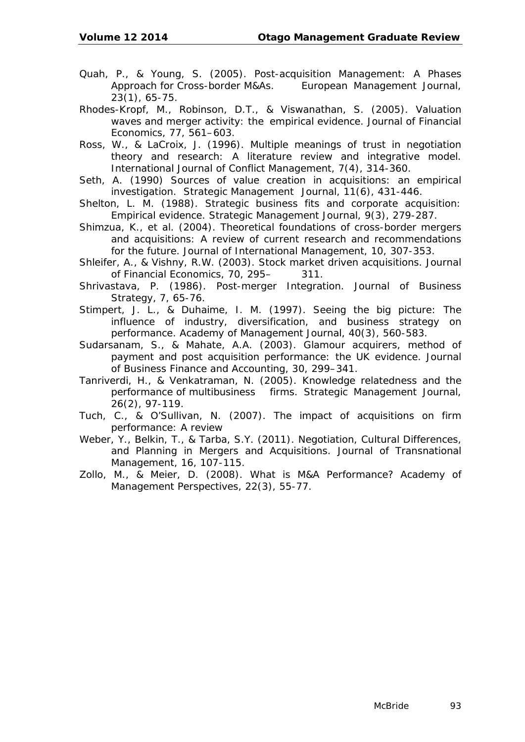Quah, P., & Young, S. (2005). Post-acquisition Management: A Phases Approach for Cross-border M&As. European Management Journal, 23(1), 65-75.

Rhodes-Kropf, M., Robinson, D.T., & Viswanathan, S. (2005). Valuation waves and merger activity: the empirical evidence. Journal of Financial Economics, 77, 561–603.

Ross, W., & LaCroix, J. (1996). Multiple meanings of trust in negotiation theory and research: A literature review and integrative model. International Journal of Conflict Management, 7(4), 314-360.

Seth, A. (1990) Sources of value creation in acquisitions: an empirical investigation. Strategic Management Journal, 11(6), 431-446.

Shelton, L. M. (1988). Strategic business fits and corporate acquisition: Empirical evidence. Strategic Management Journal, 9(3), 279-287.

Shimzua, K., et al. (2004). Theoretical foundations of cross-border mergers and acquisitions: A review of current research and recommendations for the future. Journal of International Management, 10, 307-353.

Shleifer, A., & Vishny, R.W. (2003). Stock market driven acquisitions. Journal of Financial Economics, 70, 295– 311.

Shrivastava, P. (1986). Post-merger Integration. Journal of Business Strategy, 7, 65-76.

Stimpert, J. L., & Duhaime, I. M. (1997). Seeing the big picture: The influence of industry, diversification, and business strategy on performance. Academy of Management Journal, 40(3), 560-583.

Sudarsanam, S., & Mahate, A.A. (2003). Glamour acquirers, method of payment and post acquisition performance: the UK evidence. Journal of Business Finance and Accounting, 30, 299–341.

Tanriverdi, H., & Venkatraman, N. (2005). Knowledge relatedness and the performance of multibusiness firms. Strategic Management Journal, 26(2), 97-119.

Tuch, C., & O'Sullivan, N. (2007). The impact of acquisitions on firm performance: A review

Weber, Y., Belkin, T., & Tarba, S.Y. (2011). Negotiation, Cultural Differences, and Planning in Mergers and Acquisitions. Journal of Transnational Management, 16, 107-115.

Zollo, M., & Meier, D. (2008). What is M&A Performance? Academy of Management Perspectives, 22(3), 55-77.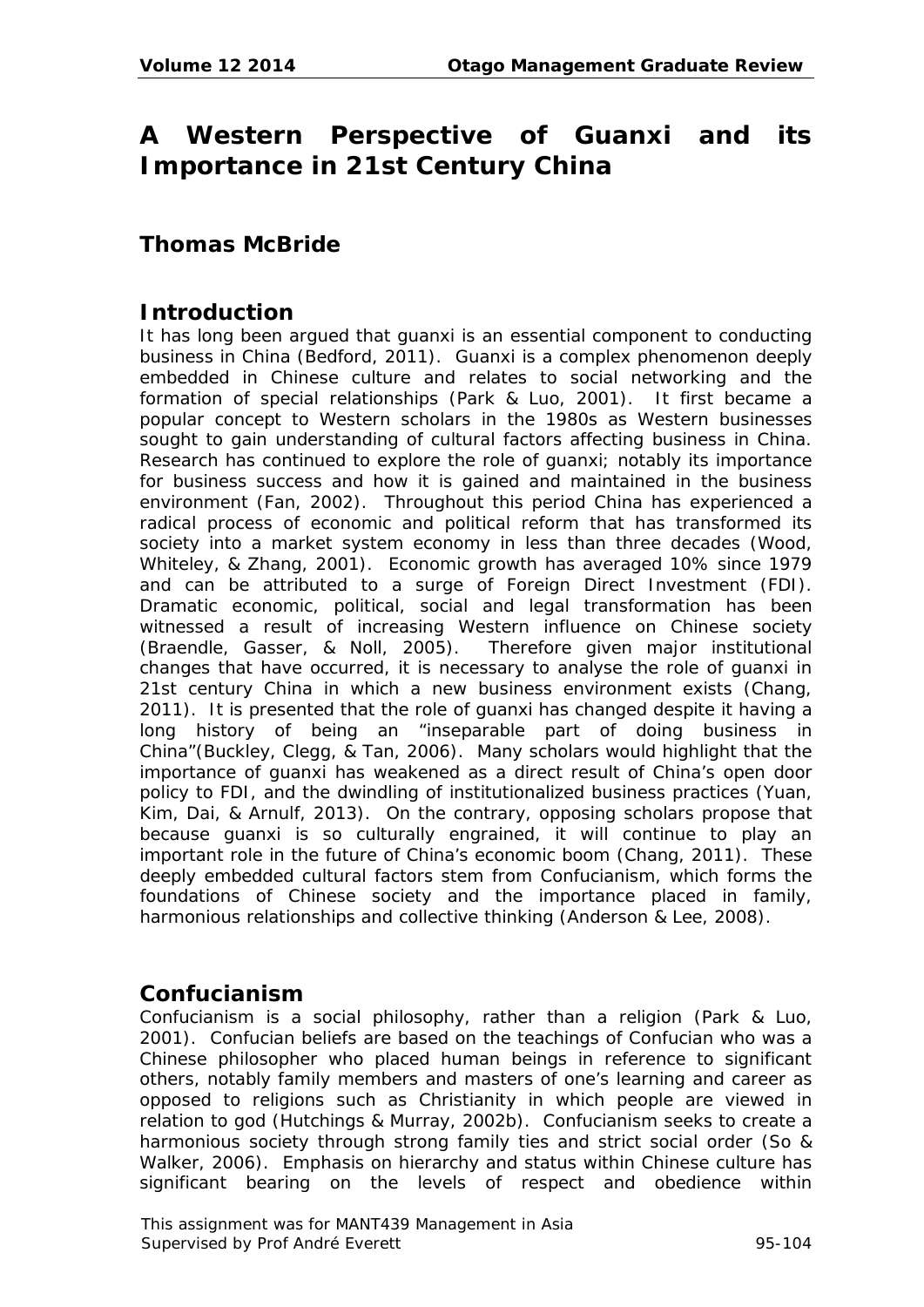# A Western Perspective of Guanxi and its Importance in 21st Century China

## Thomas McBride

## Introduction

It has long been argued that guanxi is an essential component to conducting business in China (Bedford, 2011). Guanxi is a complex phenomenon deeply embedded in Chinese culture and relates to social networking and the formation of special relationships (Park & Luo, 2001). It first became a popular concept to Western scholars in the 1980s as Western businesses sought to gain understanding of cultural factors affecting business in China. Research has continued to explore the role of guanxi; notably its importance for business success and how it is gained and maintained in the business environment (Fan, 2002). Throughout this period China has experienced a radical process of economic and political reform that has transformed its society into a market system economy in less than three decades (Wood, Whiteley, & Zhang, 2001). Economic growth has averaged 10% since 1979 and can be attributed to a surge of Foreign Direct Investment (FDI). Dramatic economic, political, social and legal transformation has been witnessed a result of increasing Western influence on Chinese society (Braendle, Gasser, & Noll, 2005). Therefore given major institutional changes that have occurred, it is necessary to analyse the role of guanxi in 21st century China in which a new business environment exists (Chang, 2011). It is presented that the role of guanxi has changed despite it having a long history of being an "inseparable part of doing business in China"(Buckley, Clegg, & Tan, 2006). Many scholars would highlight that the importance of guanxi has weakened as a direct result of China's open door policy to FDI, and the dwindling of institutionalized business practices (Yuan, Kim, Dai, & Arnulf, 2013). On the contrary, opposing scholars propose that because guanxi is so culturally engrained, it will continue to play an important role in the future of China's economic boom (Chang, 2011). These deeply embedded cultural factors stem from Confucianism, which forms the foundations of Chinese society and the importance placed in family, harmonious relationships and collective thinking (Anderson & Lee, 2008).

## Confucianism

Confucianism is a social philosophy, rather than a religion (Park & Luo, 2001). Confucian beliefs are based on the teachings of Confucian who was a Chinese philosopher who placed human beings in reference to significant others, notably family members and masters of one's learning and career as opposed to religions such as Christianity in which people are viewed in relation to god (Hutchings & Murray, 2002b). Confucianism seeks to create a harmonious society through strong family ties and strict social order (So & Walker, 2006). Emphasis on hierarchy and status within Chinese culture has significant bearing on the levels of respect and obedience within

This assignment was for MANT439 Management in Asia
Supervised by Prof André Everett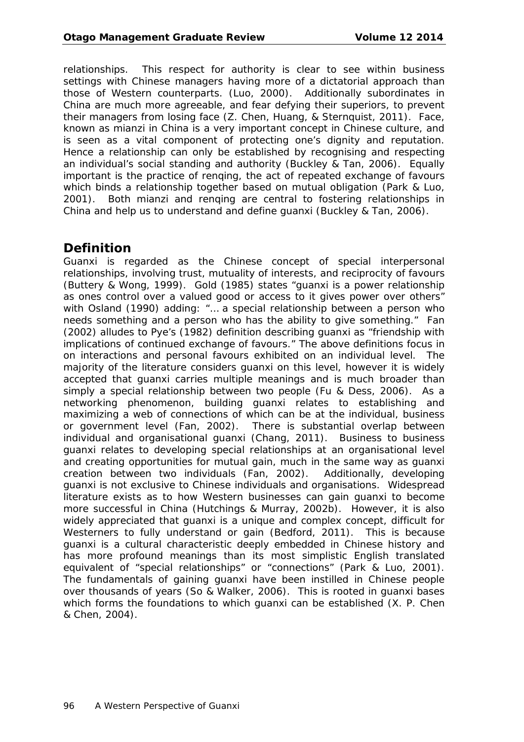relationships. This respect for authority is clear to see within business settings with Chinese managers having more of a dictatorial approach than those of Western counterparts. (Luo, 2000). Additionally subordinates in China are much more agreeable, and fear defying their superiors, to prevent their managers from losing face (Z. Chen, Huang, & Sternquist, 2011). Face, known as mianzi in China is a very important concept in Chinese culture, and is seen as a vital component of protecting one's dignity and reputation. Hence a relationship can only be established by recognising and respecting an individual's social standing and authority (Buckley & Tan, 2006). Equally important is the practice of renqing, the act of repeated exchange of favours which binds a relationship together based on mutual obligation (Park & Luo, 2001). Both mianzi and renqing are central to fostering relationships in China and help us to understand and define guanxi (Buckley & Tan, 2006).

## Definition

Guanxi is regarded as the Chinese concept of special interpersonal relationships, involving trust, mutuality of interests, and reciprocity of favours (Buttery & Wong, 1999). Gold (1985) states "guanxi is a power relationship as ones control over a valued good or access to it gives power over others" with Osland (1990) adding: "… a special relationship between a person who needs something and a person who has the ability to give something." Fan (2002) alludes to Pye's (1982) definition describing guanxi as "friendship with implications of continued exchange of favours." The above definitions focus in on interactions and personal favours exhibited on an individual level. The majority of the literature considers guanxi on this level, however it is widely accepted that guanxi carries multiple meanings and is much broader than simply a special relationship between two people (Fu & Dess, 2006). As a networking phenomenon, building guanxi relates to establishing and maximizing a web of connections of which can be at the individual, business or government level (Fan, 2002). There is substantial overlap between individual and organisational guanxi (Chang, 2011). Business to business guanxi relates to developing special relationships at an organisational level and creating opportunities for mutual gain, much in the same way as guanxi creation between two individuals (Fan, 2002). Additionally, developing guanxi is not exclusive to Chinese individuals and organisations. Widespread literature exists as to how Western businesses can gain guanxi to become more successful in China (Hutchings & Murray, 2002b). However, it is also widely appreciated that guanxi is a unique and complex concept, difficult for Westerners to fully understand or gain (Bedford, 2011). This is because guanxi is a cultural characteristic deeply embedded in Chinese history and has more profound meanings than its most simplistic English translated equivalent of "special relationships" or "connections" (Park & Luo, 2001). The fundamentals of gaining guanxi have been instilled in Chinese people over thousands of years (So & Walker, 2006). This is rooted in guanxi bases which forms the foundations to which guanxi can be established (X. P. Chen & Chen, 2004).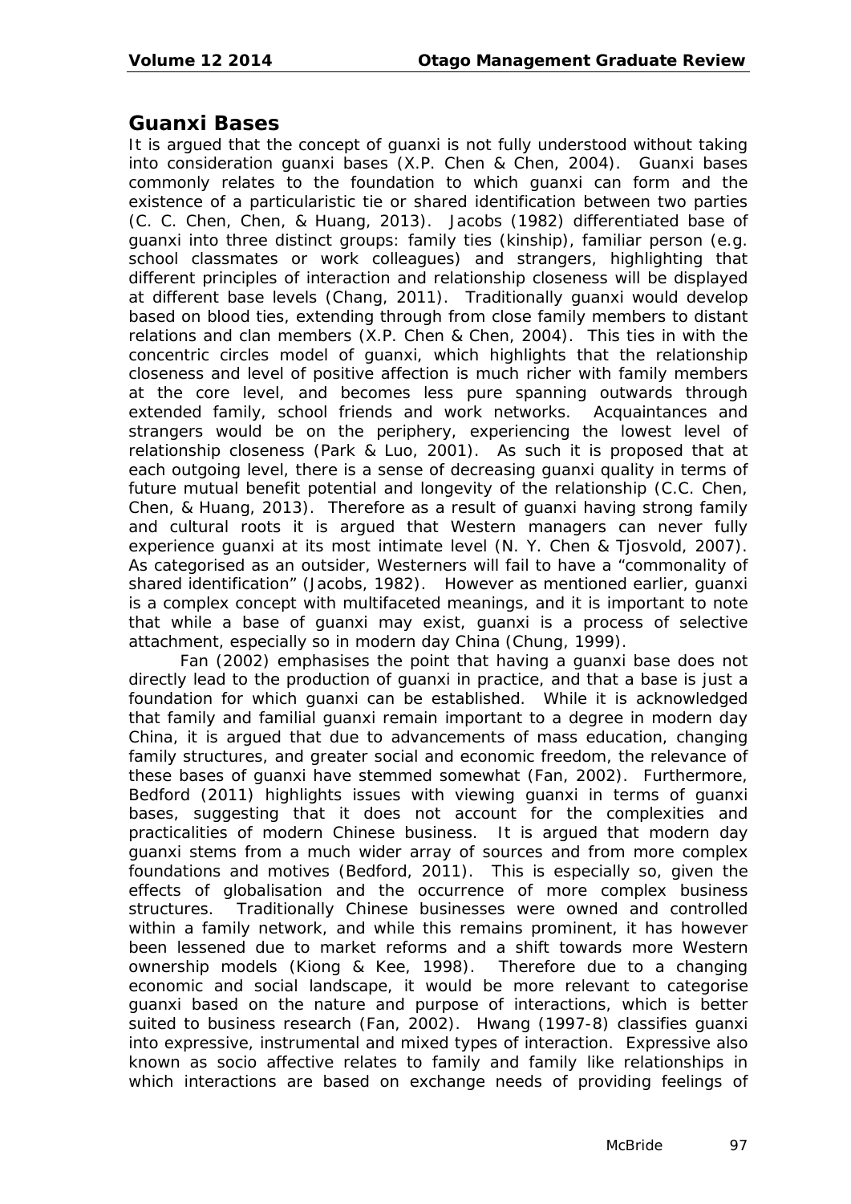## Guanxi Bases

It is argued that the concept of guanxi is not fully understood without taking into consideration guanxi bases (X.P. Chen & Chen, 2004). Guanxi bases commonly relates to the foundation to which guanxi can form and the existence of a particularistic tie or shared identification between two parties (C. C. Chen, Chen, & Huang, 2013). Jacobs (1982) differentiated base of guanxi into three distinct groups: family ties (kinship), familiar person (e.g. school classmates or work colleagues) and strangers, highlighting that different principles of interaction and relationship closeness will be displayed at different base levels (Chang, 2011). Traditionally guanxi would develop based on blood ties, extending through from close family members to distant relations and clan members (X.P. Chen & Chen, 2004). This ties in with the concentric circles model of guanxi, which highlights that the relationship closeness and level of positive affection is much richer with family members at the core level, and becomes less pure spanning outwards through extended family, school friends and work networks. Acquaintances and strangers would be on the periphery, experiencing the lowest level of relationship closeness (Park & Luo, 2001). As such it is proposed that at each outgoing level, there is a sense of decreasing guanxi quality in terms of future mutual benefit potential and longevity of the relationship (C.C. Chen, Chen, & Huang, 2013). Therefore as a result of guanxi having strong family and cultural roots it is argued that Western managers can never fully experience guanxi at its most intimate level (N. Y. Chen & Tjosvold, 2007). As categorised as an outsider, Westerners will fail to have a "commonality of shared identification" (Jacobs, 1982). However as mentioned earlier, guanxi is a complex concept with multifaceted meanings, and it is important to note that while a base of guanxi may exist, guanxi is a process of selective attachment, especially so in modern day China (Chung, 1999).

Fan (2002) emphasises the point that having a guanxi base does not directly lead to the production of guanxi in practice, and that a base is just a foundation for which guanxi can be established. While it is acknowledged that family and familial guanxi remain important to a degree in modern day China, it is argued that due to advancements of mass education, changing family structures, and greater social and economic freedom, the relevance of these bases of guanxi have stemmed somewhat (Fan, 2002). Furthermore, Bedford (2011) highlights issues with viewing guanxi in terms of guanxi bases, suggesting that it does not account for the complexities and practicalities of modern Chinese business. It is argued that modern day guanxi stems from a much wider array of sources and from more complex foundations and motives (Bedford, 2011). This is especially so, given the effects of globalisation and the occurrence of more complex business structures. Traditionally Chinese businesses were owned and controlled within a family network, and while this remains prominent, it has however been lessened due to market reforms and a shift towards more Western ownership models (Kiong & Kee, 1998). Therefore due to a changing economic and social landscape, it would be more relevant to categorise guanxi based on the nature and purpose of interactions, which is better suited to business research (Fan, 2002). Hwang (1997-8) classifies guanxi into expressive, instrumental and mixed types of interaction. Expressive also known as socio affective relates to family and family like relationships in which interactions are based on exchange needs of providing feelings of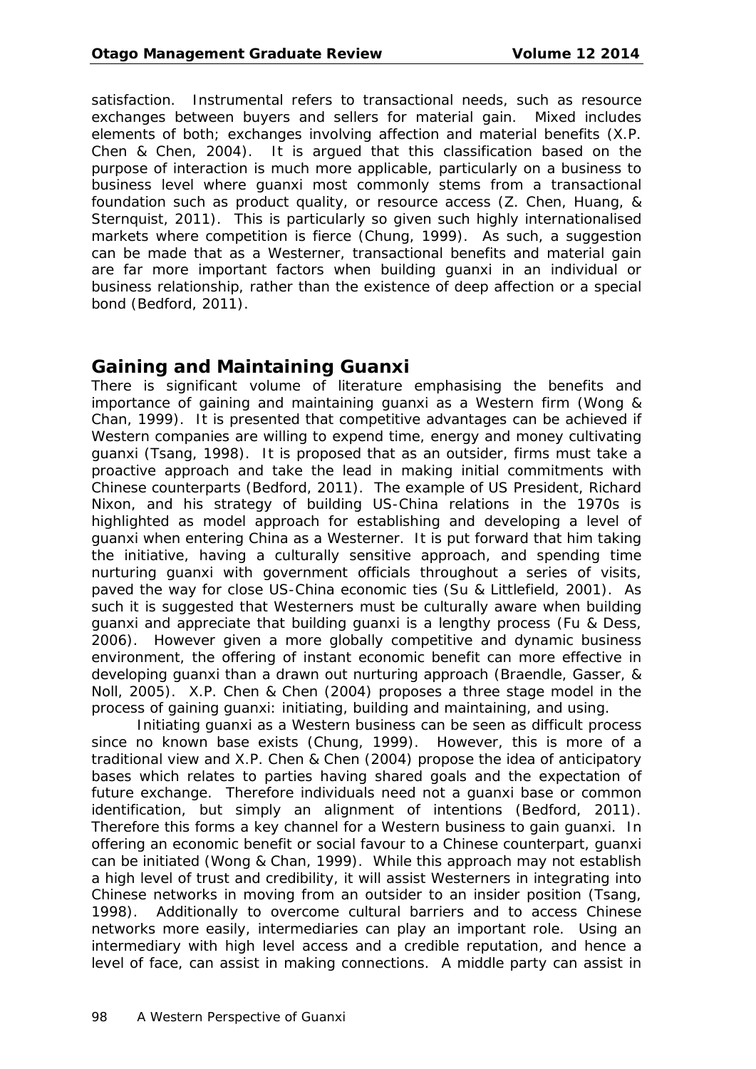satisfaction. Instrumental refers to transactional needs, such as resource exchanges between buyers and sellers for material gain. Mixed includes elements of both; exchanges involving affection and material benefits (X.P. Chen & Chen, 2004). It is argued that this classification based on the purpose of interaction is much more applicable, particularly on a business to business level where guanxi most commonly stems from a transactional foundation such as product quality, or resource access (Z. Chen, Huang, & Sternquist, 2011). This is particularly so given such highly internationalised markets where competition is fierce (Chung, 1999). As such, a suggestion can be made that as a Westerner, transactional benefits and material gain are far more important factors when building guanxi in an individual or business relationship, rather than the existence of deep affection or a special bond (Bedford, 2011).

## Gaining and Maintaining Guanxi

There is significant volume of literature emphasising the benefits and importance of gaining and maintaining guanxi as a Western firm (Wong & Chan, 1999). It is presented that competitive advantages can be achieved if Western companies are willing to expend time, energy and money cultivating guanxi (Tsang, 1998). It is proposed that as an outsider, firms must take a proactive approach and take the lead in making initial commitments with Chinese counterparts (Bedford, 2011). The example of US President, Richard Nixon, and his strategy of building US-China relations in the 1970s is highlighted as model approach for establishing and developing a level of guanxi when entering China as a Westerner. It is put forward that him taking the initiative, having a culturally sensitive approach, and spending time nurturing guanxi with government officials throughout a series of visits, paved the way for close US-China economic ties (Su & Littlefield, 2001). As such it is suggested that Westerners must be culturally aware when building guanxi and appreciate that building guanxi is a lengthy process (Fu & Dess, 2006). However given a more globally competitive and dynamic business environment, the offering of instant economic benefit can more effective in developing guanxi than a drawn out nurturing approach (Braendle, Gasser, & Noll, 2005). X.P. Chen & Chen (2004) proposes a three stage model in the process of gaining guanxi: initiating, building and maintaining, and using.

Initiating guanxi as a Western business can be seen as difficult process since no known base exists (Chung, 1999). However, this is more of a traditional view and X.P. Chen & Chen (2004) propose the idea of anticipatory bases which relates to parties having shared goals and the expectation of future exchange. Therefore individuals need not a guanxi base or common identification, but simply an alignment of intentions (Bedford, 2011). Therefore this forms a key channel for a Western business to gain guanxi. In offering an economic benefit or social favour to a Chinese counterpart, guanxi can be initiated (Wong & Chan, 1999). While this approach may not establish a high level of trust and credibility, it will assist Westerners in integrating into Chinese networks in moving from an outsider to an insider position (Tsang, 1998). Additionally to overcome cultural barriers and to access Chinese networks more easily, intermediaries can play an important role. Using an intermediary with high level access and a credible reputation, and hence a level of face, can assist in making connections. A middle party can assist in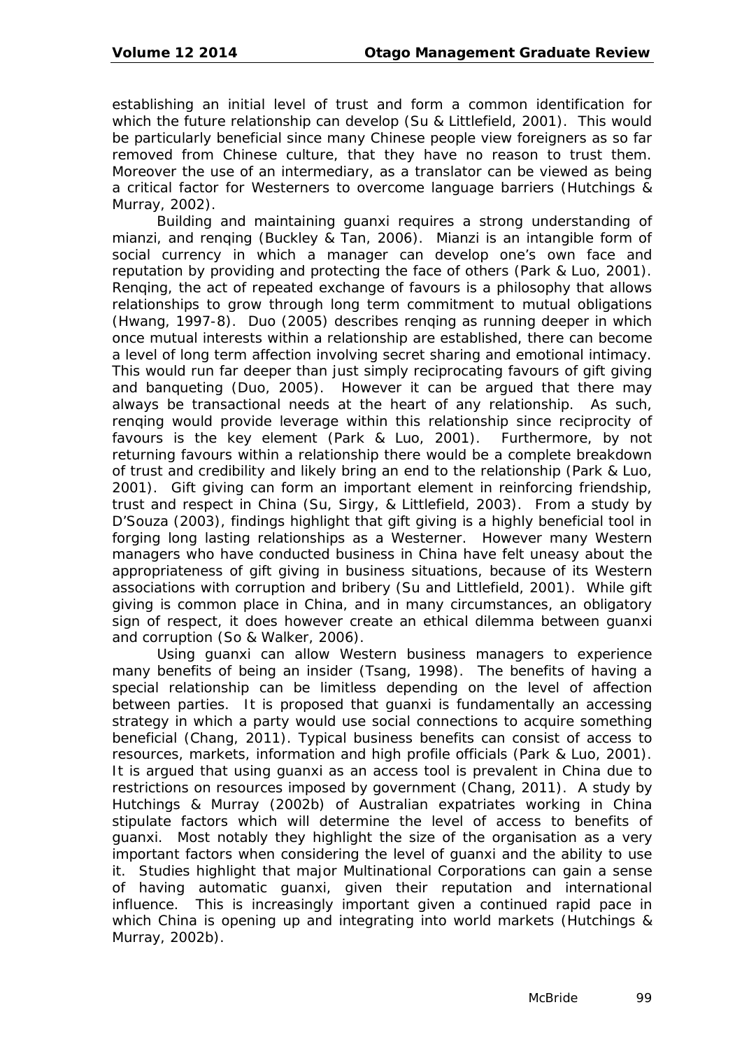establishing an initial level of trust and form a common identification for which the future relationship can develop (Su & Littlefield, 2001). This would be particularly beneficial since many Chinese people view foreigners as so far removed from Chinese culture, that they have no reason to trust them. Moreover the use of an intermediary, as a translator can be viewed as being a critical factor for Westerners to overcome language barriers (Hutchings & Murray, 2002).

Building and maintaining guanxi requires a strong understanding of mianzi, and renqing (Buckley & Tan, 2006). Mianzi is an intangible form of social currency in which a manager can develop one's own face and reputation by providing and protecting the face of others (Park & Luo, 2001). Renqing, the act of repeated exchange of favours is a philosophy that allows relationships to grow through long term commitment to mutual obligations (Hwang, 1997-8). Duo (2005) describes renqing as running deeper in which once mutual interests within a relationship are established, there can become a level of long term affection involving secret sharing and emotional intimacy. This would run far deeper than just simply reciprocating favours of gift giving and banqueting (Duo, 2005). However it can be argued that there may always be transactional needs at the heart of any relationship. As such, renqing would provide leverage within this relationship since reciprocity of favours is the key element (Park & Luo, 2001). Furthermore, by not returning favours within a relationship there would be a complete breakdown of trust and credibility and likely bring an end to the relationship (Park & Luo, 2001). Gift giving can form an important element in reinforcing friendship, trust and respect in China (Su, Sirgy, & Littlefield, 2003). From a study by D'Souza (2003), findings highlight that gift giving is a highly beneficial tool in forging long lasting relationships as a Westerner. However many Western managers who have conducted business in China have felt uneasy about the appropriateness of gift giving in business situations, because of its Western associations with corruption and bribery (Su and Littlefield, 2001). While gift giving is common place in China, and in many circumstances, an obligatory sign of respect, it does however create an ethical dilemma between guanxi and corruption (So & Walker, 2006).

Using guanxi can allow Western business managers to experience many benefits of being an insider (Tsang, 1998). The benefits of having a special relationship can be limitless depending on the level of affection between parties. It is proposed that guanxi is fundamentally an accessing strategy in which a party would use social connections to acquire something beneficial (Chang, 2011). Typical business benefits can consist of access to resources, markets, information and high profile officials (Park & Luo, 2001). It is argued that using guanxi as an access tool is prevalent in China due to restrictions on resources imposed by government (Chang, 2011). A study by Hutchings & Murray (2002b) of Australian expatriates working in China stipulate factors which will determine the level of access to benefits of guanxi. Most notably they highlight the size of the organisation as a very important factors when considering the level of guanxi and the ability to use it. Studies highlight that major Multinational Corporations can gain a sense of having automatic guanxi, given their reputation and international influence. This is increasingly important given a continued rapid pace in which China is opening up and integrating into world markets (Hutchings & Murray, 2002b).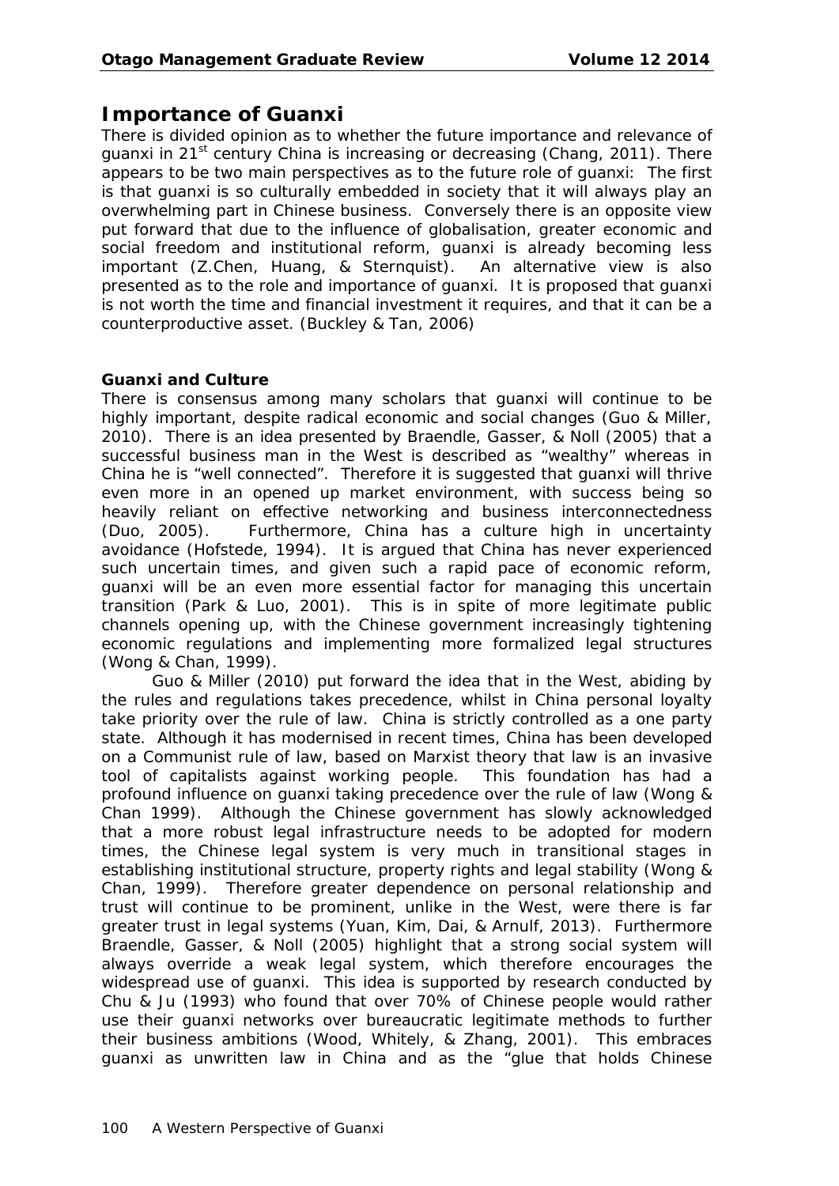## Importance of Guanxi

There is divided opinion as to whether the future importance and relevance of guanxi in 21st century China is increasing or decreasing (Chang, 2011). There appears to be two main perspectives as to the future role of guanxi: The first is that guanxi is so culturally embedded in society that it will always play an overwhelming part in Chinese business. Conversely there is an opposite view put forward that due to the influence of globalisation, greater economic and social freedom and institutional reform, guanxi is already becoming less important (Z.Chen, Huang, & Sternquist). An alternative view is also presented as to the role and importance of guanxi. It is proposed that guanxi is not worth the time and financial investment it requires, and that it can be a counterproductive asset. (Buckley & Tan, 2006)

### Guanxi and Culture

There is consensus among many scholars that guanxi will continue to be highly important, despite radical economic and social changes (Guo & Miller, 2010). There is an idea presented by Braendle, Gasser, & Noll (2005) that a successful business man in the West is described as "wealthy" whereas in China he is "well connected". Therefore it is suggested that guanxi will thrive even more in an opened up market environment, with success being so heavily reliant on effective networking and business interconnectedness (Duo, 2005). Furthermore, China has a culture high in uncertainty avoidance (Hofstede, 1994). It is argued that China has never experienced such uncertain times, and given such a rapid pace of economic reform, guanxi will be an even more essential factor for managing this uncertain transition (Park & Luo, 2001). This is in spite of more legitimate public channels opening up, with the Chinese government increasingly tightening economic regulations and implementing more formalized legal structures (Wong & Chan, 1999).

Guo & Miller (2010) put forward the idea that in the West, abiding by the rules and regulations takes precedence, whilst in China personal loyalty take priority over the rule of law. China is strictly controlled as a one party state. Although it has modernised in recent times, China has been developed on a Communist rule of law, based on Marxist theory that law is an invasive tool of capitalists against working people. This foundation has had a profound influence on guanxi taking precedence over the rule of law (Wong & Chan 1999). Although the Chinese government has slowly acknowledged that a more robust legal infrastructure needs to be adopted for modern times, the Chinese legal system is very much in transitional stages in establishing institutional structure, property rights and legal stability (Wong & Chan, 1999). Therefore greater dependence on personal relationship and trust will continue to be prominent, unlike in the West, were there is far greater trust in legal systems (Yuan, Kim, Dai, & Arnulf, 2013). Furthermore Braendle, Gasser, & Noll (2005) highlight that a strong social system will always override a weak legal system, which therefore encourages the widespread use of guanxi. This idea is supported by research conducted by Chu & Ju (1993) who found that over 70% of Chinese people would rather use their guanxi networks over bureaucratic legitimate methods to further their business ambitions (Wood, Whitely, & Zhang, 2001). This embraces guanxi as unwritten law in China and as the "glue that holds Chinese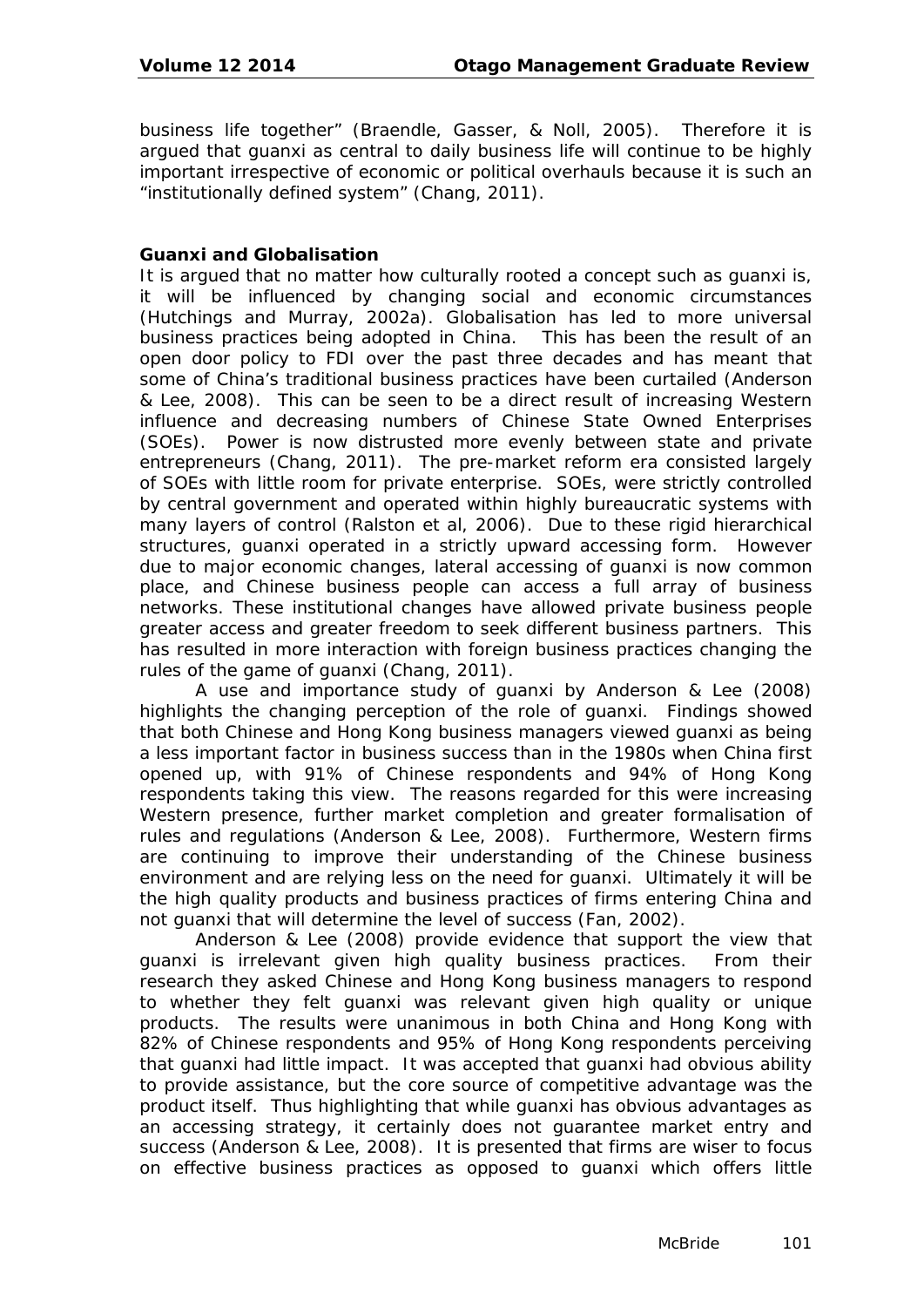business life together" (Braendle, Gasser, & Noll, 2005). Therefore it is argued that guanxi as central to daily business life will continue to be highly important irrespective of economic or political overhauls because it is such an "institutionally defined system" (Chang, 2011).

**Guanxi and Globalisation**

It is argued that no matter how culturally rooted a concept such as guanxi is, it will be influenced by changing social and economic circumstances (Hutchings and Murray, 2002a). Globalisation has led to more universal business practices being adopted in China. This has been the result of an open door policy to FDI over the past three decades and has meant that some of China's traditional business practices have been curtailed (Anderson & Lee, 2008). This can be seen to be a direct result of increasing Western influence and decreasing numbers of Chinese State Owned Enterprises (SOEs). Power is now distrusted more evenly between state and private entrepreneurs (Chang, 2011). The pre-market reform era consisted largely of SOEs with little room for private enterprise. SOEs, were strictly controlled by central government and operated within highly bureaucratic systems with many layers of control (Ralston et al, 2006). Due to these rigid hierarchical structures, guanxi operated in a strictly upward accessing form. However due to major economic changes, lateral accessing of guanxi is now common place, and Chinese business people can access a full array of business networks. These institutional changes have allowed private business people greater access and greater freedom to seek different business partners. This has resulted in more interaction with foreign business practices changing the rules of the game of guanxi (Chang, 2011).

A use and importance study of guanxi by Anderson & Lee (2008) highlights the changing perception of the role of guanxi. Findings showed that both Chinese and Hong Kong business managers viewed guanxi as being a less important factor in business success than in the 1980s when China first opened up, with 91% of Chinese respondents and 94% of Hong Kong respondents taking this view. The reasons regarded for this were increasing Western presence, further market completion and greater formalisation of rules and regulations (Anderson & Lee, 2008). Furthermore, Western firms are continuing to improve their understanding of the Chinese business environment and are relying less on the need for guanxi. Ultimately it will be the high quality products and business practices of firms entering China and not guanxi that will determine the level of success (Fan, 2002).

Anderson & Lee (2008) provide evidence that support the view that guanxi is irrelevant given high quality business practices. From their research they asked Chinese and Hong Kong business managers to respond to whether they felt guanxi was relevant given high quality or unique products. The results were unanimous in both China and Hong Kong with 82% of Chinese respondents and 95% of Hong Kong respondents perceiving that guanxi had little impact. It was accepted that guanxi had obvious ability to provide assistance, but the core source of competitive advantage was the product itself. Thus highlighting that while guanxi has obvious advantages as an accessing strategy, it certainly does not guarantee market entry and success (Anderson & Lee, 2008). It is presented that firms are wiser to focus on effective business practices as opposed to guanxi which offers little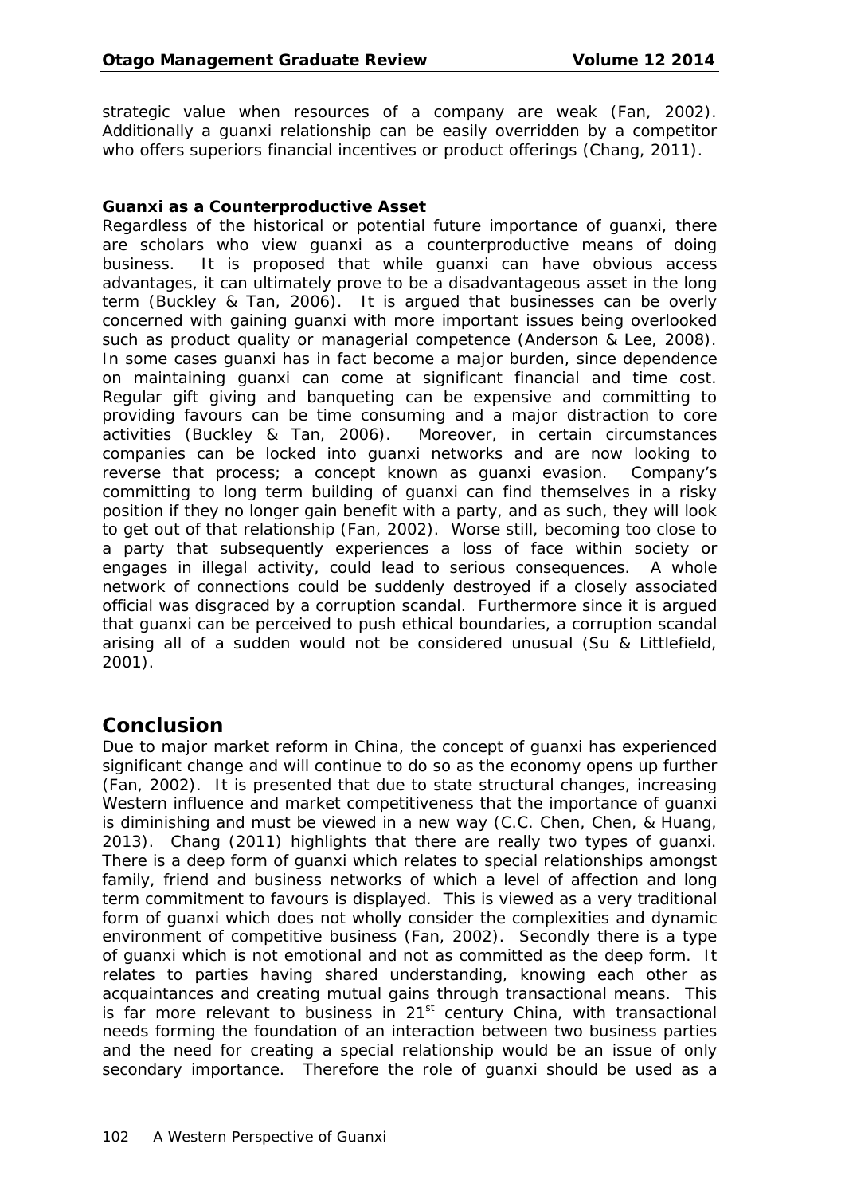strategic value when resources of a company are weak (Fan, 2002). Additionally a guanxi relationship can be easily overridden by a competitor who offers superiors financial incentives or product offerings (Chang, 2011).

**Guanxi as a Counterproductive Asset**

Regardless of the historical or potential future importance of guanxi, there are scholars who view guanxi as a counterproductive means of doing business. It is proposed that while guanxi can have obvious access advantages, it can ultimately prove to be a disadvantageous asset in the long term (Buckley & Tan, 2006). It is argued that businesses can be overly concerned with gaining guanxi with more important issues being overlooked such as product quality or managerial competence (Anderson & Lee, 2008). In some cases guanxi has in fact become a major burden, since dependence on maintaining guanxi can come at significant financial and time cost. Regular gift giving and banqueting can be expensive and committing to providing favours can be time consuming and a major distraction to core activities (Buckley & Tan, 2006). Moreover, in certain circumstances companies can be locked into guanxi networks and are now looking to reverse that process; a concept known as guanxi evasion. Company's committing to long term building of guanxi can find themselves in a risky position if they no longer gain benefit with a party, and as such, they will look to get out of that relationship (Fan, 2002). Worse still, becoming too close to a party that subsequently experiences a loss of face within society or engages in illegal activity, could lead to serious consequences. A whole network of connections could be suddenly destroyed if a closely associated official was disgraced by a corruption scandal. Furthermore since it is argued that guanxi can be perceived to push ethical boundaries, a corruption scandal arising all of a sudden would not be considered unusual (Su & Littlefield, 2001).

## Conclusion

Due to major market reform in China, the concept of guanxi has experienced significant change and will continue to do so as the economy opens up further (Fan, 2002). It is presented that due to state structural changes, increasing Western influence and market competitiveness that the importance of guanxi is diminishing and must be viewed in a new way (C.C. Chen, Chen, & Huang, 2013). Chang (2011) highlights that there are really two types of guanxi. There is a deep form of guanxi which relates to special relationships amongst family, friend and business networks of which a level of affection and long term commitment to favours is displayed. This is viewed as a very traditional form of guanxi which does not wholly consider the complexities and dynamic environment of competitive business (Fan, 2002). Secondly there is a type of guanxi which is not emotional and not as committed as the deep form. It relates to parties having shared understanding, knowing each other as acquaintances and creating mutual gains through transactional means. This is far more relevant to business in 21st century China, with transactional needs forming the foundation of an interaction between two business parties and the need for creating a special relationship would be an issue of only secondary importance. Therefore the role of guanxi should be used as a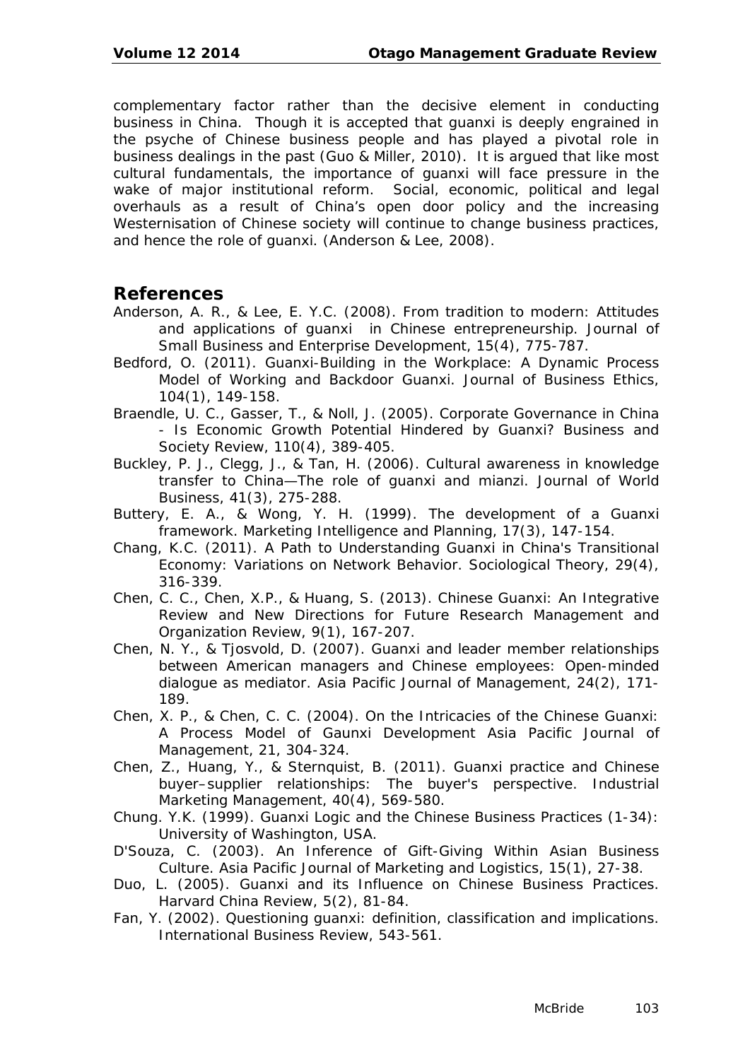complementary factor rather than the decisive element in conducting business in China. Though it is accepted that guanxi is deeply engrained in the psyche of Chinese business people and has played a pivotal role in business dealings in the past (Guo & Miller, 2010). It is argued that like most cultural fundamentals, the importance of guanxi will face pressure in the wake of major institutional reform. Social, economic, political and legal overhauls as a result of China's open door policy and the increasing Westernisation of Chinese society will continue to change business practices, and hence the role of guanxi. (Anderson & Lee, 2008).

## References

Anderson, A. R., & Lee, E. Y.C. (2008). From tradition to modern: Attitudes and applications of guanxi in Chinese entrepreneurship. Journal of Small Business and Enterprise Development, 15(4), 775-787.

Bedford, O. (2011). Guanxi-Building in the Workplace: A Dynamic Process Model of Working and Backdoor Guanxi. Journal of Business Ethics, 104(1), 149-158.

Braendle, U. C., Gasser, T., & Noll, J. (2005). Corporate Governance in China - Is Economic Growth Potential Hindered by Guanxi? Business and Society Review, 110(4), 389-405.

Buckley, P. J., Clegg, J., & Tan, H. (2006). Cultural awareness in knowledge transfer to China—The role of guanxi and mianzi. Journal of World Business, 41(3), 275-288.

Buttery, E. A., & Wong, Y. H. (1999). The development of a Guanxi framework. Marketing Intelligence and Planning, 17(3), 147-154.

Chang, K.C. (2011). A Path to Understanding Guanxi in China's Transitional Economy: Variations on Network Behavior. Sociological Theory, 29(4), 316-339.

Chen, C. C., Chen, X.P., & Huang, S. (2013). Chinese Guanxi: An Integrative Review and New Directions for Future Research Management and Organization Review, 9(1), 167-207.

Chen, N. Y., & Tjosvold, D. (2007). Guanxi and leader member relationships between American managers and Chinese employees: Open-minded dialogue as mediator. Asia Pacific Journal of Management, 24(2), 171-189.

Chen, X. P., & Chen, C. C. (2004). On the Intricacies of the Chinese Guanxi: A Process Model of Gaunxi Development Asia Pacific Journal of Management, 21, 304-324.

Chen, Z., Huang, Y., & Sternquist, B. (2011). Guanxi practice and Chinese buyer–supplier relationships: The buyer's perspective. Industrial Marketing Management, 40(4), 569-580.

Chung. Y.K. (1999). Guanxi Logic and the Chinese Business Practices (1-34): University of Washington, USA.

D'Souza, C. (2003). An Inference of Gift-Giving Within Asian Business Culture. Asia Pacific Journal of Marketing and Logistics, 15(1), 27-38.

Duo, L. (2005). Guanxi and its Influence on Chinese Business Practices. Harvard China Review, 5(2), 81-84.

Fan, Y. (2002). Questioning guanxi: definition, classification and implications. International Business Review, 543-561.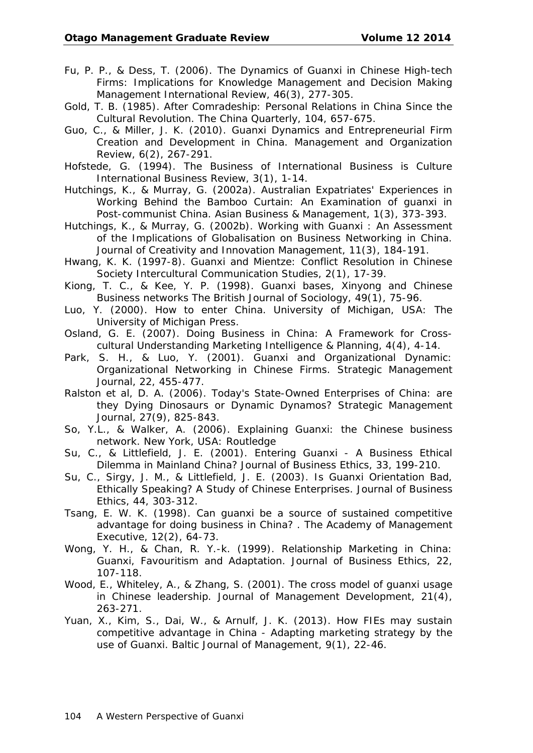Fu, P. P., & Dess, T. (2006). The Dynamics of Guanxi in Chinese High-tech Firms: Implications for Knowledge Management and Decision Making Management International Review, 46(3), 277-305.

Gold, T. B. (1985). After Comradeship: Personal Relations in China Since the Cultural Revolution. The China Quarterly, 104, 657-675.

Guo, C., & Miller, J. K. (2010). Guanxi Dynamics and Entrepreneurial Firm Creation and Development in China. Management and Organization Review, 6(2), 267-291.

Hofstede, G. (1994). The Business of International Business is Culture International Business Review, 3(1), 1-14.

Hutchings, K., & Murray, G. (2002a). Australian Expatriates' Experiences in Working Behind the Bamboo Curtain: An Examination of guanxi in Post-communist China. Asian Business & Management, 1(3), 373-393.

Hutchings, K., & Murray, G. (2002b). Working with Guanxi : An Assessment of the Implications of Globalisation on Business Networking in China. Journal of Creativity and Innovation Management, 11(3), 184-191.

Hwang, K. K. (1997-8). Guanxi and Mientze: Conflict Resolution in Chinese Society Intercultural Communication Studies, 2(1), 17-39.

Kiong, T. C., & Kee, Y. P. (1998). Guanxi bases, Xinyong and Chinese Business networks The British Journal of Sociology, 49(1), 75-96.

Luo, Y. (2000). How to enter China. University of Michigan, USA: The University of Michigan Press.

Osland, G. E. (2007). Doing Business in China: A Framework for Cross-cultural Understanding Marketing Intelligence & Planning, 4(4), 4-14.

Park, S. H., & Luo, Y. (2001). Guanxi and Organizational Dynamic: Organizational Networking in Chinese Firms. Strategic Management Journal, 22, 455-477.

Ralston et al, D. A. (2006). Today's State-Owned Enterprises of China: are they Dying Dinosaurs or Dynamic Dynamos? Strategic Management Journal, 27(9), 825-843.

So, Y.L., & Walker, A. (2006). Explaining Guanxi: the Chinese business network. New York, USA: Routledge

Su, C., & Littlefield, J. E. (2001). Entering Guanxi - A Business Ethical Dilemma in Mainland China? Journal of Business Ethics, 33, 199-210.

Su, C., Sirgy, J. M., & Littlefield, J. E. (2003). Is Guanxi Orientation Bad, Ethically Speaking? A Study of Chinese Enterprises. Journal of Business Ethics, 44, 303-312.

Tsang, E. W. K. (1998). Can guanxi be a source of sustained competitive advantage for doing business in China? . The Academy of Management Executive, 12(2), 64-73.

Wong, Y. H., & Chan, R. Y.-k. (1999). Relationship Marketing in China: Guanxi, Favouritism and Adaptation. Journal of Business Ethics, 22, 107-118.

Wood, E., Whiteley, A., & Zhang, S. (2001). The cross model of guanxi usage in Chinese leadership. Journal of Management Development, 21(4), 263-271.

Yuan, X., Kim, S., Dai, W., & Arnulf, J. K. (2013). How FIEs may sustain competitive advantage in China - Adapting marketing strategy by the use of Guanxi. Baltic Journal of Management, 9(1), 22-46.